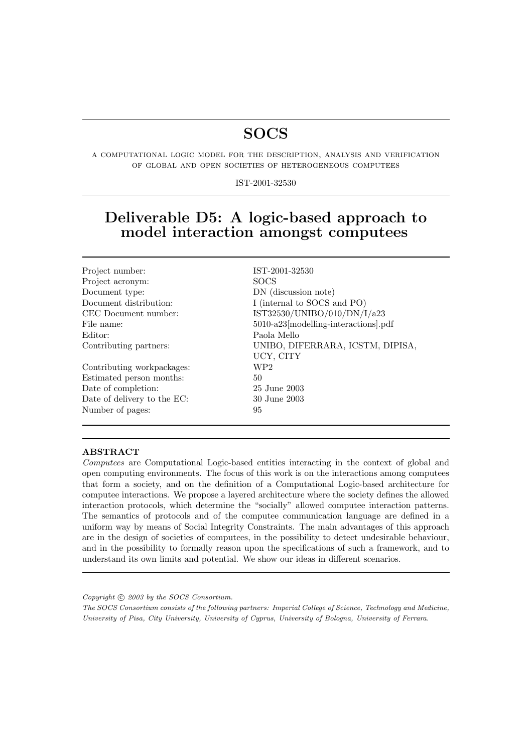# SOCS

A COMPUTATIONAL LOGIC MODEL FOR THE DESCRIPTION, ANALYSIS AND VERIFICATION OF GLOBAL AND OPEN SOCIETIES OF HETEROGENEOUS COMPUTEES

IST-2001-32530

## Deliverable D5: A logic-based approach to model interaction amongst computees

| | |
|---|---|
| Project number: | IST-2001-32530 |
| Project acronym: | SOCS |
| Document type: | DN (discussion note) |
| Document distribution: | I (internal to SOCS and PO) |
| CEC Document number: | IST32530/UNIBO/010/DN/I/a23 |
| File name: | 5010-a23[modelling-interactions].pdf |
| Editor: | Paola Mello |
| Contributing partners: | UNIBO, DIFERRARA, ICSTM, DIPISA, UCY, CITY |
| Contributing workpackages: | WP2 |
| Estimated person months: | 50 |
| Date of completion: | 25 June 2003 |
| Date of delivery to the EC: | 30 June 2003 |
| Number of pages: | 95 |

**ABSTRACT**

*Computees* are Computational Logic-based entities interacting in the context of global and open computing environments. The focus of this work is on the interactions among computees that form a society, and on the definition of a Computational Logic-based architecture for computee interactions. We propose a layered architecture where the society defines the allowed interaction protocols, which determine the "socially" allowed computee interaction patterns. The semantics of protocols and of the computee communication language are defined in a uniform way by means of Social Integrity Constraints. The main advantages of this approach are in the design of societies of computees, in the possibility to detect undesirable behaviour, and in the possibility to formally reason upon the specifications of such a framework, and to understand its own limits and potential. We show our ideas in different scenarios.

*Copyright © 2003 by the SOCS Consortium.*

*The SOCS Consortium consists of the following partners: Imperial College of Science, Technology and Medicine, University of Pisa, City University, University of Cyprus, University of Bologna, University of Ferrara.*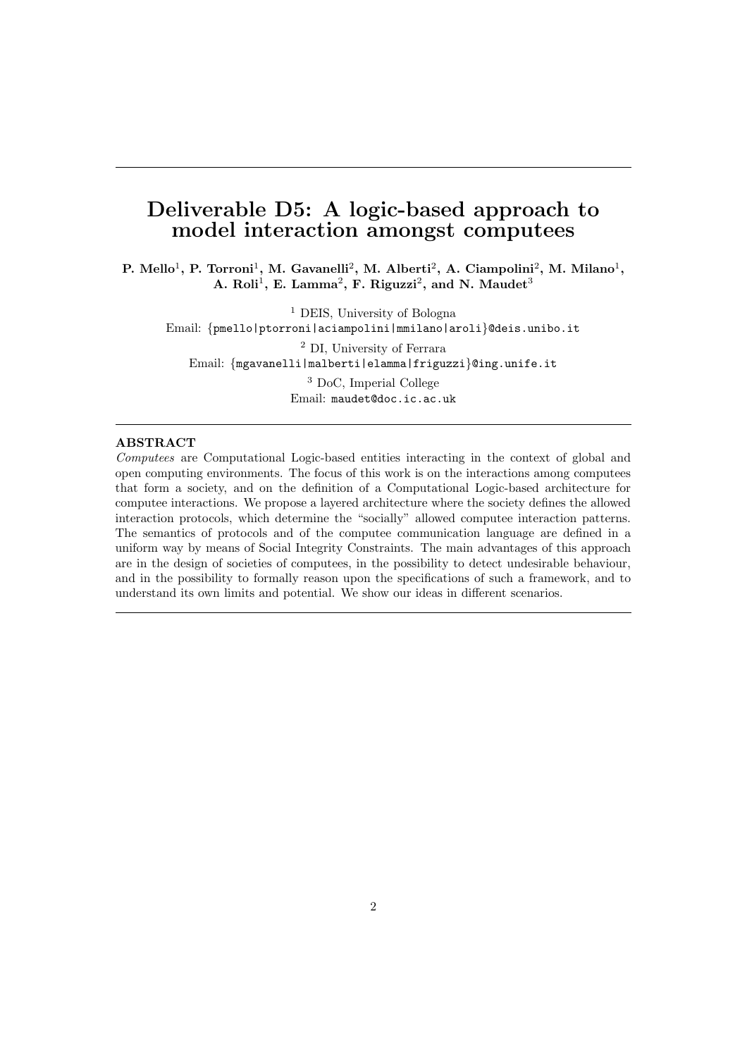# Deliverable D5: A logic-based approach to model interaction amongst computees

**P. Mello[1], P. Torroni[1], M. Gavanelli[2], M. Alberti[2], A. Ciampolini[2], M. Milano[1], A. Roli[1], E. Lamma[2], F. Riguzzi[2], and N. Maudet[3]**

[1] DEIS, University of Bologna
Email: {pmello|ptorroni|aciampolini|mmilano|aroli}@deis.unibo.it

[2] DI, University of Ferrara
Email: {mgavanelli|malberti|elamma|friguzzi}@ing.unife.it

[3] DoC, Imperial College
Email: maudet@doc.ic.ac.uk

---

**ABSTRACT**

*Computees* are Computational Logic-based entities interacting in the context of global and open computing environments. The focus of this work is on the interactions among computees that form a society, and on the definition of a Computational Logic-based architecture for computee interactions. We propose a layered architecture where the society defines the allowed interaction protocols, which determine the "socially" allowed computee interaction patterns. The semantics of protocols and of the computee communication language are defined in a uniform way by means of Social Integrity Constraints. The main advantages of this approach are in the design of societies of computees, in the possibility to detect undesirable behaviour, and in the possibility to formally reason upon the specifications of such a framework, and to understand its own limits and potential. We show our ideas in different scenarios.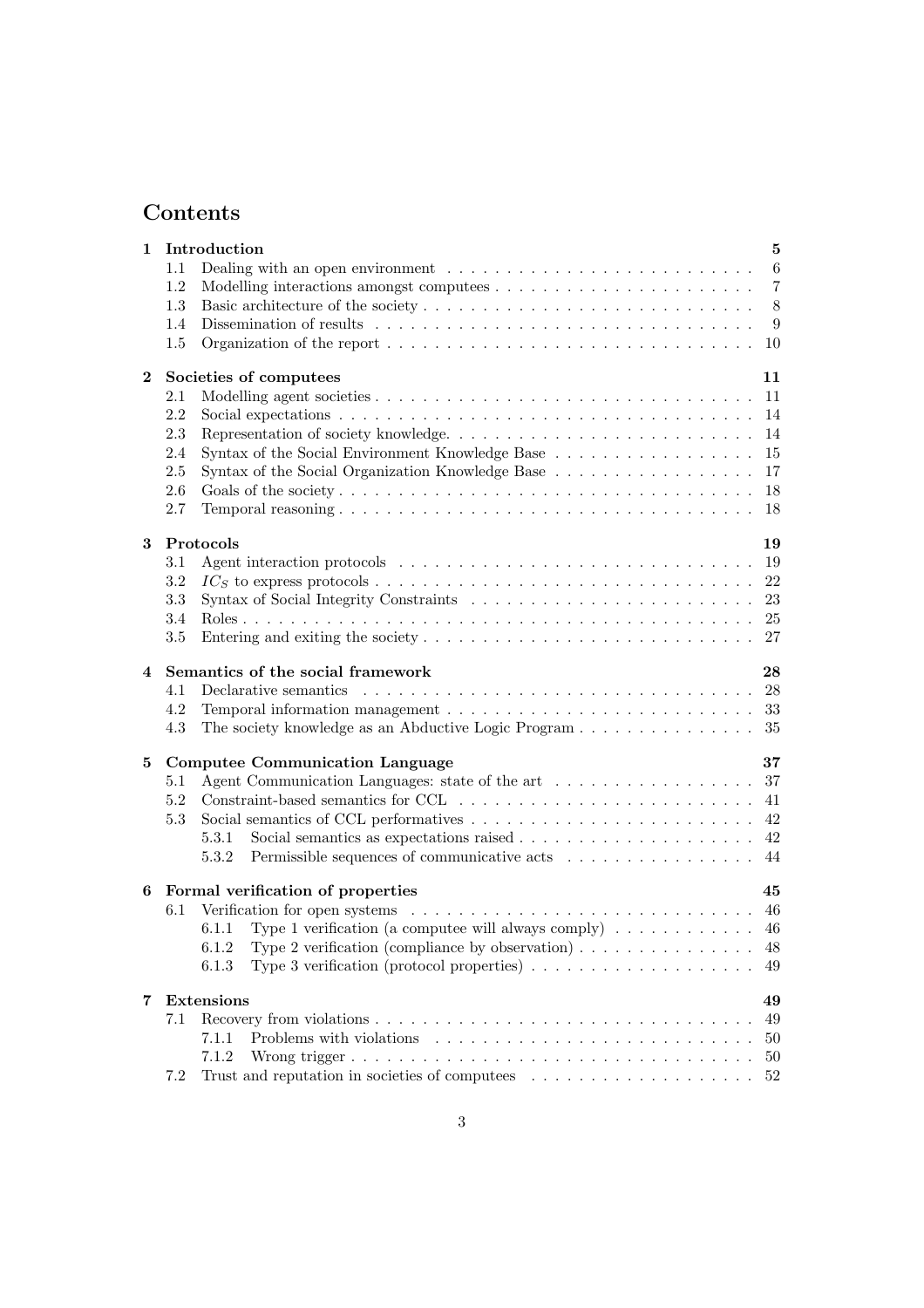# Contents

**1 Introduction** **5**
- 1.1 Dealing with an open environment . . . 6
- 1.2 Modelling interactions amongst computees . . . 7
- 1.3 Basic architecture of the society . . . 8
- 1.4 Dissemination of results . . . 9
- 1.5 Organization of the report . . . 10

**2 Societies of computees** **11**
- 2.1 Modelling agent societies . . . 11
- 2.2 Social expectations . . . 14
- 2.3 Representation of society knowledge. . . . 14
- 2.4 Syntax of the Social Environment Knowledge Base . . . 15
- 2.5 Syntax of the Social Organization Knowledge Base . . . 17
- 2.6 Goals of the society . . . 18
- 2.7 Temporal reasoning . . . 18

**3 Protocols** **19**
- 3.1 Agent interaction protocols . . . 19
- 3.2 $IC_S$ to express protocols . . . 22
- 3.3 Syntax of Social Integrity Constraints . . . 23
- 3.4 Roles . . . 25
- 3.5 Entering and exiting the society . . . 27

**4 Semantics of the social framework** **28**
- 4.1 Declarative semantics . . . 28
- 4.2 Temporal information management . . . 33
- 4.3 The society knowledge as an Abductive Logic Program . . . 35

**5 Computee Communication Language** **37**
- 5.1 Agent Communication Languages: state of the art . . . 37
- 5.2 Constraint-based semantics for CCL . . . 41
- 5.3 Social semantics of CCL performatives . . . 42
  - 5.3.1 Social semantics as expectations raised . . . 42
  - 5.3.2 Permissible sequences of communicative acts . . . 44

**6 Formal verification of properties** **45**
- 6.1 Verification for open systems . . . 46
  - 6.1.1 Type 1 verification (a computee will always comply) . . . 46
  - 6.1.2 Type 2 verification (compliance by observation) . . . 48
  - 6.1.3 Type 3 verification (protocol properties) . . . 49

**7 Extensions** **49**
- 7.1 Recovery from violations . . . 49
  - 7.1.1 Problems with violations . . . 50
  - 7.1.2 Wrong trigger . . . 50
- 7.2 Trust and reputation in societies of computees . . . 52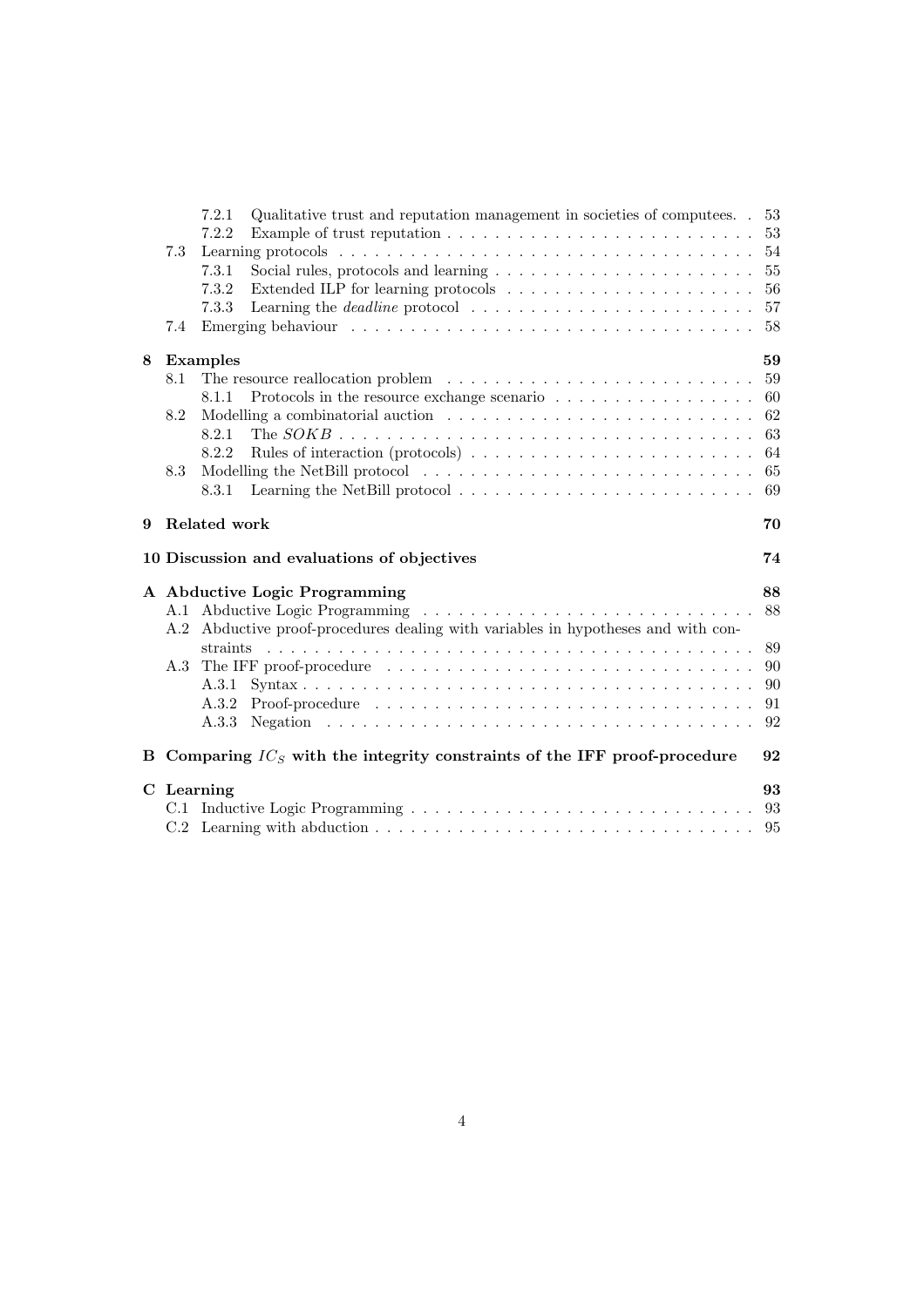7.2.1 Qualitative trust and reputation management in societies of computees . . 53
7.2.2 Example of trust reputation . . . . . . . . . . . . . . . . . . . . . . . . . 53
7.3 Learning protocols . . . . . . . . . . . . . . . . . . . . . . . . . . . . . . . . . 54
7.3.1 Social rules, protocols and learning . . . . . . . . . . . . . . . . . . . . . 55
7.3.2 Extended ILP for learning protocols . . . . . . . . . . . . . . . . . . . . 56
7.3.3 Learning the *deadline* protocol . . . . . . . . . . . . . . . . . . . . . . . 57
7.4 Emerging behaviour . . . . . . . . . . . . . . . . . . . . . . . . . . . . . . . . 58

**8 Examples** **59**
8.1 The resource reallocation problem . . . . . . . . . . . . . . . . . . . . . . . . 59
8.1.1 Protocols in the resource exchange scenario . . . . . . . . . . . . . . . . 60
8.2 Modelling a combinatorial auction . . . . . . . . . . . . . . . . . . . . . . . . 62
8.2.1 The $SOKB$ . . . . . . . . . . . . . . . . . . . . . . . . . . . . . . . . . 63
8.2.2 Rules of interaction (protocols) . . . . . . . . . . . . . . . . . . . . . . . 64
8.3 Modelling the NetBill protocol . . . . . . . . . . . . . . . . . . . . . . . . . . 65
8.3.1 Learning the NetBill protocol . . . . . . . . . . . . . . . . . . . . . . . . 69

**9 Related work** **70**

**10 Discussion and evaluations of objectives** **74**

**A Abductive Logic Programming** **88**
A.1 Abductive Logic Programming . . . . . . . . . . . . . . . . . . . . . . . . . . 88
A.2 Abductive proof-procedures dealing with variables in hypotheses and with constraints . . . . . . . . . . . . . . . . . . . . . . . . . . . . . . . . . . . . . . 89
A.3 The IFF proof-procedure . . . . . . . . . . . . . . . . . . . . . . . . . . . . . 90
A.3.1 Syntax . . . . . . . . . . . . . . . . . . . . . . . . . . . . . . . . . . . . 90
A.3.2 Proof-procedure . . . . . . . . . . . . . . . . . . . . . . . . . . . . . . . 91
A.3.3 Negation . . . . . . . . . . . . . . . . . . . . . . . . . . . . . . . . . . . 92

**B Comparing $IC_S$ with the integrity constraints of the IFF proof-procedure** **92**

**C Learning** **93**
C.1 Inductive Logic Programming . . . . . . . . . . . . . . . . . . . . . . . . . . . 93
C.2 Learning with abduction . . . . . . . . . . . . . . . . . . . . . . . . . . . . . . 95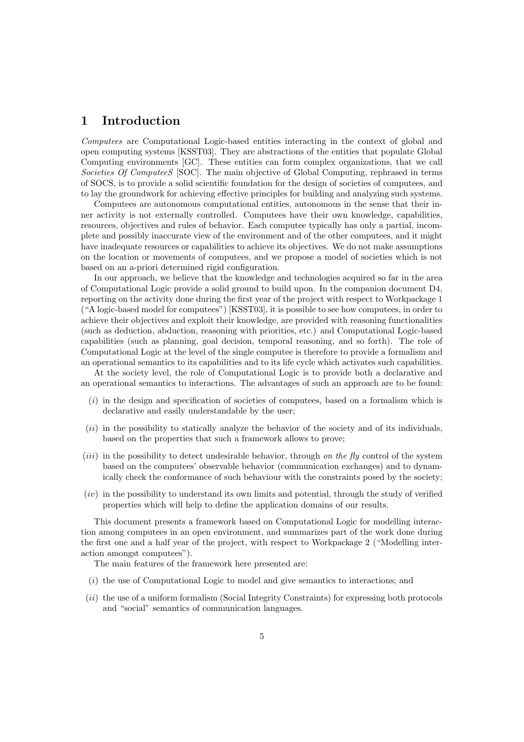# 1 Introduction

*Computees* are Computational Logic-based entities interacting in the context of global and open computing systems [KSST03]. They are abstractions of the entities that populate Global Computing environments [GC]. These entities can form complex organizations, that we call *Societies Of ComputeeS* [SOC]. The main objective of Global Computing, rephrased in terms of SOCS, is to provide a solid scientific foundation for the design of societies of computees, and to lay the groundwork for achieving effective principles for building and analyzing such systems.

Computees are autonomous computational entities, autonomous in the sense that their inner activity is not externally controlled. Computees have their own knowledge, capabilities, resources, objectives and rules of behavior. Each computee typically has only a partial, incomplete and possibly inaccurate view of the environment and of the other computees, and it might have inadequate resources or capabilities to achieve its objectives. We do not make assumptions on the location or movements of computees, and we propose a model of societies which is not based on an a-priori determined rigid configuration.

In our approach, we believe that the knowledge and technologies acquired so far in the area of Computational Logic provide a solid ground to build upon. In the companion document D4, reporting on the activity done during the first year of the project with respect to Workpackage 1 ("A logic-based model for computees") [KSST03], it is possible to see how computees, in order to achieve their objectives and exploit their knowledge, are provided with reasoning functionalities (such as deduction, abduction, reasoning with priorities, etc.) and Computational Logic-based capabilities (such as planning, goal decision, temporal reasoning, and so forth). The role of Computational Logic at the level of the single computee is therefore to provide a formalism and an operational semantics to its capabilities and to its life cycle which activates such capabilities.

At the society level, the role of Computational Logic is to provide both a declarative and an operational semantics to interactions. The advantages of such an approach are to be found:

(*i*) in the design and specification of societies of computees, based on a formalism which is declarative and easily understandable by the user;

(*ii*) in the possibility to statically analyze the behavior of the society and of its individuals, based on the properties that such a framework allows to prove;

(*iii*) in the possibility to detect undesirable behavior, through *on the fly* control of the system based on the computees' observable behavior (communication exchanges) and to dynamically check the conformance of such behaviour with the constraints posed by the society;

(*iv*) in the possibility to understand its own limits and potential, through the study of verified properties which will help to define the application domains of our results.

This document presents a framework based on Computational Logic for modelling interaction among computees in an open environment, and summarizes part of the work done during the first one and a half year of the project, with respect to Workpackage 2 ("Modelling interaction amongst computees").

The main features of the framework here presented are:

(*i*) the use of Computational Logic to model and give semantics to interactions; and

(*ii*) the use of a uniform formalism (Social Integrity Constraints) for expressing both protocols and "social" semantics of communication languages.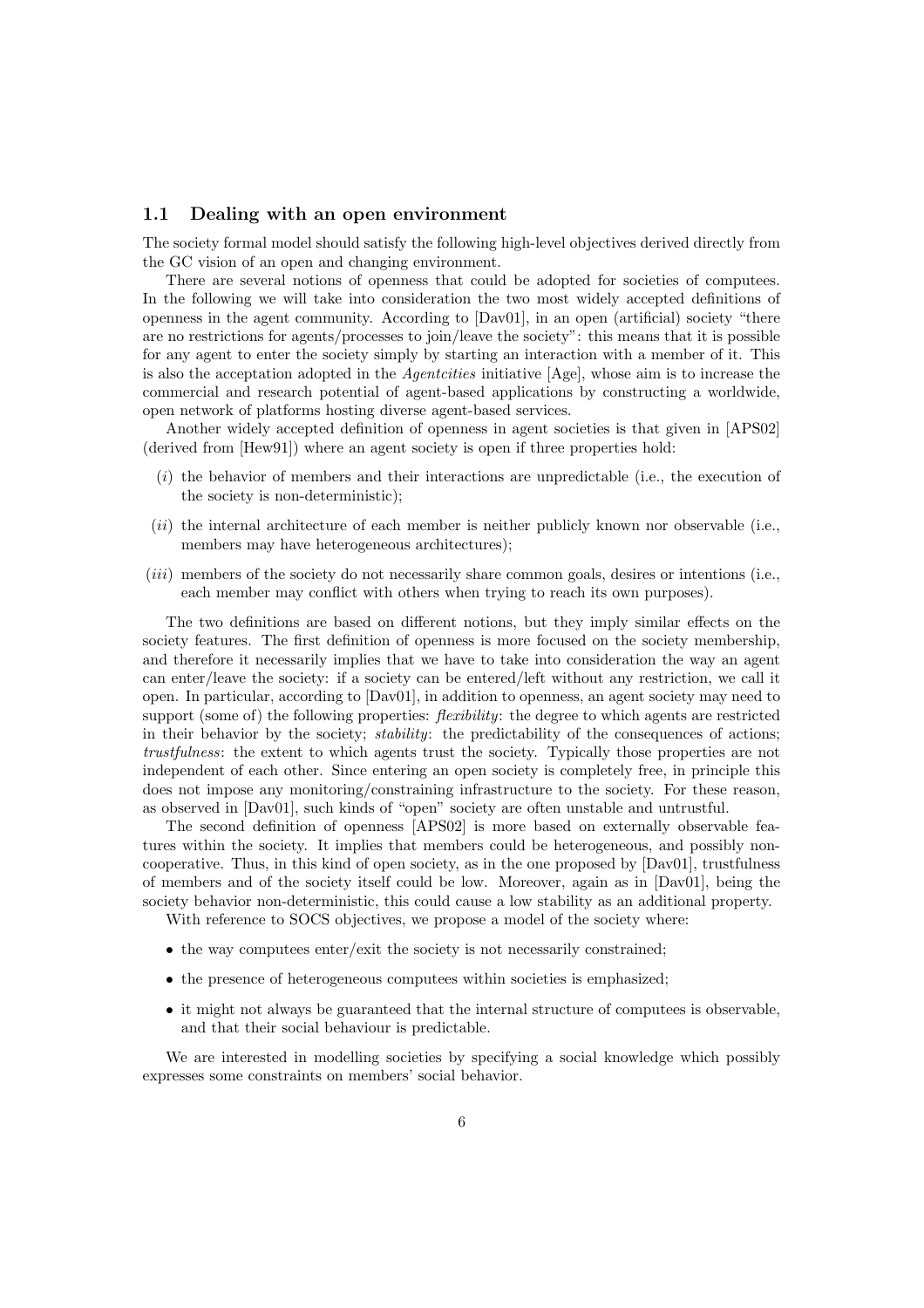## 1.1 Dealing with an open environment

The society formal model should satisfy the following high-level objectives derived directly from the GC vision of an open and changing environment.

There are several notions of openness that could be adopted for societies of computees. In the following we will take into consideration the two most widely accepted definitions of openness in the agent community. According to [Dav01], in an open (artificial) society "there are no restrictions for agents/processes to join/leave the society": this means that it is possible for any agent to enter the society simply by starting an interaction with a member of it. This is also the acceptation adopted in the *Agentcities* initiative [Age], whose aim is to increase the commercial and research potential of agent-based applications by constructing a worldwide, open network of platforms hosting diverse agent-based services.

Another widely accepted definition of openness in agent societies is that given in [APS02] (derived from [Hew91]) where an agent society is open if three properties hold:

(*i*) the behavior of members and their interactions are unpredictable (i.e., the execution of the society is non-deterministic);

(*ii*) the internal architecture of each member is neither publicly known nor observable (i.e., members may have heterogeneous architectures);

(*iii*) members of the society do not necessarily share common goals, desires or intentions (i.e., each member may conflict with others when trying to reach its own purposes).

The two definitions are based on different notions, but they imply similar effects on the society features. The first definition of openness is more focused on the society membership, and therefore it necessarily implies that we have to take into consideration the way an agent can enter/leave the society: if a society can be entered/left without any restriction, we call it open. In particular, according to [Dav01], in addition to openness, an agent society may need to support (some of) the following properties: *flexibility*: the degree to which agents are restricted in their behavior by the society; *stability*: the predictability of the consequences of actions; *trustfulness*: the extent to which agents trust the society. Typically those properties are not independent of each other. Since entering an open society is completely free, in principle this does not impose any monitoring/constraining infrastructure to the society. For these reason, as observed in [Dav01], such kinds of "open" society are often unstable and untrustful.

The second definition of openness [APS02] is more based on externally observable features within the society. It implies that members could be heterogeneous, and possibly non-cooperative. Thus, in this kind of open society, as in the one proposed by [Dav01], trustfulness of members and of the society itself could be low. Moreover, again as in [Dav01], being the society behavior non-deterministic, this could cause a low stability as an additional property.

With reference to SOCS objectives, we propose a model of the society where:

- the way computees enter/exit the society is not necessarily constrained;
- the presence of heterogeneous computees within societies is emphasized;
- it might not always be guaranteed that the internal structure of computees is observable, and that their social behaviour is predictable.

We are interested in modelling societies by specifying a social knowledge which possibly expresses some constraints on members' social behavior.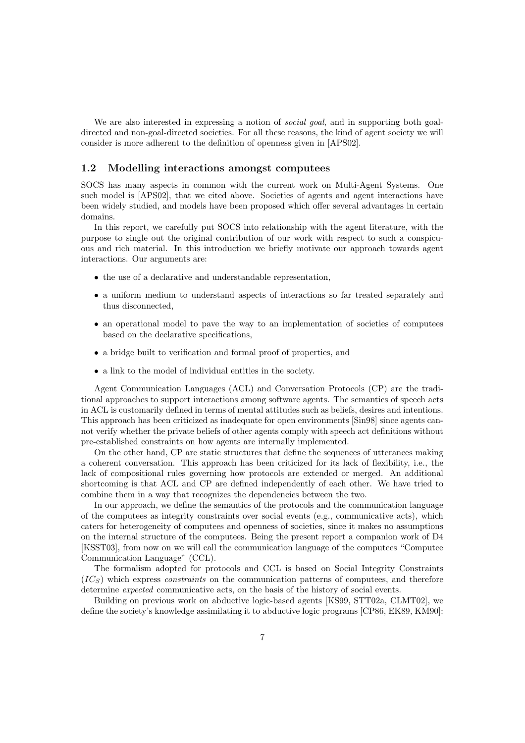We are also interested in expressing a notion of *social goal*, and in supporting both goal-directed and non-goal-directed societies. For all these reasons, the kind of agent society we will consider is more adherent to the definition of openness given in [APS02].

### 1.2 Modelling interactions amongst computees

SOCS has many aspects in common with the current work on Multi-Agent Systems. One such model is [APS02], that we cited above. Societies of agents and agent interactions have been widely studied, and models have been proposed which offer several advantages in certain domains.

In this report, we carefully put SOCS into relationship with the agent literature, with the purpose to single out the original contribution of our work with respect to such a conspicuous and rich material. In this introduction we briefly motivate our approach towards agent interactions. Our arguments are:

- the use of a declarative and understandable representation,
- a uniform medium to understand aspects of interactions so far treated separately and thus disconnected,
- an operational model to pave the way to an implementation of societies of computees based on the declarative specifications,
- a bridge built to verification and formal proof of properties, and
- a link to the model of individual entities in the society.

Agent Communication Languages (ACL) and Conversation Protocols (CP) are the traditional approaches to support interactions among software agents. The semantics of speech acts in ACL is customarily defined in terms of mental attitudes such as beliefs, desires and intentions. This approach has been criticized as inadequate for open environments [Sin98] since agents cannot verify whether the private beliefs of other agents comply with speech act definitions without pre-established constraints on how agents are internally implemented.

On the other hand, CP are static structures that define the sequences of utterances making a coherent conversation. This approach has been criticized for its lack of flexibility, i.e., the lack of compositional rules governing how protocols are extended or merged. An additional shortcoming is that ACL and CP are defined independently of each other. We have tried to combine them in a way that recognizes the dependencies between the two.

In our approach, we define the semantics of the protocols and the communication language of the computees as integrity constraints over social events (e.g., communicative acts), which caters for heterogeneity of computees and openness of societies, since it makes no assumptions on the internal structure of the computees. Being the present report a companion work of D4 [KSST03], from now on we will call the communication language of the computees "Computee Communication Language" (CCL).

The formalism adopted for protocols and CCL is based on Social Integrity Constraints ($IC_S$) which express *constraints* on the communication patterns of computees, and therefore determine *expected* communicative acts, on the basis of the history of social events.

Building on previous work on abductive logic-based agents [KS99, STT02a, CLMT02], we define the society's knowledge assimilating it to abductive logic programs [CP86, EK89, KM90]: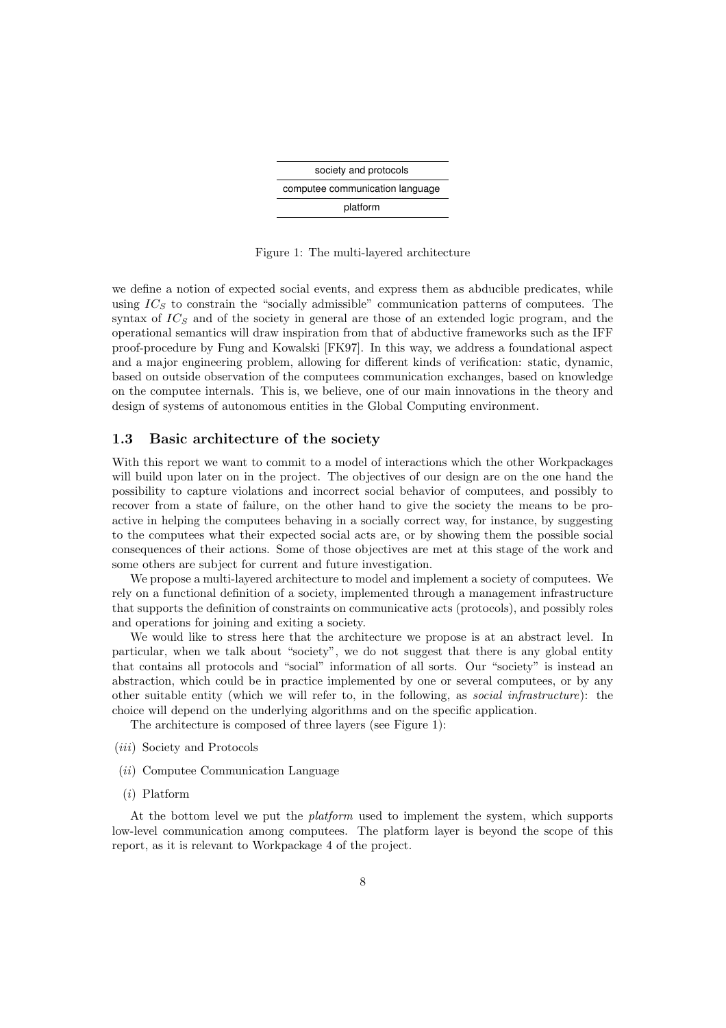| society and protocols |
|---|
| computee communication language |
| platform |

Figure 1: The multi-layered architecture

we define a notion of expected social events, and express them as abducible predicates, while using $IC_S$ to constrain the "socially admissible" communication patterns of computees. The syntax of $IC_S$ and of the society in general are those of an extended logic program, and the operational semantics will draw inspiration from that of abductive frameworks such as the IFF proof-procedure by Fung and Kowalski [FK97]. In this way, we address a foundational aspect and a major engineering problem, allowing for different kinds of verification: static, dynamic, based on outside observation of the computees communication exchanges, based on knowledge on the computee internals. This is, we believe, one of our main innovations in the theory and design of systems of autonomous entities in the Global Computing environment.

### 1.3 Basic architecture of the society

With this report we want to commit to a model of interactions which the other Workpackages will build upon later on in the project. The objectives of our design are on the one hand the possibility to capture violations and incorrect social behavior of computees, and possibly to recover from a state of failure, on the other hand to give the society the means to be proactive in helping the computees behaving in a socially correct way, for instance, by suggesting to the computees what their expected social acts are, or by showing them the possible social consequences of their actions. Some of those objectives are met at this stage of the work and some others are subject for current and future investigation.

We propose a multi-layered architecture to model and implement a society of computees. We rely on a functional definition of a society, implemented through a management infrastructure that supports the definition of constraints on communicative acts (protocols), and possibly roles and operations for joining and exiting a society.

We would like to stress here that the architecture we propose is at an abstract level. In particular, when we talk about "society", we do not suggest that there is any global entity that contains all protocols and "social" information of all sorts. Our "society" is instead an abstraction, which could be in practice implemented by one or several computees, or by any other suitable entity (which we will refer to, in the following, as *social infrastructure*): the choice will depend on the underlying algorithms and on the specific application.

The architecture is composed of three layers (see Figure 1):

(*iii*) Society and Protocols

(*ii*) Computee Communication Language

(*i*) Platform

At the bottom level we put the *platform* used to implement the system, which supports low-level communication among computees. The platform layer is beyond the scope of this report, as it is relevant to Workpackage 4 of the project.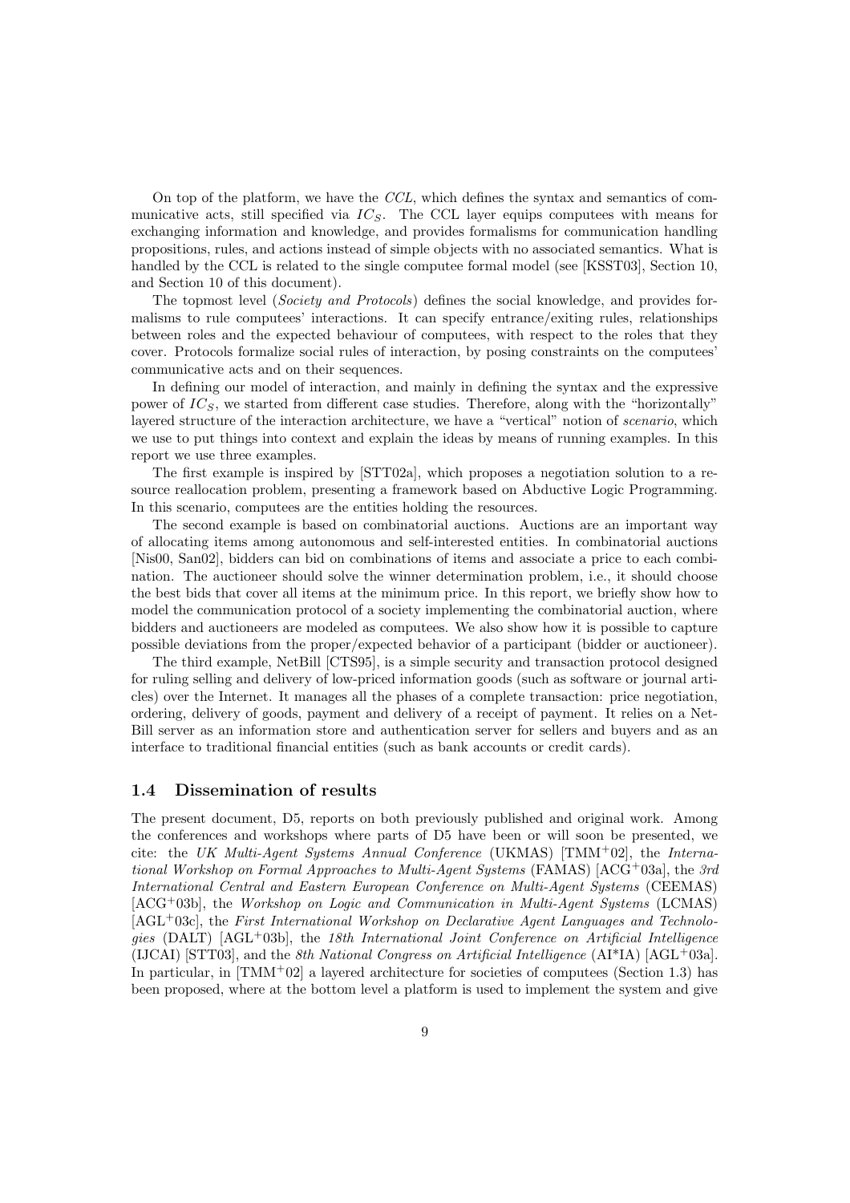On top of the platform, we have the *CCL*, which defines the syntax and semantics of communicative acts, still specified via $IC_S$. The CCL layer equips computees with means for exchanging information and knowledge, and provides formalisms for communication handling propositions, rules, and actions instead of simple objects with no associated semantics. What is handled by the CCL is related to the single computee formal model (see [KSST03], Section 10, and Section 10 of this document).

The topmost level (*Society and Protocols*) defines the social knowledge, and provides formalisms to rule computees' interactions. It can specify entrance/exiting rules, relationships between roles and the expected behaviour of computees, with respect to the roles that they cover. Protocols formalize social rules of interaction, by posing constraints on the computees' communicative acts and on their sequences.

In defining our model of interaction, and mainly in defining the syntax and the expressive power of $IC_S$, we started from different case studies. Therefore, along with the "horizontally" layered structure of the interaction architecture, we have a "vertical" notion of *scenario*, which we use to put things into context and explain the ideas by means of running examples. In this report we use three examples.

The first example is inspired by [STT02a], which proposes a negotiation solution to a resource reallocation problem, presenting a framework based on Abductive Logic Programming. In this scenario, computees are the entities holding the resources.

The second example is based on combinatorial auctions. Auctions are an important way of allocating items among autonomous and self-interested entities. In combinatorial auctions [Nis00, San02], bidders can bid on combinations of items and associate a price to each combination. The auctioneer should solve the winner determination problem, i.e., it should choose the best bids that cover all items at the minimum price. In this report, we briefly show how to model the communication protocol of a society implementing the combinatorial auction, where bidders and auctioneers are modeled as computees. We also show how it is possible to capture possible deviations from the proper/expected behavior of a participant (bidder or auctioneer).

The third example, NetBill [CTS95], is a simple security and transaction protocol designed for ruling selling and delivery of low-priced information goods (such as software or journal articles) over the Internet. It manages all the phases of a complete transaction: price negotiation, ordering, delivery of goods, payment and delivery of a receipt of payment. It relies on a NetBill server as an information store and authentication server for sellers and buyers and as an interface to traditional financial entities (such as bank accounts or credit cards).

### 1.4 Dissemination of results

The present document, D5, reports on both previously published and original work. Among the conferences and workshops where parts of D5 have been or will soon be presented, we cite: the *UK Multi-Agent Systems Annual Conference* (UKMAS) [TMM+02], the *International Workshop on Formal Approaches to Multi-Agent Systems* (FAMAS) [ACG+03a], the *3rd International Central and Eastern European Conference on Multi-Agent Systems* (CEEMAS) [ACG+03b], the *Workshop on Logic and Communication in Multi-Agent Systems* (LCMAS) [AGL+03c], the *First International Workshop on Declarative Agent Languages and Technologies* (DALT) [AGL+03b], the *18th International Joint Conference on Artificial Intelligence* (IJCAI) [STT03], and the *8th National Congress on Artificial Intelligence* (AI*IA) [AGL+03a]. In particular, in [TMM+02] a layered architecture for societies of computees (Section 1.3) has been proposed, where at the bottom level a platform is used to implement the system and give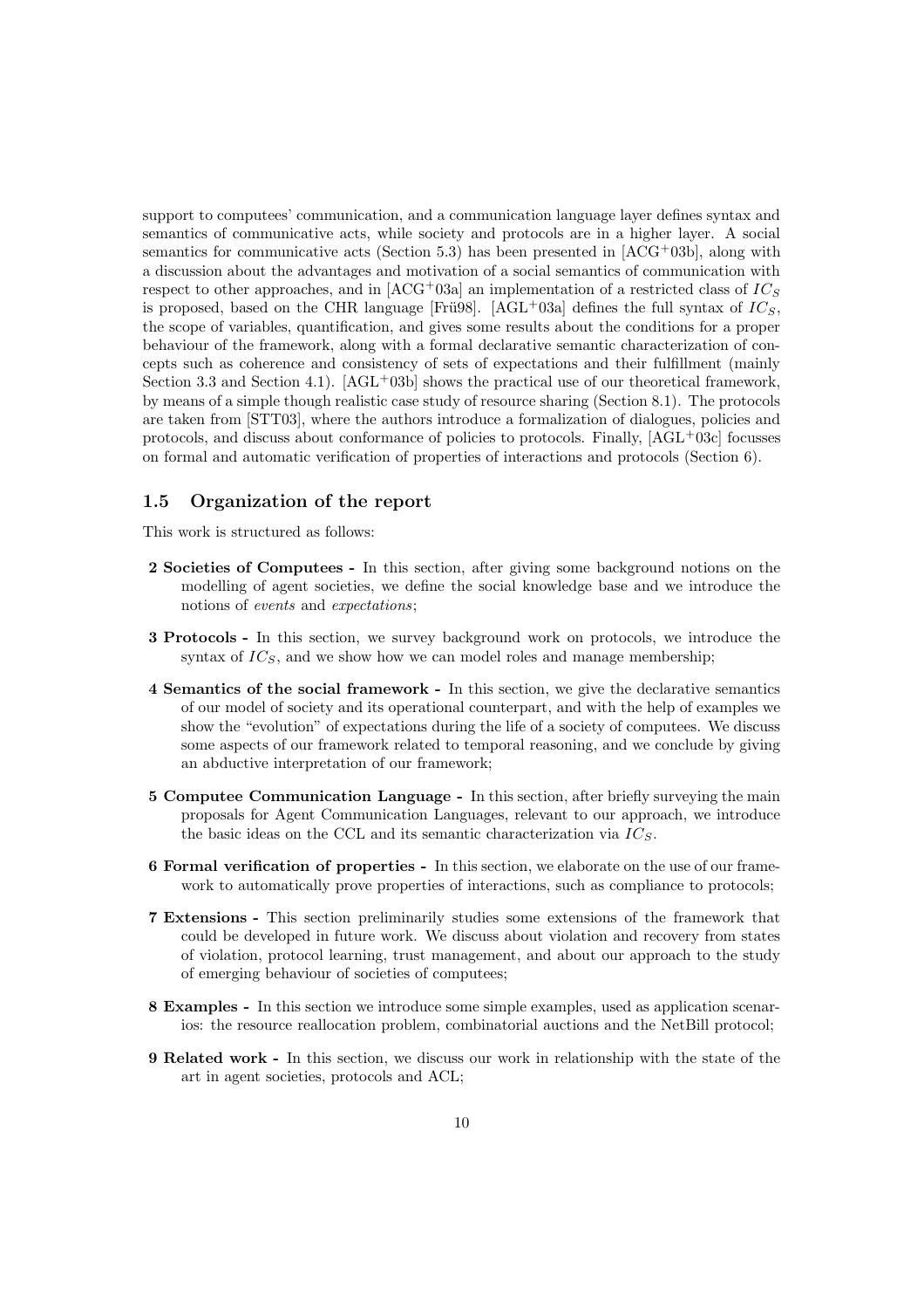support to computees' communication, and a communication language layer defines syntax and semantics of communicative acts, while society and protocols are in a higher layer. A social semantics for communicative acts (Section 5.3) has been presented in [ACG$^+$03b], along with a discussion about the advantages and motivation of a social semantics of communication with respect to other approaches, and in [ACG$^+$03a] an implementation of a restricted class of $IC_S$ is proposed, based on the CHR language [Frü98]. [AGL$^+$03a] defines the full syntax of $IC_S$, the scope of variables, quantification, and gives some results about the conditions for a proper behaviour of the framework, along with a formal declarative semantic characterization of concepts such as coherence and consistency of sets of expectations and their fulfillment (mainly Section 3.3 and Section 4.1). [AGL$^+$03b] shows the practical use of our theoretical framework, by means of a simple though realistic case study of resource sharing (Section 8.1). The protocols are taken from [STT03], where the authors introduce a formalization of dialogues, policies and protocols, and discuss about conformance of policies to protocols. Finally, [AGL$^+$03c] focusses on formal and automatic verification of properties of interactions and protocols (Section 6).

### 1.5 Organization of the report

This work is structured as follows:

- **2 Societies of Computees -** In this section, after giving some background notions on the modelling of agent societies, we define the social knowledge base and we introduce the notions of *events* and *expectations*;

- **3 Protocols -** In this section, we survey background work on protocols, we introduce the syntax of $IC_S$, and we show how we can model roles and manage membership;

- **4 Semantics of the social framework -** In this section, we give the declarative semantics of our model of society and its operational counterpart, and with the help of examples we show the "evolution" of expectations during the life of a society of computees. We discuss some aspects of our framework related to temporal reasoning, and we conclude by giving an abductive interpretation of our framework;

- **5 Computee Communication Language -** In this section, after briefly surveying the main proposals for Agent Communication Languages, relevant to our approach, we introduce the basic ideas on the CCL and its semantic characterization via $IC_S$.

- **6 Formal verification of properties -** In this section, we elaborate on the use of our framework to automatically prove properties of interactions, such as compliance to protocols;

- **7 Extensions -** This section preliminarily studies some extensions of the framework that could be developed in future work. We discuss about violation and recovery from states of violation, protocol learning, trust management, and about our approach to the study of emerging behaviour of societies of computees;

- **8 Examples -** In this section we introduce some simple examples, used as application scenarios: the resource reallocation problem, combinatorial auctions and the NetBill protocol;

- **9 Related work -** In this section, we discuss our work in relationship with the state of the art in agent societies, protocols and ACL;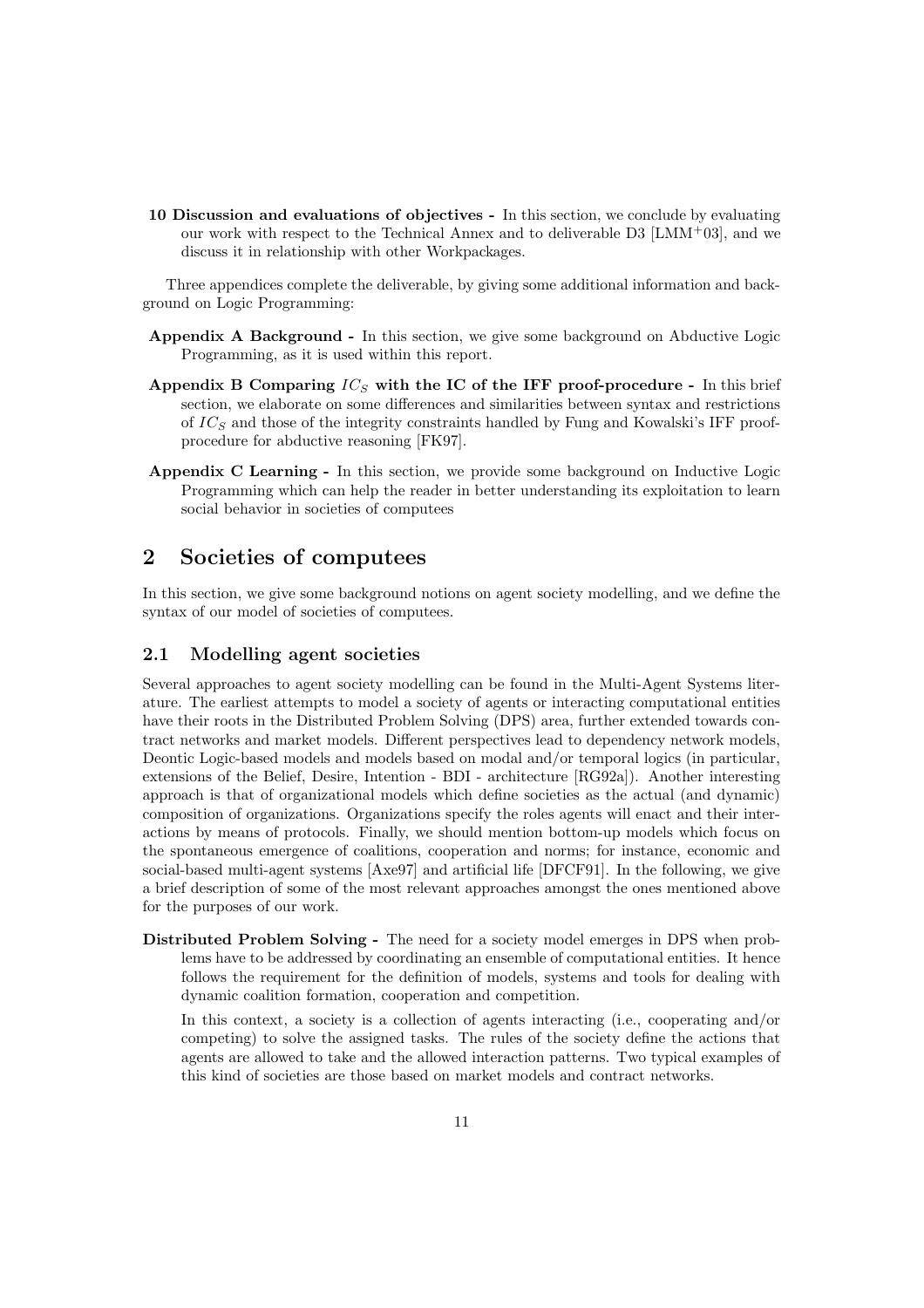**10 Discussion and evaluations of objectives -** In this section, we conclude by evaluating our work with respect to the Technical Annex and to deliverable D3 [LMM+03], and we discuss it in relationship with other Workpackages.

Three appendices complete the deliverable, by giving some additional information and background on Logic Programming:

**Appendix A Background -** In this section, we give some background on Abductive Logic Programming, as it is used within this report.

**Appendix B Comparing $IC_S$ with the IC of the IFF proof-procedure -** In this brief section, we elaborate on some differences and similarities between syntax and restrictions of $IC_S$ and those of the integrity constraints handled by Fung and Kowalski's IFF proof-procedure for abductive reasoning [FK97].

**Appendix C Learning -** In this section, we provide some background on Inductive Logic Programming which can help the reader in better understanding its exploitation to learn social behavior in societies of computees

# 2 Societies of computees

In this section, we give some background notions on agent society modelling, and we define the syntax of our model of societies of computees.

## 2.1 Modelling agent societies

Several approaches to agent society modelling can be found in the Multi-Agent Systems literature. The earliest attempts to model a society of agents or interacting computational entities have their roots in the Distributed Problem Solving (DPS) area, further extended towards contract networks and market models. Different perspectives lead to dependency network models, Deontic Logic-based models and models based on modal and/or temporal logics (in particular, extensions of the Belief, Desire, Intention - BDI - architecture [RG92a]). Another interesting approach is that of organizational models which define societies as the actual (and dynamic) composition of organizations. Organizations specify the roles agents will enact and their interactions by means of protocols. Finally, we should mention bottom-up models which focus on the spontaneous emergence of coalitions, cooperation and norms; for instance, economic and social-based multi-agent systems [Axe97] and artificial life [DFCF91]. In the following, we give a brief description of some of the most relevant approaches amongst the ones mentioned above for the purposes of our work.

**Distributed Problem Solving -** The need for a society model emerges in DPS when problems have to be addressed by coordinating an ensemble of computational entities. It hence follows the requirement for the definition of models, systems and tools for dealing with dynamic coalition formation, cooperation and competition.

In this context, a society is a collection of agents interacting (i.e., cooperating and/or competing) to solve the assigned tasks. The rules of the society define the actions that agents are allowed to take and the allowed interaction patterns. Two typical examples of this kind of societies are those based on market models and contract networks.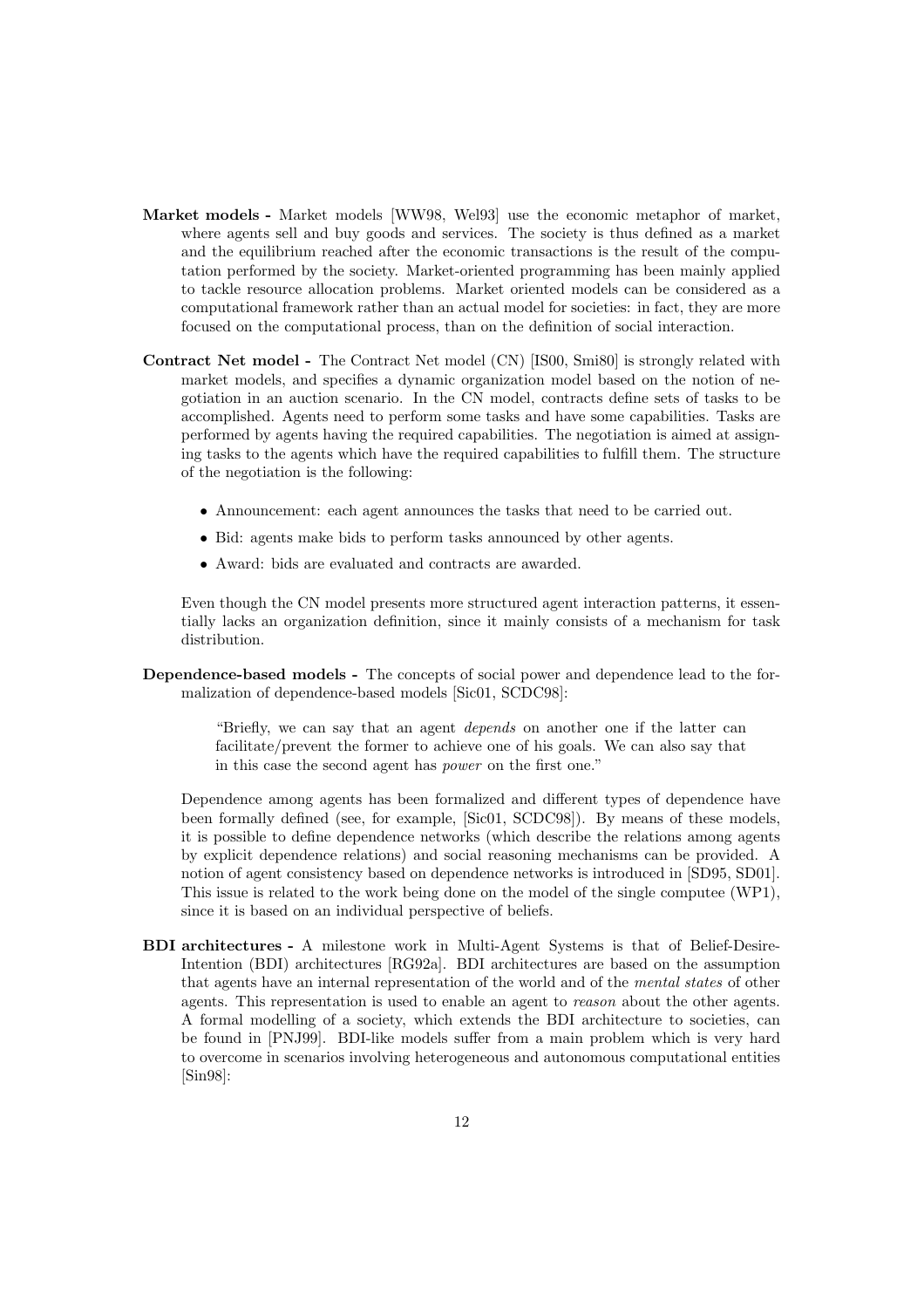**Market models -** Market models [WW98, Wel93] use the economic metaphor of market, where agents sell and buy goods and services. The society is thus defined as a market and the equilibrium reached after the economic transactions is the result of the computation performed by the society. Market-oriented programming has been mainly applied to tackle resource allocation problems. Market oriented models can be considered as a computational framework rather than an actual model for societies: in fact, they are more focused on the computational process, than on the definition of social interaction.

**Contract Net model -** The Contract Net model (CN) [IS00, Smi80] is strongly related with market models, and specifies a dynamic organization model based on the notion of negotiation in an auction scenario. In the CN model, contracts define sets of tasks to be accomplished. Agents need to perform some tasks and have some capabilities. Tasks are performed by agents having the required capabilities. The negotiation is aimed at assigning tasks to the agents which have the required capabilities to fulfill them. The structure of the negotiation is the following:

- Announcement: each agent announces the tasks that need to be carried out.
- Bid: agents make bids to perform tasks announced by other agents.
- Award: bids are evaluated and contracts are awarded.

Even though the CN model presents more structured agent interaction patterns, it essentially lacks an organization definition, since it mainly consists of a mechanism for task distribution.

**Dependence-based models -** The concepts of social power and dependence lead to the formalization of dependence-based models [Sic01, SCDC98]:

> "Briefly, we can say that an agent *depends* on another one if the latter can facilitate/prevent the former to achieve one of his goals. We can also say that in this case the second agent has *power* on the first one."

Dependence among agents has been formalized and different types of dependence have been formally defined (see, for example, [Sic01, SCDC98]). By means of these models, it is possible to define dependence networks (which describe the relations among agents by explicit dependence relations) and social reasoning mechanisms can be provided. A notion of agent consistency based on dependence networks is introduced in [SD95, SD01]. This issue is related to the work being done on the model of the single computee (WP1), since it is based on an individual perspective of beliefs.

**BDI architectures -** A milestone work in Multi-Agent Systems is that of Belief-Desire-Intention (BDI) architectures [RG92a]. BDI architectures are based on the assumption that agents have an internal representation of the world and of the *mental states* of other agents. This representation is used to enable an agent to *reason* about the other agents. A formal modelling of a society, which extends the BDI architecture to societies, can be found in [PNJ99]. BDI-like models suffer from a main problem which is very hard to overcome in scenarios involving heterogeneous and autonomous computational entities [Sin98]: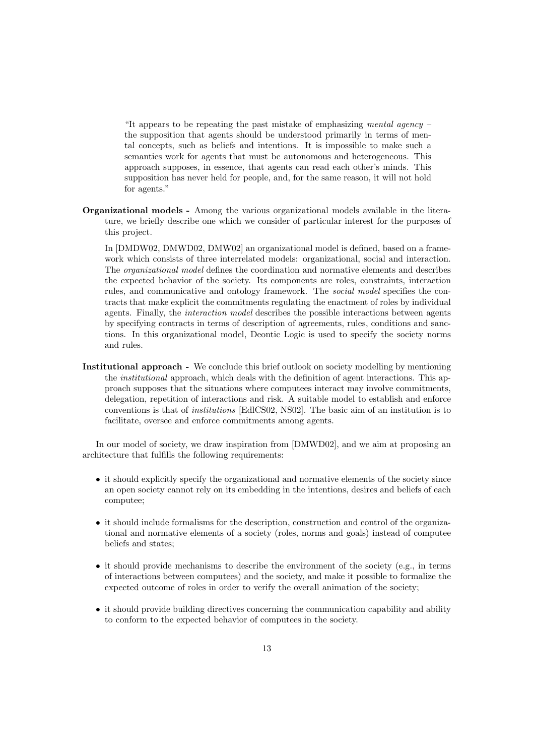> "It appears to be repeating the past mistake of emphasizing *mental agency* – the supposition that agents should be understood primarily in terms of mental concepts, such as beliefs and intentions. It is impossible to make such a semantics work for agents that must be autonomous and heterogeneous. This approach supposes, in essence, that agents can read each other's minds. This supposition has never held for people, and, for the same reason, it will not hold for agents."

**Organizational models -** Among the various organizational models available in the literature, we briefly describe one which we consider of particular interest for the purposes of this project.

In [DMDW02, DMWD02, DMW02] an organizational model is defined, based on a framework which consists of three interrelated models: organizational, social and interaction. The *organizational model* defines the coordination and normative elements and describes the expected behavior of the society. Its components are roles, constraints, interaction rules, and communicative and ontology framework. The *social model* specifies the contracts that make explicit the commitments regulating the enactment of roles by individual agents. Finally, the *interaction model* describes the possible interactions between agents by specifying contracts in terms of description of agreements, rules, conditions and sanctions. In this organizational model, Deontic Logic is used to specify the society norms and rules.

**Institutional approach -** We conclude this brief outlook on society modelling by mentioning the *institutional* approach, which deals with the definition of agent interactions. This approach supposes that the situations where computees interact may involve commitments, delegation, repetition of interactions and risk. A suitable model to establish and enforce conventions is that of *institutions* [EdlCS02, NS02]. The basic aim of an institution is to facilitate, oversee and enforce commitments among agents.

In our model of society, we draw inspiration from [DMWD02], and we aim at proposing an architecture that fulfills the following requirements:

- it should explicitly specify the organizational and normative elements of the society since an open society cannot rely on its embedding in the intentions, desires and beliefs of each computee;
- it should include formalisms for the description, construction and control of the organizational and normative elements of a society (roles, norms and goals) instead of computee beliefs and states;
- it should provide mechanisms to describe the environment of the society (e.g., in terms of interactions between computees) and the society, and make it possible to formalize the expected outcome of roles in order to verify the overall animation of the society;
- it should provide building directives concerning the communication capability and ability to conform to the expected behavior of computees in the society.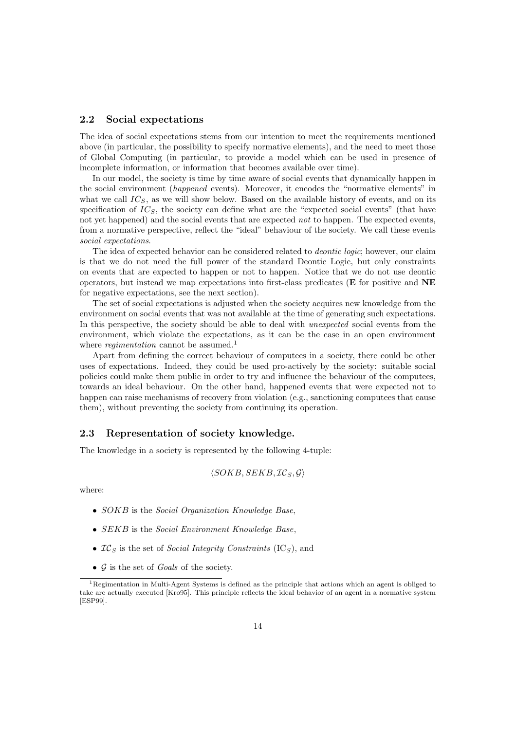## 2.2 Social expectations

The idea of social expectations stems from our intention to meet the requirements mentioned above (in particular, the possibility to specify normative elements), and the need to meet those of Global Computing (in particular, to provide a model which can be used in presence of incomplete information, or information that becomes available over time).

In our model, the society is time by time aware of social events that dynamically happen in the social environment (*happened* events). Moreover, it encodes the "normative elements" in what we call $IC_S$, as we will show below. Based on the available history of events, and on its specification of $IC_S$, the society can define what are the "expected social events" (that have not yet happened) and the social events that are expected *not* to happen. The expected events, from a normative perspective, reflect the "ideal" behaviour of the society. We call these events *social expectations*.

The idea of expected behavior can be considered related to *deontic logic*; however, our claim is that we do not need the full power of the standard Deontic Logic, but only constraints on events that are expected to happen or not to happen. Notice that we do not use deontic operators, but instead we map expectations into first-class predicates (**E** for positive and **NE** for negative expectations, see the next section).

The set of social expectations is adjusted when the society acquires new knowledge from the environment on social events that was not available at the time of generating such expectations. In this perspective, the society should be able to deal with *unexpected* social events from the environment, which violate the expectations, as it can be the case in an open environment where *regimentation* cannot be assumed.[1]

Apart from defining the correct behaviour of computees in a society, there could be other uses of expectations. Indeed, they could be used pro-actively by the society: suitable social policies could make them public in order to try and influence the behaviour of the computees, towards an ideal behaviour. On the other hand, happened events that were expected not to happen can raise mechanisms of recovery from violation (e.g., sanctioning computees that cause them), without preventing the society from continuing its operation.

## 2.3 Representation of society knowledge.

The knowledge in a society is represented by the following 4-tuple:

$$\langle SOKB, SEKB, \mathcal{IC}_S, \mathcal{G} \rangle$$

where:

- $SOKB$ is the *Social Organization Knowledge Base*,
- $SEKB$ is the *Social Environment Knowledge Base*,
- $\mathcal{IC}_S$ is the set of *Social Integrity Constraints* ($\text{IC}_S$), and
- $\mathcal{G}$ is the set of *Goals* of the society.

[1] Regimentation in Multi-Agent Systems is defined as the principle that actions which an agent is obliged to take are actually executed [Kro95]. This principle reflects the ideal behavior of an agent in a normative system [ESP99].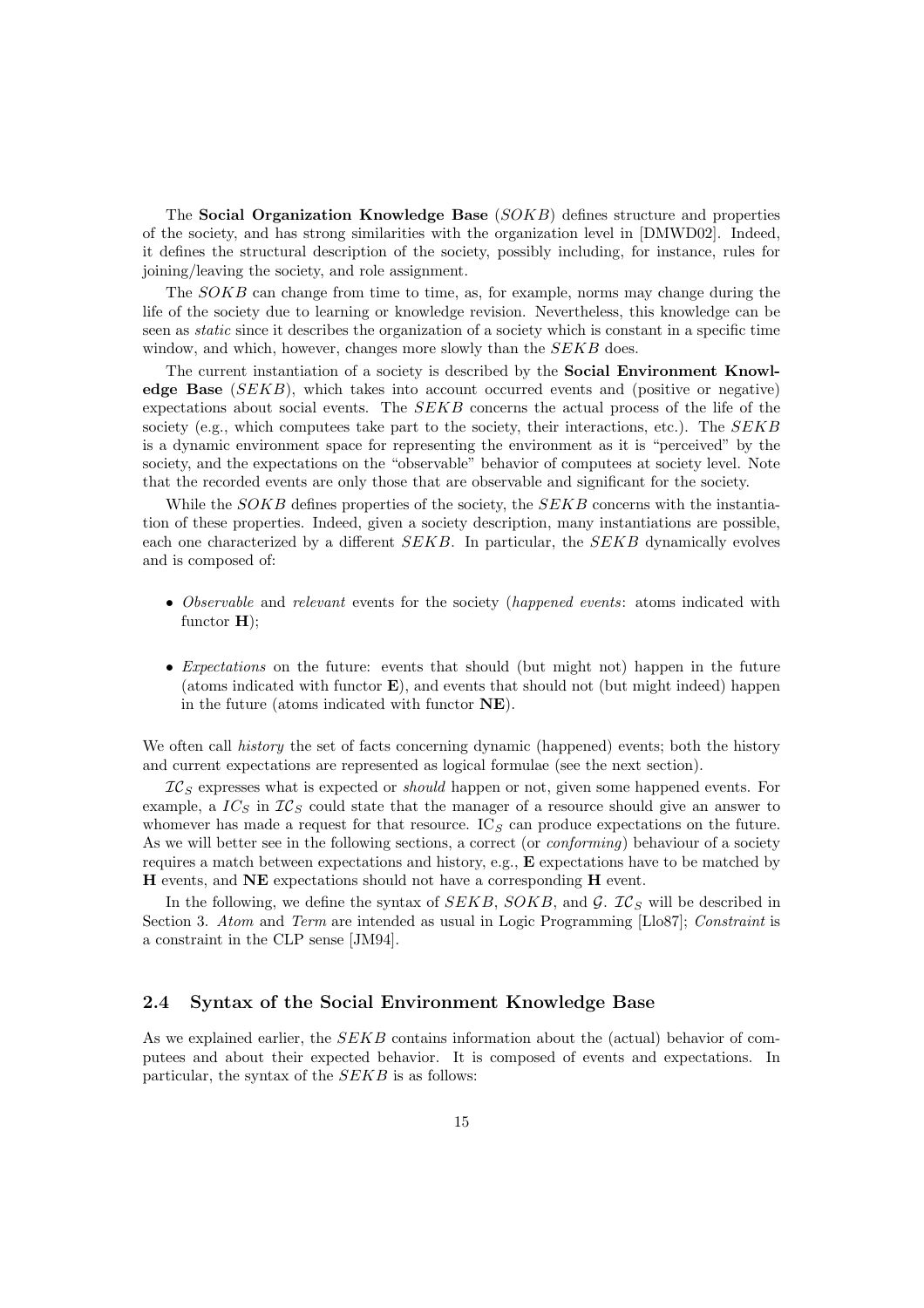The **Social Organization Knowledge Base** ($SOKB$) defines structure and properties of the society, and has strong similarities with the organization level in [DMWD02]. Indeed, it defines the structural description of the society, possibly including, for instance, rules for joining/leaving the society, and role assignment.

The $SOKB$ can change from time to time, as, for example, norms may change during the life of the society due to learning or knowledge revision. Nevertheless, this knowledge can be seen as *static* since it describes the organization of a society which is constant in a specific time window, and which, however, changes more slowly than the $SEKB$ does.

The current instantiation of a society is described by the **Social Environment Knowledge Base** ($SEKB$), which takes into account occurred events and (positive or negative) expectations about social events. The $SEKB$ concerns the actual process of the life of the society (e.g., which computees take part to the society, their interactions, etc.). The $SEKB$ is a dynamic environment space for representing the environment as it is "perceived" by the society, and the expectations on the "observable" behavior of computees at society level. Note that the recorded events are only those that are observable and significant for the society.

While the $SOKB$ defines properties of the society, the $SEKB$ concerns with the instantiation of these properties. Indeed, given a society description, many instantiations are possible, each one characterized by a different $SEKB$. In particular, the $SEKB$ dynamically evolves and is composed of:

- *Observable* and *relevant* events for the society (*happened events*: atoms indicated with functor $\mathbf{H}$);
- *Expectations* on the future: events that should (but might not) happen in the future (atoms indicated with functor $\mathbf{E}$), and events that should not (but might indeed) happen in the future (atoms indicated with functor $\mathbf{NE}$).

We often call *history* the set of facts concerning dynamic (happened) events; both the history and current expectations are represented as logical formulae (see the next section).

$\mathcal{IC}_S$ expresses what is expected or *should* happen or not, given some happened events. For example, a $IC_S$ in $\mathcal{IC}_S$ could state that the manager of a resource should give an answer to whomever has made a request for that resource. $\text{IC}_S$ can produce expectations on the future. As we will better see in the following sections, a correct (or *conforming*) behaviour of a society requires a match between expectations and history, e.g., $\mathbf{E}$ expectations have to be matched by $\mathbf{H}$ events, and $\mathbf{NE}$ expectations should not have a corresponding $\mathbf{H}$ event.

In the following, we define the syntax of $SEKB$, $SOKB$, and $\mathcal{G}$. $\mathcal{IC}_S$ will be described in Section 3. *Atom* and *Term* are intended as usual in Logic Programming [Llo87]; *Constraint* is a constraint in the CLP sense [JM94].

### 2.4 Syntax of the Social Environment Knowledge Base

As we explained earlier, the $SEKB$ contains information about the (actual) behavior of computees and about their expected behavior. It is composed of events and expectations. In particular, the syntax of the $SEKB$ is as follows: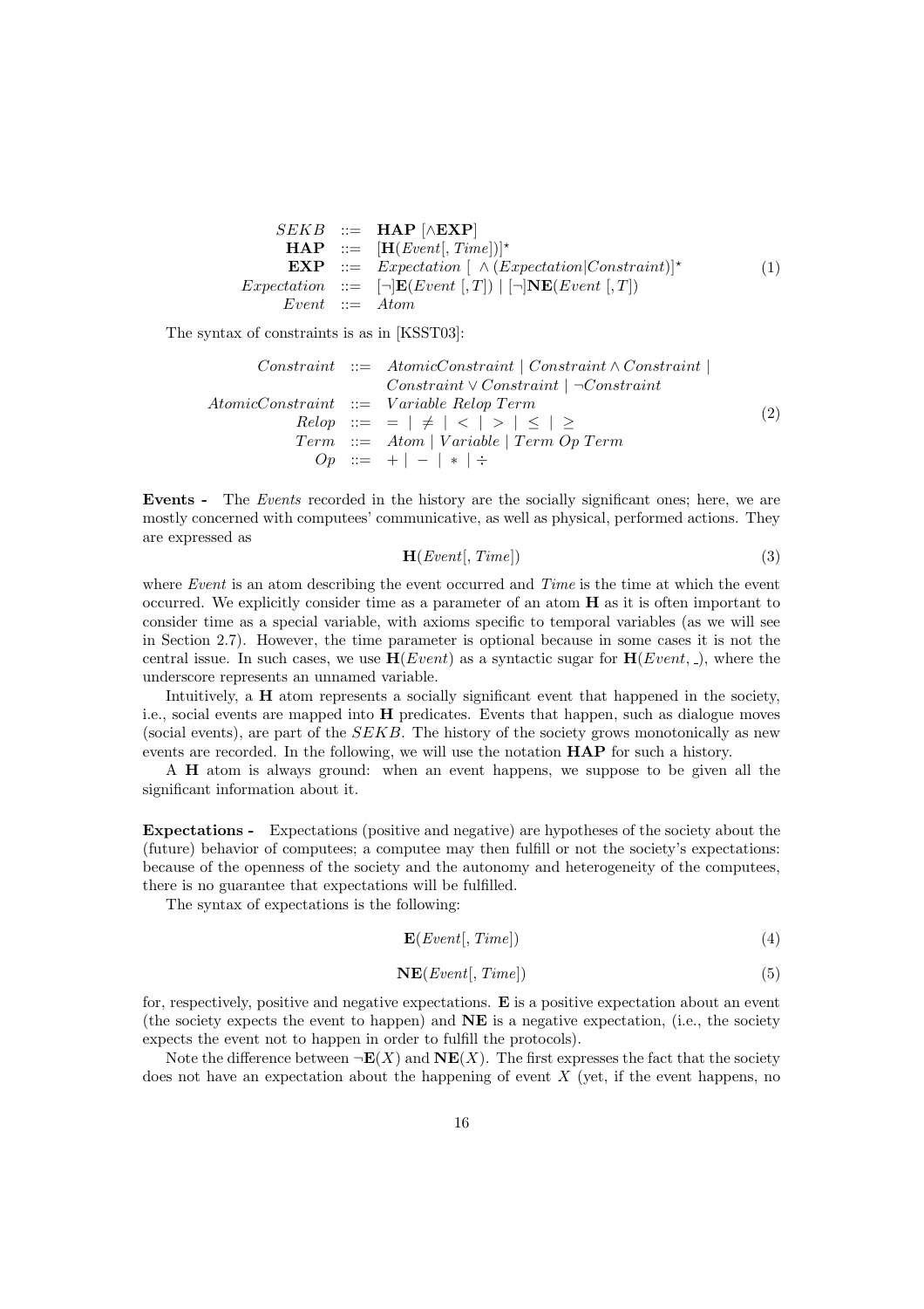$$
\begin{array}{rcl}
SEKB & ::= & \mathbf{HAP}\ [\wedge \mathbf{EXP}] \\
\mathbf{HAP} & ::= & [\mathbf{H}(\mathit{Event}[, \mathit{Time}])]^{\star} \\
\mathbf{EXP} & ::= & \mathit{Expectation}\ [\ \wedge (\mathit{Expectation}|\mathit{Constraint})]^{\star} \\
\mathit{Expectation} & ::= & [\neg]\mathbf{E}(\mathit{Event}\ [, T]) \mid [\neg]\mathbf{NE}(\mathit{Event}\ [, T]) \\
\mathit{Event} & ::= & \mathit{Atom}
\end{array}
\tag{1}
$$

The syntax of constraints is as in [KSST03]:

$$
\begin{array}{rcl}
\mathit{Constraint} & ::= & \mathit{AtomicConstraint} \mid \mathit{Constraint} \wedge \mathit{Constraint} \mid \\
 & & \mathit{Constraint} \vee \mathit{Constraint} \mid \neg \mathit{Constraint} \\
\mathit{AtomicConstraint} & ::= & \mathit{Variable}\ \mathit{Relop}\ \mathit{Term} \\
\mathit{Relop} & ::= & = \mid \neq \mid < \mid > \mid \leq \mid \geq \\
\mathit{Term} & ::= & \mathit{Atom} \mid \mathit{Variable} \mid \mathit{Term}\ \mathit{Op}\ \mathit{Term} \\
\mathit{Op} & ::= & + \mid - \mid * \mid \div
\end{array}
\tag{2}
$$

**Events -** The *Events* recorded in the history are the socially significant ones; here, we are mostly concerned with computees' communicative, as well as physical, performed actions. They are expressed as

$$
\mathbf{H}(\mathit{Event}[, \mathit{Time}]) \tag{3}
$$

where *Event* is an atom describing the event occurred and *Time* is the time at which the event occurred. We explicitly consider time as a parameter of an atom **H** as it is often important to consider time as a special variable, with axioms specific to temporal variables (as we will see in Section 2.7). However, the time parameter is optional because in some cases it is not the central issue. In such cases, we use $\mathbf{H}(\mathit{Event})$ as a syntactic sugar for $\mathbf{H}(\mathit{Event}, \_)$, where the underscore represents an unnamed variable.

Intuitively, a **H** atom represents a socially significant event that happened in the society, i.e., social events are mapped into **H** predicates. Events that happen, such as dialogue moves (social events), are part of the *SEKB*. The history of the society grows monotonically as new events are recorded. In the following, we will use the notation **HAP** for such a history.

A **H** atom is always ground: when an event happens, we suppose to be given all the significant information about it.

**Expectations -** Expectations (positive and negative) are hypotheses of the society about the (future) behavior of computees; a computee may then fulfill or not the society's expectations: because of the openness of the society and the autonomy and heterogeneity of the computees, there is no guarantee that expectations will be fulfilled.

The syntax of expectations is the following:

$$
\mathbf{E}(\mathit{Event}[, \mathit{Time}]) \tag{4}
$$

$$
\mathbf{NE}(\mathit{Event}[, \mathit{Time}]) \tag{5}
$$

for, respectively, positive and negative expectations. **E** is a positive expectation about an event (the society expects the event to happen) and **NE** is a negative expectation, (i.e., the society expects the event not to happen in order to fulfill the protocols).

Note the difference between $\neg\mathbf{E}(X)$ and $\mathbf{NE}(X)$. The first expresses the fact that the society does not have an expectation about the happening of event $X$ (yet, if the event happens, no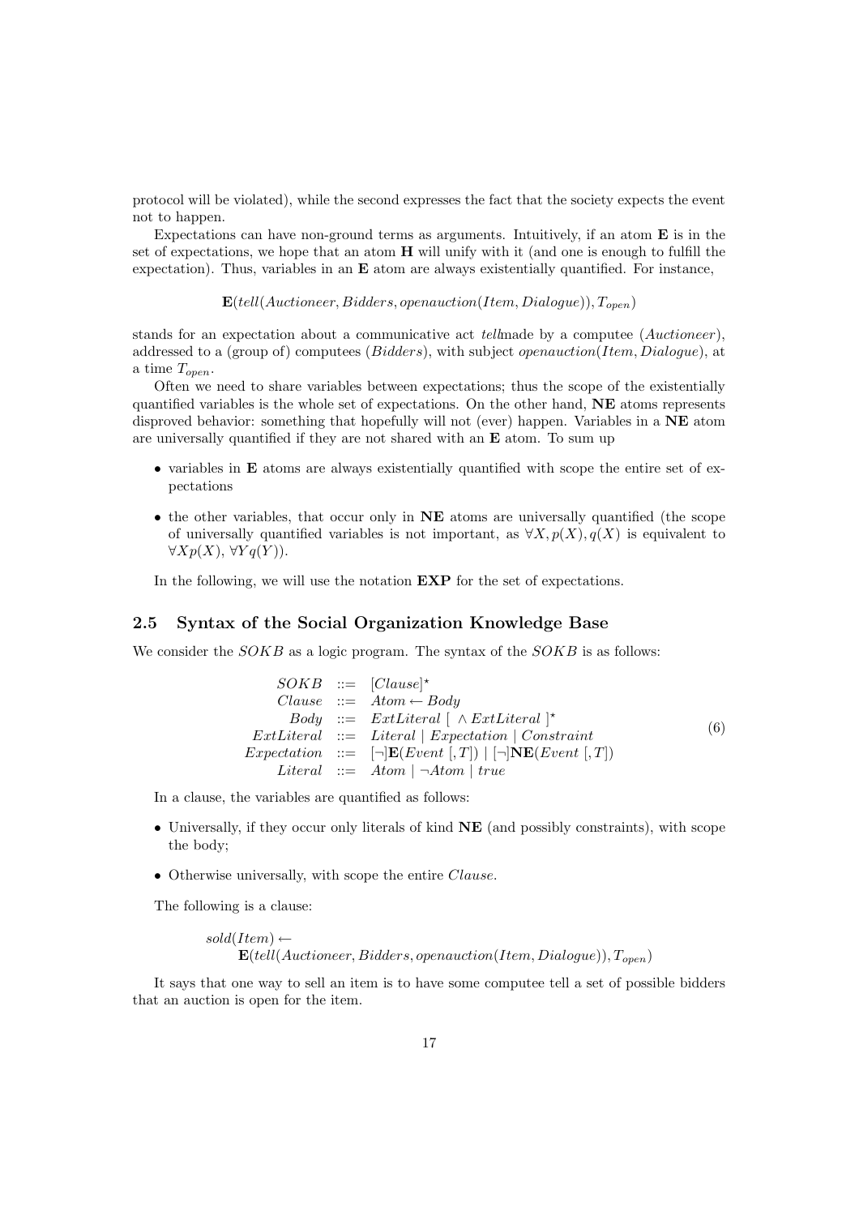protocol will be violated), while the second expresses the fact that the society expects the event not to happen.

Expectations can have non-ground terms as arguments. Intuitively, if an atom **E** is in the set of expectations, we hope that an atom **H** will unify with it (and one is enough to fulfill the expectation). Thus, variables in an **E** atom are always existentially quantified. For instance,

$$\mathbf{E}(tell(Auctioneer, Bidders, openauction(Item, Dialogue)), T_{open})$$

stands for an expectation about a communicative act *tell*made by a computee (*Auctioneer*), addressed to a (group of) computees (*Bidders*), with subject *openauction*(*Item*, *Dialogue*), at a time $T_{open}$.

Often we need to share variables between expectations; thus the scope of the existentially quantified variables is the whole set of expectations. On the other hand, **NE** atoms represents disproved behavior: something that hopefully will not (ever) happen. Variables in a **NE** atom are universally quantified if they are not shared with an **E** atom. To sum up

- variables in **E** atoms are always existentially quantified with scope the entire set of expectations
- the other variables, that occur only in **NE** atoms are universally quantified (the scope of universally quantified variables is not important, as $\forall X, p(X), q(X)$ is equivalent to $\forall X p(X)$, $\forall Y q(Y)$).

In the following, we will use the notation **EXP** for the set of expectations.

## 2.5 Syntax of the Social Organization Knowledge Base

We consider the $SOKB$ as a logic program. The syntax of the $SOKB$ is as follows:

$$\begin{array}{rcl} SOKB & ::= & [Clause]^{\star} \\ Clause & ::= & Atom \leftarrow Body \\ Body & ::= & ExtLiteral\ [\ \wedge ExtLiteral\ ]^{\star} \\ ExtLiteral & ::= & Literal \mid Expectation \mid Constraint \\ Expectation & ::= & [\neg]\mathbf{E}(Event\ [,T]) \mid [\neg]\mathbf{NE}(Event\ [,T]) \\ Literal & ::= & Atom \mid \neg Atom \mid true \end{array} \tag{6}$$

In a clause, the variables are quantified as follows:

- Universally, if they occur only literals of kind **NE** (and possibly constraints), with scope the body;
- Otherwise universally, with scope the entire *Clause*.

The following is a clause:

$$\begin{array}{l} sold(Item) \leftarrow \\ \quad \mathbf{E}(tell(Auctioneer, Bidders, openauction(Item, Dialogue)), T_{open}) \end{array}$$

It says that one way to sell an item is to have some computee tell a set of possible bidders that an auction is open for the item.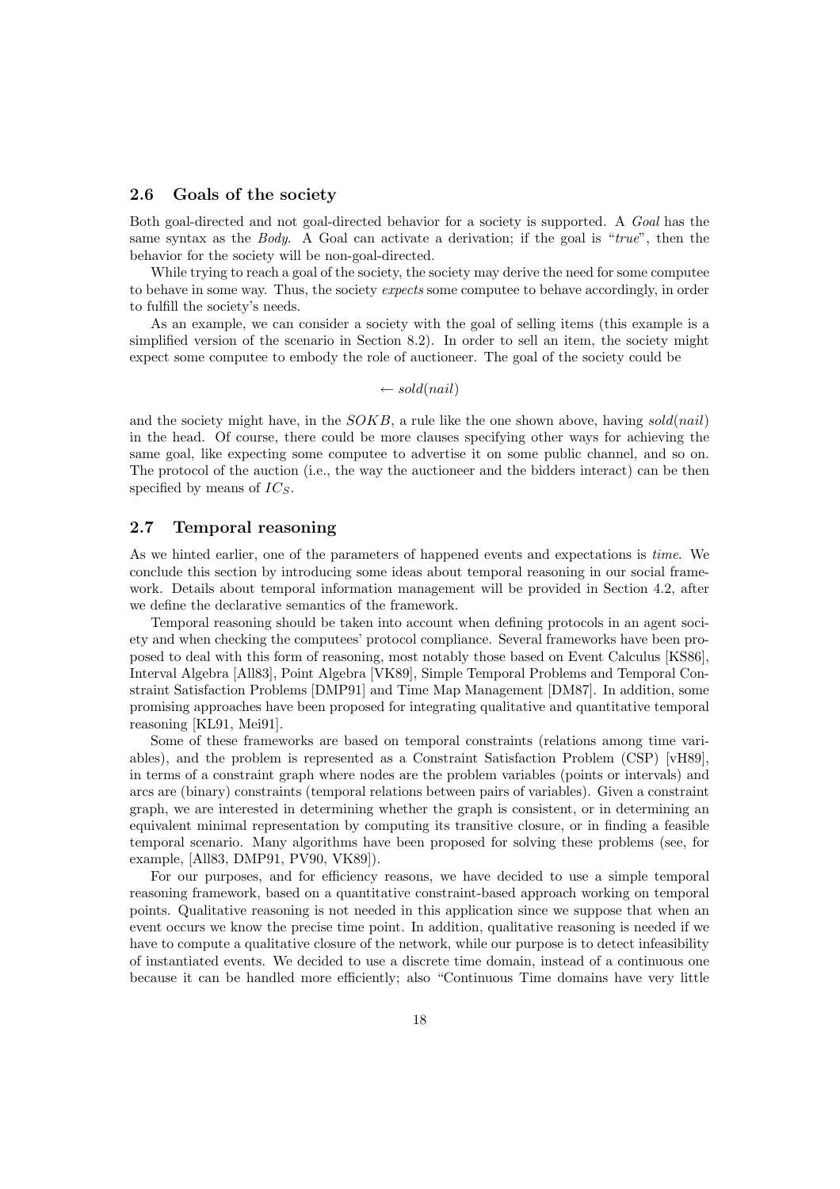### 2.6 Goals of the society

Both goal-directed and not goal-directed behavior for a society is supported. A *Goal* has the same syntax as the *Body*. A Goal can activate a derivation; if the goal is "*true*", then the behavior for the society will be non-goal-directed.

While trying to reach a goal of the society, the society may derive the need for some computee to behave in some way. Thus, the society *expects* some computee to behave accordingly, in order to fulfill the society's needs.

As an example, we can consider a society with the goal of selling items (this example is a simplified version of the scenario in Section 8.2). In order to sell an item, the society might expect some computee to embody the role of auctioneer. The goal of the society could be

$$\leftarrow sold(nail)$$

and the society might have, in the $SOKB$, a rule like the one shown above, having $sold(nail)$ in the head. Of course, there could be more clauses specifying other ways for achieving the same goal, like expecting some computee to advertise it on some public channel, and so on. The protocol of the auction (i.e., the way the auctioneer and the bidders interact) can be then specified by means of $IC_S$.

### 2.7 Temporal reasoning

As we hinted earlier, one of the parameters of happened events and expectations is *time*. We conclude this section by introducing some ideas about temporal reasoning in our social framework. Details about temporal information management will be provided in Section 4.2, after we define the declarative semantics of the framework.

Temporal reasoning should be taken into account when defining protocols in an agent society and when checking the computees' protocol compliance. Several frameworks have been proposed to deal with this form of reasoning, most notably those based on Event Calculus [KS86], Interval Algebra [All83], Point Algebra [VK89], Simple Temporal Problems and Temporal Constraint Satisfaction Problems [DMP91] and Time Map Management [DM87]. In addition, some promising approaches have been proposed for integrating qualitative and quantitative temporal reasoning [KL91, Mei91].

Some of these frameworks are based on temporal constraints (relations among time variables), and the problem is represented as a Constraint Satisfaction Problem (CSP) [vH89], in terms of a constraint graph where nodes are the problem variables (points or intervals) and arcs are (binary) constraints (temporal relations between pairs of variables). Given a constraint graph, we are interested in determining whether the graph is consistent, or in determining an equivalent minimal representation by computing its transitive closure, or in finding a feasible temporal scenario. Many algorithms have been proposed for solving these problems (see, for example, [All83, DMP91, PV90, VK89]).

For our purposes, and for efficiency reasons, we have decided to use a simple temporal reasoning framework, based on a quantitative constraint-based approach working on temporal points. Qualitative reasoning is not needed in this application since we suppose that when an event occurs we know the precise time point. In addition, qualitative reasoning is needed if we have to compute a qualitative closure of the network, while our purpose is to detect infeasibility of instantiated events. We decided to use a discrete time domain, instead of a continuous one because it can be handled more efficiently; also "Continuous Time domains have very little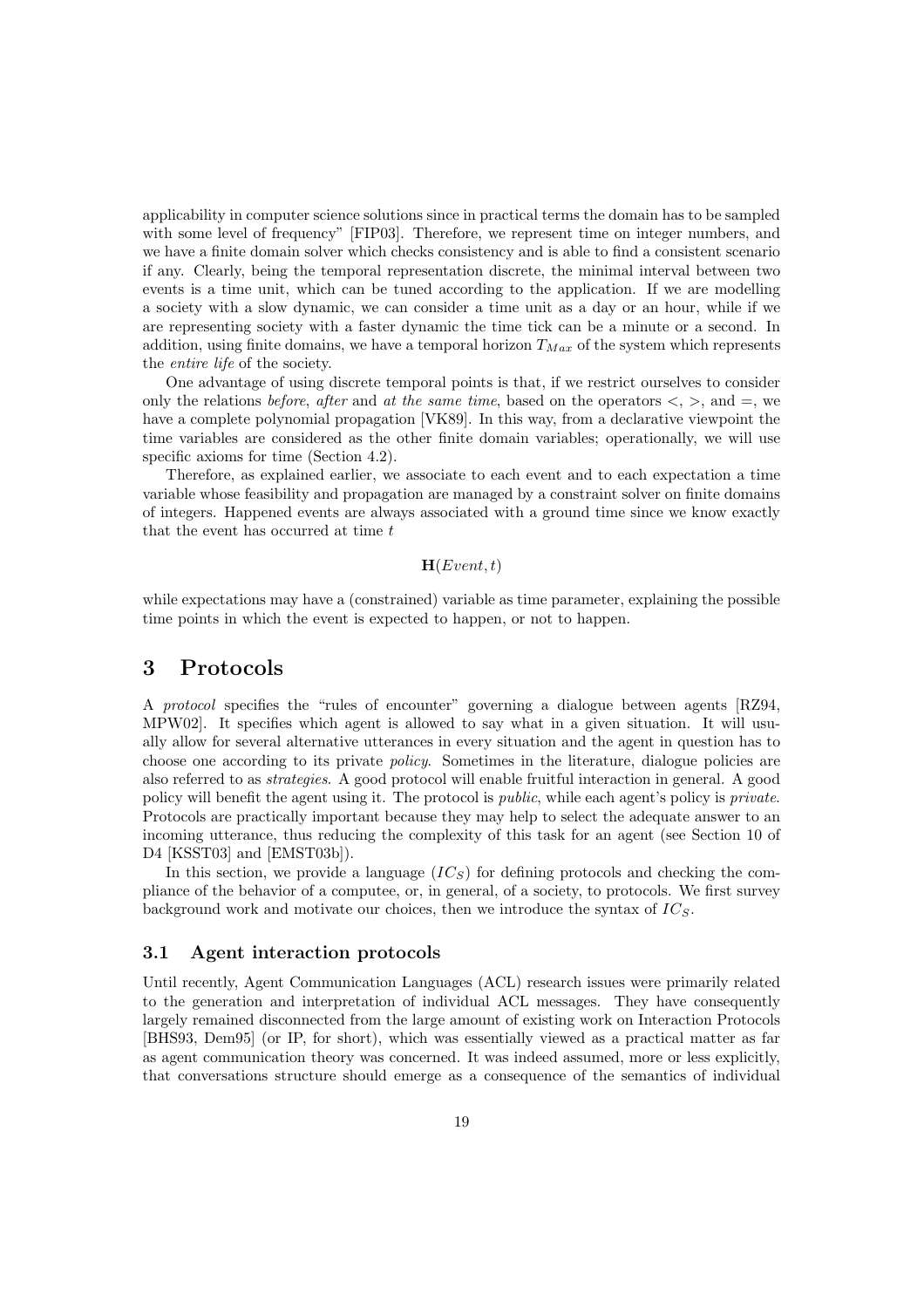applicability in computer science solutions since in practical terms the domain has to be sampled with some level of frequency" [FIP03]. Therefore, we represent time on integer numbers, and we have a finite domain solver which checks consistency and is able to find a consistent scenario if any. Clearly, being the temporal representation discrete, the minimal interval between two events is a time unit, which can be tuned according to the application. If we are modelling a society with a slow dynamic, we can consider a time unit as a day or an hour, while if we are representing society with a faster dynamic the time tick can be a minute or a second. In addition, using finite domains, we have a temporal horizon $T_{Max}$ of the system which represents the *entire life* of the society.

One advantage of using discrete temporal points is that, if we restrict ourselves to consider only the relations *before*, *after* and *at the same time*, based on the operators $<$, $>$, and $=$, we have a complete polynomial propagation [VK89]. In this way, from a declarative viewpoint the time variables are considered as the other finite domain variables; operationally, we will use specific axioms for time (Section 4.2).

Therefore, as explained earlier, we associate to each event and to each expectation a time variable whose feasibility and propagation are managed by a constraint solver on finite domains of integers. Happened events are always associated with a ground time since we know exactly that the event has occurred at time $t$

$$\mathbf{H}(Event, t)$$

while expectations may have a (constrained) variable as time parameter, explaining the possible time points in which the event is expected to happen, or not to happen.

# 3 Protocols

A *protocol* specifies the "rules of encounter" governing a dialogue between agents [RZ94, MPW02]. It specifies which agent is allowed to say what in a given situation. It will usually allow for several alternative utterances in every situation and the agent in question has to choose one according to its private *policy*. Sometimes in the literature, dialogue policies are also referred to as *strategies*. A good protocol will enable fruitful interaction in general. A good policy will benefit the agent using it. The protocol is *public*, while each agent's policy is *private*. Protocols are practically important because they may help to select the adequate answer to an incoming utterance, thus reducing the complexity of this task for an agent (see Section 10 of D4 [KSST03] and [EMST03b]).

In this section, we provide a language ($IC_S$) for defining protocols and checking the compliance of the behavior of a computee, or, in general, of a society, to protocols. We first survey background work and motivate our choices, then we introduce the syntax of $IC_S$.

## 3.1 Agent interaction protocols

Until recently, Agent Communication Languages (ACL) research issues were primarily related to the generation and interpretation of individual ACL messages. They have consequently largely remained disconnected from the large amount of existing work on Interaction Protocols [BHS93, Dem95] (or IP, for short), which was essentially viewed as a practical matter as far as agent communication theory was concerned. It was indeed assumed, more or less explicitly, that conversations structure should emerge as a consequence of the semantics of individual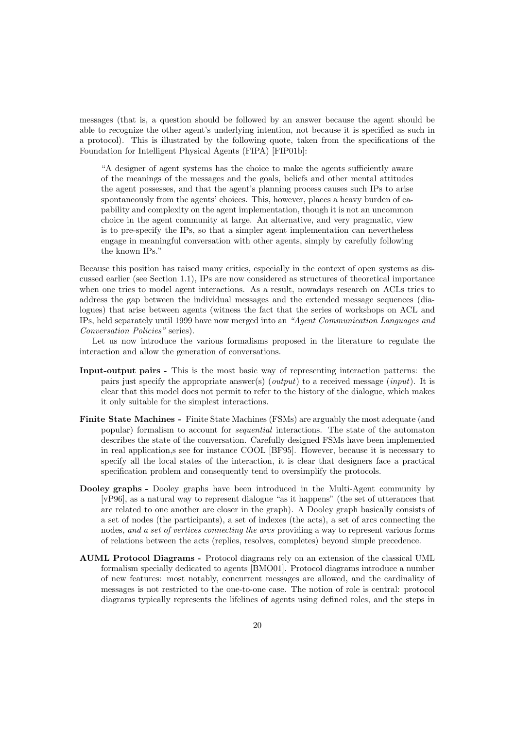messages (that is, a question should be followed by an answer because the agent should be able to recognize the other agent's underlying intention, not because it is specified as such in a protocol). This is illustrated by the following quote, taken from the specifications of the Foundation for Intelligent Physical Agents (FIPA) [FIP01b]:

> "A designer of agent systems has the choice to make the agents sufficiently aware of the meanings of the messages and the goals, beliefs and other mental attitudes the agent possesses, and that the agent's planning process causes such IPs to arise spontaneously from the agents' choices. This, however, places a heavy burden of capability and complexity on the agent implementation, though it is not an uncommon choice in the agent community at large. An alternative, and very pragmatic, view is to pre-specify the IPs, so that a simpler agent implementation can nevertheless engage in meaningful conversation with other agents, simply by carefully following the known IPs."

Because this position has raised many critics, especially in the context of open systems as discussed earlier (see Section 1.1), IPs are now considered as structures of theoretical importance when one tries to model agent interactions. As a result, nowadays research on ACLs tries to address the gap between the individual messages and the extended message sequences (dialogues) that arise between agents (witness the fact that the series of workshops on ACL and IPs, held separately until 1999 have now merged into an *"Agent Communication Languages and Conversation Policies"* series).

Let us now introduce the various formalisms proposed in the literature to regulate the interaction and allow the generation of conversations.

**Input-output pairs -** This is the most basic way of representing interaction patterns: the pairs just specify the appropriate answer(s) (*output*) to a received message (*input*). It is clear that this model does not permit to refer to the history of the dialogue, which makes it only suitable for the simplest interactions.

**Finite State Machines -** Finite State Machines (FSMs) are arguably the most adequate (and popular) formalism to account for *sequential* interactions. The state of the automaton describes the state of the conversation. Carefully designed FSMs have been implemented in real application,s see for instance COOL [BF95]. However, because it is necessary to specify all the local states of the interaction, it is clear that designers face a practical specification problem and consequently tend to oversimplify the protocols.

**Dooley graphs -** Dooley graphs have been introduced in the Multi-Agent community by [vP96], as a natural way to represent dialogue "as it happens" (the set of utterances that are related to one another are closer in the graph). A Dooley graph basically consists of a set of nodes (the participants), a set of indexes (the acts), a set of arcs connecting the nodes, *and a set of vertices connecting the arcs* providing a way to represent various forms of relations between the acts (replies, resolves, completes) beyond simple precedence.

**AUML Protocol Diagrams -** Protocol diagrams rely on an extension of the classical UML formalism specially dedicated to agents [BMO01]. Protocol diagrams introduce a number of new features: most notably, concurrent messages are allowed, and the cardinality of messages is not restricted to the one-to-one case. The notion of role is central: protocol diagrams typically represents the lifelines of agents using defined roles, and the steps in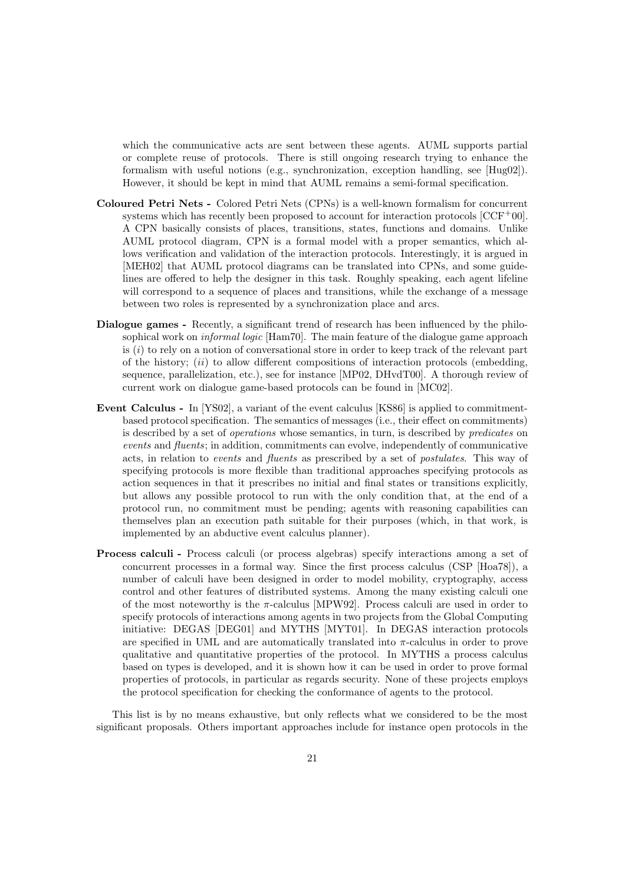which the communicative acts are sent between these agents. AUML supports partial or complete reuse of protocols. There is still ongoing research trying to enhance the formalism with useful notions (e.g., synchronization, exception handling, see [Hug02]). However, it should be kept in mind that AUML remains a semi-formal specification.

**Coloured Petri Nets -** Colored Petri Nets (CPNs) is a well-known formalism for concurrent systems which has recently been proposed to account for interaction protocols [CCF+00]. A CPN basically consists of places, transitions, states, functions and domains. Unlike AUML protocol diagram, CPN is a formal model with a proper semantics, which allows verification and validation of the interaction protocols. Interestingly, it is argued in [MEH02] that AUML protocol diagrams can be translated into CPNs, and some guidelines are offered to help the designer in this task. Roughly speaking, each agent lifeline will correspond to a sequence of places and transitions, while the exchange of a message between two roles is represented by a synchronization place and arcs.

**Dialogue games -** Recently, a significant trend of research has been influenced by the philosophical work on *informal logic* [Ham70]. The main feature of the dialogue game approach is (*i*) to rely on a notion of conversational store in order to keep track of the relevant part of the history; (*ii*) to allow different compositions of interaction protocols (embedding, sequence, parallelization, etc.), see for instance [MP02, DHvdT00]. A thorough review of current work on dialogue game-based protocols can be found in [MC02].

**Event Calculus -** In [YS02], a variant of the event calculus [KS86] is applied to commitment-based protocol specification. The semantics of messages (i.e., their effect on commitments) is described by a set of *operations* whose semantics, in turn, is described by *predicates* on *events* and *fluents*; in addition, commitments can evolve, independently of communicative acts, in relation to *events* and *fluents* as prescribed by a set of *postulates*. This way of specifying protocols is more flexible than traditional approaches specifying protocols as action sequences in that it prescribes no initial and final states or transitions explicitly, but allows any possible protocol to run with the only condition that, at the end of a protocol run, no commitment must be pending; agents with reasoning capabilities can themselves plan an execution path suitable for their purposes (which, in that work, is implemented by an abductive event calculus planner).

**Process calculi -** Process calculi (or process algebras) specify interactions among a set of concurrent processes in a formal way. Since the first process calculus (CSP [Hoa78]), a number of calculi have been designed in order to model mobility, cryptography, access control and other features of distributed systems. Among the many existing calculi one of the most noteworthy is the $\pi$-calculus [MPW92]. Process calculi are used in order to specify protocols of interactions among agents in two projects from the Global Computing initiative: DEGAS [DEG01] and MYTHS [MYT01]. In DEGAS interaction protocols are specified in UML and are automatically translated into $\pi$-calculus in order to prove qualitative and quantitative properties of the protocol. In MYTHS a process calculus based on types is developed, and it is shown how it can be used in order to prove formal properties of protocols, in particular as regards security. None of these projects employs the protocol specification for checking the conformance of agents to the protocol.

This list is by no means exhaustive, but only reflects what we considered to be the most significant proposals. Others important approaches include for instance open protocols in the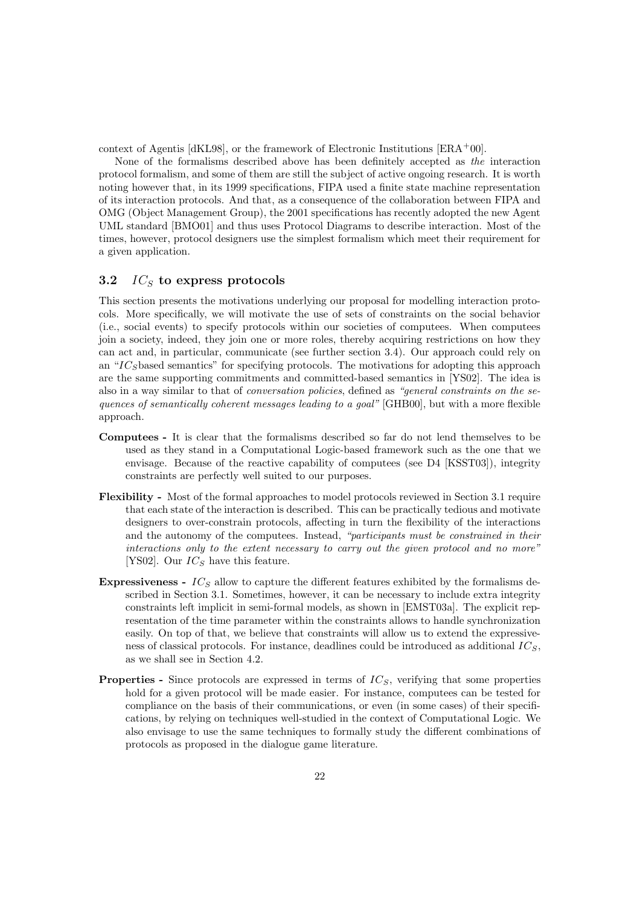context of Agentis [dKL98], or the framework of Electronic Institutions [ERA$^+$00].

None of the formalisms described above has been definitely accepted as *the* interaction protocol formalism, and some of them are still the subject of active ongoing research. It is worth noting however that, in its 1999 specifications, FIPA used a finite state machine representation of its interaction protocols. And that, as a consequence of the collaboration between FIPA and OMG (Object Management Group), the 2001 specifications has recently adopted the new Agent UML standard [BMO01] and thus uses Protocol Diagrams to describe interaction. Most of the times, however, protocol designers use the simplest formalism which meet their requirement for a given application.

### 3.2 $IC_S$ to express protocols

This section presents the motivations underlying our proposal for modelling interaction protocols. More specifically, we will motivate the use of sets of constraints on the social behavior (i.e., social events) to specify protocols within our societies of computees. When computees join a society, indeed, they join one or more roles, thereby acquiring restrictions on how they can act and, in particular, communicate (see further section 3.4). Our approach could rely on an "$IC_S$based semantics" for specifying protocols. The motivations for adopting this approach are the same supporting commitments and committed-based semantics in [YS02]. The idea is also in a way similar to that of *conversation policies*, defined as *"general constraints on the sequences of semantically coherent messages leading to a goal"* [GHB00], but with a more flexible approach.

**Computees -** It is clear that the formalisms described so far do not lend themselves to be used as they stand in a Computational Logic-based framework such as the one that we envisage. Because of the reactive capability of computees (see D4 [KSST03]), integrity constraints are perfectly well suited to our purposes.

**Flexibility -** Most of the formal approaches to model protocols reviewed in Section 3.1 require that each state of the interaction is described. This can be practically tedious and motivate designers to over-constrain protocols, affecting in turn the flexibility of the interactions and the autonomy of the computees. Instead, *"participants must be constrained in their interactions only to the extent necessary to carry out the given protocol and no more"* [YS02]. Our $IC_S$ have this feature.

**Expressiveness -** $IC_S$ allow to capture the different features exhibited by the formalisms described in Section 3.1. Sometimes, however, it can be necessary to include extra integrity constraints left implicit in semi-formal models, as shown in [EMST03a]. The explicit representation of the time parameter within the constraints allows to handle synchronization easily. On top of that, we believe that constraints will allow us to extend the expressiveness of classical protocols. For instance, deadlines could be introduced as additional $IC_S$, as we shall see in Section 4.2.

**Properties -** Since protocols are expressed in terms of $IC_S$, verifying that some properties hold for a given protocol will be made easier. For instance, computees can be tested for compliance on the basis of their communications, or even (in some cases) of their specifications, by relying on techniques well-studied in the context of Computational Logic. We also envisage to use the same techniques to formally study the different combinations of protocols as proposed in the dialogue game literature.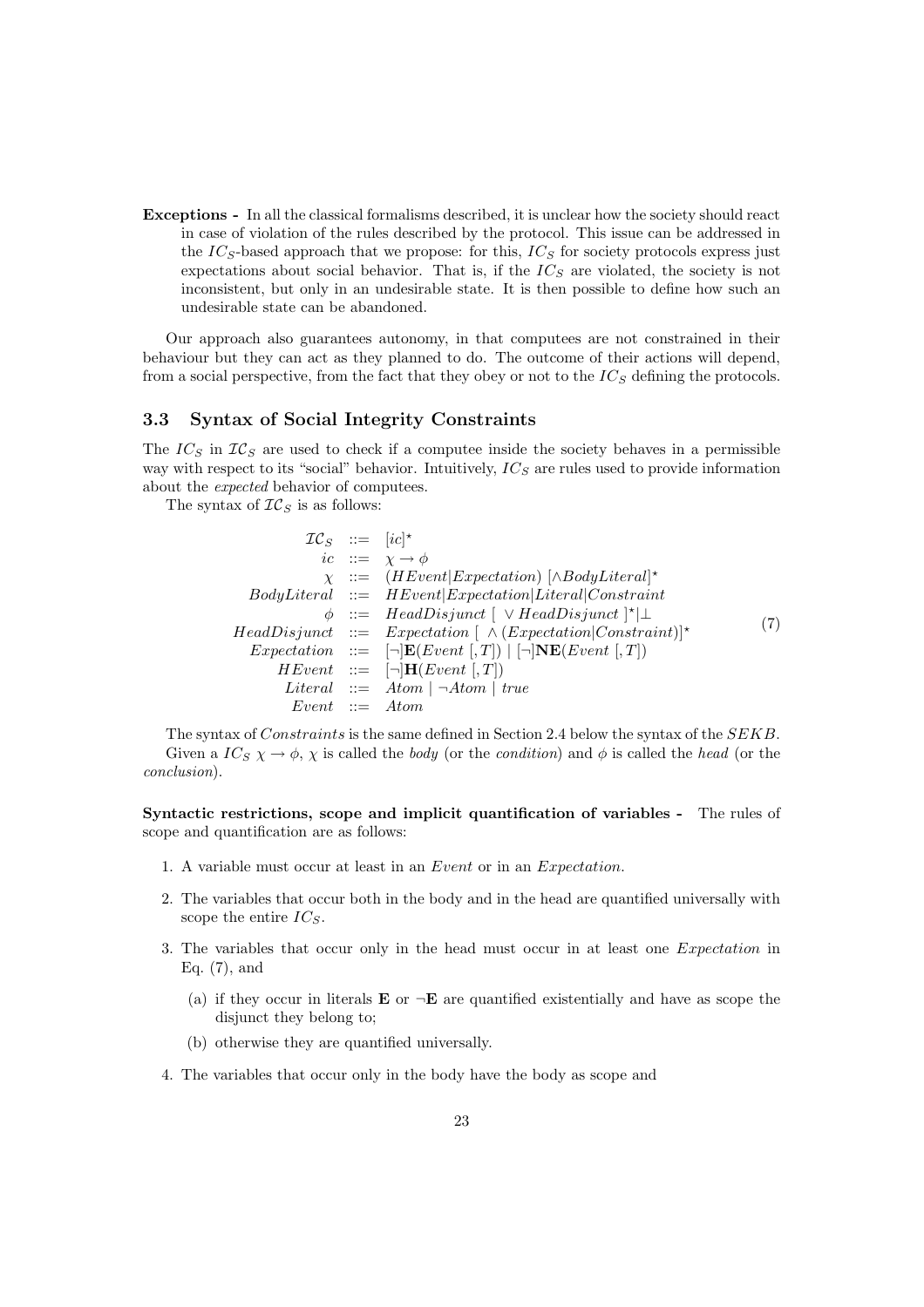**Exceptions -** In all the classical formalisms described, it is unclear how the society should react in case of violation of the rules described by the protocol. This issue can be addressed in the $IC_S$-based approach that we propose: for this, $IC_S$ for society protocols express just expectations about social behavior. That is, if the $IC_S$ are violated, the society is not inconsistent, but only in an undesirable state. It is then possible to define how such an undesirable state can be abandoned.

Our approach also guarantees autonomy, in that computees are not constrained in their behaviour but they can act as they planned to do. The outcome of their actions will depend, from a social perspective, from the fact that they obey or not to the $IC_S$ defining the protocols.

### 3.3 Syntax of Social Integrity Constraints

The $IC_S$ in $\mathcal{IC}_S$ are used to check if a computee inside the society behaves in a permissible way with respect to its "social" behavior. Intuitively, $IC_S$ are rules used to provide information about the *expected* behavior of computees.

The syntax of $\mathcal{IC}_S$ is as follows:

$$
\begin{array}{rcl}
\mathcal{IC}_S & ::= & [ic]^\star \\
ic & ::= & \chi \rightarrow \phi \\
\chi & ::= & (HEvent|Expectation)\ [\wedge BodyLiteral]^\star \\
BodyLiteral & ::= & HEvent|Expectation|Literal|Constraint \\
\phi & ::= & HeadDisjunct\ [\ \vee HeadDisjunct\ ]^\star|\bot \\
HeadDisjunct & ::= & Expectation\ [\ \wedge(Expectation|Constraint)]^\star \\
Expectation & ::= & [\neg]\mathbf{E}(Event\ [,T])\ |\ [\neg]\mathbf{NE}(Event\ [,T]) \\
HEvent & ::= & [\neg]\mathbf{H}(Event\ [,T]) \\
Literal & ::= & Atom\ |\ \neg Atom\ |\ true \\
Event & ::= & Atom
\end{array}
\tag{7}
$$

The syntax of *Constraints* is the same defined in Section 2.4 below the syntax of the $SEKB$.

Given a $IC_S$ $\chi \rightarrow \phi$, $\chi$ is called the *body* (or the *condition*) and $\phi$ is called the *head* (or the *conclusion*).

**Syntactic restrictions, scope and implicit quantification of variables -** The rules of scope and quantification are as follows:

1. A variable must occur at least in an *Event* or in an *Expectation*.
2. The variables that occur both in the body and in the head are quantified universally with scope the entire $IC_S$.
3. The variables that occur only in the head must occur in at least one *Expectation* in Eq. (7), and
   (a) if they occur in literals $\mathbf{E}$ or $\neg\mathbf{E}$ are quantified existentially and have as scope the disjunct they belong to;
   (b) otherwise they are quantified universally.
4. The variables that occur only in the body have the body as scope and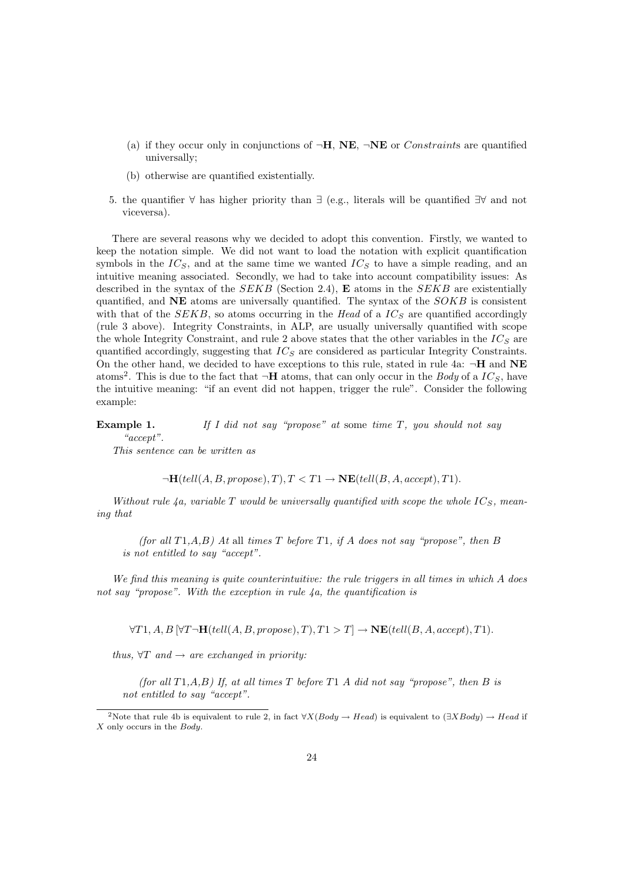(a) if they occur only in conjunctions of $\neg\mathbf{H}$, $\mathbf{NE}$, $\neg\mathbf{NE}$ or *Constraints* are quantified universally;

(b) otherwise are quantified existentially.

5. the quantifier $\forall$ has higher priority than $\exists$ (e.g., literals will be quantified $\exists\forall$ and not viceversa).

There are several reasons why we decided to adopt this convention. Firstly, we wanted to keep the notation simple. We did not want to load the notation with explicit quantification symbols in the $IC_S$, and at the same time we wanted $IC_S$ to have a simple reading, and an intuitive meaning associated. Secondly, we had to take into account compatibility issues: As described in the syntax of the $SEKB$ (Section 2.4), $\mathbf{E}$ atoms in the $SEKB$ are existentially quantified, and $\mathbf{NE}$ atoms are universally quantified. The syntax of the $SOKB$ is consistent with that of the $SEKB$, so atoms occurring in the *Head* of a $IC_S$ are quantified accordingly (rule 3 above). Integrity Constraints, in ALP, are usually universally quantified with scope the whole Integrity Constraint, and rule 2 above states that the other variables in the $IC_S$ are quantified accordingly, suggesting that $IC_S$ are considered as particular Integrity Constraints. On the other hand, we decided to have exceptions to this rule, stated in rule 4a: $\neg\mathbf{H}$ and $\mathbf{NE}$ atoms[2]. This is due to the fact that $\neg\mathbf{H}$ atoms, that can only occur in the *Body* of a $IC_S$, have the intuitive meaning: "if an event did not happen, trigger the rule". Consider the following example:

**Example 1.** *If I did not say "propose" at* some *time $T$, you should not say "accept".*

*This sentence can be written as*

$$\neg\mathbf{H}(tell(A, B, propose), T), T < T1 \rightarrow \mathbf{NE}(tell(B, A, accept), T1).$$

*Without rule 4a, variable $T$ would be universally quantified with scope the whole $IC_S$, meaning that*

> *(for all $T1$,$A$,$B$) At* all *times $T$ before $T1$, if $A$ does not say "propose", then $B$ is not entitled to say "accept".*

*We find this meaning is quite counterintuitive: the rule triggers in all times in which A does not say "propose". With the exception in rule 4a, the quantification is*

$$\forall T1, A, B\,[\forall T \neg\mathbf{H}(tell(A, B, propose), T), T1 > T] \rightarrow \mathbf{NE}(tell(B, A, accept), T1).$$

*thus, $\forall T$ and $\rightarrow$ are exchanged in priority:*

> *(for all $T1$,$A$,$B$) If, at all times $T$ before $T1$ $A$ did not say "propose", then $B$ is not entitled to say "accept".*

---

[2] Note that rule 4b is equivalent to rule 2, in fact $\forall X(Body \rightarrow Head)$ is equivalent to $(\exists X Body) \rightarrow Head$ if $X$ only occurs in the *Body*.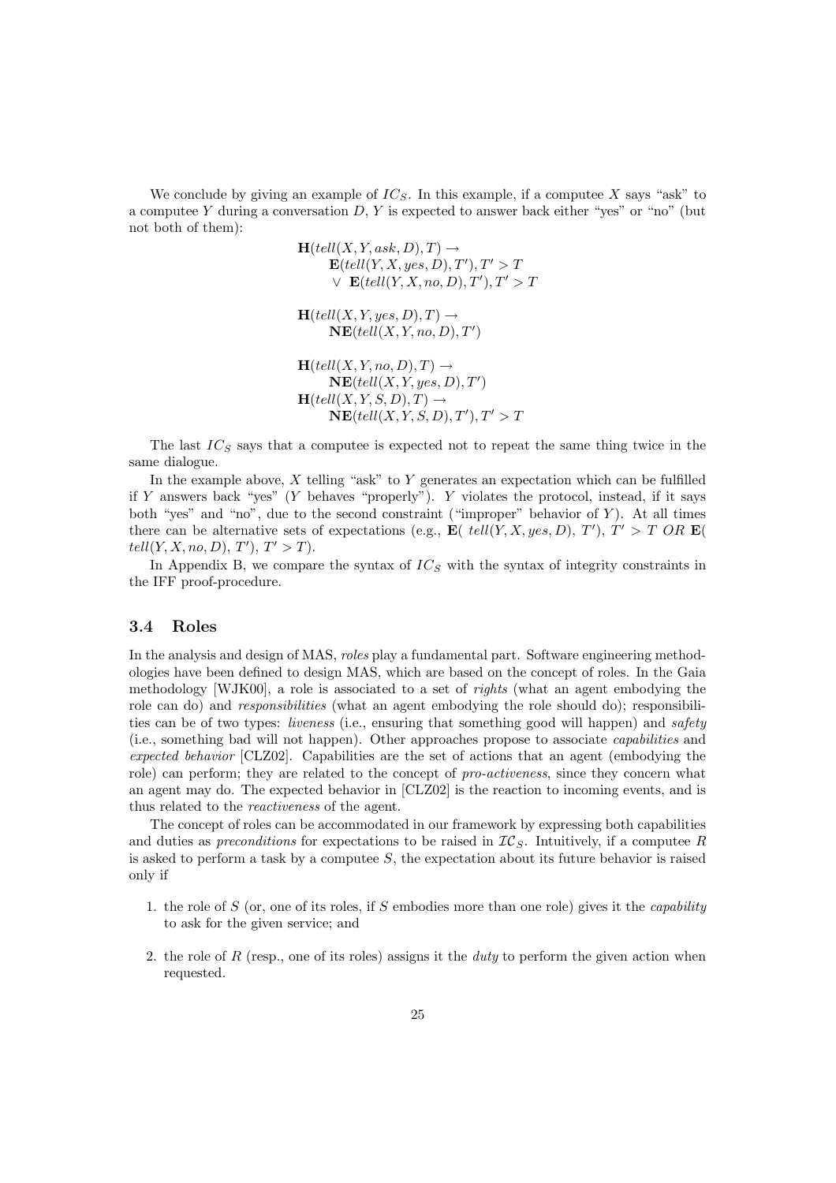We conclude by giving an example of $IC_S$. In this example, if a computee $X$ says "ask" to a computee $Y$ during a conversation $D$, $Y$ is expected to answer back either "yes" or "no" (but not both of them):

$$
\begin{array}{l}
\mathbf{H}(tell(X,Y,ask,D),T) \rightarrow \\
\quad \mathbf{E}(tell(Y,X,yes,D),T'),T' > T \\
\quad \vee\ \mathbf{E}(tell(Y,X,no,D),T'),T' > T
\end{array}
$$

$$
\begin{array}{l}
\mathbf{H}(tell(X,Y,yes,D),T) \rightarrow \\
\quad \mathbf{NE}(tell(X,Y,no,D),T')
\end{array}
$$

$$
\begin{array}{l}
\mathbf{H}(tell(X,Y,no,D),T) \rightarrow \\
\quad \mathbf{NE}(tell(X,Y,yes,D),T') \\
\mathbf{H}(tell(X,Y,S,D),T) \rightarrow \\
\quad \mathbf{NE}(tell(X,Y,S,D),T'),T' > T
\end{array}
$$

The last $IC_S$ says that a computee is expected not to repeat the same thing twice in the same dialogue.

In the example above, $X$ telling "ask" to $Y$ generates an expectation which can be fulfilled if $Y$ answers back "yes" ($Y$ behaves "properly"). $Y$ violates the protocol, instead, if it says both "yes" and "no", due to the second constraint ("improper" behavior of $Y$). At all times there can be alternative sets of expectations (e.g., $\mathbf{E}(\ tell(Y,X,yes,D),\ T'),\ T' > T\ OR\ \mathbf{E}(\ tell(Y,X,no,D),\ T'),\ T' > T$).

In Appendix B, we compare the syntax of $IC_S$ with the syntax of integrity constraints in the IFF proof-procedure.

### 3.4 Roles

In the analysis and design of MAS, *roles* play a fundamental part. Software engineering methodologies have been defined to design MAS, which are based on the concept of roles. In the Gaia methodology [WJK00], a role is associated to a set of *rights* (what an agent embodying the role can do) and *responsibilities* (what an agent embodying the role should do); responsibilities can be of two types: *liveness* (i.e., ensuring that something good will happen) and *safety* (i.e., something bad will not happen). Other approaches propose to associate *capabilities* and *expected behavior* [CLZ02]. Capabilities are the set of actions that an agent (embodying the role) can perform; they are related to the concept of *pro-activeness*, since they concern what an agent may do. The expected behavior in [CLZ02] is the reaction to incoming events, and is thus related to the *reactiveness* of the agent.

The concept of roles can be accommodated in our framework by expressing both capabilities and duties as *preconditions* for expectations to be raised in $\mathcal{IC}_S$. Intuitively, if a computee $R$ is asked to perform a task by a computee $S$, the expectation about its future behavior is raised only if

1. the role of $S$ (or, one of its roles, if $S$ embodies more than one role) gives it the *capability* to ask for the given service; and
2. the role of $R$ (resp., one of its roles) assigns it the *duty* to perform the given action when requested.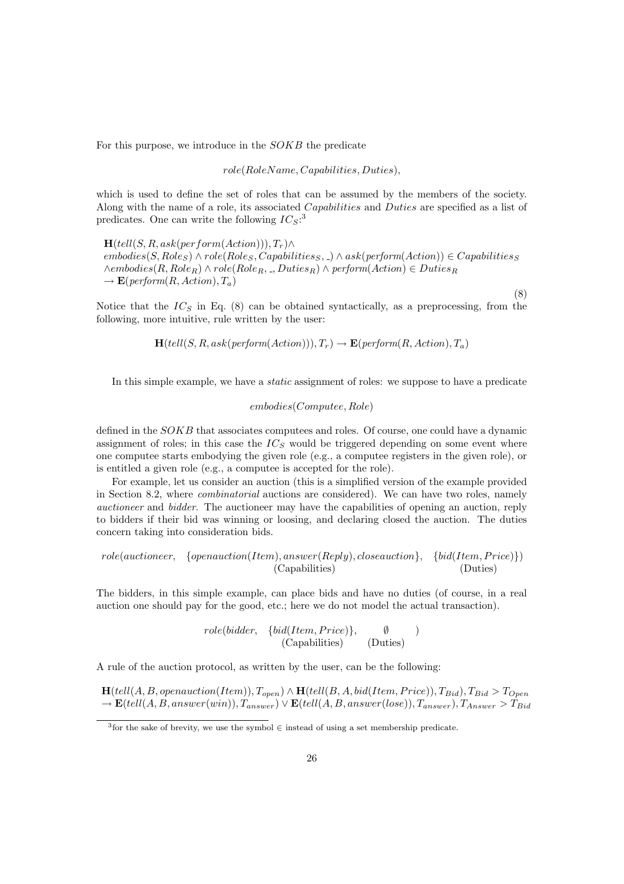For this purpose, we introduce in the $SOKB$ the predicate

$$role(RoleName, Capabilities, Duties),$$

which is used to define the set of roles that can be assumed by the members of the society. Along with the name of a role, its associated $Capabilities$ and $Duties$ are specified as a list of predicates. One can write the following $IC_S$:[3]

$$\begin{array}{l}
\mathbf{H}(tell(S, R, ask(perform(Action))), T_r) \wedge \\
embodies(S, Role_S) \wedge role(Role_S, Capabilities_S, \_) \wedge ask(perform(Action)) \in Capabilities_S \\
\wedge embodies(R, Role_R) \wedge role(Role_R, \_, Duties_R) \wedge perform(Action) \in Duties_R \\
\rightarrow \mathbf{E}(perform(R, Action), T_a)
\end{array} \tag{8}$$

Notice that the $IC_S$ in Eq. (8) can be obtained syntactically, as a preprocessing, from the following, more intuitive, rule written by the user:

$$\mathbf{H}(tell(S, R, ask(perform(Action))), T_r) \rightarrow \mathbf{E}(perform(R, Action), T_a)$$

In this simple example, we have a *static* assignment of roles: we suppose to have a predicate

$$embodies(Computee, Role)$$

defined in the $SOKB$ that associates computees and roles. Of course, one could have a dynamic assignment of roles; in this case the $IC_S$ would be triggered depending on some event where one computee starts embodying the given role (e.g., a computee registers in the given role), or is entitled a given role (e.g., a computee is accepted for the role).

For example, let us consider an auction (this is a simplified version of the example provided in Section 8.2, where *combinatorial* auctions are considered). We can have two roles, namely *auctioneer* and *bidder*. The auctioneer may have the capabilities of opening an auction, reply to bidders if their bid was winning or loosing, and declaring closed the auction. The duties concern taking into consideration bids.

$$role(auctioneer, \quad \underset{\text{(Capabilities)}}{\{openauction(Item), answer(Reply), closeauction\}}, \quad \underset{\text{(Duties)}}{\{bid(Item, Price)\}})$$

The bidders, in this simple example, can place bids and have no duties (of course, in a real auction one should pay for the good, etc.; here we do not model the actual transaction).

$$role(bidder, \quad \underset{\text{(Capabilities)}}{\{bid(Item, Price)\}}, \quad \underset{\text{(Duties)}}{\emptyset} \quad )$$

A rule of the auction protocol, as written by the user, can be the following:

$$\begin{array}{l}
\mathbf{H}(tell(A, B, openauction(Item)), T_{open}) \wedge \mathbf{H}(tell(B, A, bid(Item, Price)), T_{Bid}), T_{Bid} > T_{Open} \\
\rightarrow \mathbf{E}(tell(A, B, answer(win)), T_{answer}) \vee \mathbf{E}(tell(A, B, answer(lose)), T_{answer}), T_{Answer} > T_{Bid}
\end{array}$$

[3] for the sake of brevity, we use the symbol $\in$ instead of using a set membership predicate.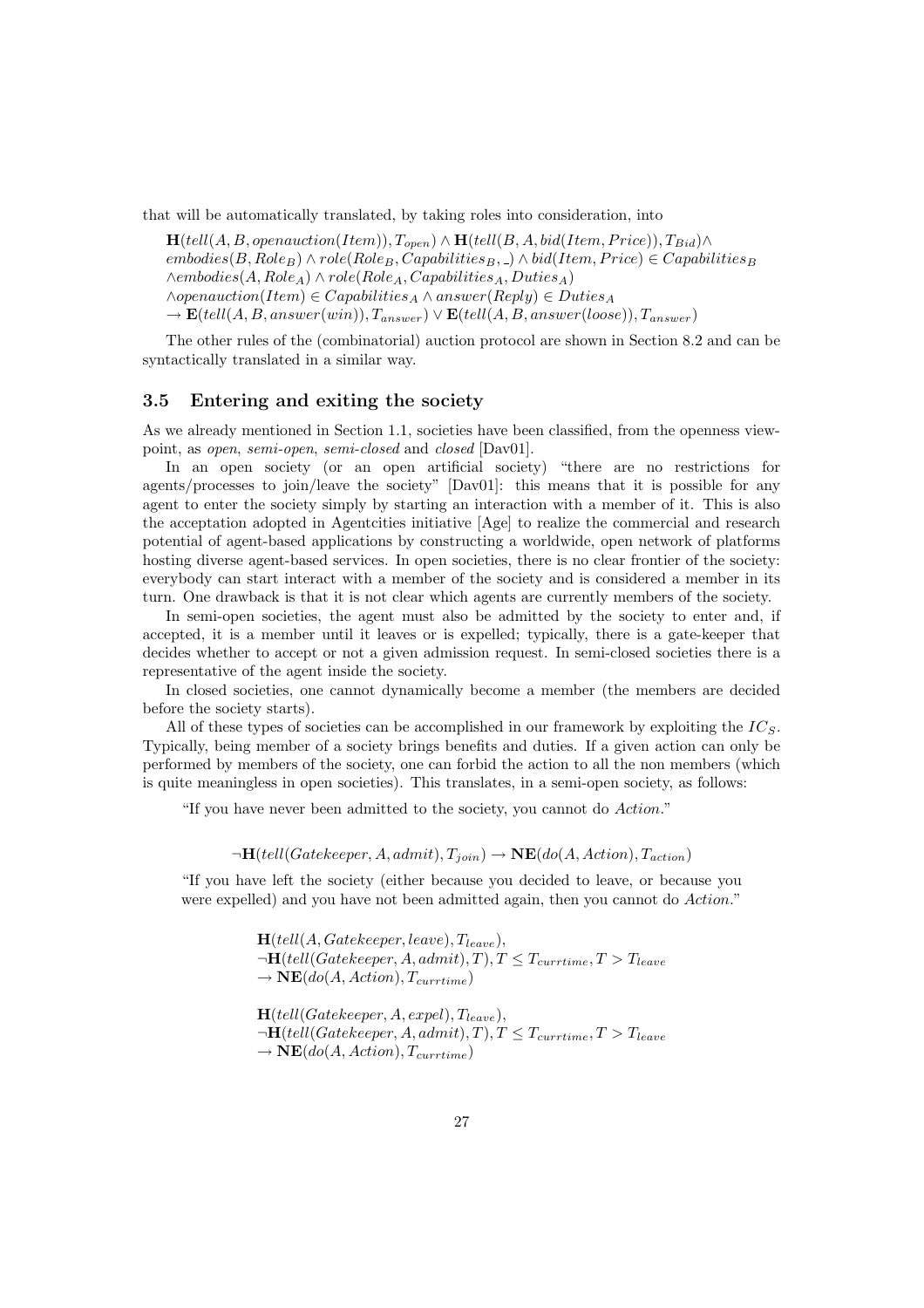that will be automatically translated, by taking roles into consideration, into

$$
\begin{aligned}
&\mathbf{H}(tell(A, B, openauction(Item)), T_{open}) \wedge \mathbf{H}(tell(B, A, bid(Item, Price)), T_{Bid}) \wedge \\
&embodies(B, Role_B) \wedge role(Role_B, Capabilities_B, \_) \wedge bid(Item, Price) \in Capabilities_B \\
&\wedge embodies(A, Role_A) \wedge role(Role_A, Capabilities_A, Duties_A) \\
&\wedge openauction(Item) \in Capabilities_A \wedge answer(Reply) \in Duties_A \\
&\rightarrow \mathbf{E}(tell(A, B, answer(win)), T_{answer}) \vee \mathbf{E}(tell(A, B, answer(loose)), T_{answer})
\end{aligned}
$$

The other rules of the (combinatorial) auction protocol are shown in Section 8.2 and can be syntactically translated in a similar way.

### 3.5 Entering and exiting the society

As we already mentioned in Section 1.1, societies have been classified, from the openness viewpoint, as *open*, *semi-open*, *semi-closed* and *closed* [Dav01].

In an open society (or an open artificial society) "there are no restrictions for agents/processes to join/leave the society" [Dav01]: this means that it is possible for any agent to enter the society simply by starting an interaction with a member of it. This is also the acceptation adopted in Agentcities initiative [Age] to realize the commercial and research potential of agent-based applications by constructing a worldwide, open network of platforms hosting diverse agent-based services. In open societies, there is no clear frontier of the society: everybody can start interact with a member of the society and is considered a member in its turn. One drawback is that it is not clear which agents are currently members of the society.

In semi-open societies, the agent must also be admitted by the society to enter and, if accepted, it is a member until it leaves or is expelled; typically, there is a gate-keeper that decides whether to accept or not a given admission request. In semi-closed societies there is a representative of the agent inside the society.

In closed societies, one cannot dynamically become a member (the members are decided before the society starts).

All of these types of societies can be accomplished in our framework by exploiting the $IC_S$. Typically, being member of a society brings benefits and duties. If a given action can only be performed by members of the society, one can forbid the action to all the non members (which is quite meaningless in open societies). This translates, in a semi-open society, as follows:

"If you have never been admitted to the society, you cannot do *Action*."

$$\neg\mathbf{H}(tell(Gatekeeper, A, admit), T_{join}) \rightarrow \mathbf{NE}(do(A, Action), T_{action})$$

"If you have left the society (either because you decided to leave, or because you were expelled) and you have not been admitted again, then you cannot do *Action*."

$$
\begin{aligned}
&\mathbf{H}(tell(A, Gatekeeper, leave), T_{leave}), \\
&\neg\mathbf{H}(tell(Gatekeeper, A, admit), T), T \leq T_{currtime}, T > T_{leave} \\
&\rightarrow \mathbf{NE}(do(A, Action), T_{currtime})
\end{aligned}
$$

$$
\begin{aligned}
&\mathbf{H}(tell(Gatekeeper, A, expel), T_{leave}), \\
&\neg\mathbf{H}(tell(Gatekeeper, A, admit), T), T \leq T_{currtime}, T > T_{leave} \\
&\rightarrow \mathbf{NE}(do(A, Action), T_{currtime})
\end{aligned}
$$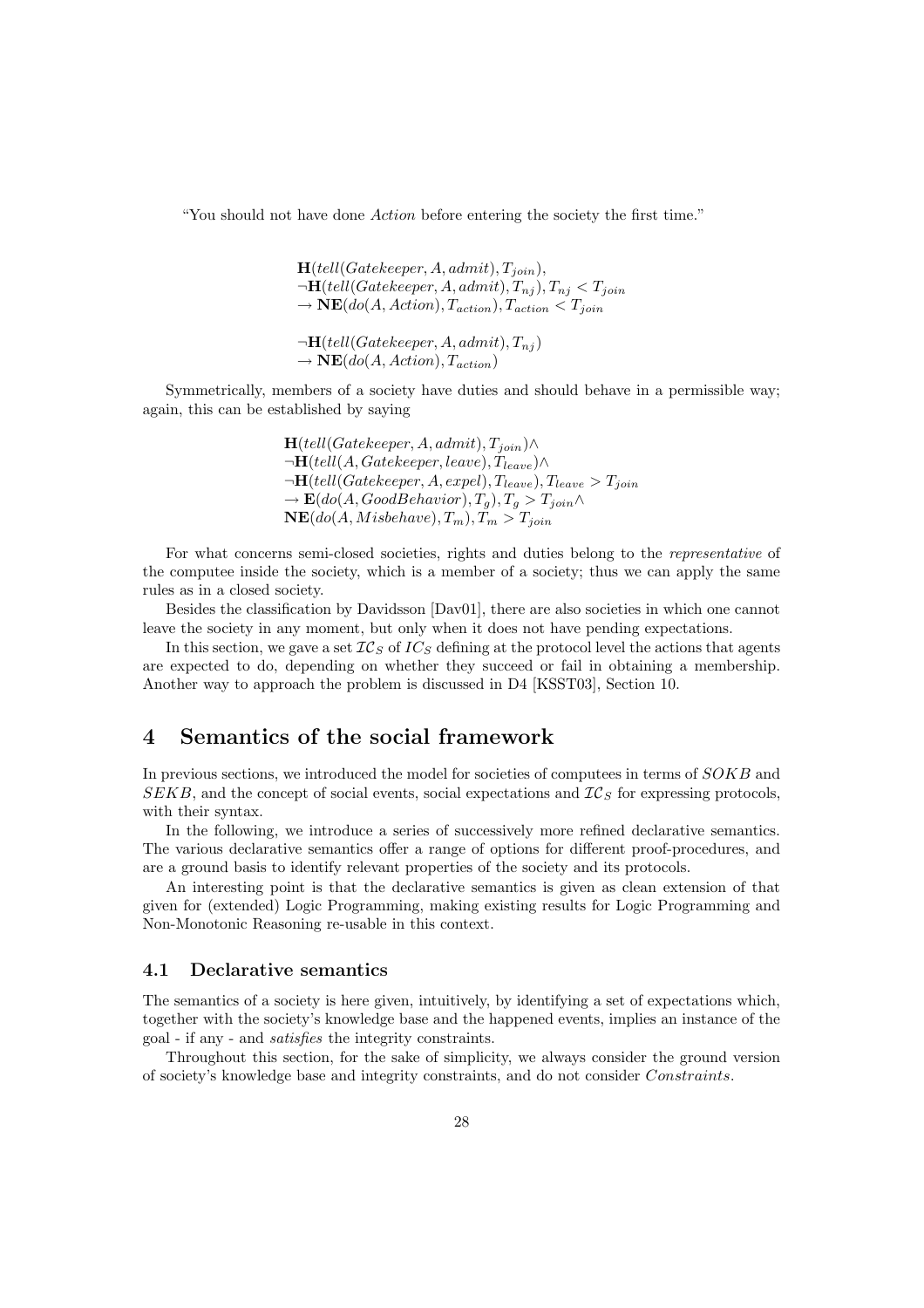"You should not have done *Action* before entering the society the first time."

$$
\begin{aligned}
&\mathbf{H}(tell(Gatekeeper, A, admit), T_{join}),\\
&\neg\mathbf{H}(tell(Gatekeeper, A, admit), T_{nj}), T_{nj} < T_{join}\\
&\rightarrow \mathbf{NE}(do(A, Action), T_{action}), T_{action} < T_{join}
\end{aligned}
$$

$$
\begin{aligned}
&\neg\mathbf{H}(tell(Gatekeeper, A, admit), T_{nj})\\
&\rightarrow \mathbf{NE}(do(A, Action), T_{action})
\end{aligned}
$$

Symmetrically, members of a society have duties and should behave in a permissible way; again, this can be established by saying

$$
\begin{aligned}
&\mathbf{H}(tell(Gatekeeper, A, admit), T_{join}) \wedge\\
&\neg\mathbf{H}(tell(A, Gatekeeper, leave), T_{leave}) \wedge\\
&\neg\mathbf{H}(tell(Gatekeeper, A, expel), T_{leave}), T_{leave} > T_{join}\\
&\rightarrow \mathbf{E}(do(A, GoodBehavior), T_g), T_g > T_{join} \wedge\\
&\mathbf{NE}(do(A, Misbehave), T_m), T_m > T_{join}
\end{aligned}
$$

For what concerns semi-closed societies, rights and duties belong to the *representative* of the computee inside the society, which is a member of a society; thus we can apply the same rules as in a closed society.

Besides the classification by Davidsson [Dav01], there are also societies in which one cannot leave the society in any moment, but only when it does not have pending expectations.

In this section, we gave a set $\mathcal{IC}_S$ of $IC_S$ defining at the protocol level the actions that agents are expected to do, depending on whether they succeed or fail in obtaining a membership. Another way to approach the problem is discussed in D4 [KSST03], Section 10.

# 4 Semantics of the social framework

In previous sections, we introduced the model for societies of computees in terms of $SOKB$ and $SEKB$, and the concept of social events, social expectations and $\mathcal{IC}_S$ for expressing protocols, with their syntax.

In the following, we introduce a series of successively more refined declarative semantics. The various declarative semantics offer a range of options for different proof-procedures, and are a ground basis to identify relevant properties of the society and its protocols.

An interesting point is that the declarative semantics is given as clean extension of that given for (extended) Logic Programming, making existing results for Logic Programming and Non-Monotonic Reasoning re-usable in this context.

## 4.1 Declarative semantics

The semantics of a society is here given, intuitively, by identifying a set of expectations which, together with the society's knowledge base and the happened events, implies an instance of the goal - if any - and *satisfies* the integrity constraints.

Throughout this section, for the sake of simplicity, we always consider the ground version of society's knowledge base and integrity constraints, and do not consider *Constraints*.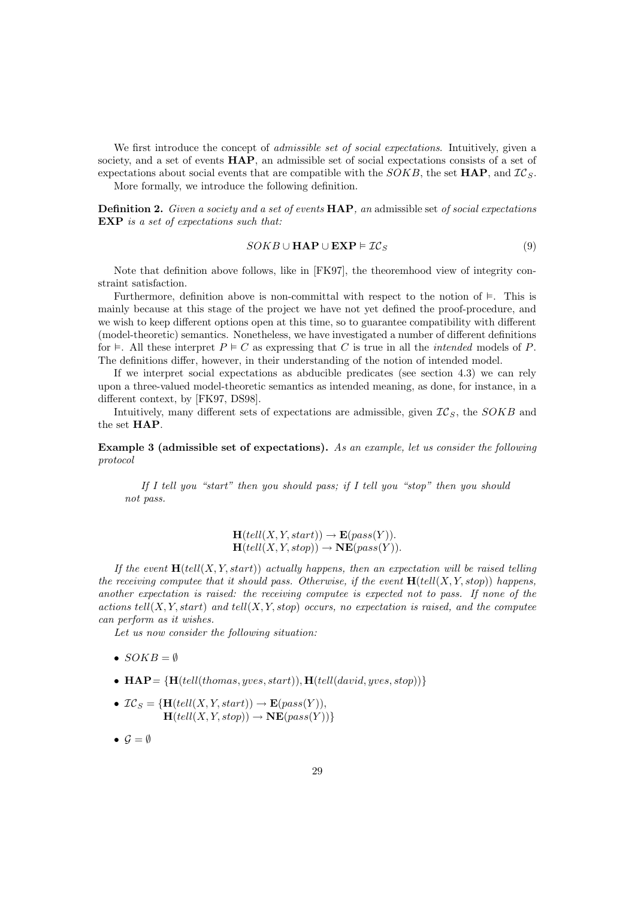We first introduce the concept of *admissible set of social expectations*. Intuitively, given a society, and a set of events **HAP**, an admissible set of social expectations consists of a set of expectations about social events that are compatible with the $SOKB$, the set **HAP**, and $\mathcal{IC}_S$.

More formally, we introduce the following definition.

**Definition 2.** *Given a society and a set of events* **HAP***, an* admissible set *of social expectations* **EXP** *is a set of expectations such that:*

$$SOKB \cup \mathbf{HAP} \cup \mathbf{EXP} \vDash \mathcal{IC}_S \tag{9}$$

Note that definition above follows, like in [FK97], the theoremhood view of integrity constraint satisfaction.

Furthermore, definition above is non-committal with respect to the notion of $\vDash$. This is mainly because at this stage of the project we have not yet defined the proof-procedure, and we wish to keep different options open at this time, so to guarantee compatibility with different (model-theoretic) semantics. Nonetheless, we have investigated a number of different definitions for $\vDash$. All these interpret $P \vDash C$ as expressing that $C$ is true in all the *intended* models of $P$. The definitions differ, however, in their understanding of the notion of intended model.

If we interpret social expectations as abducible predicates (see section 4.3) we can rely upon a three-valued model-theoretic semantics as intended meaning, as done, for instance, in a different context, by [FK97, DS98].

Intuitively, many different sets of expectations are admissible, given $\mathcal{IC}_S$, the $SOKB$ and the set **HAP**.

**Example 3 (admissible set of expectations).** *As an example, let us consider the following protocol*

> *If I tell you "start" then you should pass; if I tell you "stop" then you should not pass.*

$$\mathbf{H}(tell(X, Y, start)) \rightarrow \mathbf{E}(pass(Y)).$$
$$\mathbf{H}(tell(X, Y, stop)) \rightarrow \mathbf{NE}(pass(Y)).$$

*If the event $\mathbf{H}(tell(X, Y, start))$ actually happens, then an expectation will be raised telling the receiving computee that it should pass. Otherwise, if the event $\mathbf{H}(tell(X, Y, stop))$ happens, another expectation is raised: the receiving computee is expected not to pass. If none of the actions $tell(X, Y, start)$ and $tell(X, Y, stop)$ occurs, no expectation is raised, and the computee can perform as it wishes.*

*Let us now consider the following situation:*

- $SOKB = \emptyset$
- $\mathbf{HAP} = \{\mathbf{H}(tell(thomas, yves, start)), \mathbf{H}(tell(david, yves, stop))\}$
- $\mathcal{IC}_S = \{\mathbf{H}(tell(X, Y, start)) \rightarrow \mathbf{E}(pass(Y)),$
  $\mathbf{H}(tell(X, Y, stop)) \rightarrow \mathbf{NE}(pass(Y))\}$
- $\mathcal{G} = \emptyset$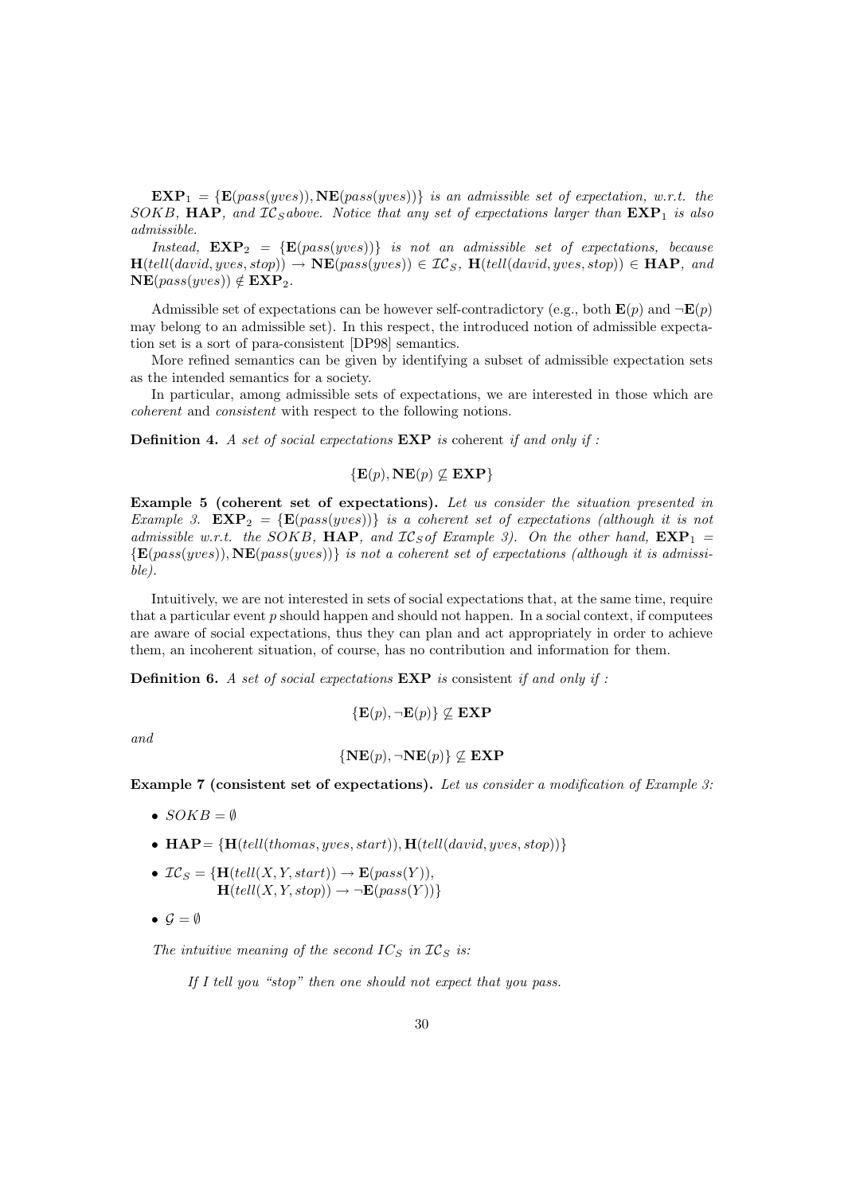$\mathbf{EXP}_1 = \{\mathbf{E}(pass(yves)), \mathbf{NE}(pass(yves))\}$ *is an admissible set of expectation, w.r.t. the* $SOKB$*,* $\mathbf{HAP}$*, and* $\mathcal{IC}_S$ *above. Notice that any set of expectations larger than* $\mathbf{EXP}_1$ *is also admissible.*

*Instead,* $\mathbf{EXP}_2 = \{\mathbf{E}(pass(yves))\}$ *is not an admissible set of expectations, because* $\mathbf{H}(tell(david, yves, stop)) \rightarrow \mathbf{NE}(pass(yves)) \in \mathcal{IC}_S$*,* $\mathbf{H}(tell(david, yves, stop)) \in \mathbf{HAP}$*, and* $\mathbf{NE}(pass(yves)) \notin \mathbf{EXP}_2$*.*

Admissible set of expectations can be however self-contradictory (e.g., both $\mathbf{E}(p)$ and $\neg\mathbf{E}(p)$ may belong to an admissible set). In this respect, the introduced notion of admissible expectation set is a sort of para-consistent [DP98] semantics.

More refined semantics can be given by identifying a subset of admissible expectation sets as the intended semantics for a society.

In particular, among admissible sets of expectations, we are interested in those which are *coherent* and *consistent* with respect to the following notions.

**Definition 4.** *A set of social expectations* $\mathbf{EXP}$ *is* coherent *if and only if :*

$$\{\mathbf{E}(p), \mathbf{NE}(p) \not\subseteq \mathbf{EXP}\}$$

**Example 5 (coherent set of expectations).** *Let us consider the situation presented in Example 3.* $\mathbf{EXP}_2 = \{\mathbf{E}(pass(yves))\}$ *is a coherent set of expectations (although it is not admissible w.r.t. the* $SOKB$*,* $\mathbf{HAP}$*, and* $\mathcal{IC}_S$ *of Example 3). On the other hand,* $\mathbf{EXP}_1 = \{\mathbf{E}(pass(yves)), \mathbf{NE}(pass(yves))\}$ *is not a coherent set of expectations (although it is admissible).*

Intuitively, we are not interested in sets of social expectations that, at the same time, require that a particular event $p$ should happen and should not happen. In a social context, if computees are aware of social expectations, thus they can plan and act appropriately in order to achieve them, an incoherent situation, of course, has no contribution and information for them.

**Definition 6.** *A set of social expectations* $\mathbf{EXP}$ *is* consistent *if and only if :*

$$\{\mathbf{E}(p), \neg\mathbf{E}(p)\} \not\subseteq \mathbf{EXP}$$

*and*

$$\{\mathbf{NE}(p), \neg\mathbf{NE}(p)\} \not\subseteq \mathbf{EXP}$$

**Example 7 (consistent set of expectations).** *Let us consider a modification of Example 3:*

- $SOKB = \emptyset$
- $\mathbf{HAP} = \{\mathbf{H}(tell(thomas, yves, start)), \mathbf{H}(tell(david, yves, stop))\}$
- $\mathcal{IC}_S = \{\mathbf{H}(tell(X, Y, start)) \rightarrow \mathbf{E}(pass(Y)),$
  $\mathbf{H}(tell(X, Y, stop)) \rightarrow \neg\mathbf{E}(pass(Y))\}$
- $\mathcal{G} = \emptyset$

*The intuitive meaning of the second* $IC_S$ *in* $\mathcal{IC}_S$ *is:*

> *If I tell you "stop" then one should not expect that you pass.*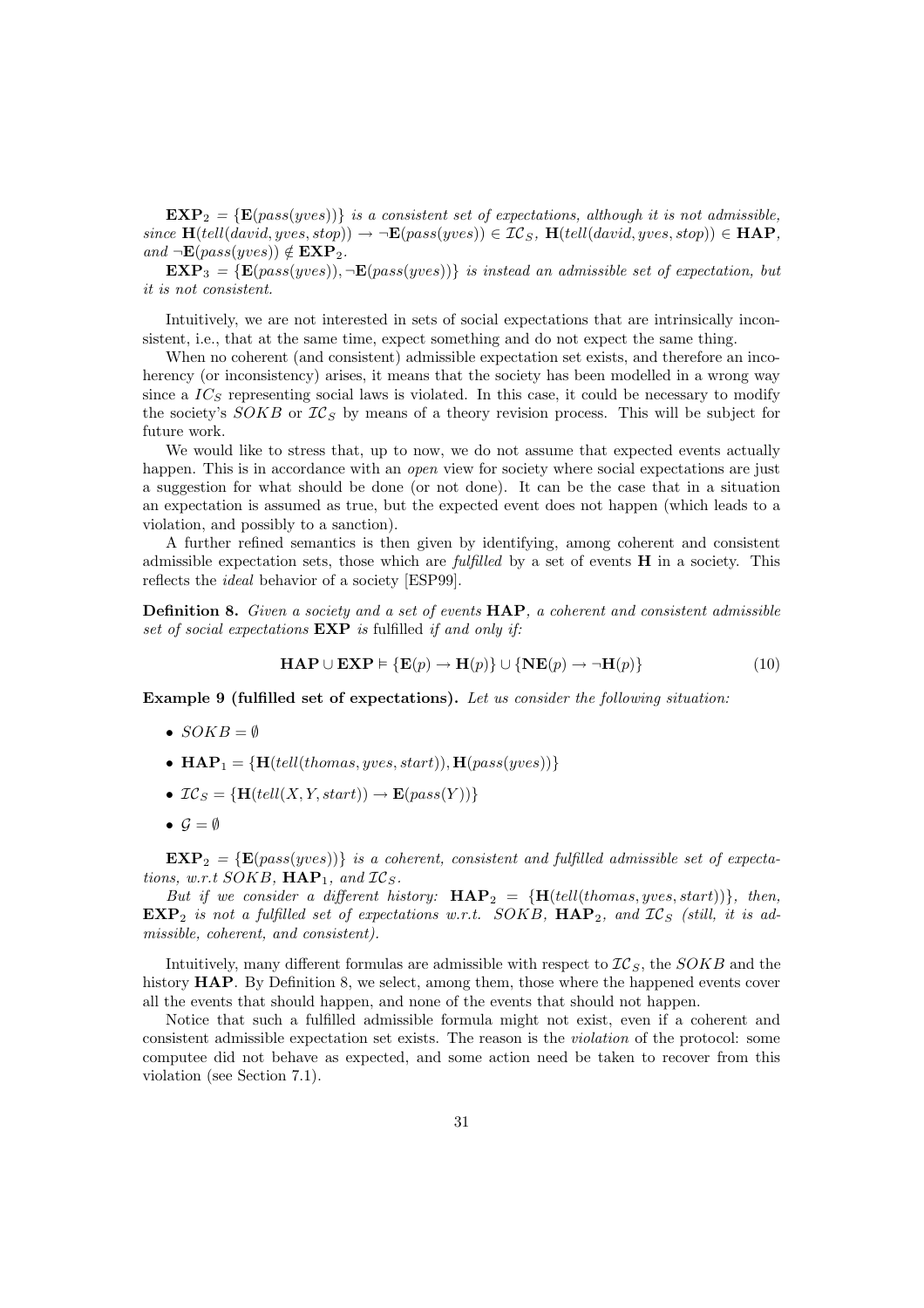$\mathbf{EXP}_2 = \{\mathbf{E}(pass(yves))\}$ *is a consistent set of expectations, although it is not admissible, since* $\mathbf{H}(tell(david, yves, stop)) \rightarrow \neg\mathbf{E}(pass(yves)) \in \mathcal{IC}_S$*,* $\mathbf{H}(tell(david, yves, stop)) \in \mathbf{HAP}$*, and* $\neg\mathbf{E}(pass(yves)) \notin \mathbf{EXP}_2$*.*

$\mathbf{EXP}_3 = \{\mathbf{E}(pass(yves)), \neg\mathbf{E}(pass(yves))\}$ *is instead an admissible set of expectation, but it is not consistent.*

Intuitively, we are not interested in sets of social expectations that are intrinsically inconsistent, i.e., that at the same time, expect something and do not expect the same thing.

When no coherent (and consistent) admissible expectation set exists, and therefore an incoherency (or inconsistency) arises, it means that the society has been modelled in a wrong way since a $IC_S$ representing social laws is violated. In this case, it could be necessary to modify the society's $SOKB$ or $\mathcal{IC}_S$ by means of a theory revision process. This will be subject for future work.

We would like to stress that, up to now, we do not assume that expected events actually happen. This is in accordance with an *open* view for society where social expectations are just a suggestion for what should be done (or not done). It can be the case that in a situation an expectation is assumed as true, but the expected event does not happen (which leads to a violation, and possibly to a sanction).

A further refined semantics is then given by identifying, among coherent and consistent admissible expectation sets, those which are *fulfilled* by a set of events $\mathbf{H}$ in a society. This reflects the *ideal* behavior of a society [ESP99].

**Definition 8.** *Given a society and a set of events* $\mathbf{HAP}$*, a coherent and consistent admissible set of social expectations* $\mathbf{EXP}$ *is* fulfilled *if and only if:*

$$\mathbf{HAP} \cup \mathbf{EXP} \vDash \{\mathbf{E}(p) \rightarrow \mathbf{H}(p)\} \cup \{\mathbf{NE}(p) \rightarrow \neg\mathbf{H}(p)\} \tag{10}$$

**Example 9 (fulfilled set of expectations).** *Let us consider the following situation:*

- $SOKB = \emptyset$
- $\mathbf{HAP}_1 = \{\mathbf{H}(tell(thomas, yves, start)), \mathbf{H}(pass(yves))\}$
- $\mathcal{IC}_S = \{\mathbf{H}(tell(X, Y, start)) \rightarrow \mathbf{E}(pass(Y))\}$
- $\mathcal{G} = \emptyset$

$\mathbf{EXP}_2 = \{\mathbf{E}(pass(yves))\}$ *is a coherent, consistent and fulfilled admissible set of expectations, w.r.t* $SOKB$*,* $\mathbf{HAP}_1$*, and* $\mathcal{IC}_S$*.*

*But if we consider a different history:* $\mathbf{HAP}_2 = \{\mathbf{H}(tell(thomas, yves, start))\}$*, then,* $\mathbf{EXP}_2$ *is not a fulfilled set of expectations w.r.t.* $SOKB$*,* $\mathbf{HAP}_2$*, and* $\mathcal{IC}_S$ *(still, it is admissible, coherent, and consistent).*

Intuitively, many different formulas are admissible with respect to $\mathcal{IC}_S$, the $SOKB$ and the history $\mathbf{HAP}$. By Definition 8, we select, among them, those where the happened events cover all the events that should happen, and none of the events that should not happen.

Notice that such a fulfilled admissible formula might not exist, even if a coherent and consistent admissible expectation set exists. The reason is the *violation* of the protocol: some computee did not behave as expected, and some action need be taken to recover from this violation (see Section 7.1).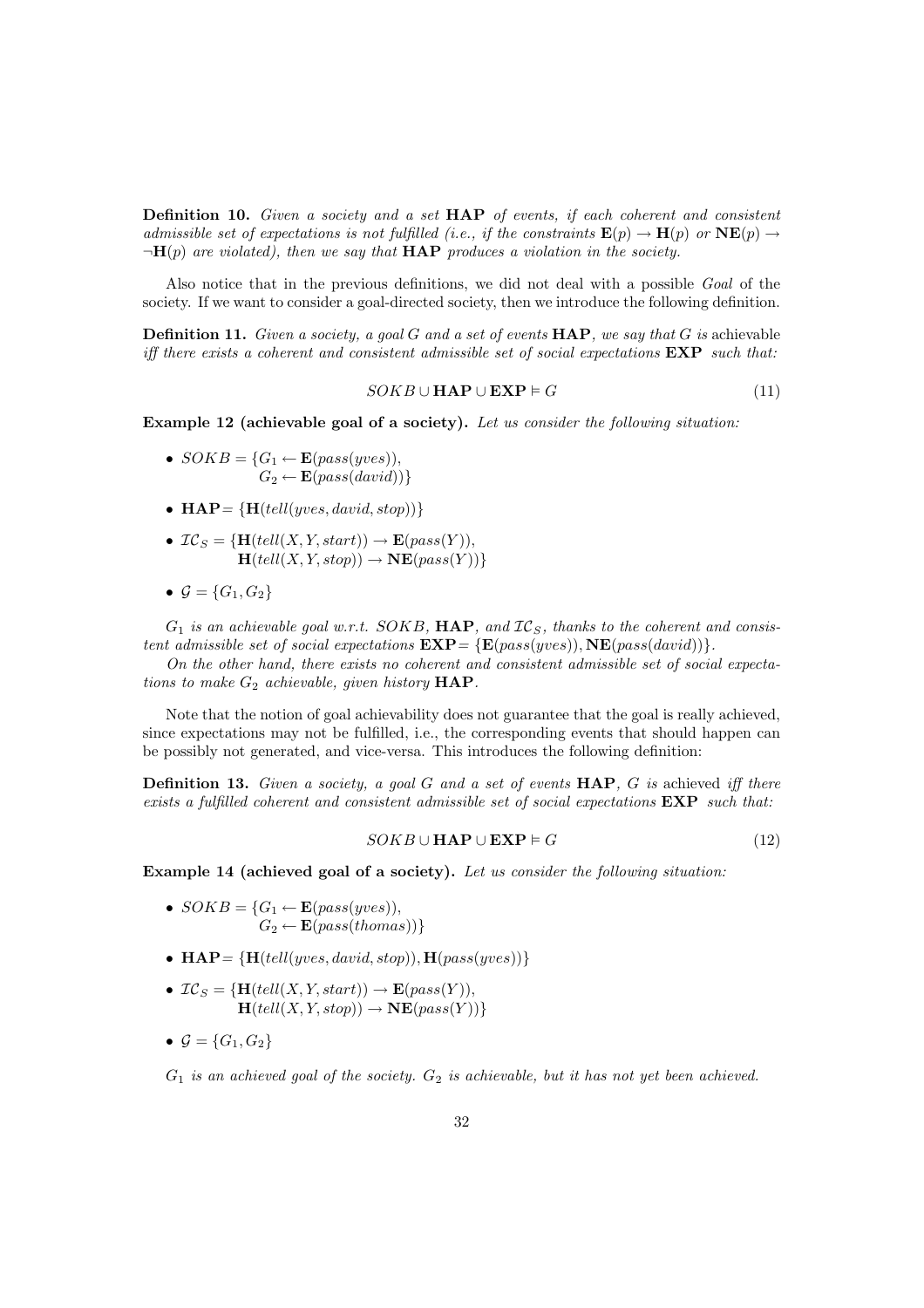**Definition 10.** *Given a society and a set* $\mathbf{HAP}$ *of events, if each coherent and consistent admissible set of expectations is not fulfilled (i.e., if the constraints* $\mathbf{E}(p) \rightarrow \mathbf{H}(p)$ *or* $\mathbf{NE}(p) \rightarrow \neg\mathbf{H}(p)$ *are violated), then we say that* $\mathbf{HAP}$ *produces a violation in the society.*

Also notice that in the previous definitions, we did not deal with a possible *Goal* of the society. If we want to consider a goal-directed society, then we introduce the following definition.

**Definition 11.** *Given a society, a goal* $G$ *and a set of events* $\mathbf{HAP}$*, we say that* $G$ *is* achievable *iff there exists a coherent and consistent admissible set of social expectations* $\mathbf{EXP}$ *such that:*

$$SOKB \cup \mathbf{HAP} \cup \mathbf{EXP} \vDash G \tag{11}$$

**Example 12 (achievable goal of a society).** *Let us consider the following situation:*

- $SOKB = \{G_1 \leftarrow \mathbf{E}(pass(yves)),$
  $G_2 \leftarrow \mathbf{E}(pass(david))\}$
- $\mathbf{HAP} = \{\mathbf{H}(tell(yves, david, stop))\}$
- $\mathcal{IC}_S = \{\mathbf{H}(tell(X, Y, start)) \rightarrow \mathbf{E}(pass(Y)),$
  $\mathbf{H}(tell(X, Y, stop)) \rightarrow \mathbf{NE}(pass(Y))\}$
- $\mathcal{G} = \{G_1, G_2\}$

$G_1$ *is an achievable goal w.r.t.* $SOKB$*,* $\mathbf{HAP}$*, and* $\mathcal{IC}_S$*, thanks to the coherent and consistent admissible set of social expectations* $\mathbf{EXP} = \{\mathbf{E}(pass(yves)), \mathbf{NE}(pass(david))\}$*.*

*On the other hand, there exists no coherent and consistent admissible set of social expectations to make* $G_2$ *achievable, given history* $\mathbf{HAP}$*.*

Note that the notion of goal achievability does not guarantee that the goal is really achieved, since expectations may not be fulfilled, i.e., the corresponding events that should happen can be possibly not generated, and vice-versa. This introduces the following definition:

**Definition 13.** *Given a society, a goal* $G$ *and a set of events* $\mathbf{HAP}$*,* $G$ *is* achieved *iff there exists a fulfilled coherent and consistent admissible set of social expectations* $\mathbf{EXP}$ *such that:*

$$SOKB \cup \mathbf{HAP} \cup \mathbf{EXP} \vDash G \tag{12}$$

**Example 14 (achieved goal of a society).** *Let us consider the following situation:*

- $SOKB = \{G_1 \leftarrow \mathbf{E}(pass(yves)),$
  $G_2 \leftarrow \mathbf{E}(pass(thomas))\}$
- $\mathbf{HAP} = \{\mathbf{H}(tell(yves, david, stop)), \mathbf{H}(pass(yves))\}$
- $\mathcal{IC}_S = \{\mathbf{H}(tell(X, Y, start)) \rightarrow \mathbf{E}(pass(Y)),$
  $\mathbf{H}(tell(X, Y, stop)) \rightarrow \mathbf{NE}(pass(Y))\}$
- $\mathcal{G} = \{G_1, G_2\}$

$G_1$ *is an achieved goal of the society.* $G_2$ *is achievable, but it has not yet been achieved.*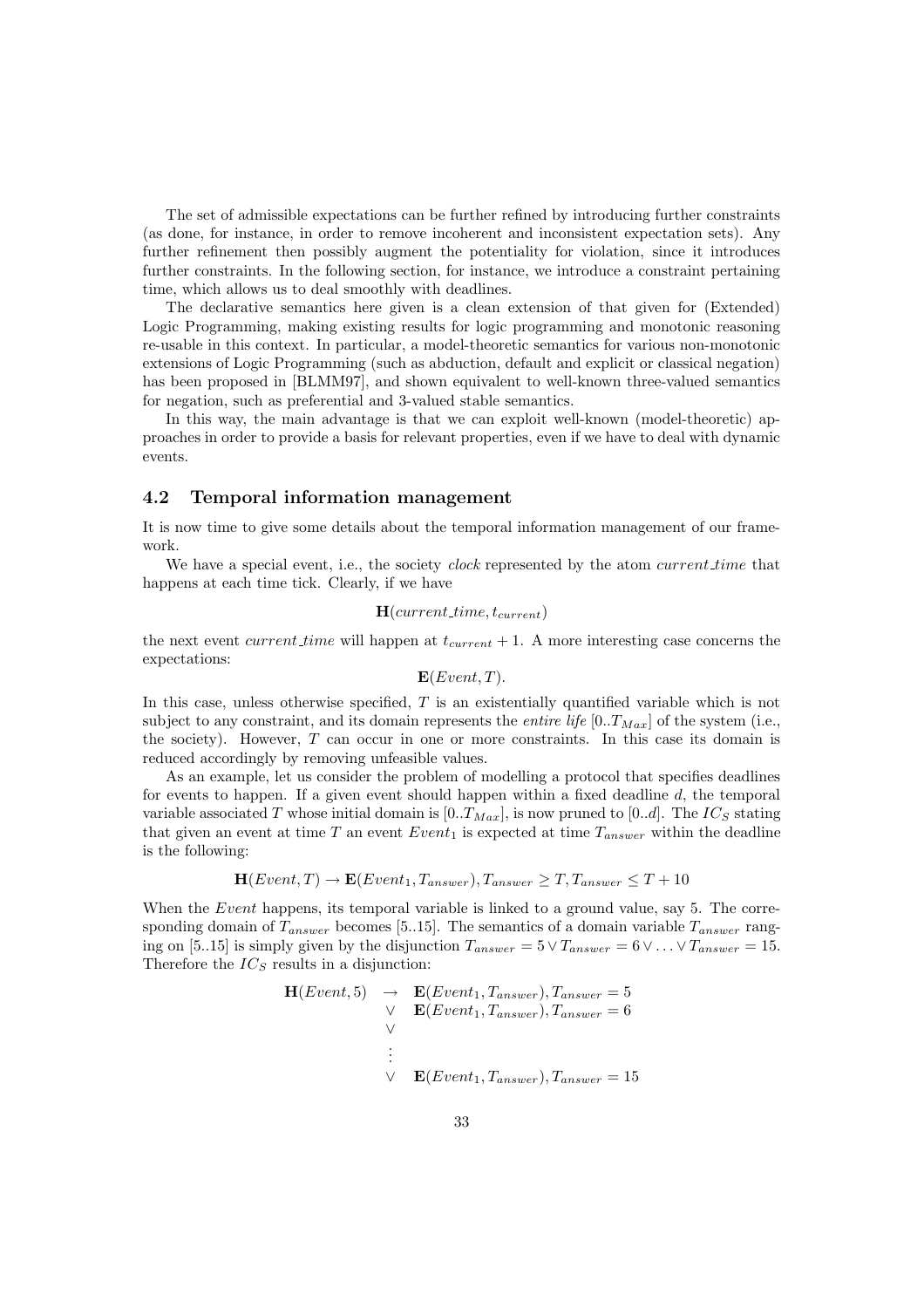The set of admissible expectations can be further refined by introducing further constraints (as done, for instance, in order to remove incoherent and inconsistent expectation sets). Any further refinement then possibly augment the potentiality for violation, since it introduces further constraints. In the following section, for instance, we introduce a constraint pertaining time, which allows us to deal smoothly with deadlines.

The declarative semantics here given is a clean extension of that given for (Extended) Logic Programming, making existing results for logic programming and monotonic reasoning re-usable in this context. In particular, a model-theoretic semantics for various non-monotonic extensions of Logic Programming (such as abduction, default and explicit or classical negation) has been proposed in [BLMM97], and shown equivalent to well-known three-valued semantics for negation, such as preferential and 3-valued stable semantics.

In this way, the main advantage is that we can exploit well-known (model-theoretic) approaches in order to provide a basis for relevant properties, even if we have to deal with dynamic events.

### 4.2 Temporal information management

It is now time to give some details about the temporal information management of our framework.

We have a special event, i.e., the society *clock* represented by the atom *current_time* that happens at each time tick. Clearly, if we have

$$\mathbf{H}(current\_time, t_{current})$$

the next event *current_time* will happen at $t_{current} + 1$. A more interesting case concerns the expectations:

$$\mathbf{E}(Event, T).$$

In this case, unless otherwise specified, $T$ is an existentially quantified variable which is not subject to any constraint, and its domain represents the *entire life* $[0..T_{Max}]$ of the system (i.e., the society). However, $T$ can occur in one or more constraints. In this case its domain is reduced accordingly by removing unfeasible values.

As an example, let us consider the problem of modelling a protocol that specifies deadlines for events to happen. If a given event should happen within a fixed deadline $d$, the temporal variable associated $T$ whose initial domain is $[0..T_{Max}]$, is now pruned to $[0..d]$. The $IC_S$ stating that given an event at time $T$ an event $Event_1$ is expected at time $T_{answer}$ within the deadline is the following:

$$\mathbf{H}(Event, T) \rightarrow \mathbf{E}(Event_1, T_{answer}), T_{answer} \geq T, T_{answer} \leq T + 10$$

When the *Event* happens, its temporal variable is linked to a ground value, say 5. The corresponding domain of $T_{answer}$ becomes [5..15]. The semantics of a domain variable $T_{answer}$ ranging on [5..15] is simply given by the disjunction $T_{answer} = 5 \vee T_{answer} = 6 \vee \ldots \vee T_{answer} = 15$. Therefore the $IC_S$ results in a disjunction:

$$\begin{array}{lll}
\mathbf{H}(Event, 5) & \rightarrow & \mathbf{E}(Event_1, T_{answer}), T_{answer} = 5 \\
& \vee & \mathbf{E}(Event_1, T_{answer}), T_{answer} = 6 \\
& \vee & \\
& \vdots & \\
& \vee & \mathbf{E}(Event_1, T_{answer}), T_{answer} = 15
\end{array}$$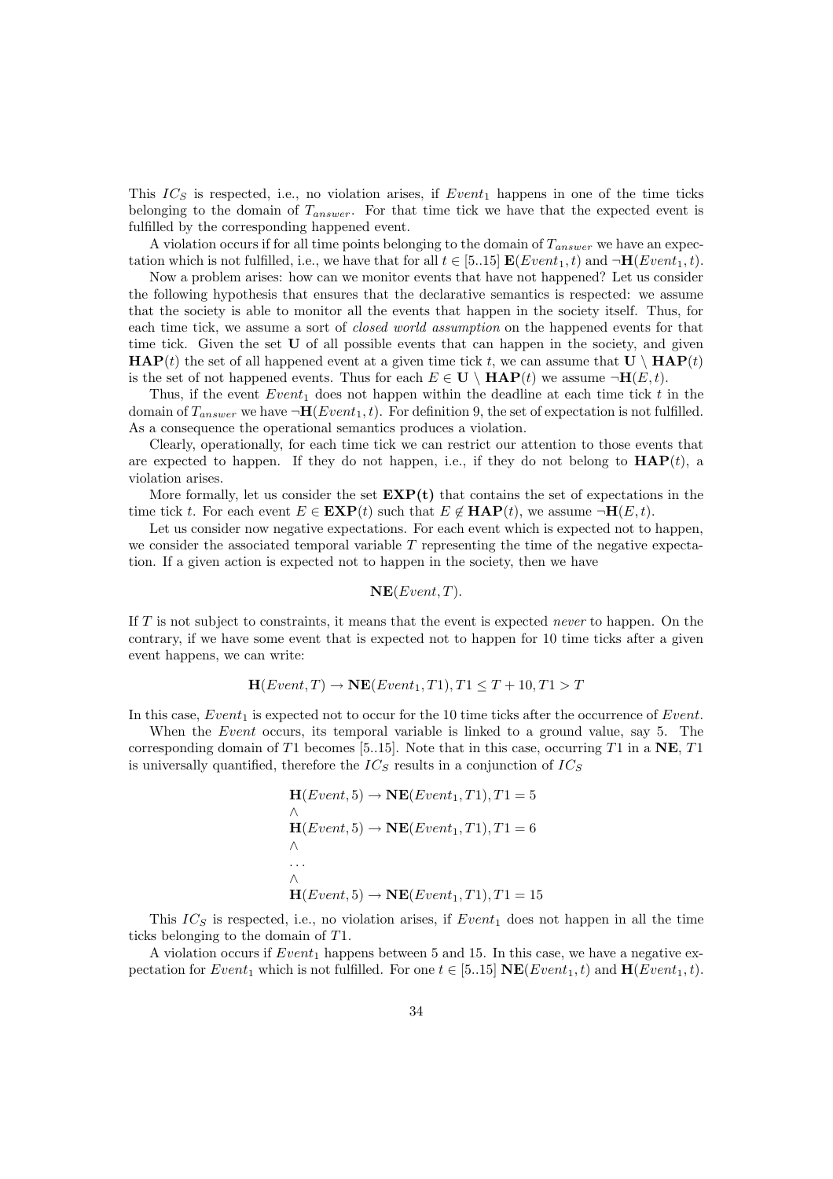This $IC_S$ is respected, i.e., no violation arises, if $Event_1$ happens in one of the time ticks belonging to the domain of $T_{answer}$. For that time tick we have that the expected event is fulfilled by the corresponding happened event.

A violation occurs if for all time points belonging to the domain of $T_{answer}$ we have an expectation which is not fulfilled, i.e., we have that for all $t \in [5..15]$ $\mathbf{E}(Event_1, t)$ and $\neg\mathbf{H}(Event_1, t)$.

Now a problem arises: how can we monitor events that have not happened? Let us consider the following hypothesis that ensures that the declarative semantics is respected: we assume that the society is able to monitor all the events that happen in the society itself. Thus, for each time tick, we assume a sort of *closed world assumption* on the happened events for that time tick. Given the set $\mathbf{U}$ of all possible events that can happen in the society, and given $\mathbf{HAP}(t)$ the set of all happened event at a given time tick $t$, we can assume that $\mathbf{U} \setminus \mathbf{HAP}(t)$ is the set of not happened events. Thus for each $E \in \mathbf{U} \setminus \mathbf{HAP}(t)$ we assume $\neg\mathbf{H}(E, t)$.

Thus, if the event $Event_1$ does not happen within the deadline at each time tick $t$ in the domain of $T_{answer}$ we have $\neg\mathbf{H}(Event_1, t)$. For definition 9, the set of expectation is not fulfilled. As a consequence the operational semantics produces a violation.

Clearly, operationally, for each time tick we can restrict our attention to those events that are expected to happen. If they do not happen, i.e., if they do not belong to $\mathbf{HAP}(t)$, a violation arises.

More formally, let us consider the set $\mathbf{EXP(t)}$ that contains the set of expectations in the time tick $t$. For each event $E \in \mathbf{EXP}(t)$ such that $E \notin \mathbf{HAP}(t)$, we assume $\neg\mathbf{H}(E, t)$.

Let us consider now negative expectations. For each event which is expected not to happen, we consider the associated temporal variable $T$ representing the time of the negative expectation. If a given action is expected not to happen in the society, then we have

$$\mathbf{NE}(Event, T).$$

If $T$ is not subject to constraints, it means that the event is expected *never* to happen. On the contrary, if we have some event that is expected not to happen for 10 time ticks after a given event happens, we can write:

$$\mathbf{H}(Event, T) \rightarrow \mathbf{NE}(Event_1, T1), T1 \leq T + 10, T1 > T$$

In this case, $Event_1$ is expected not to occur for the 10 time ticks after the occurrence of $Event$.

When the $Event$ occurs, its temporal variable is linked to a ground value, say 5. The corresponding domain of $T1$ becomes [5..15]. Note that in this case, occurring $T1$ in a $\mathbf{NE}$, $T1$ is universally quantified, therefore the $IC_S$ results in a conjunction of $IC_S$

$$\begin{array}{l}
\mathbf{H}(Event, 5) \rightarrow \mathbf{NE}(Event_1, T1), T1 = 5 \\
\wedge \\
\mathbf{H}(Event, 5) \rightarrow \mathbf{NE}(Event_1, T1), T1 = 6 \\
\wedge \\
\ldots \\
\wedge \\
\mathbf{H}(Event, 5) \rightarrow \mathbf{NE}(Event_1, T1), T1 = 15
\end{array}$$

This $IC_S$ is respected, i.e., no violation arises, if $Event_1$ does not happen in all the time ticks belonging to the domain of $T1$.

A violation occurs if $Event_1$ happens between 5 and 15. In this case, we have a negative expectation for $Event_1$ which is not fulfilled. For one $t \in [5..15]$ $\mathbf{NE}(Event_1, t)$ and $\mathbf{H}(Event_1, t)$.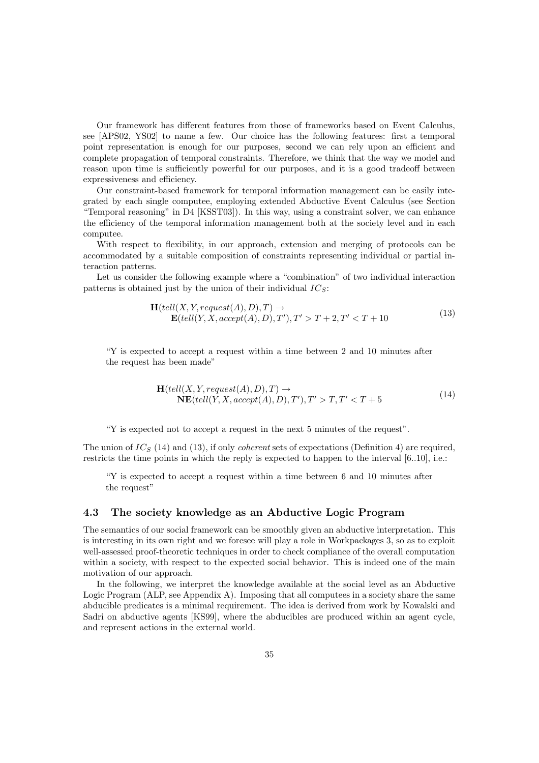Our framework has different features from those of frameworks based on Event Calculus, see [APS02, YS02] to name a few. Our choice has the following features: first a temporal point representation is enough for our purposes, second we can rely upon an efficient and complete propagation of temporal constraints. Therefore, we think that the way we model and reason upon time is sufficiently powerful for our purposes, and it is a good tradeoff between expressiveness and efficiency.

Our constraint-based framework for temporal information management can be easily integrated by each single computee, employing extended Abductive Event Calculus (see Section "Temporal reasoning" in D4 [KSST03]). In this way, using a constraint solver, we can enhance the efficiency of the temporal information management both at the society level and in each computee.

With respect to flexibility, in our approach, extension and merging of protocols can be accommodated by a suitable composition of constraints representing individual or partial interaction patterns.

Let us consider the following example where a "combination" of two individual interaction patterns is obtained just by the union of their individual $IC_S$:

$$\begin{array}{l} \mathbf{H}(tell(X,Y,request(A),D),T) \rightarrow \\ \quad \mathbf{E}(tell(Y,X,accept(A),D),T'), T' > T+2, T' < T+10 \end{array} \tag{13}$$

"Y is expected to accept a request within a time between 2 and 10 minutes after the request has been made"

$$\begin{array}{l} \mathbf{H}(tell(X,Y,request(A),D),T) \rightarrow \\ \quad \mathbf{NE}(tell(Y,X,accept(A),D),T'), T' > T, T' < T+5 \end{array} \tag{14}$$

"Y is expected not to accept a request in the next 5 minutes of the request".

The union of $IC_S$ (14) and (13), if only *coherent* sets of expectations (Definition 4) are required, restricts the time points in which the reply is expected to happen to the interval [6..10], i.e.:

"Y is expected to accept a request within a time between 6 and 10 minutes after the request"

### 4.3 The society knowledge as an Abductive Logic Program

The semantics of our social framework can be smoothly given an abductive interpretation. This is interesting in its own right and we foresee will play a role in Workpackages 3, so as to exploit well-assessed proof-theoretic techniques in order to check compliance of the overall computation within a society, with respect to the expected social behavior. This is indeed one of the main motivation of our approach.

In the following, we interpret the knowledge available at the social level as an Abductive Logic Program (ALP, see Appendix A). Imposing that all computees in a society share the same abducible predicates is a minimal requirement. The idea is derived from work by Kowalski and Sadri on abductive agents [KS99], where the abducibles are produced within an agent cycle, and represent actions in the external world.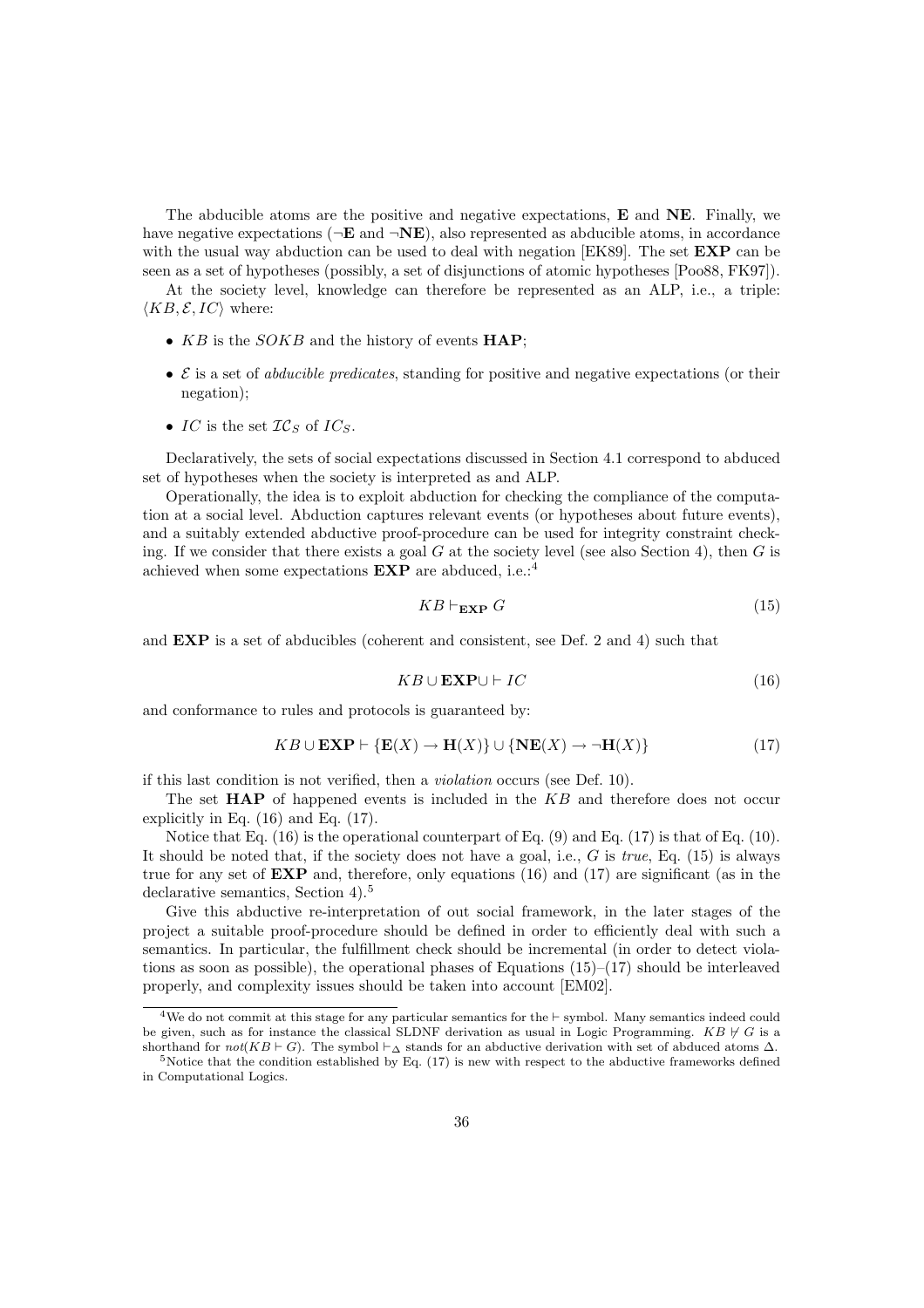The abducible atoms are the positive and negative expectations, **E** and **NE**. Finally, we have negative expectations ($\neg\mathbf{E}$ and $\neg\mathbf{NE}$), also represented as abducible atoms, in accordance with the usual way abduction can be used to deal with negation [EK89]. The set **EXP** can be seen as a set of hypotheses (possibly, a set of disjunctions of atomic hypotheses [Poo88, FK97]).

At the society level, knowledge can therefore be represented as an ALP, i.e., a triple: $\langle KB, \mathcal{E}, IC\rangle$ where:

- $KB$ is the $SOKB$ and the history of events **HAP**;
- $\mathcal{E}$ is a set of *abducible predicates*, standing for positive and negative expectations (or their negation);
- $IC$ is the set $\mathcal{IC}_S$ of $IC_S$.

Declaratively, the sets of social expectations discussed in Section 4.1 correspond to abduced set of hypotheses when the society is interpreted as and ALP.

Operationally, the idea is to exploit abduction for checking the compliance of the computation at a social level. Abduction captures relevant events (or hypotheses about future events), and a suitably extended abductive proof-procedure can be used for integrity constraint checking. If we consider that there exists a goal $G$ at the society level (see also Section 4), then $G$ is achieved when some expectations **EXP** are abduced, i.e.:[4]

$$KB \vdash_{\mathbf{EXP}} G \tag{15}$$

and **EXP** is a set of abducibles (coherent and consistent, see Def. 2 and 4) such that

$$KB \cup \mathbf{EXP} \cup \vdash IC \tag{16}$$

and conformance to rules and protocols is guaranteed by:

$$KB \cup \mathbf{EXP} \vdash \{\mathbf{E}(X) \rightarrow \mathbf{H}(X)\} \cup \{\mathbf{NE}(X) \rightarrow \neg\mathbf{H}(X)\} \tag{17}$$

if this last condition is not verified, then a *violation* occurs (see Def. 10).

The set **HAP** of happened events is included in the $KB$ and therefore does not occur explicitly in Eq. (16) and Eq. (17).

Notice that Eq. (16) is the operational counterpart of Eq. (9) and Eq. (17) is that of Eq. (10). It should be noted that, if the society does not have a goal, i.e., $G$ is *true*, Eq. (15) is always true for any set of **EXP** and, therefore, only equations (16) and (17) are significant (as in the declarative semantics, Section 4).[5]

Give this abductive re-interpretation of out social framework, in the later stages of the project a suitable proof-procedure should be defined in order to efficiently deal with such a semantics. In particular, the fulfillment check should be incremental (in order to detect violations as soon as possible), the operational phases of Equations (15)–(17) should be interleaved properly, and complexity issues should be taken into account [EM02].

[4] We do not commit at this stage for any particular semantics for the $\vdash$ symbol. Many semantics indeed could be given, such as for instance the classical SLDNF derivation as usual in Logic Programming. $KB \not\vdash G$ is a shorthand for $not(KB \vdash G)$. The symbol $\vdash_\Delta$ stands for an abductive derivation with set of abduced atoms $\Delta$.

[5] Notice that the condition established by Eq. (17) is new with respect to the abductive frameworks defined in Computational Logics.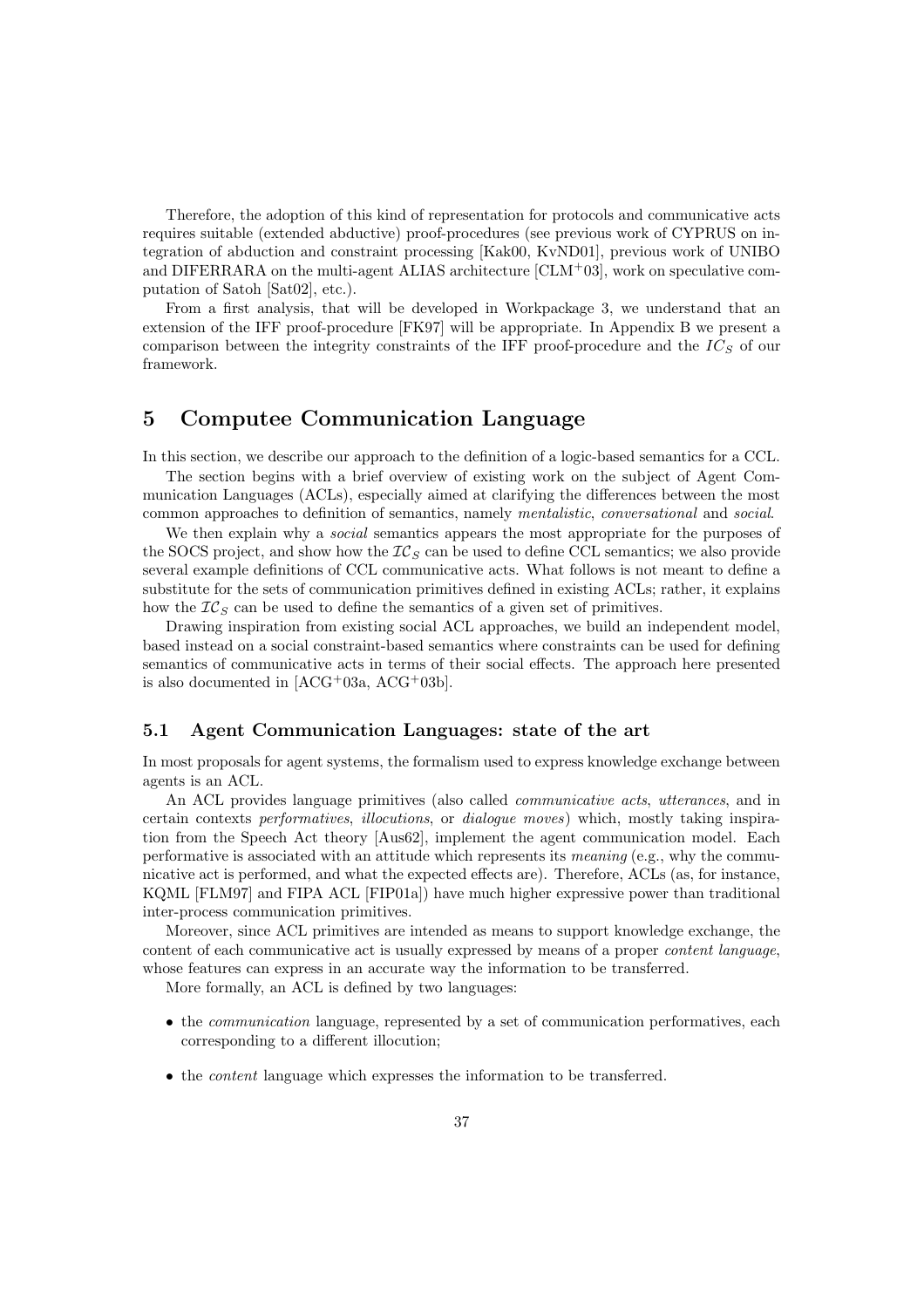Therefore, the adoption of this kind of representation for protocols and communicative acts requires suitable (extended abductive) proof-procedures (see previous work of CYPRUS on integration of abduction and constraint processing [Kak00, KvND01], previous work of UNIBO and DIFERRARA on the multi-agent ALIAS architecture [CLM$^{+}$03], work on speculative computation of Satoh [Sat02], etc.).

From a first analysis, that will be developed in Workpackage 3, we understand that an extension of the IFF proof-procedure [FK97] will be appropriate. In Appendix B we present a comparison between the integrity constraints of the IFF proof-procedure and the $IC_S$ of our framework.

# 5 Computee Communication Language

In this section, we describe our approach to the definition of a logic-based semantics for a CCL.

The section begins with a brief overview of existing work on the subject of Agent Communication Languages (ACLs), especially aimed at clarifying the differences between the most common approaches to definition of semantics, namely *mentalistic*, *conversational* and *social*.

We then explain why a *social* semantics appears the most appropriate for the purposes of the SOCS project, and show how the $\mathcal{IC}_S$ can be used to define CCL semantics; we also provide several example definitions of CCL communicative acts. What follows is not meant to define a substitute for the sets of communication primitives defined in existing ACLs; rather, it explains how the $\mathcal{IC}_S$ can be used to define the semantics of a given set of primitives.

Drawing inspiration from existing social ACL approaches, we build an independent model, based instead on a social constraint-based semantics where constraints can be used for defining semantics of communicative acts in terms of their social effects. The approach here presented is also documented in [ACG$^{+}$03a, ACG$^{+}$03b].

## 5.1 Agent Communication Languages: state of the art

In most proposals for agent systems, the formalism used to express knowledge exchange between agents is an ACL.

An ACL provides language primitives (also called *communicative acts*, *utterances*, and in certain contexts *performatives*, *illocutions*, or *dialogue moves*) which, mostly taking inspiration from the Speech Act theory [Aus62], implement the agent communication model. Each performative is associated with an attitude which represents its *meaning* (e.g., why the communicative act is performed, and what the expected effects are). Therefore, ACLs (as, for instance, KQML [FLM97] and FIPA ACL [FIP01a]) have much higher expressive power than traditional inter-process communication primitives.

Moreover, since ACL primitives are intended as means to support knowledge exchange, the content of each communicative act is usually expressed by means of a proper *content language*, whose features can express in an accurate way the information to be transferred.

More formally, an ACL is defined by two languages:

- the *communication* language, represented by a set of communication performatives, each corresponding to a different illocution;
- the *content* language which expresses the information to be transferred.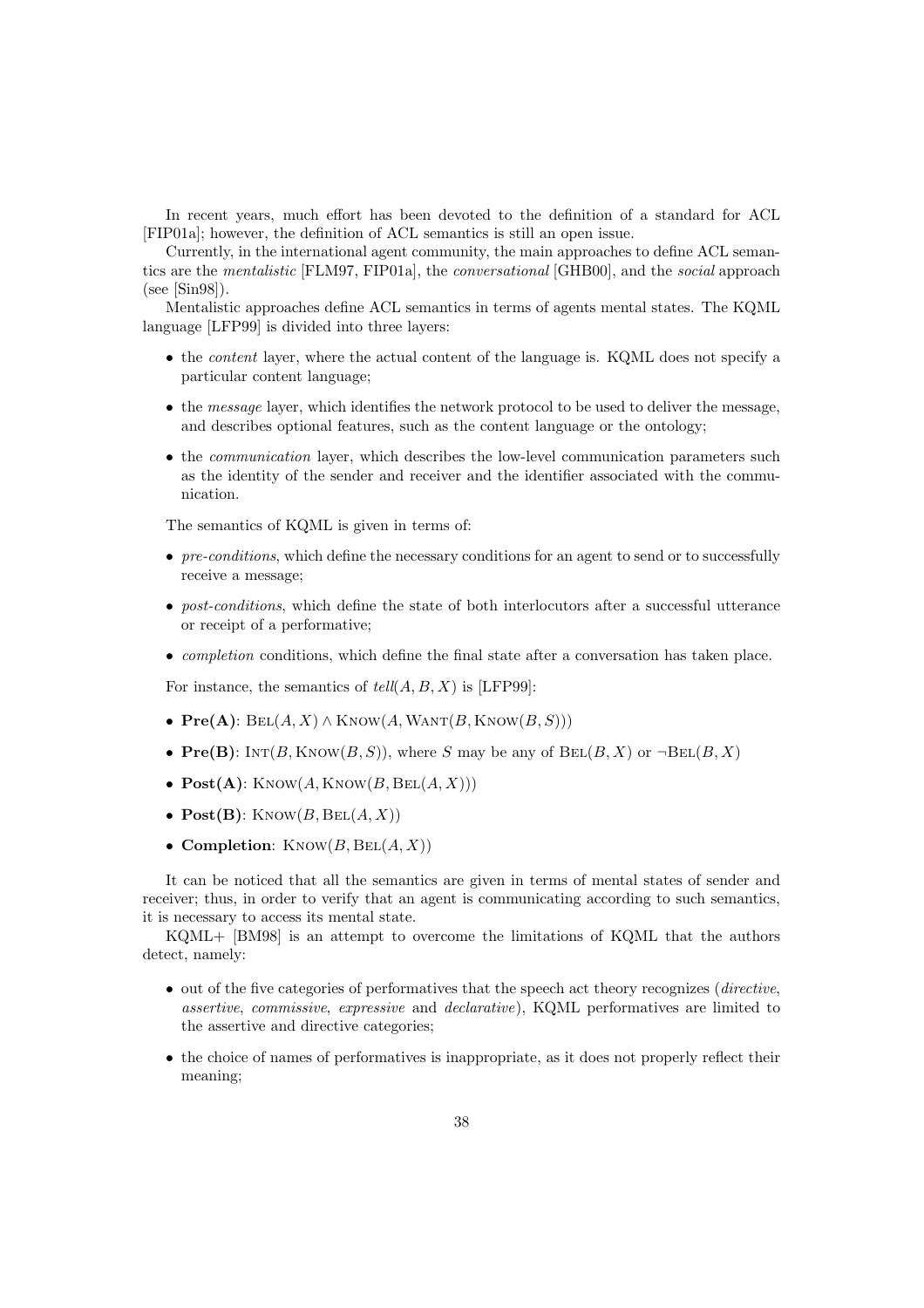In recent years, much effort has been devoted to the definition of a standard for ACL [FIP01a]; however, the definition of ACL semantics is still an open issue.

Currently, in the international agent community, the main approaches to define ACL semantics are the *mentalistic* [FLM97, FIP01a], the *conversational* [GHB00], and the *social* approach (see [Sin98]).

Mentalistic approaches define ACL semantics in terms of agents mental states. The KQML language [LFP99] is divided into three layers:

- the *content* layer, where the actual content of the language is. KQML does not specify a particular content language;
- the *message* layer, which identifies the network protocol to be used to deliver the message, and describes optional features, such as the content language or the ontology;
- the *communication* layer, which describes the low-level communication parameters such as the identity of the sender and receiver and the identifier associated with the communication.

The semantics of KQML is given in terms of:

- *pre-conditions*, which define the necessary conditions for an agent to send or to successfully receive a message;
- *post-conditions*, which define the state of both interlocutors after a successful utterance or receipt of a performative;
- *completion* conditions, which define the final state after a conversation has taken place.

For instance, the semantics of $tell(A, B, X)$ is [LFP99]:

- **Pre(A)**: $\text{Bel}(A, X) \wedge \text{Know}(A, \text{Want}(B, \text{Know}(B, S)))$
- **Pre(B)**: $\text{Int}(B, \text{Know}(B, S))$, where $S$ may be any of $\text{Bel}(B, X)$ or $\neg\text{Bel}(B, X)$
- **Post(A)**: $\text{Know}(A, \text{Know}(B, \text{Bel}(A, X)))$
- **Post(B)**: $\text{Know}(B, \text{Bel}(A, X))$
- **Completion**: $\text{Know}(B, \text{Bel}(A, X))$

It can be noticed that all the semantics are given in terms of mental states of sender and receiver; thus, in order to verify that an agent is communicating according to such semantics, it is necessary to access its mental state.

KQML+ [BM98] is an attempt to overcome the limitations of KQML that the authors detect, namely:

- out of the five categories of performatives that the speech act theory recognizes (*directive*, *assertive*, *commissive*, *expressive* and *declarative*), KQML performatives are limited to the assertive and directive categories;
- the choice of names of performatives is inappropriate, as it does not properly reflect their meaning;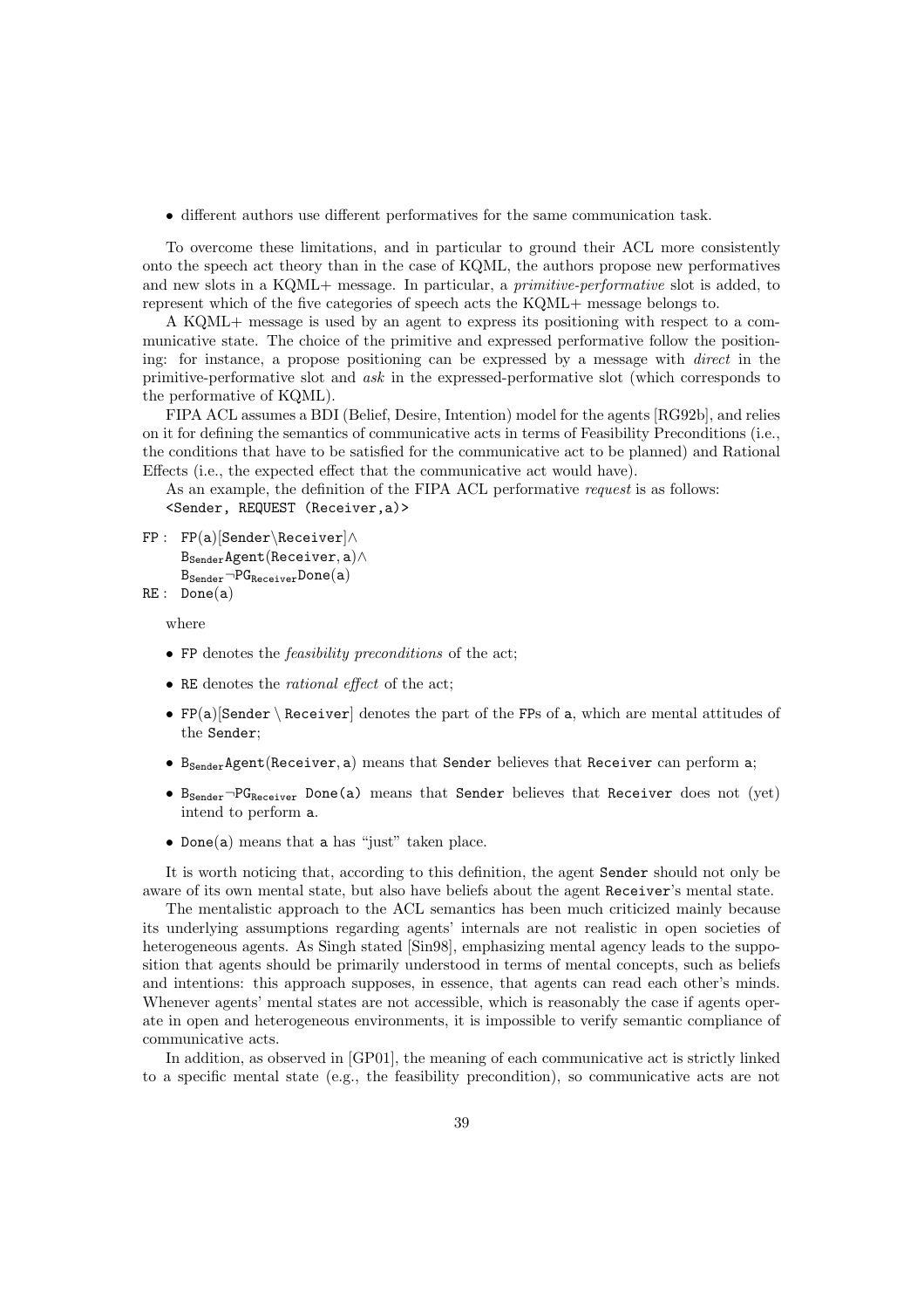- different authors use different performatives for the same communication task.

To overcome these limitations, and in particular to ground their ACL more consistently onto the speech act theory than in the case of KQML, the authors propose new performatives and new slots in a KQML+ message. In particular, a *primitive-performative* slot is added, to represent which of the five categories of speech acts the KQML+ message belongs to.

A KQML+ message is used by an agent to express its positioning with respect to a communicative state. The choice of the primitive and expressed performative follow the positioning: for instance, a propose positioning can be expressed by a message with *direct* in the primitive-performative slot and *ask* in the expressed-performative slot (which corresponds to the performative of KQML).

FIPA ACL assumes a BDI (Belief, Desire, Intention) model for the agents [RG92b], and relies on it for defining the semantics of communicative acts in terms of Feasibility Preconditions (i.e., the conditions that have to be satisfied for the communicative act to be planned) and Rational Effects (i.e., the expected effect that the communicative act would have).

As an example, the definition of the FIPA ACL performative *request* is as follows:
`<Sender, REQUEST (Receiver,a)>`

$$
\begin{aligned}
\texttt{FP}: \ & \texttt{FP(a)[Sender} \backslash \texttt{Receiver]} \wedge \\
& \texttt{B}_{\texttt{Sender}}\texttt{Agent(Receiver, a)} \wedge \\
& \texttt{B}_{\texttt{Sender}} \neg \texttt{PG}_{\texttt{Receiver}}\texttt{Done(a)} \\
\texttt{RE}: \ & \texttt{Done(a)}
\end{aligned}
$$

where

- `FP` denotes the *feasibility preconditions* of the act;
- `RE` denotes the *rational effect* of the act;
- `FP(a)[Sender \ Receiver]` denotes the part of the `FP`s of `a`, which are mental attitudes of the `Sender`;
- $\texttt{B}_{\texttt{Sender}}\texttt{Agent(Receiver, a)}$ means that `Sender` believes that `Receiver` can perform `a`;
- $\texttt{B}_{\texttt{Sender}} \neg \texttt{PG}_{\texttt{Receiver}}$ `Done(a)` means that `Sender` believes that `Receiver` does not (yet) intend to perform `a`.
- `Done(a)` means that `a` has "just" taken place.

It is worth noticing that, according to this definition, the agent `Sender` should not only be aware of its own mental state, but also have beliefs about the agent `Receiver`'s mental state.

The mentalistic approach to the ACL semantics has been much criticized mainly because its underlying assumptions regarding agents' internals are not realistic in open societies of heterogeneous agents. As Singh stated [Sin98], emphasizing mental agency leads to the supposition that agents should be primarily understood in terms of mental concepts, such as beliefs and intentions: this approach supposes, in essence, that agents can read each other's minds. Whenever agents' mental states are not accessible, which is reasonably the case if agents operate in open and heterogeneous environments, it is impossible to verify semantic compliance of communicative acts.

In addition, as observed in [GP01], the meaning of each communicative act is strictly linked to a specific mental state (e.g., the feasibility precondition), so communicative acts are not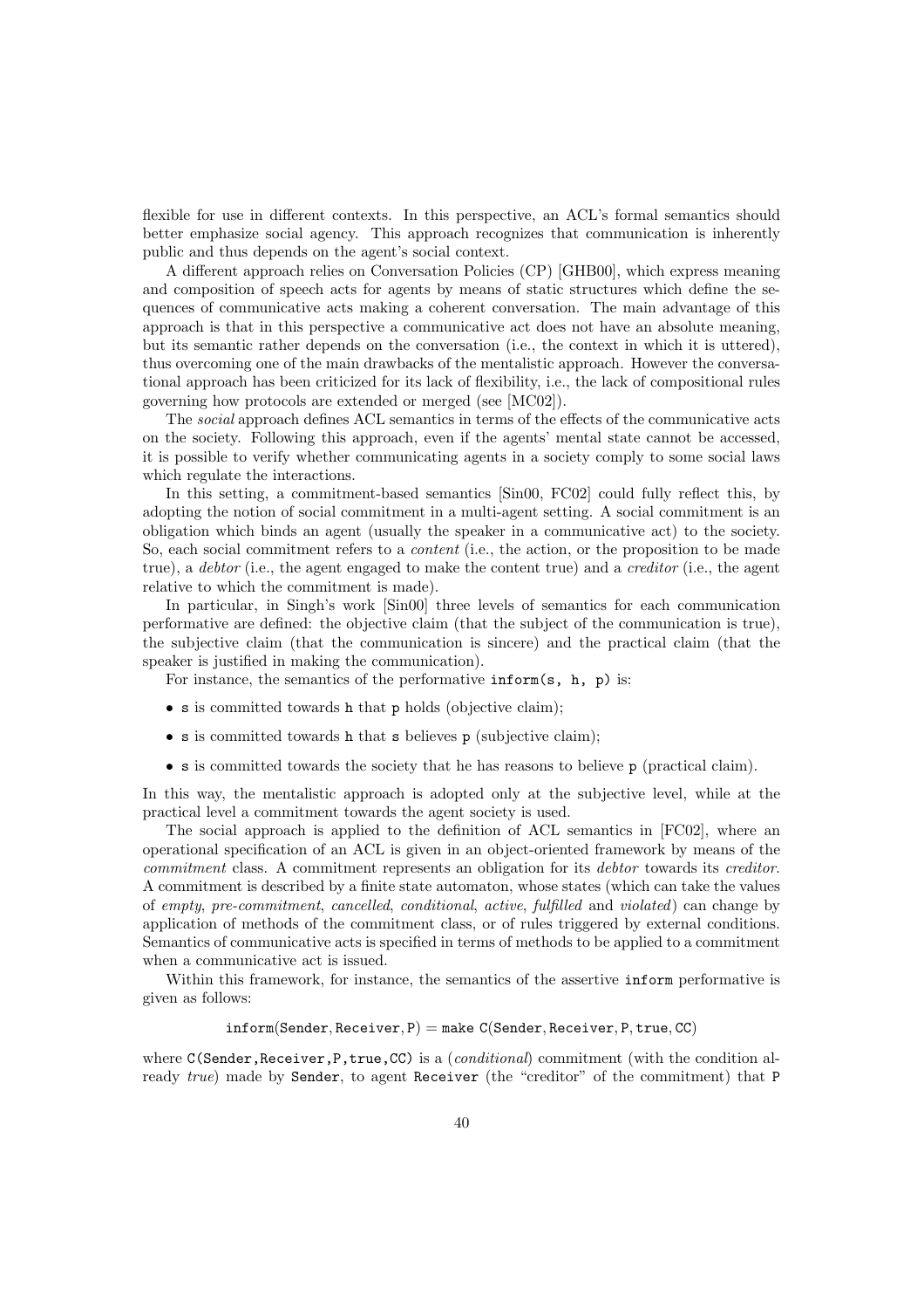flexible for use in different contexts. In this perspective, an ACL's formal semantics should better emphasize social agency. This approach recognizes that communication is inherently public and thus depends on the agent's social context.

A different approach relies on Conversation Policies (CP) [GHB00], which express meaning and composition of speech acts for agents by means of static structures which define the sequences of communicative acts making a coherent conversation. The main advantage of this approach is that in this perspective a communicative act does not have an absolute meaning, but its semantic rather depends on the conversation (i.e., the context in which it is uttered), thus overcoming one of the main drawbacks of the mentalistic approach. However the conversational approach has been criticized for its lack of flexibility, i.e., the lack of compositional rules governing how protocols are extended or merged (see [MC02]).

The *social* approach defines ACL semantics in terms of the effects of the communicative acts on the society. Following this approach, even if the agents' mental state cannot be accessed, it is possible to verify whether communicating agents in a society comply to some social laws which regulate the interactions.

In this setting, a commitment-based semantics [Sin00, FC02] could fully reflect this, by adopting the notion of social commitment in a multi-agent setting. A social commitment is an obligation which binds an agent (usually the speaker in a communicative act) to the society. So, each social commitment refers to a *content* (i.e., the action, or the proposition to be made true), a *debtor* (i.e., the agent engaged to make the content true) and a *creditor* (i.e., the agent relative to which the commitment is made).

In particular, in Singh's work [Sin00] three levels of semantics for each communication performative are defined: the objective claim (that the subject of the communication is true), the subjective claim (that the communication is sincere) and the practical claim (that the speaker is justified in making the communication).

For instance, the semantics of the performative `inform(s, h, p)` is:

- `s` is committed towards `h` that `p` holds (objective claim);
- `s` is committed towards `h` that `s` believes `p` (subjective claim);
- `s` is committed towards the society that he has reasons to believe `p` (practical claim).

In this way, the mentalistic approach is adopted only at the subjective level, while at the practical level a commitment towards the agent society is used.

The social approach is applied to the definition of ACL semantics in [FC02], where an operational specification of an ACL is given in an object-oriented framework by means of the *commitment* class. A commitment represents an obligation for its *debtor* towards its *creditor*. A commitment is described by a finite state automaton, whose states (which can take the values of *empty*, *pre-commitment*, *cancelled*, *conditional*, *active*, *fulfilled* and *violated*) can change by application of methods of the commitment class, or of rules triggered by external conditions. Semantics of communicative acts is specified in terms of methods to be applied to a commitment when a communicative act is issued.

Within this framework, for instance, the semantics of the assertive `inform` performative is given as follows:

$$\mathtt{inform(Sender, Receiver, P) = make\ C(Sender, Receiver, P, true, CC)}$$

where `C(Sender,Receiver,P,true,CC)` is a (*conditional*) commitment (with the condition already *true*) made by `Sender`, to agent `Receiver` (the "creditor" of the commitment) that `P`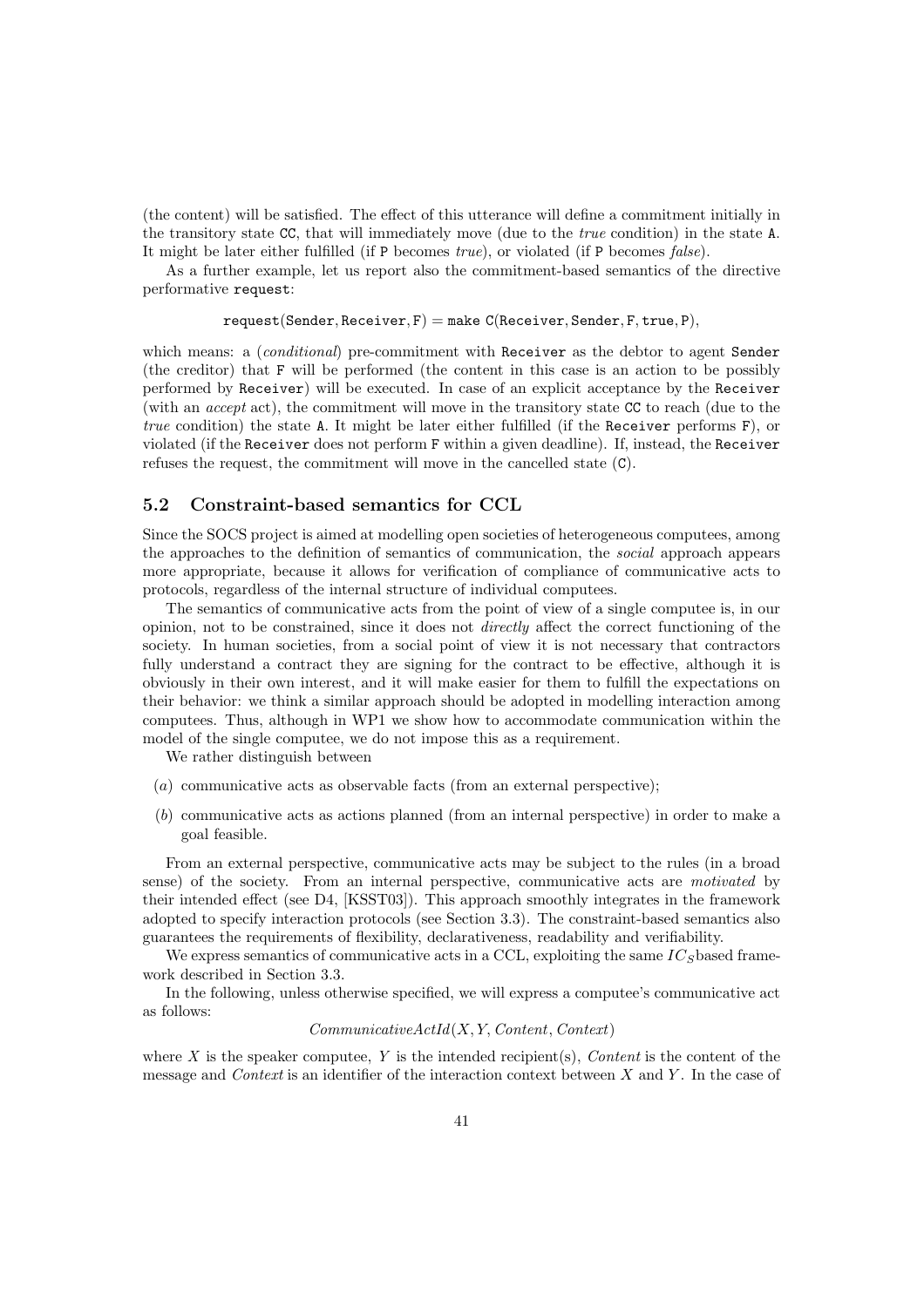(the content) will be satisfied. The effect of this utterance will define a commitment initially in the transitory state `CC`, that will immediately move (due to the *true* condition) in the state `A`. It might be later either fulfilled (if `P` becomes *true*), or violated (if `P` becomes *false*).

As a further example, let us report also the commitment-based semantics of the directive performative `request`:

$$\texttt{request(Sender, Receiver, F)} = \texttt{make C(Receiver, Sender, F, true, P)},$$

which means: a (*conditional*) pre-commitment with `Receiver` as the debtor to agent `Sender` (the creditor) that `F` will be performed (the content in this case is an action to be possibly performed by `Receiver`) will be executed. In case of an explicit acceptance by the `Receiver` (with an *accept* act), the commitment will move in the transitory state `CC` to reach (due to the *true* condition) the state `A`. It might be later either fulfilled (if the `Receiver` performs `F`), or violated (if the `Receiver` does not perform `F` within a given deadline). If, instead, the `Receiver` refuses the request, the commitment will move in the cancelled state (`C`).

## 5.2 Constraint-based semantics for CCL

Since the SOCS project is aimed at modelling open societies of heterogeneous computees, among the approaches to the definition of semantics of communication, the *social* approach appears more appropriate, because it allows for verification of compliance of communicative acts to protocols, regardless of the internal structure of individual computees.

The semantics of communicative acts from the point of view of a single computee is, in our opinion, not to be constrained, since it does not *directly* affect the correct functioning of the society. In human societies, from a social point of view it is not necessary that contractors fully understand a contract they are signing for the contract to be effective, although it is obviously in their own interest, and it will make easier for them to fulfill the expectations on their behavior: we think a similar approach should be adopted in modelling interaction among computees. Thus, although in WP1 we show how to accommodate communication within the model of the single computee, we do not impose this as a requirement.

We rather distinguish between

(*a*) communicative acts as observable facts (from an external perspective);

(*b*) communicative acts as actions planned (from an internal perspective) in order to make a goal feasible.

From an external perspective, communicative acts may be subject to the rules (in a broad sense) of the society. From an internal perspective, communicative acts are *motivated* by their intended effect (see D4, [KSST03]). This approach smoothly integrates in the framework adopted to specify interaction protocols (see Section 3.3). The constraint-based semantics also guarantees the requirements of flexibility, declarativeness, readability and verifiability.

We express semantics of communicative acts in a CCL, exploiting the same $IC_S$ based framework described in Section 3.3.

In the following, unless otherwise specified, we will express a computee's communicative act as follows:

$$CommunicativeActId(X, Y, Content, Context)$$

where $X$ is the speaker computee, $Y$ is the intended recipient(s), $Content$ is the content of the message and $Context$ is an identifier of the interaction context between $X$ and $Y$. In the case of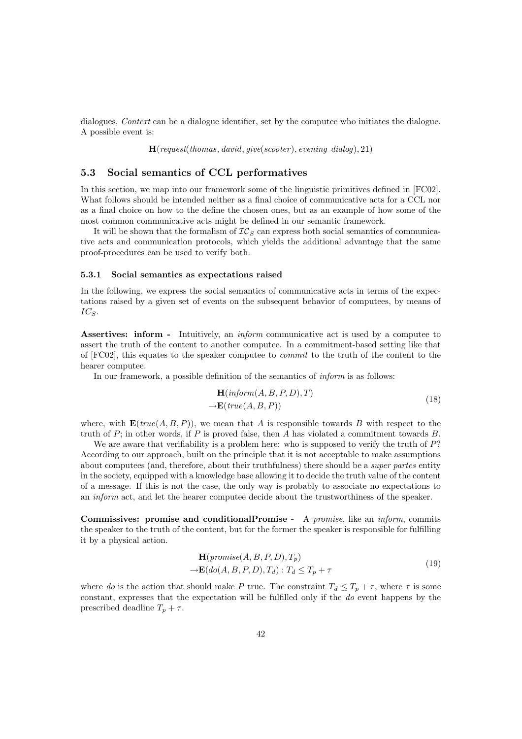dialogues, *Context* can be a dialogue identifier, set by the computee who initiates the dialogue. A possible event is:

$$\mathbf{H}(request(thomas, david, give(scooter), evening\_dialog), 21)$$

### 5.3 Social semantics of CCL performatives

In this section, we map into our framework some of the linguistic primitives defined in [FC02]. What follows should be intended neither as a final choice of communicative acts for a CCL nor as a final choice on how to the define the chosen ones, but as an example of how some of the most common communicative acts might be defined in our semantic framework.

It will be shown that the formalism of $\mathcal{IC}_S$ can express both social semantics of communicative acts and communication protocols, which yields the additional advantage that the same proof-procedures can be used to verify both.

#### 5.3.1 Social semantics as expectations raised

In the following, we express the social semantics of communicative acts in terms of the expectations raised by a given set of events on the subsequent behavior of computees, by means of $IC_S$.

**Assertives: inform -** Intuitively, an *inform* communicative act is used by a computee to assert the truth of the content to another computee. In a commitment-based setting like that of [FC02], this equates to the speaker computee to *commit* to the truth of the content to the hearer computee.

In our framework, a possible definition of the semantics of *inform* is as follows:

$$\begin{aligned} &\mathbf{H}(inform(A, B, P, D), T) \\ \rightarrow &\mathbf{E}(true(A, B, P)) \end{aligned} \tag{18}$$

where, with $\mathbf{E}(true(A, B, P))$, we mean that $A$ is responsible towards $B$ with respect to the truth of $P$; in other words, if $P$ is proved false, then $A$ has violated a commitment towards $B$.

We are aware that verifiability is a problem here: who is supposed to verify the truth of $P$? According to our approach, built on the principle that it is not acceptable to make assumptions about computees (and, therefore, about their truthfulness) there should be a *super partes* entity in the society, equipped with a knowledge base allowing it to decide the truth value of the content of a message. If this is not the case, the only way is probably to associate no expectations to an *inform* act, and let the hearer computee decide about the trustworthiness of the speaker.

**Commissives: promise and conditionalPromise -** A *promise*, like an *inform*, commits the speaker to the truth of the content, but for the former the speaker is responsible for fulfilling it by a physical action.

$$\begin{aligned} &\mathbf{H}(promise(A, B, P, D), T_p) \\ \rightarrow &\mathbf{E}(do(A, B, P, D), T_d) : T_d \leq T_p + \tau \end{aligned} \tag{19}$$

where *do* is the action that should make $P$ true. The constraint $T_d \leq T_p + \tau$, where $\tau$ is some constant, expresses that the expectation will be fulfilled only if the *do* event happens by the prescribed deadline $T_p + \tau$.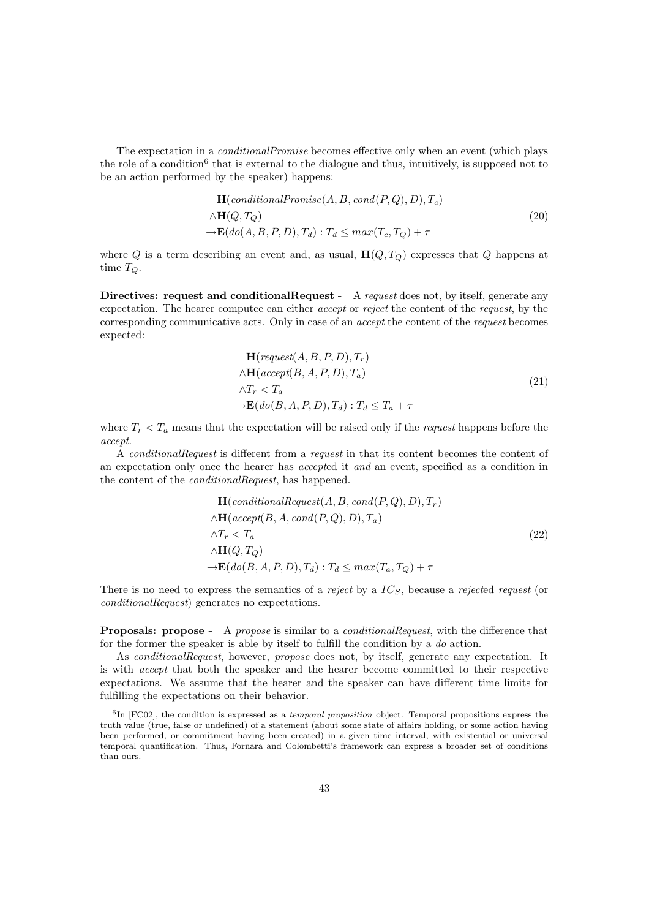The expectation in a *conditionalPromise* becomes effective only when an event (which plays the role of a condition[6] that is external to the dialogue and thus, intuitively, is supposed not to be an action performed by the speaker) happens:

$$
\begin{aligned}
&\mathbf{H}(\mathit{conditionalPromise}(A, B, \mathit{cond}(P, Q), D), T_c) \\
&\wedge \mathbf{H}(Q, T_Q) \\
&\rightarrow \mathbf{E}(\mathit{do}(A, B, P, D), T_d) : T_d \leq \mathit{max}(T_c, T_Q) + \tau
\end{aligned}
\tag{20}
$$

where $Q$ is a term describing an event and, as usual, $\mathbf{H}(Q, T_Q)$ expresses that $Q$ happens at time $T_Q$.

**Directives: request and conditionalRequest -** A *request* does not, by itself, generate any expectation. The hearer computee can either *accept* or *reject* the content of the *request*, by the corresponding communicative acts. Only in case of an *accept* the content of the *request* becomes expected:

$$
\begin{aligned}
&\mathbf{H}(\mathit{request}(A, B, P, D), T_r) \\
&\wedge \mathbf{H}(\mathit{accept}(B, A, P, D), T_a) \\
&\wedge T_r < T_a \\
&\rightarrow \mathbf{E}(\mathit{do}(B, A, P, D), T_d) : T_d \leq T_a + \tau
\end{aligned}
\tag{21}
$$

where $T_r < T_a$ means that the expectation will be raised only if the *request* happens before the *accept*.

A *conditionalRequest* is different from a *request* in that its content becomes the content of an expectation only once the hearer has *accept*ed it *and* an event, specified as a condition in the content of the *conditionalRequest*, has happened.

$$
\begin{aligned}
&\mathbf{H}(\mathit{conditionalRequest}(A, B, \mathit{cond}(P, Q), D), T_r) \\
&\wedge \mathbf{H}(\mathit{accept}(B, A, \mathit{cond}(P, Q), D), T_a) \\
&\wedge T_r < T_a \\
&\wedge \mathbf{H}(Q, T_Q) \\
&\rightarrow \mathbf{E}(\mathit{do}(B, A, P, D), T_d) : T_d \leq \mathit{max}(T_a, T_Q) + \tau
\end{aligned}
\tag{22}
$$

There is no need to express the semantics of a *reject* by a $IC_S$, because a *reject*ed *request* (or *conditionalRequest*) generates no expectations.

**Proposals: propose -** A *propose* is similar to a *conditionalRequest*, with the difference that for the former the speaker is able by itself to fulfill the condition by a *do* action.

As *conditionalRequest*, however, *propose* does not, by itself, generate any expectation. It is with *accept* that both the speaker and the hearer become committed to their respective expectations. We assume that the hearer and the speaker can have different time limits for fulfilling the expectations on their behavior.

[6] In [FC02], the condition is expressed as a *temporal proposition* object. Temporal propositions express the truth value (true, false or undefined) of a statement (about some state of affairs holding, or some action having been performed, or commitment having been created) in a given time interval, with existential or universal temporal quantification. Thus, Fornara and Colombetti's framework can express a broader set of conditions than ours.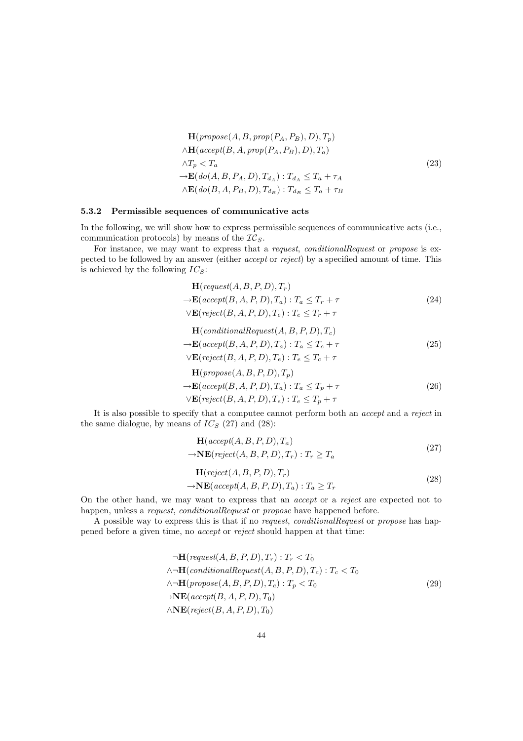$$
\begin{aligned}
&\mathbf{H}(\mathit{propose}(A, B, \mathit{prop}(P_A, P_B), D), T_p) \\
&\wedge \mathbf{H}(\mathit{accept}(B, A, \mathit{prop}(P_A, P_B), D), T_a) \\
&\wedge T_p < T_a \\
&\rightarrow \mathbf{E}(\mathit{do}(A, B, P_A, D), T_{d_A}) : T_{d_A} \leq T_a + \tau_A \\
&\wedge \mathbf{E}(\mathit{do}(B, A, P_B, D), T_{d_B}) : T_{d_B} \leq T_a + \tau_B
\end{aligned}
\tag{23}
$$

### 5.3.2 Permissible sequences of communicative acts

In the following, we will show how to express permissible sequences of communicative acts (i.e., communication protocols) by means of the $\mathcal{IC}_S$.

For instance, we may want to express that a *request*, *conditionalRequest* or *propose* is expected to be followed by an answer (either *accept* or *reject*) by a specified amount of time. This is achieved by the following $IC_S$:

$$
\begin{aligned}
&\mathbf{H}(\mathit{request}(A, B, P, D), T_r) \\
&\rightarrow \mathbf{E}(\mathit{accept}(B, A, P, D), T_a) : T_a \leq T_r + \tau \\
&\vee \mathbf{E}(\mathit{reject}(B, A, P, D), T_e) : T_e \leq T_r + \tau
\end{aligned}
\tag{24}
$$

$$
\begin{aligned}
&\mathbf{H}(\mathit{conditionalRequest}(A, B, P, D), T_c) \\
&\rightarrow \mathbf{E}(\mathit{accept}(B, A, P, D), T_a) : T_a \leq T_c + \tau \\
&\vee \mathbf{E}(\mathit{reject}(B, A, P, D), T_e) : T_e \leq T_c + \tau
\end{aligned}
\tag{25}
$$

$$
\begin{aligned}
&\mathbf{H}(\mathit{propose}(A, B, P, D), T_p) \\
&\rightarrow \mathbf{E}(\mathit{accept}(B, A, P, D), T_a) : T_a \leq T_p + \tau \\
&\vee \mathbf{E}(\mathit{reject}(B, A, P, D), T_e) : T_e \leq T_p + \tau
\end{aligned}
\tag{26}
$$

It is also possible to specify that a computee cannot perform both an *accept* and a *reject* in the same dialogue, by means of $IC_S$ (27) and (28):

$$
\begin{aligned}
&\mathbf{H}(\mathit{accept}(A, B, P, D), T_a) \\
&\rightarrow \mathbf{NE}(\mathit{reject}(A, B, P, D), T_r) : T_r \geq T_a
\end{aligned}
\tag{27}
$$

$$
\begin{aligned}
&\mathbf{H}(\mathit{reject}(A, B, P, D), T_r) \\
&\rightarrow \mathbf{NE}(\mathit{accept}(A, B, P, D), T_a) : T_a \geq T_r
\end{aligned}
\tag{28}
$$

On the other hand, we may want to express that an *accept* or a *reject* are expected not to happen, unless a *request*, *conditionalRequest* or *propose* have happened before.

A possible way to express this is that if no *request*, *conditionalRequest* or *propose* has happened before a given time, no *accept* or *reject* should happen at that time:

$$
\begin{aligned}
&\neg \mathbf{H}(\mathit{request}(A, B, P, D), T_r) : T_r < T_0 \\
&\wedge \neg \mathbf{H}(\mathit{conditionalRequest}(A, B, P, D), T_c) : T_c < T_0 \\
&\wedge \neg \mathbf{H}(\mathit{propose}(A, B, P, D), T_c) : T_p < T_0 \\
&\rightarrow \mathbf{NE}(\mathit{accept}(B, A, P, D), T_0) \\
&\wedge \mathbf{NE}(\mathit{reject}(B, A, P, D), T_0)
\end{aligned}
\tag{29}
$$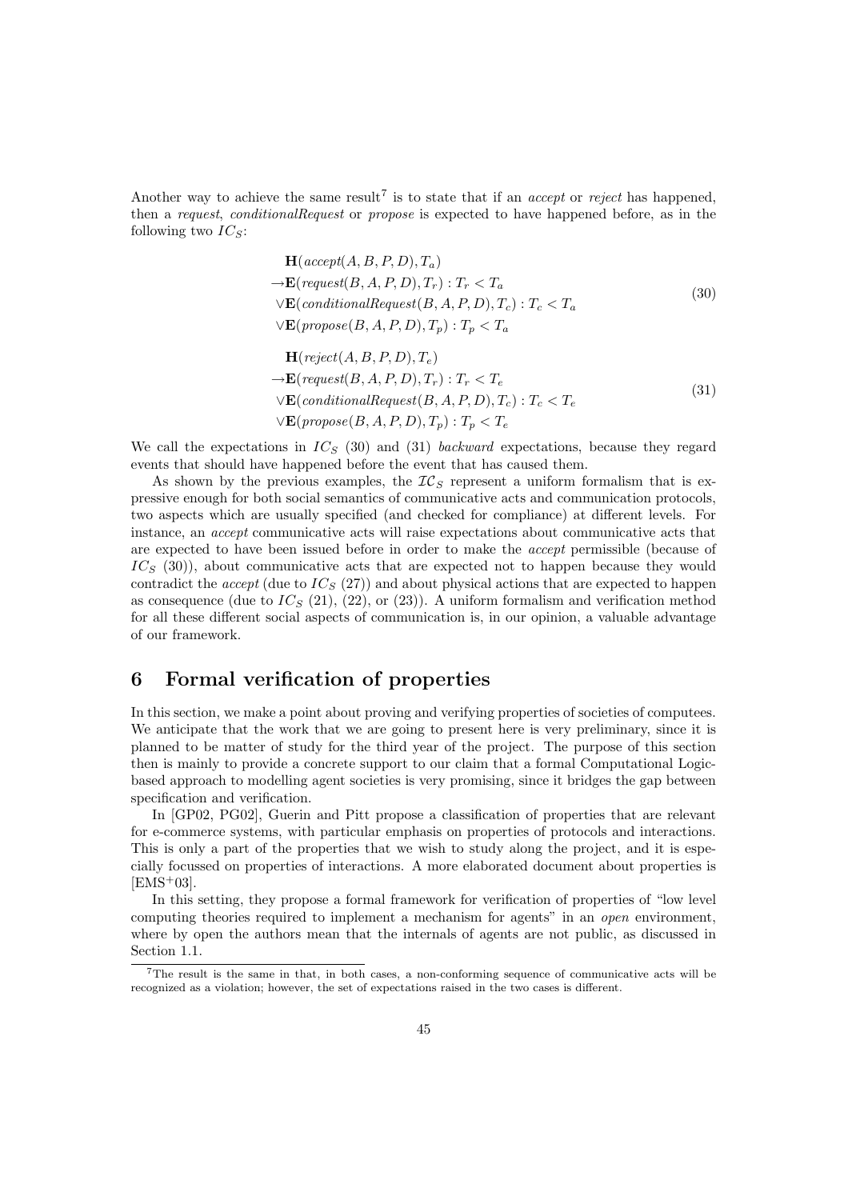Another way to achieve the same result[7] is to state that if an *accept* or *reject* has happened, then a *request*, *conditionalRequest* or *propose* is expected to have happened before, as in the following two $IC_S$:

$$
\begin{array}{l}
\mathbf{H}(accept(A,B,P,D),T_a)\\
\rightarrow \mathbf{E}(request(B,A,P,D),T_r) : T_r < T_a\\
\vee \mathbf{E}(conditionalRequest(B,A,P,D),T_c) : T_c < T_a\\
\vee \mathbf{E}(propose(B,A,P,D),T_p) : T_p < T_a
\end{array}
\tag{30}
$$

$$
\begin{array}{l}
\mathbf{H}(reject(A,B,P,D),T_e)\\
\rightarrow \mathbf{E}(request(B,A,P,D),T_r) : T_r < T_e\\
\vee \mathbf{E}(conditionalRequest(B,A,P,D),T_c) : T_c < T_e\\
\vee \mathbf{E}(propose(B,A,P,D),T_p) : T_p < T_e
\end{array}
\tag{31}
$$

We call the expectations in $IC_S$ (30) and (31) *backward* expectations, because they regard events that should have happened before the event that has caused them.

As shown by the previous examples, the $\mathcal{IC}_S$ represent a uniform formalism that is expressive enough for both social semantics of communicative acts and communication protocols, two aspects which are usually specified (and checked for compliance) at different levels. For instance, an *accept* communicative acts will raise expectations about communicative acts that are expected to have been issued before in order to make the *accept* permissible (because of $IC_S$ (30)), about communicative acts that are expected not to happen because they would contradict the *accept* (due to $IC_S$ (27)) and about physical actions that are expected to happen as consequence (due to $IC_S$ (21), (22), or (23)). A uniform formalism and verification method for all these different social aspects of communication is, in our opinion, a valuable advantage of our framework.

# 6 Formal verification of properties

In this section, we make a point about proving and verifying properties of societies of computees. We anticipate that the work that we are going to present here is very preliminary, since it is planned to be matter of study for the third year of the project. The purpose of this section then is mainly to provide a concrete support to our claim that a formal Computational Logic-based approach to modelling agent societies is very promising, since it bridges the gap between specification and verification.

In [GP02, PG02], Guerin and Pitt propose a classification of properties that are relevant for e-commerce systems, with particular emphasis on properties of protocols and interactions. This is only a part of the properties that we wish to study along the project, and it is especially focussed on properties of interactions. A more elaborated document about properties is [EMS+03].

In this setting, they propose a formal framework for verification of properties of "low level computing theories required to implement a mechanism for agents" in an *open* environment, where by open the authors mean that the internals of agents are not public, as discussed in Section 1.1.

[7] The result is the same in that, in both cases, a non-conforming sequence of communicative acts will be recognized as a violation; however, the set of expectations raised in the two cases is different.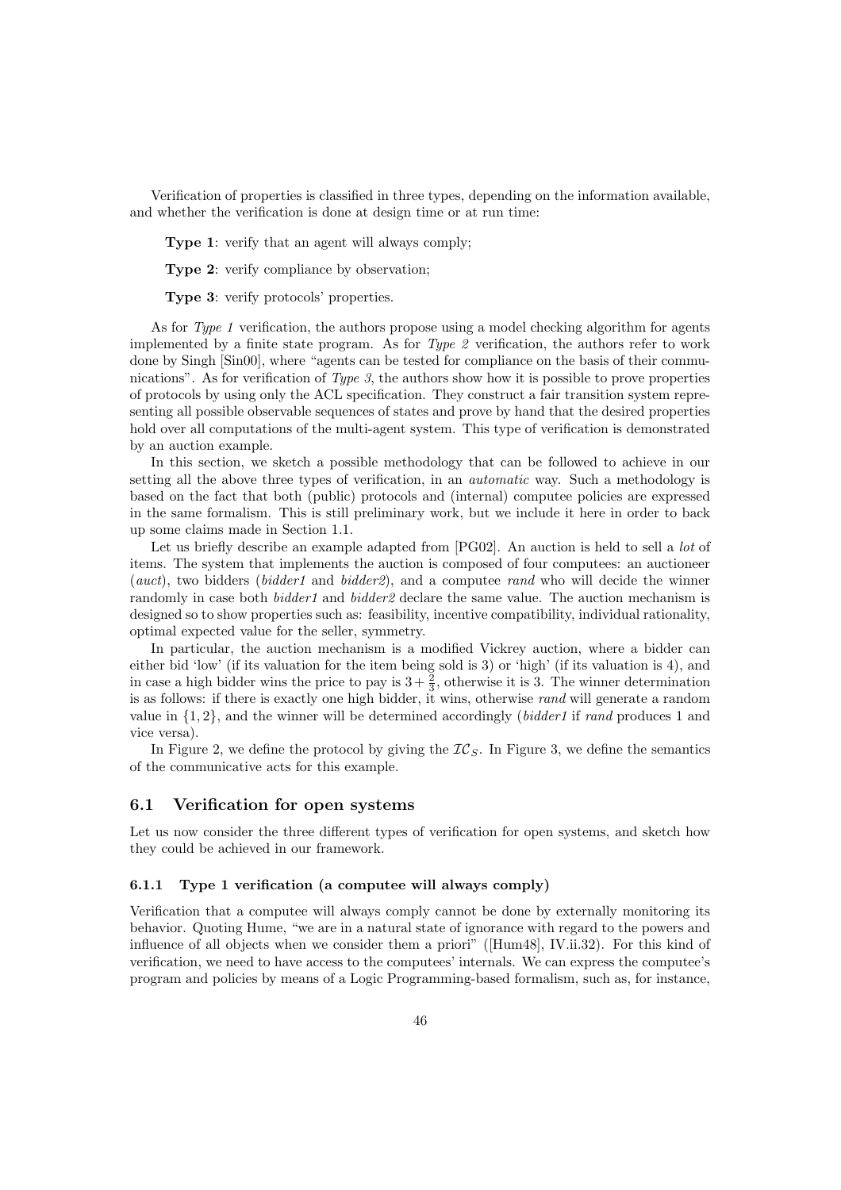Verification of properties is classified in three types, depending on the information available, and whether the verification is done at design time or at run time:

**Type 1**: verify that an agent will always comply;

**Type 2**: verify compliance by observation;

**Type 3**: verify protocols' properties.

As for *Type 1* verification, the authors propose using a model checking algorithm for agents implemented by a finite state program. As for *Type 2* verification, the authors refer to work done by Singh [Sin00], where "agents can be tested for compliance on the basis of their communications". As for verification of *Type 3*, the authors show how it is possible to prove properties of protocols by using only the ACL specification. They construct a fair transition system representing all possible observable sequences of states and prove by hand that the desired properties hold over all computations of the multi-agent system. This type of verification is demonstrated by an auction example.

In this section, we sketch a possible methodology that can be followed to achieve in our setting all the above three types of verification, in an *automatic* way. Such a methodology is based on the fact that both (public) protocols and (internal) computee policies are expressed in the same formalism. This is still preliminary work, but we include it here in order to back up some claims made in Section 1.1.

Let us briefly describe an example adapted from [PG02]. An auction is held to sell a *lot* of items. The system that implements the auction is composed of four computees: an auctioneer (*auct*), two bidders (*bidder1* and *bidder2*), and a computee *rand* who will decide the winner randomly in case both *bidder1* and *bidder2* declare the same value. The auction mechanism is designed so to show properties such as: feasibility, incentive compatibility, individual rationality, optimal expected value for the seller, symmetry.

In particular, the auction mechanism is a modified Vickrey auction, where a bidder can either bid 'low' (if its valuation for the item being sold is 3) or 'high' (if its valuation is 4), and in case a high bidder wins the price to pay is $3 + \frac{2}{3}$, otherwise it is 3. The winner determination is as follows: if there is exactly one high bidder, it wins, otherwise *rand* will generate a random value in $\{1, 2\}$, and the winner will be determined accordingly (*bidder1* if *rand* produces 1 and vice versa).

In Figure 2, we define the protocol by giving the $\mathcal{IC}_S$. In Figure 3, we define the semantics of the communicative acts for this example.

## 6.1 Verification for open systems

Let us now consider the three different types of verification for open systems, and sketch how they could be achieved in our framework.

### 6.1.1 Type 1 verification (a computee will always comply)

Verification that a computee will always comply cannot be done by externally monitoring its behavior. Quoting Hume, "we are in a natural state of ignorance with regard to the powers and influence of all objects when we consider them a priori" ([Hum48], IV.ii.32). For this kind of verification, we need to have access to the computees' internals. We can express the computee's program and policies by means of a Logic Programming-based formalism, such as, for instance,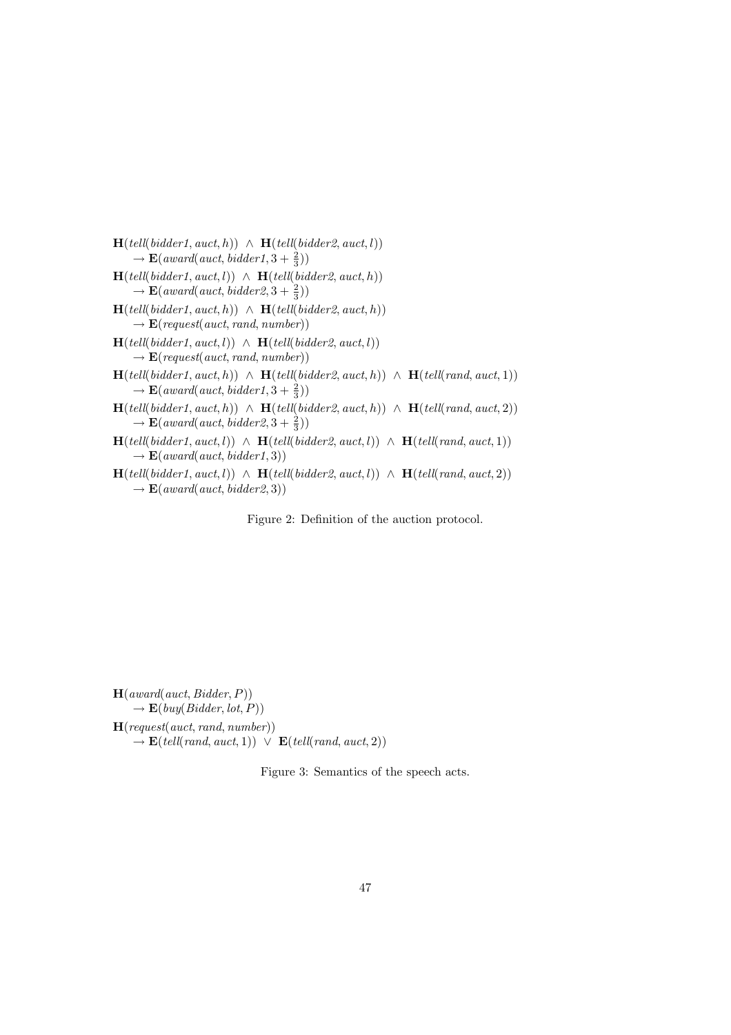$$\mathbf{H}(\textit{tell}(\textit{bidder1}, \textit{auct}, h)) \ \wedge \ \mathbf{H}(\textit{tell}(\textit{bidder2}, \textit{auct}, l)) \\ \quad \rightarrow \mathbf{E}(\textit{award}(\textit{auct}, \textit{bidder1}, 3 + \tfrac{2}{3}))$$

$$\mathbf{H}(\textit{tell}(\textit{bidder1}, \textit{auct}, l)) \ \wedge \ \mathbf{H}(\textit{tell}(\textit{bidder2}, \textit{auct}, h)) \\ \quad \rightarrow \mathbf{E}(\textit{award}(\textit{auct}, \textit{bidder2}, 3 + \tfrac{2}{3}))$$

$$\mathbf{H}(\textit{tell}(\textit{bidder1}, \textit{auct}, h)) \ \wedge \ \mathbf{H}(\textit{tell}(\textit{bidder2}, \textit{auct}, h)) \\ \quad \rightarrow \mathbf{E}(\textit{request}(\textit{auct}, \textit{rand}, \textit{number}))$$

$$\mathbf{H}(\textit{tell}(\textit{bidder1}, \textit{auct}, l)) \ \wedge \ \mathbf{H}(\textit{tell}(\textit{bidder2}, \textit{auct}, l)) \\ \quad \rightarrow \mathbf{E}(\textit{request}(\textit{auct}, \textit{rand}, \textit{number}))$$

$$\mathbf{H}(\textit{tell}(\textit{bidder1}, \textit{auct}, h)) \ \wedge \ \mathbf{H}(\textit{tell}(\textit{bidder2}, \textit{auct}, h)) \ \wedge \ \mathbf{H}(\textit{tell}(\textit{rand}, \textit{auct}, 1)) \\ \quad \rightarrow \mathbf{E}(\textit{award}(\textit{auct}, \textit{bidder1}, 3 + \tfrac{2}{3}))$$

$$\mathbf{H}(\textit{tell}(\textit{bidder1}, \textit{auct}, h)) \ \wedge \ \mathbf{H}(\textit{tell}(\textit{bidder2}, \textit{auct}, h)) \ \wedge \ \mathbf{H}(\textit{tell}(\textit{rand}, \textit{auct}, 2)) \\ \quad \rightarrow \mathbf{E}(\textit{award}(\textit{auct}, \textit{bidder2}, 3 + \tfrac{2}{3}))$$

$$\mathbf{H}(\textit{tell}(\textit{bidder1}, \textit{auct}, l)) \ \wedge \ \mathbf{H}(\textit{tell}(\textit{bidder2}, \textit{auct}, l)) \ \wedge \ \mathbf{H}(\textit{tell}(\textit{rand}, \textit{auct}, 1)) \\ \quad \rightarrow \mathbf{E}(\textit{award}(\textit{auct}, \textit{bidder1}, 3))$$

$$\mathbf{H}(\textit{tell}(\textit{bidder1}, \textit{auct}, l)) \ \wedge \ \mathbf{H}(\textit{tell}(\textit{bidder2}, \textit{auct}, l)) \ \wedge \ \mathbf{H}(\textit{tell}(\textit{rand}, \textit{auct}, 2)) \\ \quad \rightarrow \mathbf{E}(\textit{award}(\textit{auct}, \textit{bidder2}, 3))$$

Figure 2: Definition of the auction protocol.

$$\mathbf{H}(\textit{award}(\textit{auct}, \textit{Bidder}, P)) \\ \quad \rightarrow \mathbf{E}(\textit{buy}(\textit{Bidder}, \textit{lot}, P))$$

$$\mathbf{H}(\textit{request}(\textit{auct}, \textit{rand}, \textit{number})) \\ \quad \rightarrow \mathbf{E}(\textit{tell}(\textit{rand}, \textit{auct}, 1)) \ \vee \ \mathbf{E}(\textit{tell}(\textit{rand}, \textit{auct}, 2))$$

Figure 3: Semantics of the speech acts.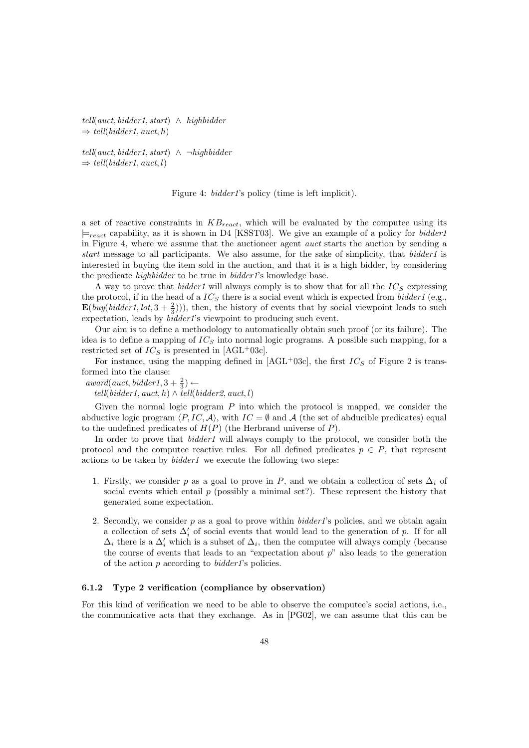$tell(auct, bidder1, start) \ \wedge \ highbidder$
$\Rightarrow tell(bidder1, auct, h)$

$tell(auct, bidder1, start) \ \wedge \ \neg highbidder$
$\Rightarrow tell(bidder1, auct, l)$

Figure 4: *bidder1*'s policy (time is left implicit).

a set of reactive constraints in $KB_{react}$, which will be evaluated by the computee using its $\models_{react}$ capability, as it is shown in D4 [KSST03]. We give an example of a policy for *bidder1* in Figure 4, where we assume that the auctioneer agent *auct* starts the auction by sending a *start* message to all participants. We also assume, for the sake of simplicity, that *bidder1* is interested in buying the item sold in the auction, and that it is a high bidder, by considering the predicate *highbidder* to be true in *bidder1*'s knowledge base.

A way to prove that *bidder1* will always comply is to show that for all the $IC_S$ expressing the protocol, if in the head of a $IC_S$ there is a social event which is expected from *bidder1* (e.g., $\mathbf{E}(buy(bidder1, lot, 3 + \frac{2}{3})))$, then, the history of events that by social viewpoint leads to such expectation, leads by *bidder1*'s viewpoint to producing such event.

Our aim is to define a methodology to automatically obtain such proof (or its failure). The idea is to define a mapping of $IC_S$ into normal logic programs. A possible such mapping, for a restricted set of $IC_S$ is presented in [AGL+03c].

For instance, using the mapping defined in [AGL+03c], the first $IC_S$ of Figure 2 is transformed into the clause:

$award(auct, bidder1, 3 + \frac{2}{3}) \leftarrow$
$\quad tell(bidder1, auct, h) \wedge tell(bidder2, auct, l)$

Given the normal logic program $P$ into which the protocol is mapped, we consider the abductive logic program $\langle P, IC, \mathcal{A}\rangle$, with $IC = \emptyset$ and $\mathcal{A}$ (the set of abducible predicates) equal to the undefined predicates of $H(P)$ (the Herbrand universe of $P$).

In order to prove that *bidder1* will always comply to the protocol, we consider both the protocol and the computee reactive rules. For all defined predicates $p \in P$, that represent actions to be taken by *bidder1* we execute the following two steps:

1. Firstly, we consider $p$ as a goal to prove in $P$, and we obtain a collection of sets $\Delta_i$ of social events which entail $p$ (possibly a minimal set?). These represent the history that generated some expectation.

2. Secondly, we consider $p$ as a goal to prove within *bidder1*'s policies, and we obtain again a collection of sets $\Delta'_i$ of social events that would lead to the generation of $p$. If for all $\Delta_i$ there is a $\Delta'_i$ which is a subset of $\Delta_i$, then the computee will always comply (because the course of events that leads to an "expectation about $p$" also leads to the generation of the action $p$ according to *bidder1*'s policies.

#### 6.1.2 Type 2 verification (compliance by observation)

For this kind of verification we need to be able to observe the computee's social actions, i.e., the communicative acts that they exchange. As in [PG02], we can assume that this can be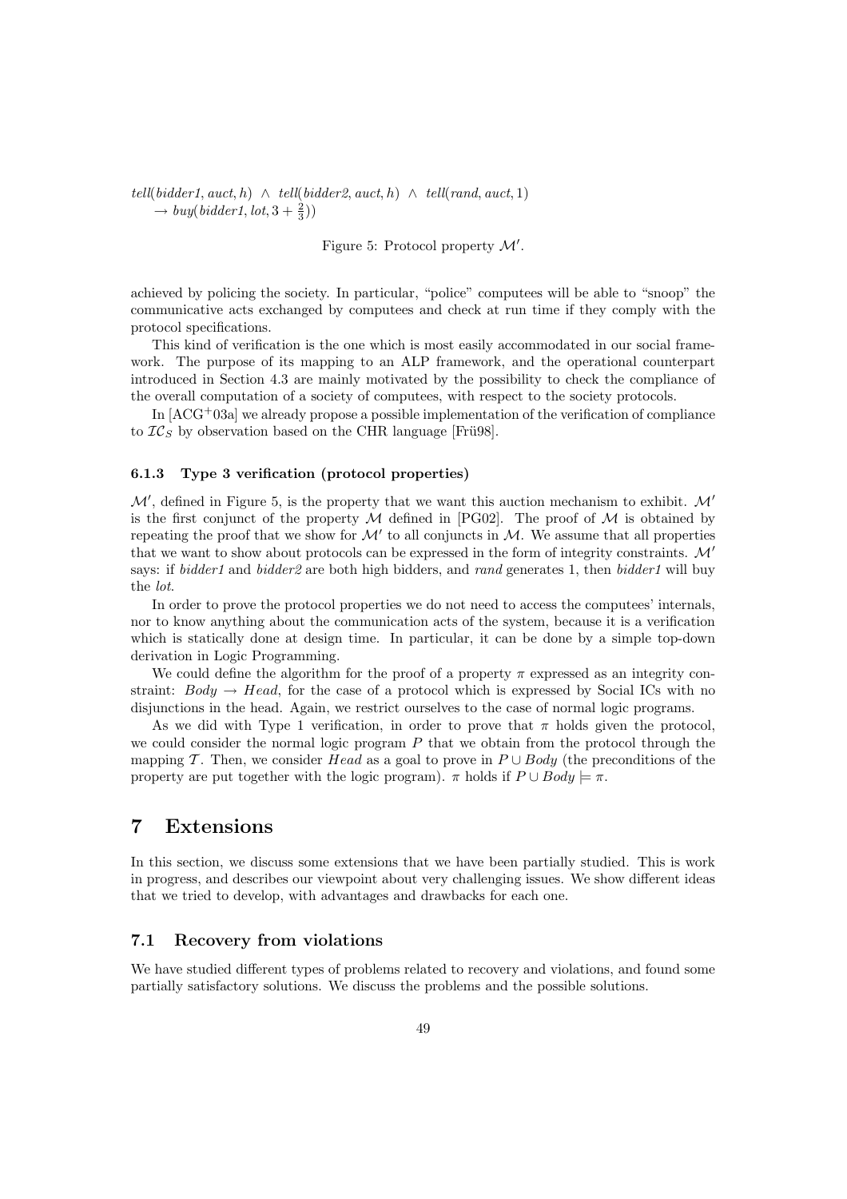$tell(bidder1, auct, h) \;\wedge\; tell(bidder2, auct, h) \;\wedge\; tell(rand, auct, 1)$
$\quad \rightarrow buy(bidder1, lot, 3 + \frac{2}{3}))$

Figure 5: Protocol property $\mathcal{M}'$.

achieved by policing the society. In particular, "police" computees will be able to "snoop" the communicative acts exchanged by computees and check at run time if they comply with the protocol specifications.

This kind of verification is the one which is most easily accommodated in our social framework. The purpose of its mapping to an ALP framework, and the operational counterpart introduced in Section 4.3 are mainly motivated by the possibility to check the compliance of the overall computation of a society of computees, with respect to the society protocols.

In [ACG+03a] we already propose a possible implementation of the verification of compliance to $\mathcal{IC}_S$ by observation based on the CHR language [Frü98].

#### 6.1.3 Type 3 verification (protocol properties)

$\mathcal{M}'$, defined in Figure 5, is the property that we want this auction mechanism to exhibit. $\mathcal{M}'$ is the first conjunct of the property $\mathcal{M}$ defined in [PG02]. The proof of $\mathcal{M}$ is obtained by repeating the proof that we show for $\mathcal{M}'$ to all conjuncts in $\mathcal{M}$. We assume that all properties that we want to show about protocols can be expressed in the form of integrity constraints. $\mathcal{M}'$ says: if *bidder1* and *bidder2* are both high bidders, and *rand* generates 1, then *bidder1* will buy the *lot*.

In order to prove the protocol properties we do not need to access the computees' internals, nor to know anything about the communication acts of the system, because it is a verification which is statically done at design time. In particular, it can be done by a simple top-down derivation in Logic Programming.

We could define the algorithm for the proof of a property $\pi$ expressed as an integrity constraint: $Body \rightarrow Head$, for the case of a protocol which is expressed by Social ICs with no disjunctions in the head. Again, we restrict ourselves to the case of normal logic programs.

As we did with Type 1 verification, in order to prove that $\pi$ holds given the protocol, we could consider the normal logic program $P$ that we obtain from the protocol through the mapping $\mathcal{T}$. Then, we consider $Head$ as a goal to prove in $P \cup Body$ (the preconditions of the property are put together with the logic program). $\pi$ holds if $P \cup Body \models \pi$.

# 7 Extensions

In this section, we discuss some extensions that we have been partially studied. This is work in progress, and describes our viewpoint about very challenging issues. We show different ideas that we tried to develop, with advantages and drawbacks for each one.

## 7.1 Recovery from violations

We have studied different types of problems related to recovery and violations, and found some partially satisfactory solutions. We discuss the problems and the possible solutions.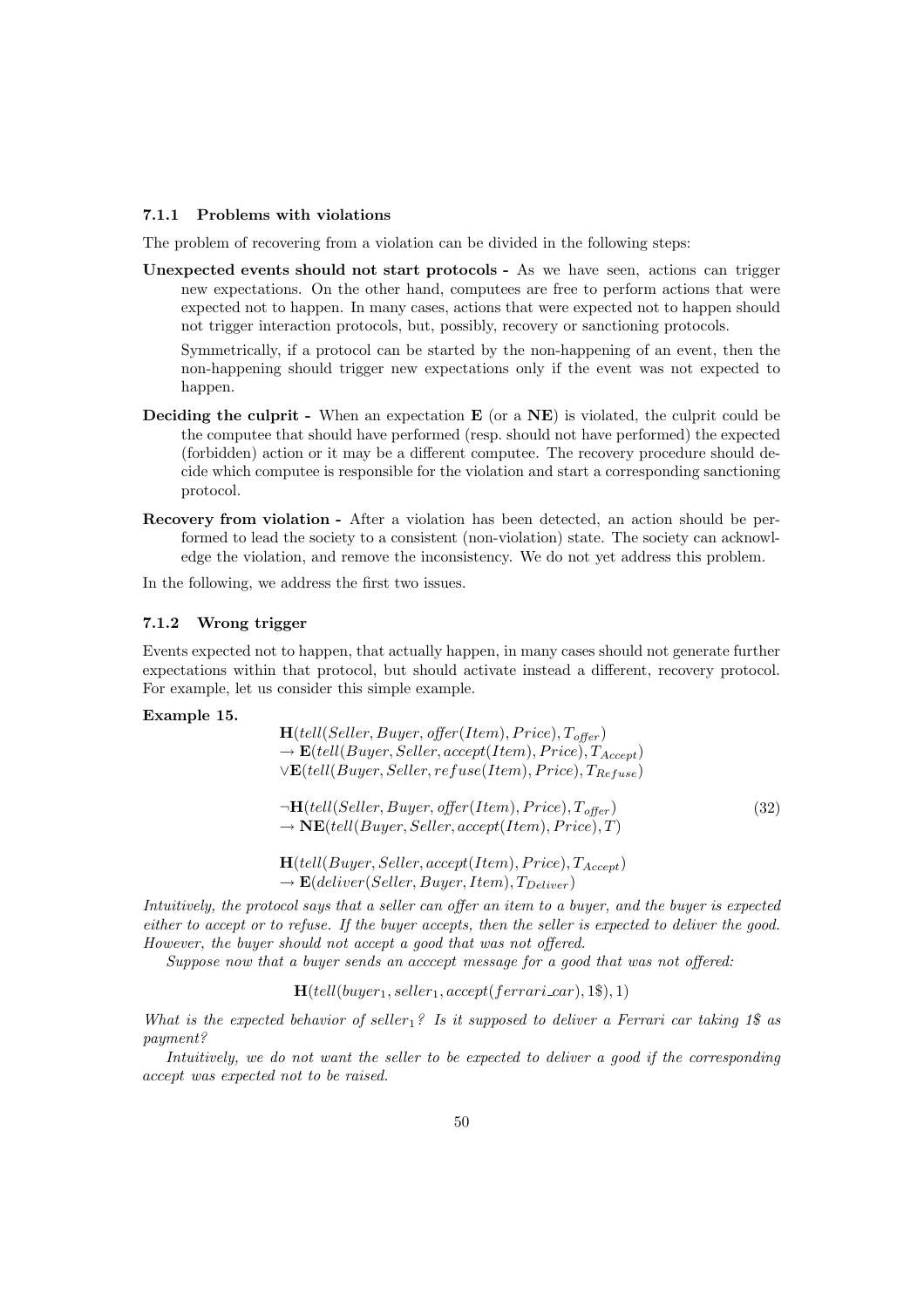#### 7.1.1 Problems with violations

The problem of recovering from a violation can be divided in the following steps:

**Unexpected events should not start protocols -** As we have seen, actions can trigger new expectations. On the other hand, computees are free to perform actions that were expected not to happen. In many cases, actions that were expected not to happen should not trigger interaction protocols, but, possibly, recovery or sanctioning protocols.

Symmetrically, if a protocol can be started by the non-happening of an event, then the non-happening should trigger new expectations only if the event was not expected to happen.

**Deciding the culprit -** When an expectation **E** (or a **NE**) is violated, the culprit could be the computee that should have performed (resp. should not have performed) the expected (forbidden) action or it may be a different computee. The recovery procedure should decide which computee is responsible for the violation and start a corresponding sanctioning protocol.

**Recovery from violation -** After a violation has been detected, an action should be performed to lead the society to a consistent (non-violation) state. The society can acknowledge the violation, and remove the inconsistency. We do not yet address this problem.

In the following, we address the first two issues.

#### 7.1.2 Wrong trigger

Events expected not to happen, that actually happen, in many cases should not generate further expectations within that protocol, but should activate instead a different, recovery protocol. For example, let us consider this simple example.

**Example 15.**

$$
\begin{array}{l}
\mathbf{H}(tell(Seller, Buyer, offer(Item), Price), T_{offer}) \\
\rightarrow \mathbf{E}(tell(Buyer, Seller, accept(Item), Price), T_{Accept}) \\
\vee \mathbf{E}(tell(Buyer, Seller, refuse(Item), Price), T_{Refuse}) \\
\\
\neg \mathbf{H}(tell(Seller, Buyer, offer(Item), Price), T_{offer}) \\
\rightarrow \mathbf{NE}(tell(Buyer, Seller, accept(Item), Price), T) \\
\\
\mathbf{H}(tell(Buyer, Seller, accept(Item), Price), T_{Accept}) \\
\rightarrow \mathbf{E}(deliver(Seller, Buyer, Item), T_{Deliver})
\end{array}
\tag{32}
$$

*Intuitively, the protocol says that a seller can offer an item to a buyer, and the buyer is expected either to accept or to refuse. If the buyer accepts, then the seller is expected to deliver the good. However, the buyer should not accept a good that was not offered.*

*Suppose now that a buyer sends an acccept message for a good that was not offered:*

$$\mathbf{H}(tell(buyer_1, seller_1, accept(ferrari\_car), 1\$), 1)$$

*What is the expected behavior of $seller_1$? Is it supposed to deliver a Ferrari car taking 1$ as payment?*

*Intuitively, we do not want the seller to be expected to deliver a good if the corresponding accept was expected not to be raised.*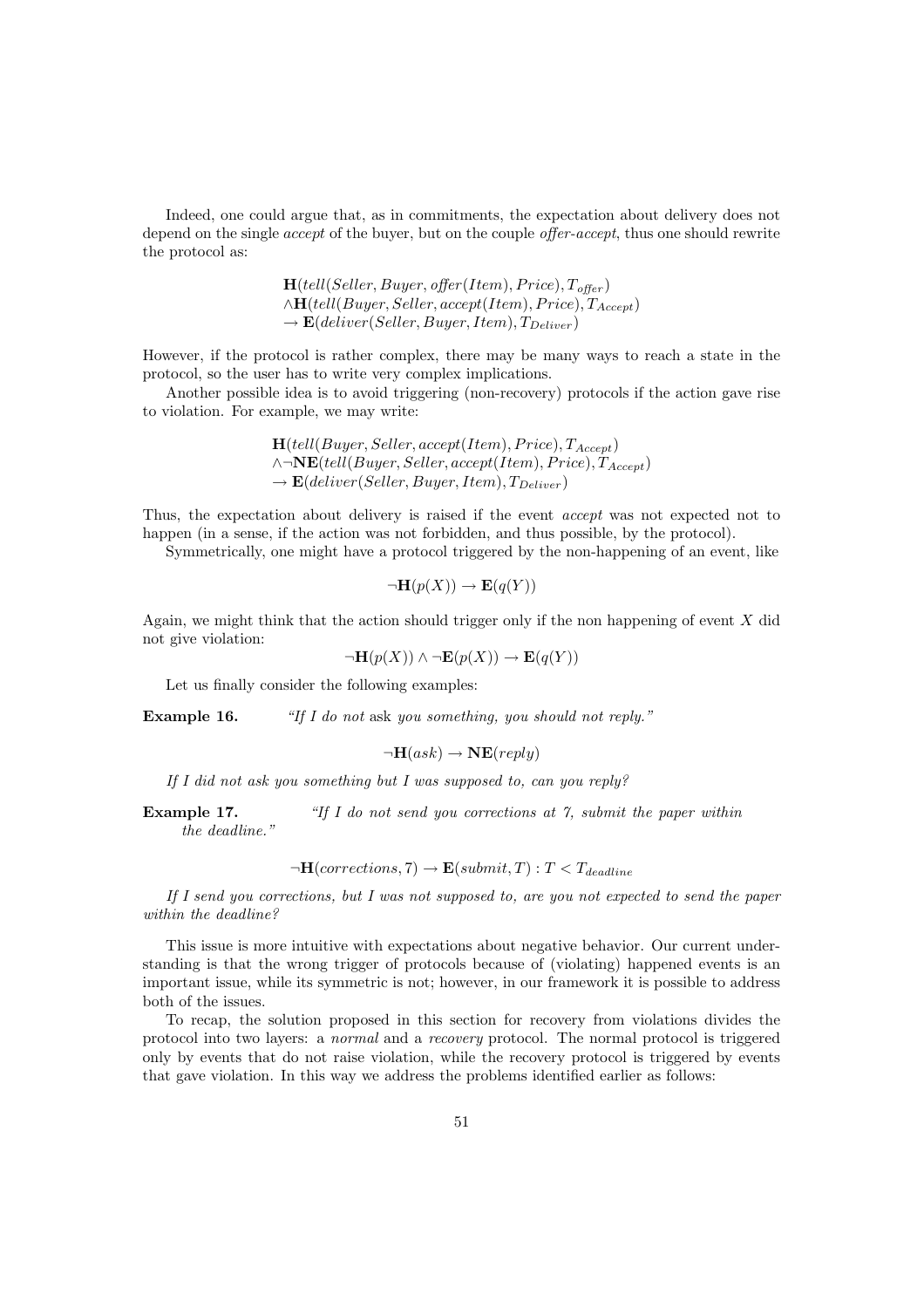Indeed, one could argue that, as in commitments, the expectation about delivery does not depend on the single *accept* of the buyer, but on the couple *offer-accept*, thus one should rewrite the protocol as:

$$
\begin{array}{l}
\mathbf{H}(tell(Seller, Buyer, offer(Item), Price), T_{offer}) \\
\wedge \mathbf{H}(tell(Buyer, Seller, accept(Item), Price), T_{Accept}) \\
\rightarrow \mathbf{E}(deliver(Seller, Buyer, Item), T_{Deliver})
\end{array}
$$

However, if the protocol is rather complex, there may be many ways to reach a state in the protocol, so the user has to write very complex implications.

Another possible idea is to avoid triggering (non-recovery) protocols if the action gave rise to violation. For example, we may write:

$$
\begin{array}{l}
\mathbf{H}(tell(Buyer, Seller, accept(Item), Price), T_{Accept}) \\
\wedge \neg \mathbf{NE}(tell(Buyer, Seller, accept(Item), Price), T_{Accept}) \\
\rightarrow \mathbf{E}(deliver(Seller, Buyer, Item), T_{Deliver})
\end{array}
$$

Thus, the expectation about delivery is raised if the event *accept* was not expected not to happen (in a sense, if the action was not forbidden, and thus possible, by the protocol).

Symmetrically, one might have a protocol triggered by the non-happening of an event, like

$$
\neg \mathbf{H}(p(X)) \rightarrow \mathbf{E}(q(Y))
$$

Again, we might think that the action should trigger only if the non happening of event $X$ did not give violation:

$$
\neg \mathbf{H}(p(X)) \wedge \neg \mathbf{E}(p(X)) \rightarrow \mathbf{E}(q(Y))
$$

Let us finally consider the following examples:

**Example 16.** *"If I do not* ask *you something, you should not reply."*

$$
\neg \mathbf{H}(ask) \rightarrow \mathbf{NE}(reply)
$$

*If I did not ask you something but I was supposed to, can you reply?*

**Example 17.** *"If I do not send you corrections at 7, submit the paper within the deadline."*

$$
\neg \mathbf{H}(corrections, 7) \rightarrow \mathbf{E}(submit, T) : T < T_{deadline}
$$

*If I send you corrections, but I was not supposed to, are you not expected to send the paper within the deadline?*

This issue is more intuitive with expectations about negative behavior. Our current understanding is that the wrong trigger of protocols because of (violating) happened events is an important issue, while its symmetric is not; however, in our framework it is possible to address both of the issues.

To recap, the solution proposed in this section for recovery from violations divides the protocol into two layers: a *normal* and a *recovery* protocol. The normal protocol is triggered only by events that do not raise violation, while the recovery protocol is triggered by events that gave violation. In this way we address the problems identified earlier as follows: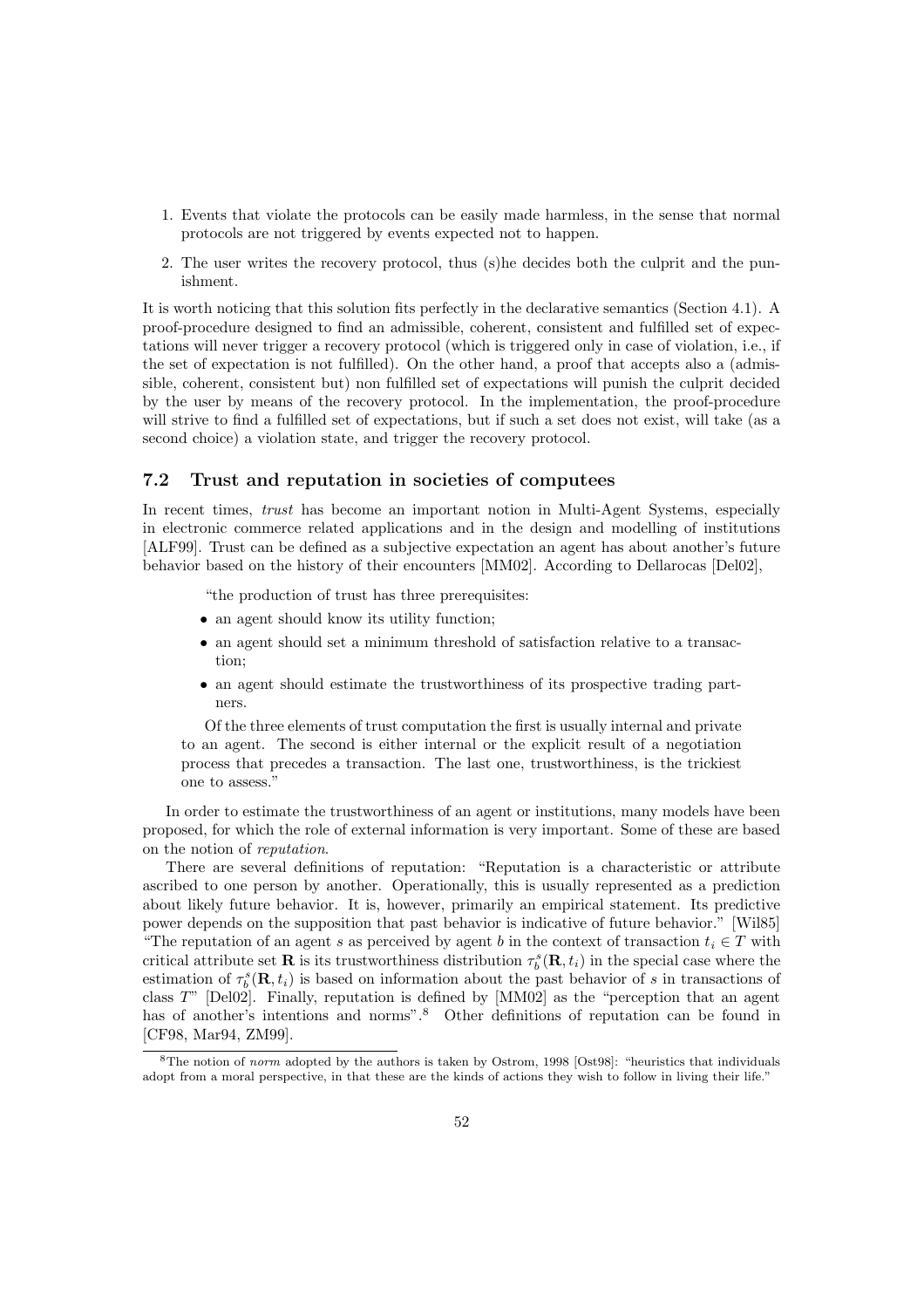1. Events that violate the protocols can be easily made harmless, in the sense that normal protocols are not triggered by events expected not to happen.
2. The user writes the recovery protocol, thus (s)he decides both the culprit and the punishment.

It is worth noticing that this solution fits perfectly in the declarative semantics (Section 4.1). A proof-procedure designed to find an admissible, coherent, consistent and fulfilled set of expectations will never trigger a recovery protocol (which is triggered only in case of violation, i.e., if the set of expectation is not fulfilled). On the other hand, a proof that accepts also a (admissible, coherent, consistent but) non fulfilled set of expectations will punish the culprit decided by the user by means of the recovery protocol. In the implementation, the proof-procedure will strive to find a fulfilled set of expectations, but if such a set does not exist, will take (as a second choice) a violation state, and trigger the recovery protocol.

### 7.2 Trust and reputation in societies of computees

In recent times, *trust* has become an important notion in Multi-Agent Systems, especially in electronic commerce related applications and in the design and modelling of institutions [ALF99]. Trust can be defined as a subjective expectation an agent has about another's future behavior based on the history of their encounters [MM02]. According to Dellarocas [Del02],

> "the production of trust has three prerequisites:
>
> - an agent should know its utility function;
> - an agent should set a minimum threshold of satisfaction relative to a transaction;
> - an agent should estimate the trustworthiness of its prospective trading partners.
>
> Of the three elements of trust computation the first is usually internal and private to an agent. The second is either internal or the explicit result of a negotiation process that precedes a transaction. The last one, trustworthiness, is the trickiest one to assess."

In order to estimate the trustworthiness of an agent or institutions, many models have been proposed, for which the role of external information is very important. Some of these are based on the notion of *reputation*.

There are several definitions of reputation: "Reputation is a characteristic or attribute ascribed to one person by another. Operationally, this is usually represented as a prediction about likely future behavior. It is, however, primarily an empirical statement. Its predictive power depends on the supposition that past behavior is indicative of future behavior." [Wil85] "The reputation of an agent $s$ as perceived by agent $b$ in the context of transaction $t_i \in T$ with critical attribute set $\mathbf{R}$ is its trustworthiness distribution $\tau_b^s(\mathbf{R}, t_i)$ in the special case where the estimation of $\tau_b^s(\mathbf{R}, t_i)$ is based on information about the past behavior of $s$ in transactions of class $T$" [Del02]. Finally, reputation is defined by [MM02] as the "perception that an agent has of another's intentions and norms".[8] Other definitions of reputation can be found in [CF98, Mar94, ZM99].

[8] The notion of *norm* adopted by the authors is taken by Ostrom, 1998 [Ost98]: "heuristics that individuals adopt from a moral perspective, in that these are the kinds of actions they wish to follow in living their life."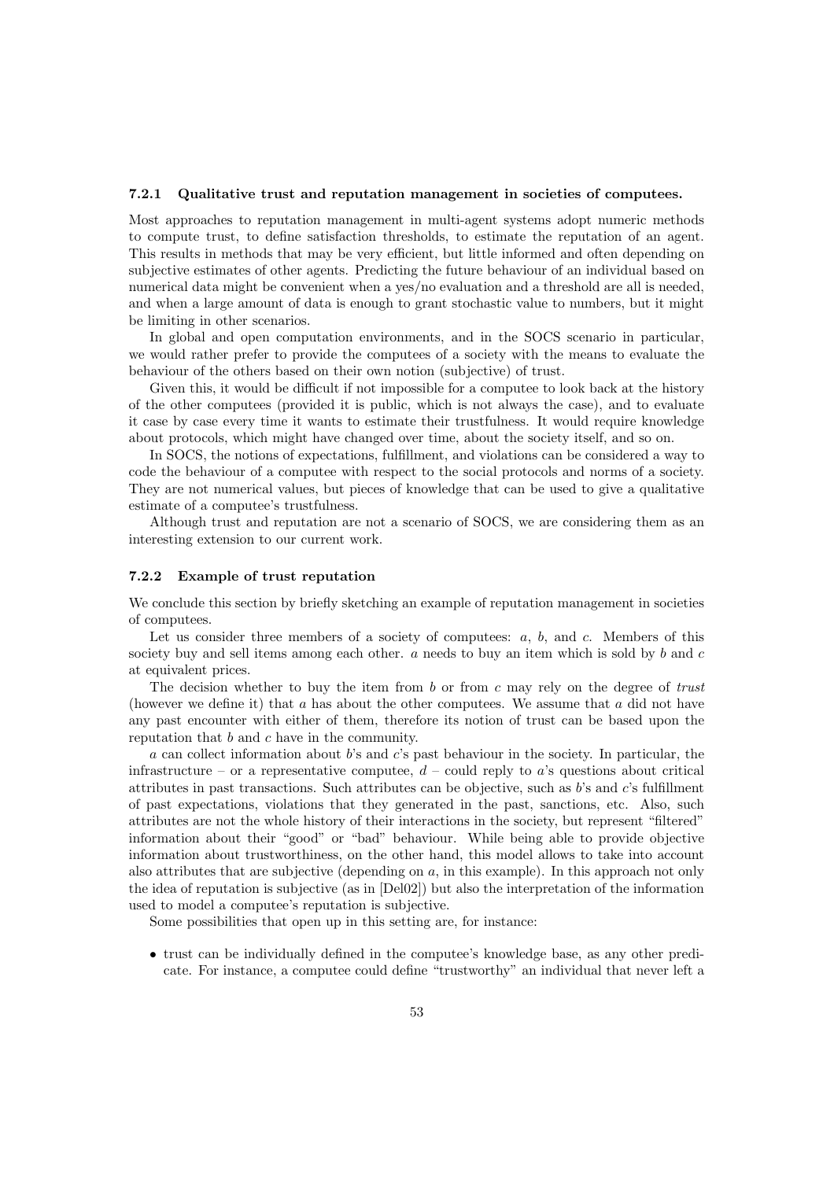### 7.2.1 Qualitative trust and reputation management in societies of computees.

Most approaches to reputation management in multi-agent systems adopt numeric methods to compute trust, to define satisfaction thresholds, to estimate the reputation of an agent. This results in methods that may be very efficient, but little informed and often depending on subjective estimates of other agents. Predicting the future behaviour of an individual based on numerical data might be convenient when a yes/no evaluation and a threshold are all is needed, and when a large amount of data is enough to grant stochastic value to numbers, but it might be limiting in other scenarios.

In global and open computation environments, and in the SOCS scenario in particular, we would rather prefer to provide the computees of a society with the means to evaluate the behaviour of the others based on their own notion (subjective) of trust.

Given this, it would be difficult if not impossible for a computee to look back at the history of the other computees (provided it is public, which is not always the case), and to evaluate it case by case every time it wants to estimate their trustfulness. It would require knowledge about protocols, which might have changed over time, about the society itself, and so on.

In SOCS, the notions of expectations, fulfillment, and violations can be considered a way to code the behaviour of a computee with respect to the social protocols and norms of a society. They are not numerical values, but pieces of knowledge that can be used to give a qualitative estimate of a computee's trustfulness.

Although trust and reputation are not a scenario of SOCS, we are considering them as an interesting extension to our current work.

### 7.2.2 Example of trust reputation

We conclude this section by briefly sketching an example of reputation management in societies of computees.

Let us consider three members of a society of computees: $a$, $b$, and $c$. Members of this society buy and sell items among each other. $a$ needs to buy an item which is sold by $b$ and $c$ at equivalent prices.

The decision whether to buy the item from $b$ or from $c$ may rely on the degree of *trust* (however we define it) that $a$ has about the other computees. We assume that $a$ did not have any past encounter with either of them, therefore its notion of trust can be based upon the reputation that $b$ and $c$ have in the community.

$a$ can collect information about $b$'s and $c$'s past behaviour in the society. In particular, the infrastructure – or a representative computee, $d$ – could reply to $a$'s questions about critical attributes in past transactions. Such attributes can be objective, such as $b$'s and $c$'s fulfillment of past expectations, violations that they generated in the past, sanctions, etc. Also, such attributes are not the whole history of their interactions in the society, but represent "filtered" information about their "good" or "bad" behaviour. While being able to provide objective information about trustworthiness, on the other hand, this model allows to take into account also attributes that are subjective (depending on $a$, in this example). In this approach not only the idea of reputation is subjective (as in [Del02]) but also the interpretation of the information used to model a computee's reputation is subjective.

Some possibilities that open up in this setting are, for instance:

- trust can be individually defined in the computee's knowledge base, as any other predicate. For instance, a computee could define "trustworthy" an individual that never left a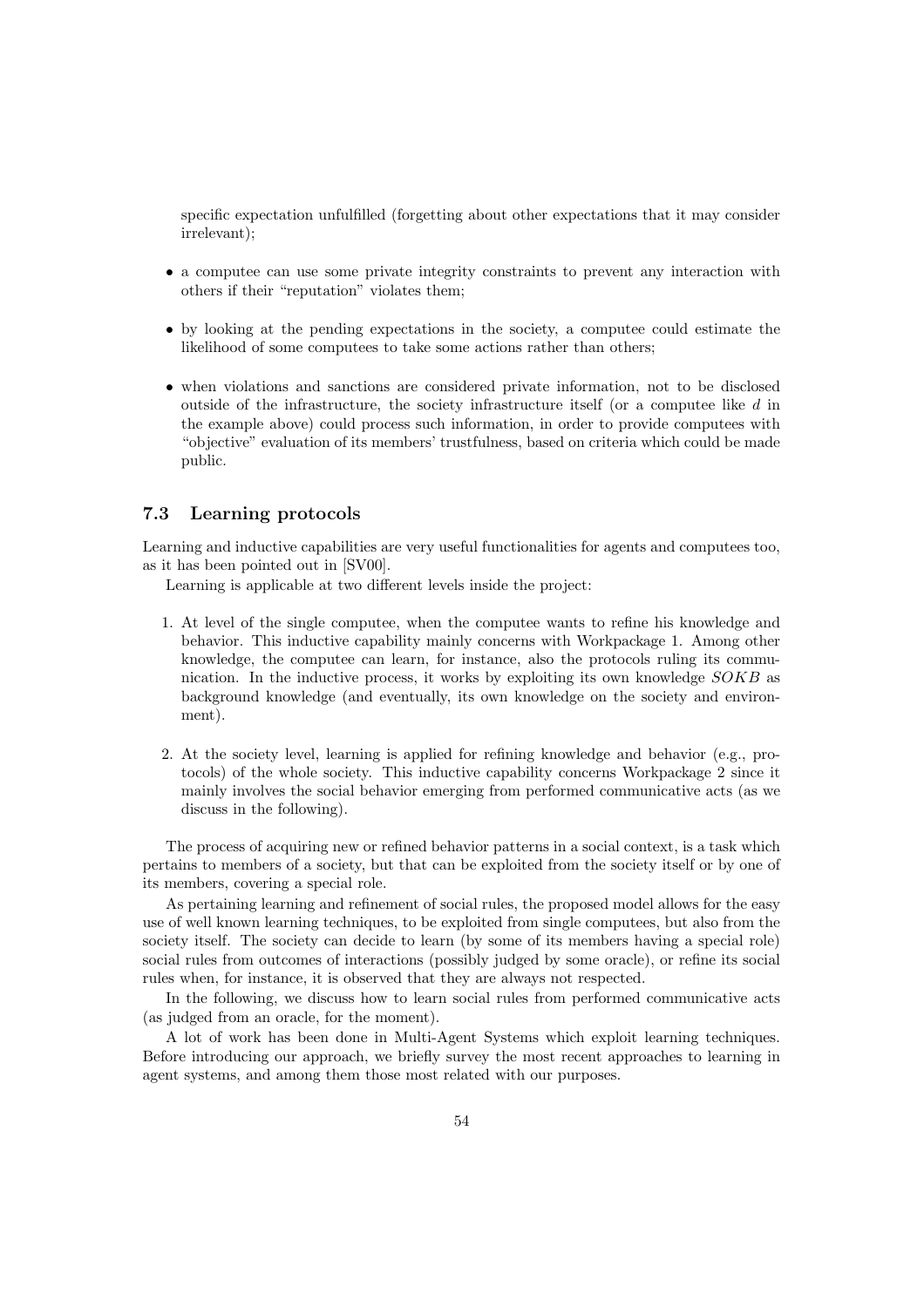specific expectation unfulfilled (forgetting about other expectations that it may consider irrelevant);

- a computee can use some private integrity constraints to prevent any interaction with others if their "reputation" violates them;
- by looking at the pending expectations in the society, a computee could estimate the likelihood of some computees to take some actions rather than others;
- when violations and sanctions are considered private information, not to be disclosed outside of the infrastructure, the society infrastructure itself (or a computee like $d$ in the example above) could process such information, in order to provide computees with "objective" evaluation of its members' trustfulness, based on criteria which could be made public.

### 7.3 Learning protocols

Learning and inductive capabilities are very useful functionalities for agents and computees too, as it has been pointed out in [SV00].

Learning is applicable at two different levels inside the project:

1. At level of the single computee, when the computee wants to refine his knowledge and behavior. This inductive capability mainly concerns with Workpackage 1. Among other knowledge, the computee can learn, for instance, also the protocols ruling its communication. In the inductive process, it works by exploiting its own knowledge $SOKB$ as background knowledge (and eventually, its own knowledge on the society and environment).
2. At the society level, learning is applied for refining knowledge and behavior (e.g., protocols) of the whole society. This inductive capability concerns Workpackage 2 since it mainly involves the social behavior emerging from performed communicative acts (as we discuss in the following).

The process of acquiring new or refined behavior patterns in a social context, is a task which pertains to members of a society, but that can be exploited from the society itself or by one of its members, covering a special role.

As pertaining learning and refinement of social rules, the proposed model allows for the easy use of well known learning techniques, to be exploited from single computees, but also from the society itself. The society can decide to learn (by some of its members having a special role) social rules from outcomes of interactions (possibly judged by some oracle), or refine its social rules when, for instance, it is observed that they are always not respected.

In the following, we discuss how to learn social rules from performed communicative acts (as judged from an oracle, for the moment).

A lot of work has been done in Multi-Agent Systems which exploit learning techniques. Before introducing our approach, we briefly survey the most recent approaches to learning in agent systems, and among them those most related with our purposes.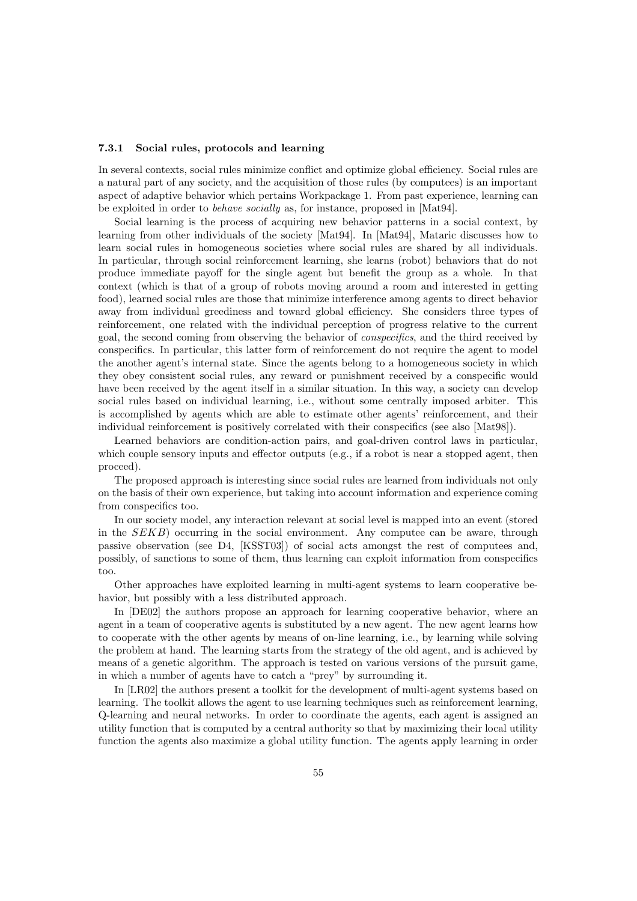### 7.3.1 Social rules, protocols and learning

In several contexts, social rules minimize conflict and optimize global efficiency. Social rules are a natural part of any society, and the acquisition of those rules (by computees) is an important aspect of adaptive behavior which pertains Workpackage 1. From past experience, learning can be exploited in order to *behave socially* as, for instance, proposed in [Mat94].

Social learning is the process of acquiring new behavior patterns in a social context, by learning from other individuals of the society [Mat94]. In [Mat94], Mataric discusses how to learn social rules in homogeneous societies where social rules are shared by all individuals. In particular, through social reinforcement learning, she learns (robot) behaviors that do not produce immediate payoff for the single agent but benefit the group as a whole. In that context (which is that of a group of robots moving around a room and interested in getting food), learned social rules are those that minimize interference among agents to direct behavior away from individual greediness and toward global efficiency. She considers three types of reinforcement, one related with the individual perception of progress relative to the current goal, the second coming from observing the behavior of *conspecifics*, and the third received by conspecifics. In particular, this latter form of reinforcement do not require the agent to model the another agent's internal state. Since the agents belong to a homogeneous society in which they obey consistent social rules, any reward or punishment received by a conspecific would have been received by the agent itself in a similar situation. In this way, a society can develop social rules based on individual learning, i.e., without some centrally imposed arbiter. This is accomplished by agents which are able to estimate other agents' reinforcement, and their individual reinforcement is positively correlated with their conspecifics (see also [Mat98]).

Learned behaviors are condition-action pairs, and goal-driven control laws in particular, which couple sensory inputs and effector outputs (e.g., if a robot is near a stopped agent, then proceed).

The proposed approach is interesting since social rules are learned from individuals not only on the basis of their own experience, but taking into account information and experience coming from conspecifics too.

In our society model, any interaction relevant at social level is mapped into an event (stored in the $SEKB$) occurring in the social environment. Any computee can be aware, through passive observation (see D4, [KSST03]) of social acts amongst the rest of computees and, possibly, of sanctions to some of them, thus learning can exploit information from conspecifics too.

Other approaches have exploited learning in multi-agent systems to learn cooperative behavior, but possibly with a less distributed approach.

In [DE02] the authors propose an approach for learning cooperative behavior, where an agent in a team of cooperative agents is substituted by a new agent. The new agent learns how to cooperate with the other agents by means of on-line learning, i.e., by learning while solving the problem at hand. The learning starts from the strategy of the old agent, and is achieved by means of a genetic algorithm. The approach is tested on various versions of the pursuit game, in which a number of agents have to catch a "prey" by surrounding it.

In [LR02] the authors present a toolkit for the development of multi-agent systems based on learning. The toolkit allows the agent to use learning techniques such as reinforcement learning, Q-learning and neural networks. In order to coordinate the agents, each agent is assigned an utility function that is computed by a central authority so that by maximizing their local utility function the agents also maximize a global utility function. The agents apply learning in order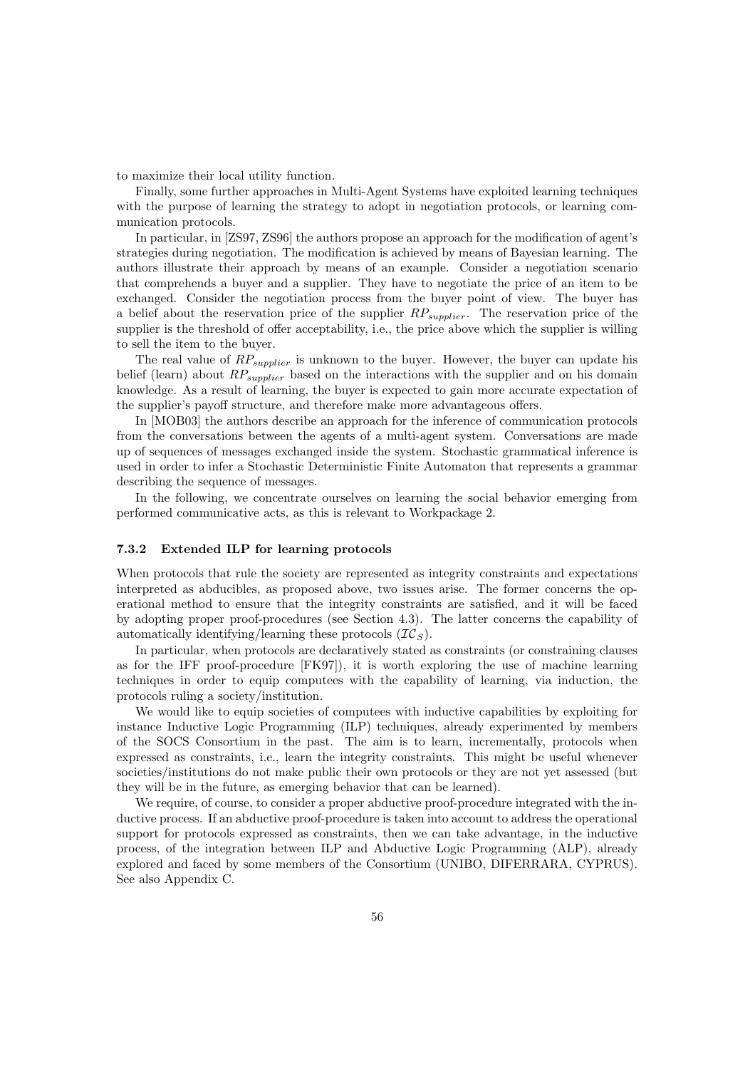to maximize their local utility function.

Finally, some further approaches in Multi-Agent Systems have exploited learning techniques with the purpose of learning the strategy to adopt in negotiation protocols, or learning communication protocols.

In particular, in [ZS97, ZS96] the authors propose an approach for the modification of agent's strategies during negotiation. The modification is achieved by means of Bayesian learning. The authors illustrate their approach by means of an example. Consider a negotiation scenario that comprehends a buyer and a supplier. They have to negotiate the price of an item to be exchanged. Consider the negotiation process from the buyer point of view. The buyer has a belief about the reservation price of the supplier $RP_{supplier}$. The reservation price of the supplier is the threshold of offer acceptability, i.e., the price above which the supplier is willing to sell the item to the buyer.

The real value of $RP_{supplier}$ is unknown to the buyer. However, the buyer can update his belief (learn) about $RP_{supplier}$ based on the interactions with the supplier and on his domain knowledge. As a result of learning, the buyer is expected to gain more accurate expectation of the supplier's payoff structure, and therefore make more advantageous offers.

In [MOB03] the authors describe an approach for the inference of communication protocols from the conversations between the agents of a multi-agent system. Conversations are made up of sequences of messages exchanged inside the system. Stochastic grammatical inference is used in order to infer a Stochastic Deterministic Finite Automaton that represents a grammar describing the sequence of messages.

In the following, we concentrate ourselves on learning the social behavior emerging from performed communicative acts, as this is relevant to Workpackage 2.

### 7.3.2 Extended ILP for learning protocols

When protocols that rule the society are represented as integrity constraints and expectations interpreted as abducibles, as proposed above, two issues arise. The former concerns the operational method to ensure that the integrity constraints are satisfied, and it will be faced by adopting proper proof-procedures (see Section 4.3). The latter concerns the capability of automatically identifying/learning these protocols ($\mathcal{IC}_S$).

In particular, when protocols are declaratively stated as constraints (or constraining clauses as for the IFF proof-procedure [FK97]), it is worth exploring the use of machine learning techniques in order to equip computees with the capability of learning, via induction, the protocols ruling a society/institution.

We would like to equip societies of computees with inductive capabilities by exploiting for instance Inductive Logic Programming (ILP) techniques, already experimented by members of the SOCS Consortium in the past. The aim is to learn, incrementally, protocols when expressed as constraints, i.e., learn the integrity constraints. This might be useful whenever societies/institutions do not make public their own protocols or they are not yet assessed (but they will be in the future, as emerging behavior that can be learned).

We require, of course, to consider a proper abductive proof-procedure integrated with the inductive process. If an abductive proof-procedure is taken into account to address the operational support for protocols expressed as constraints, then we can take advantage, in the inductive process, of the integration between ILP and Abductive Logic Programming (ALP), already explored and faced by some members of the Consortium (UNIBO, DIFERRARA, CYPRUS). See also Appendix C.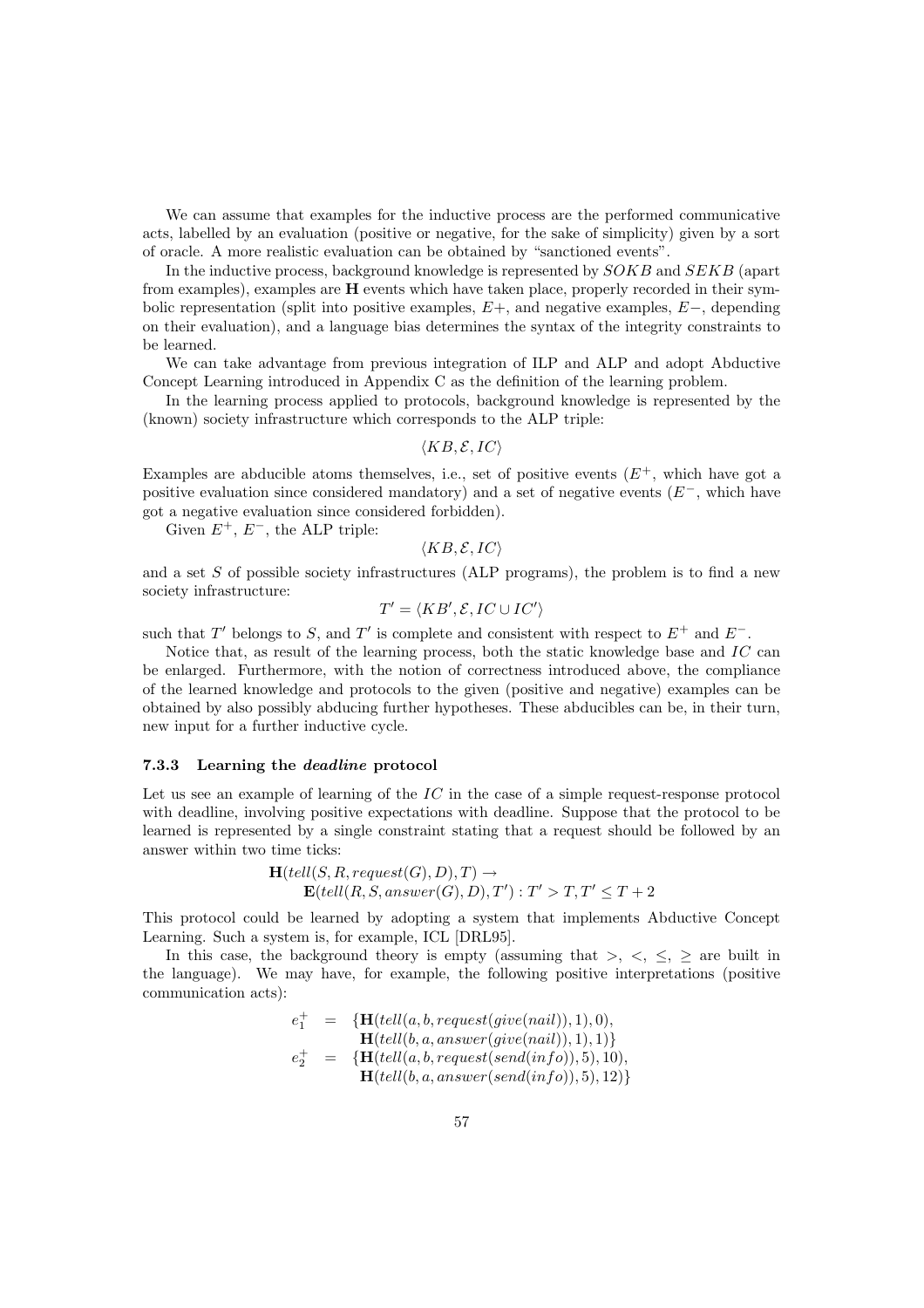We can assume that examples for the inductive process are the performed communicative acts, labelled by an evaluation (positive or negative, for the sake of simplicity) given by a sort of oracle. A more realistic evaluation can be obtained by "sanctioned events".

In the inductive process, background knowledge is represented by $SOKB$ and $SEKB$ (apart from examples), examples are **H** events which have taken place, properly recorded in their symbolic representation (split into positive examples, $E+$, and negative examples, $E-$, depending on their evaluation), and a language bias determines the syntax of the integrity constraints to be learned.

We can take advantage from previous integration of ILP and ALP and adopt Abductive Concept Learning introduced in Appendix C as the definition of the learning problem.

In the learning process applied to protocols, background knowledge is represented by the (known) society infrastructure which corresponds to the ALP triple:

$$\langle KB, \mathcal{E}, IC \rangle$$

Examples are abducible atoms themselves, i.e., set of positive events ($E^+$, which have got a positive evaluation since considered mandatory) and a set of negative events ($E^-$, which have got a negative evaluation since considered forbidden).

Given $E^+$, $E^-$, the ALP triple:

$$\langle KB, \mathcal{E}, IC \rangle$$

and a set $S$ of possible society infrastructures (ALP programs), the problem is to find a new society infrastructure:

$$T' = \langle KB', \mathcal{E}, IC \cup IC' \rangle$$

such that $T'$ belongs to $S$, and $T'$ is complete and consistent with respect to $E^+$ and $E^-$.

Notice that, as result of the learning process, both the static knowledge base and $IC$ can be enlarged. Furthermore, with the notion of correctness introduced above, the compliance of the learned knowledge and protocols to the given (positive and negative) examples can be obtained by also possibly abducing further hypotheses. These abducibles can be, in their turn, new input for a further inductive cycle.

### 7.3.3 Learning the *deadline* protocol

Let us see an example of learning of the $IC$ in the case of a simple request-response protocol with deadline, involving positive expectations with deadline. Suppose that the protocol to be learned is represented by a single constraint stating that a request should be followed by an answer within two time ticks:

$$\begin{array}{l} \mathbf{H}(tell(S, R, request(G), D), T) \rightarrow \\ \quad \mathbf{E}(tell(R, S, answer(G), D), T') : T' > T, T' \leq T + 2 \end{array}$$

This protocol could be learned by adopting a system that implements Abductive Concept Learning. Such a system is, for example, ICL [DRL95].

In this case, the background theory is empty (assuming that $>$, $<$, $\leq$, $\geq$ are built in the language). We may have, for example, the following positive interpretations (positive communication acts):

$$\begin{array}{rcl} e_1^+ & = & \{\mathbf{H}(tell(a, b, request(give(nail)), 1), 0), \\ & & \mathbf{H}(tell(b, a, answer(give(nail)), 1), 1)\} \\ e_2^+ & = & \{\mathbf{H}(tell(a, b, request(send(info)), 5), 10), \\ & & \mathbf{H}(tell(b, a, answer(send(info)), 5), 12)\} \end{array}$$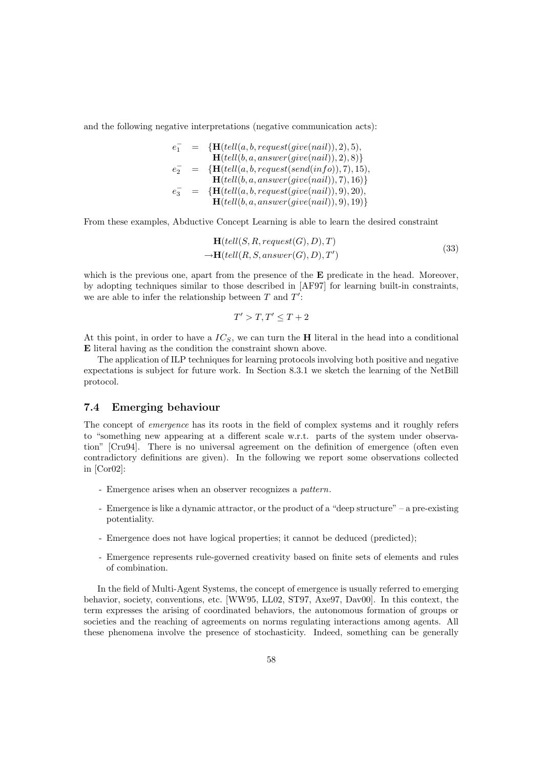and the following negative interpretations (negative communication acts):

$$
\begin{aligned}
e_1^- &= \{\mathbf{H}(tell(a, b, request(give(nail)), 2), 5), \\
&\quad\ \mathbf{H}(tell(b, a, answer(give(nail)), 2), 8)\} \\
e_2^- &= \{\mathbf{H}(tell(a, b, request(send(info)), 7), 15), \\
&\quad\ \mathbf{H}(tell(b, a, answer(give(nail)), 7), 16)\} \\
e_3^- &= \{\mathbf{H}(tell(a, b, request(give(nail)), 9), 20), \\
&\quad\ \mathbf{H}(tell(b, a, answer(give(nail)), 9), 19)\}
\end{aligned}
$$

From these examples, Abductive Concept Learning is able to learn the desired constraint

$$
\begin{aligned}
&\mathbf{H}(tell(S, R, request(G), D), T) \\
&\rightarrow \mathbf{H}(tell(R, S, answer(G), D), T')
\end{aligned}
\tag{33}
$$

which is the previous one, apart from the presence of the **E** predicate in the head. Moreover, by adopting techniques similar to those described in [AF97] for learning built-in constraints, we are able to infer the relationship between $T$ and $T'$:

$$T' > T, T' \leq T + 2$$

At this point, in order to have a $IC_S$, we can turn the **H** literal in the head into a conditional **E** literal having as the condition the constraint shown above.

The application of ILP techniques for learning protocols involving both positive and negative expectations is subject for future work. In Section 8.3.1 we sketch the learning of the NetBill protocol.

## 7.4 Emerging behaviour

The concept of *emergence* has its roots in the field of complex systems and it roughly refers to "something new appearing at a different scale w.r.t. parts of the system under observation" [Cru94]. There is no universal agreement on the definition of emergence (often even contradictory definitions are given). In the following we report some observations collected in [Cor02]:

- Emergence arises when an observer recognizes a *pattern*.
- Emergence is like a dynamic attractor, or the product of a "deep structure" – a pre-existing potentiality.
- Emergence does not have logical properties; it cannot be deduced (predicted);
- Emergence represents rule-governed creativity based on finite sets of elements and rules of combination.

In the field of Multi-Agent Systems, the concept of emergence is usually referred to emerging behavior, society, conventions, etc. [WW95, LL02, ST97, Axe97, Dav00]. In this context, the term expresses the arising of coordinated behaviors, the autonomous formation of groups or societies and the reaching of agreements on norms regulating interactions among agents. All these phenomena involve the presence of stochasticity. Indeed, something can be generally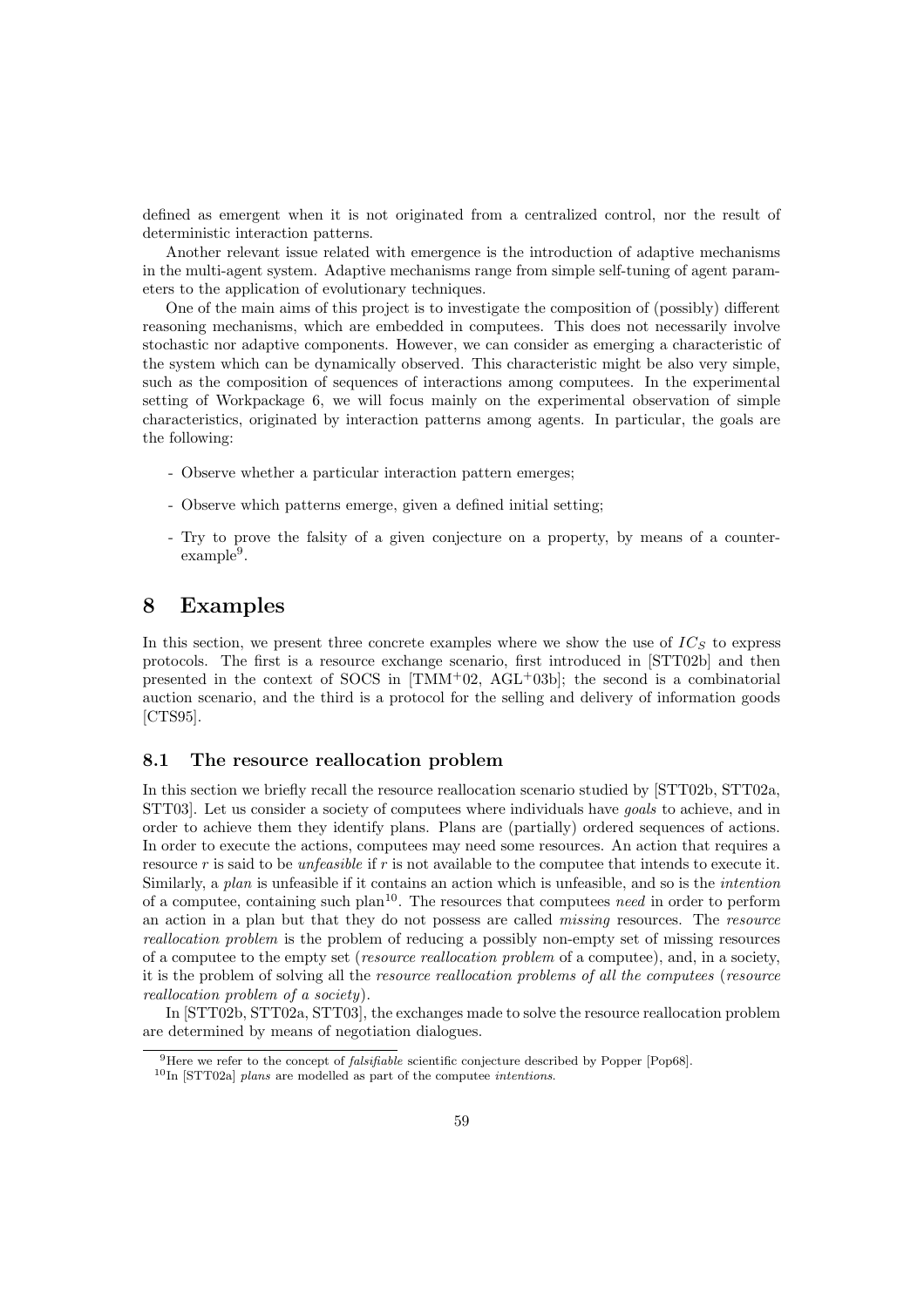defined as emergent when it is not originated from a centralized control, nor the result of deterministic interaction patterns.

Another relevant issue related with emergence is the introduction of adaptive mechanisms in the multi-agent system. Adaptive mechanisms range from simple self-tuning of agent parameters to the application of evolutionary techniques.

One of the main aims of this project is to investigate the composition of (possibly) different reasoning mechanisms, which are embedded in computees. This does not necessarily involve stochastic nor adaptive components. However, we can consider as emerging a characteristic of the system which can be dynamically observed. This characteristic might be also very simple, such as the composition of sequences of interactions among computees. In the experimental setting of Workpackage 6, we will focus mainly on the experimental observation of simple characteristics, originated by interaction patterns among agents. In particular, the goals are the following:

- Observe whether a particular interaction pattern emerges;
- Observe which patterns emerge, given a defined initial setting;
- Try to prove the falsity of a given conjecture on a property, by means of a counter-example[9].

# 8 Examples

In this section, we present three concrete examples where we show the use of $IC_S$ to express protocols. The first is a resource exchange scenario, first introduced in [STT02b] and then presented in the context of SOCS in [TMM+02, AGL+03b]; the second is a combinatorial auction scenario, and the third is a protocol for the selling and delivery of information goods [CTS95].

## 8.1 The resource reallocation problem

In this section we briefly recall the resource reallocation scenario studied by [STT02b, STT02a, STT03]. Let us consider a society of computees where individuals have *goals* to achieve, and in order to achieve them they identify plans. Plans are (partially) ordered sequences of actions. In order to execute the actions, computees may need some resources. An action that requires a resource $r$ is said to be *unfeasible* if $r$ is not available to the computee that intends to execute it. Similarly, a *plan* is unfeasible if it contains an action which is unfeasible, and so is the *intention* of a computee, containing such plan[10]. The resources that computees *need* in order to perform an action in a plan but that they do not possess are called *missing* resources. The *resource reallocation problem* is the problem of reducing a possibly non-empty set of missing resources of a computee to the empty set (*resource reallocation problem* of a computee), and, in a society, it is the problem of solving all the *resource reallocation problems of all the computees* (*resource reallocation problem of a society*).

In [STT02b, STT02a, STT03], the exchanges made to solve the resource reallocation problem are determined by means of negotiation dialogues.

[9] Here we refer to the concept of *falsifiable* scientific conjecture described by Popper [Pop68].

[10] In [STT02a] *plans* are modelled as part of the computee *intentions*.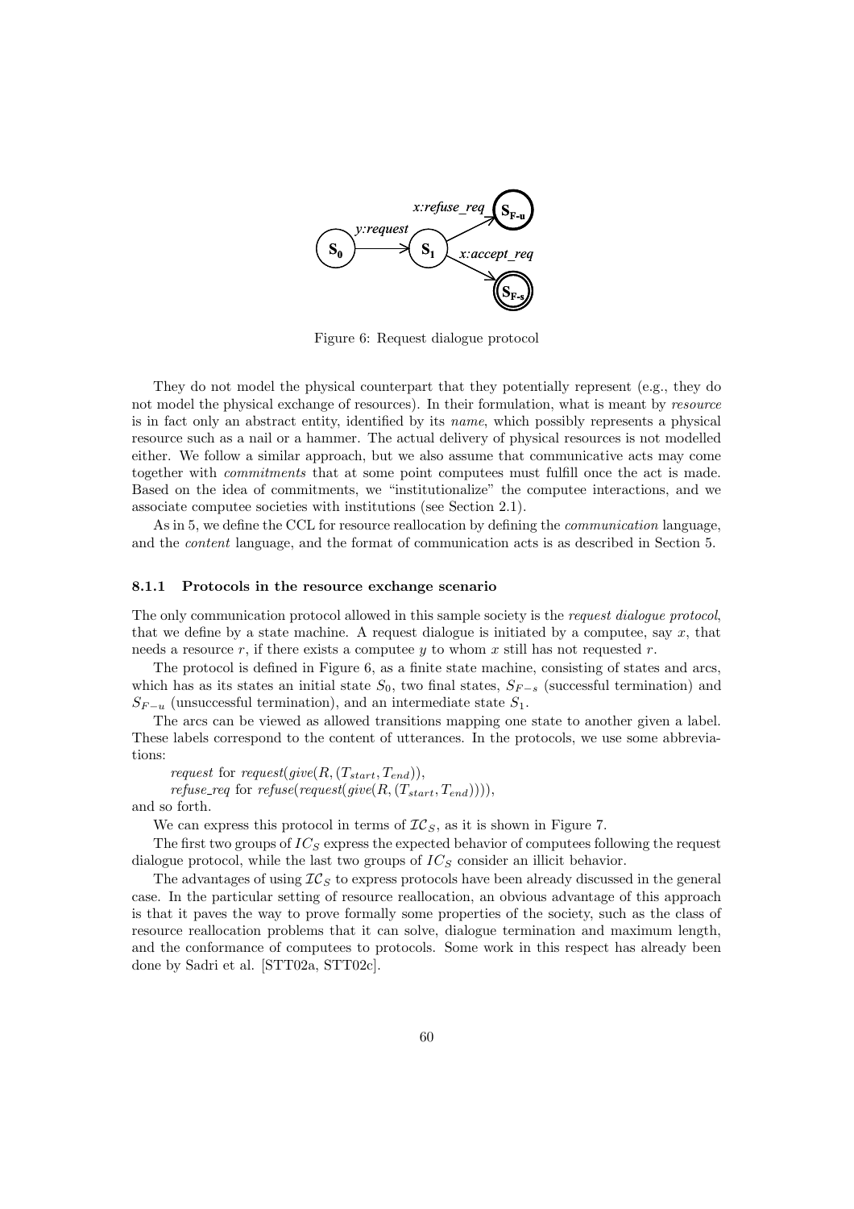Figure 6: Request dialogue protocol

They do not model the physical counterpart that they potentially represent (e.g., they do not model the physical exchange of resources). In their formulation, what is meant by *resource* is in fact only an abstract entity, identified by its *name*, which possibly represents a physical resource such as a nail or a hammer. The actual delivery of physical resources is not modelled either. We follow a similar approach, but we also assume that communicative acts may come together with *commitments* that at some point computees must fulfill once the act is made. Based on the idea of commitments, we "institutionalize" the computee interactions, and we associate computee societies with institutions (see Section 2.1).

As in 5, we define the CCL for resource reallocation by defining the *communication* language, and the *content* language, and the format of communication acts is as described in Section 5.

#### 8.1.1 Protocols in the resource exchange scenario

The only communication protocol allowed in this sample society is the *request dialogue protocol*, that we define by a state machine. A request dialogue is initiated by a computee, say $x$, that needs a resource $r$, if there exists a computee $y$ to whom $x$ still has not requested $r$.

The protocol is defined in Figure 6, as a finite state machine, consisting of states and arcs, which has as its states an initial state $S_0$, two final states, $S_{F-s}$ (successful termination) and $S_{F-u}$ (unsuccessful termination), and an intermediate state $S_1$.

The arcs can be viewed as allowed transitions mapping one state to another given a label. These labels correspond to the content of utterances. In the protocols, we use some abbreviations:

*request* for $request(give(R, (T_{start}, T_{end}))$,

*refuse_req* for $refuse(request(give(R, (T_{start}, T_{end}))))$,

and so forth.

We can express this protocol in terms of $\mathcal{IC}_S$, as it is shown in Figure 7.

The first two groups of $IC_S$ express the expected behavior of computees following the request dialogue protocol, while the last two groups of $IC_S$ consider an illicit behavior.

The advantages of using $\mathcal{IC}_S$ to express protocols have been already discussed in the general case. In the particular setting of resource reallocation, an obvious advantage of this approach is that it paves the way to prove formally some properties of the society, such as the class of resource reallocation problems that it can solve, dialogue termination and maximum length, and the conformance of computees to protocols. Some work in this respect has already been done by Sadri et al. [STT02a, STT02c].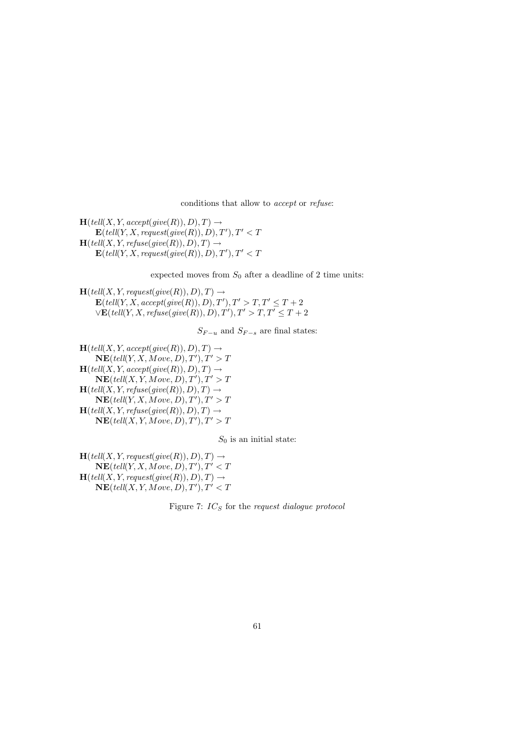conditions that allow to *accept* or *refuse*:

$$\mathbf{H}(tell(X,Y,accept(give(R)),D),T) \rightarrow$$
$$\quad \mathbf{E}(tell(Y,X,request(give(R)),D),T'), T' < T$$
$$\mathbf{H}(tell(X,Y,refuse(give(R)),D),T) \rightarrow$$
$$\quad \mathbf{E}(tell(Y,X,request(give(R)),D),T'), T' < T$$

expected moves from $S_0$ after a deadline of 2 time units:

$$\mathbf{H}(tell(X,Y,request(give(R)),D),T) \rightarrow$$
$$\quad \mathbf{E}(tell(Y,X,accept(give(R)),D),T'), T' > T, T' \leq T+2$$
$$\quad \vee \mathbf{E}(tell(Y,X,refuse(give(R)),D),T'), T' > T, T' \leq T+2$$

$S_{F-u}$ and $S_{F-s}$ are final states:

$$\mathbf{H}(tell(X,Y,accept(give(R)),D),T) \rightarrow$$
$$\quad \mathbf{NE}(tell(Y,X,Move,D),T'), T' > T$$
$$\mathbf{H}(tell(X,Y,accept(give(R)),D),T) \rightarrow$$
$$\quad \mathbf{NE}(tell(X,Y,Move,D),T'), T' > T$$
$$\mathbf{H}(tell(X,Y,refuse(give(R)),D),T) \rightarrow$$
$$\quad \mathbf{NE}(tell(Y,X,Move,D),T'), T' > T$$
$$\mathbf{H}(tell(X,Y,refuse(give(R)),D),T) \rightarrow$$
$$\quad \mathbf{NE}(tell(X,Y,Move,D),T'), T' > T$$

$S_0$ is an initial state:

$$\mathbf{H}(tell(X,Y,request(give(R)),D),T) \rightarrow$$
$$\quad \mathbf{NE}(tell(Y,X,Move,D),T'), T' < T$$
$$\mathbf{H}(tell(X,Y,request(give(R)),D),T) \rightarrow$$
$$\quad \mathbf{NE}(tell(X,Y,Move,D),T'), T' < T$$

Figure 7: $IC_S$ for the *request dialogue protocol*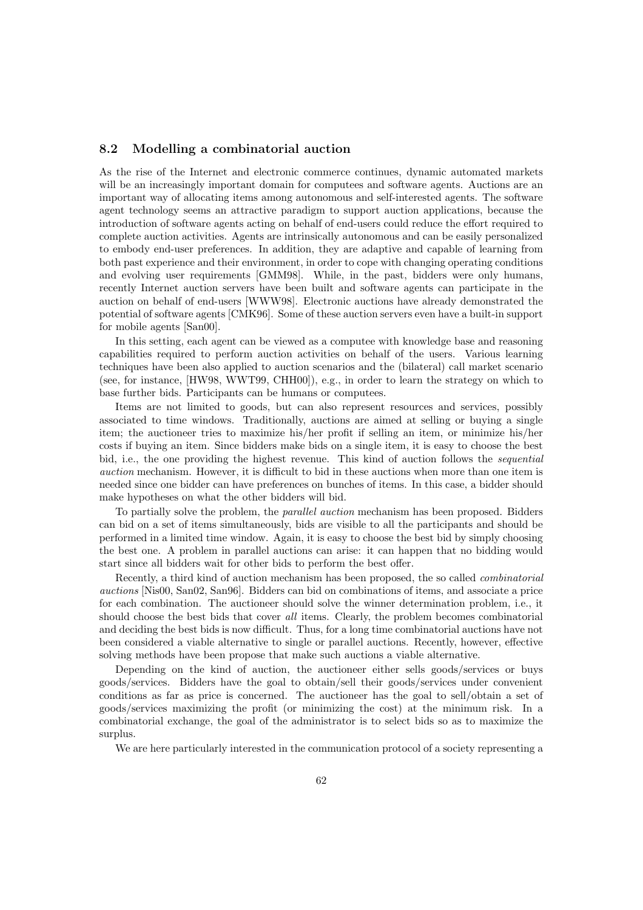## 8.2 Modelling a combinatorial auction

As the rise of the Internet and electronic commerce continues, dynamic automated markets will be an increasingly important domain for computees and software agents. Auctions are an important way of allocating items among autonomous and self-interested agents. The software agent technology seems an attractive paradigm to support auction applications, because the introduction of software agents acting on behalf of end-users could reduce the effort required to complete auction activities. Agents are intrinsically autonomous and can be easily personalized to embody end-user preferences. In addition, they are adaptive and capable of learning from both past experience and their environment, in order to cope with changing operating conditions and evolving user requirements [GMM98]. While, in the past, bidders were only humans, recently Internet auction servers have been built and software agents can participate in the auction on behalf of end-users [WWW98]. Electronic auctions have already demonstrated the potential of software agents [CMK96]. Some of these auction servers even have a built-in support for mobile agents [San00].

In this setting, each agent can be viewed as a computee with knowledge base and reasoning capabilities required to perform auction activities on behalf of the users. Various learning techniques have been also applied to auction scenarios and the (bilateral) call market scenario (see, for instance, [HW98, WWT99, CHH00]), e.g., in order to learn the strategy on which to base further bids. Participants can be humans or computees.

Items are not limited to goods, but can also represent resources and services, possibly associated to time windows. Traditionally, auctions are aimed at selling or buying a single item; the auctioneer tries to maximize his/her profit if selling an item, or minimize his/her costs if buying an item. Since bidders make bids on a single item, it is easy to choose the best bid, i.e., the one providing the highest revenue. This kind of auction follows the *sequential auction* mechanism. However, it is difficult to bid in these auctions when more than one item is needed since one bidder can have preferences on bunches of items. In this case, a bidder should make hypotheses on what the other bidders will bid.

To partially solve the problem, the *parallel auction* mechanism has been proposed. Bidders can bid on a set of items simultaneously, bids are visible to all the participants and should be performed in a limited time window. Again, it is easy to choose the best bid by simply choosing the best one. A problem in parallel auctions can arise: it can happen that no bidding would start since all bidders wait for other bids to perform the best offer.

Recently, a third kind of auction mechanism has been proposed, the so called *combinatorial auctions* [Nis00, San02, San96]. Bidders can bid on combinations of items, and associate a price for each combination. The auctioneer should solve the winner determination problem, i.e., it should choose the best bids that cover *all* items. Clearly, the problem becomes combinatorial and deciding the best bids is now difficult. Thus, for a long time combinatorial auctions have not been considered a viable alternative to single or parallel auctions. Recently, however, effective solving methods have been propose that make such auctions a viable alternative.

Depending on the kind of auction, the auctioneer either sells goods/services or buys goods/services. Bidders have the goal to obtain/sell their goods/services under convenient conditions as far as price is concerned. The auctioneer has the goal to sell/obtain a set of goods/services maximizing the profit (or minimizing the cost) at the minimum risk. In a combinatorial exchange, the goal of the administrator is to select bids so as to maximize the surplus.

We are here particularly interested in the communication protocol of a society representing a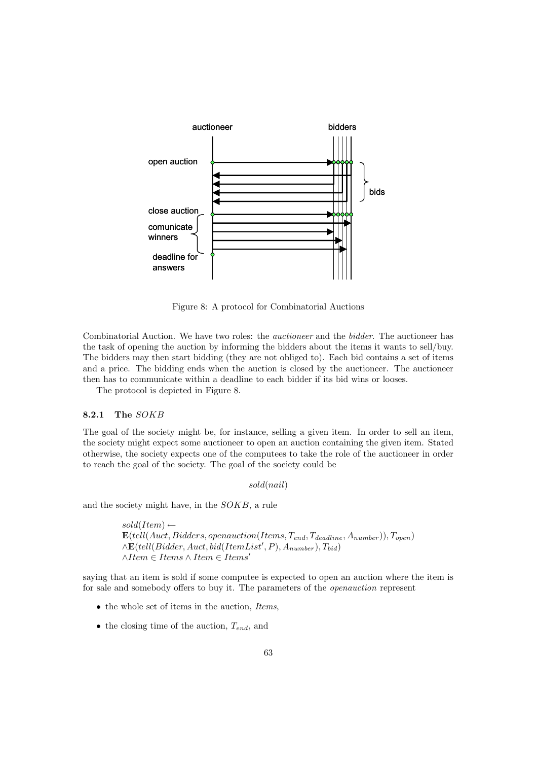Figure 8: A protocol for Combinatorial Auctions

Combinatorial Auction. We have two roles: the *auctioneer* and the *bidder*. The auctioneer has the task of opening the auction by informing the bidders about the items it wants to sell/buy. The bidders may then start bidding (they are not obliged to). Each bid contains a set of items and a price. The bidding ends when the auction is closed by the auctioneer. The auctioneer then has to communicate within a deadline to each bidder if its bid wins or looses.

The protocol is depicted in Figure 8.

### 8.2.1 The $SOKB$

The goal of the society might be, for instance, selling a given item. In order to sell an item, the society might expect some auctioneer to open an auction containing the given item. Stated otherwise, the society expects one of the computees to take the role of the auctioneer in order to reach the goal of the society. The goal of the society could be

$$sold(nail)$$

and the society might have, in the $SOKB$, a rule

$$\begin{array}{l} sold(Item) \leftarrow \\ \mathbf{E}(tell(Auct, Bidders, openauction(Items, T_{end}, T_{deadline}, A_{number})), T_{open}) \\ \wedge \mathbf{E}(tell(Bidder, Auct, bid(ItemList', P), A_{number}), T_{bid}) \\ \wedge Item \in Items \wedge Item \in Items' \end{array}$$

saying that an item is sold if some computee is expected to open an auction where the item is for sale and somebody offers to buy it. The parameters of the *openauction* represent

- the whole set of items in the auction, *Items*,
- the closing time of the auction, $T_{end}$, and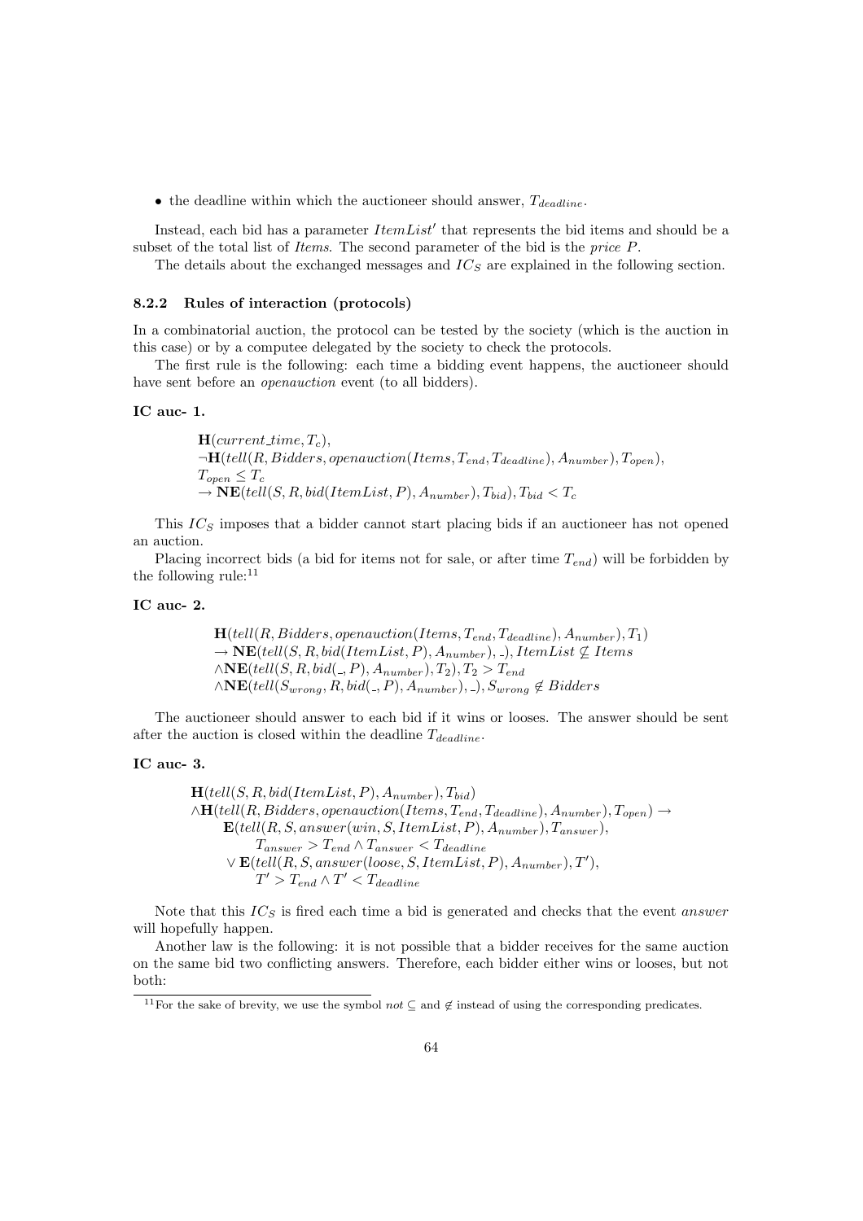- the deadline within which the auctioneer should answer, $T_{deadline}$.

Instead, each bid has a parameter $ItemList'$ that represents the bid items and should be a subset of the total list of *Items*. The second parameter of the bid is the *price* $P$.

The details about the exchanged messages and $IC_S$ are explained in the following section.

### 8.2.2 Rules of interaction (protocols)

In a combinatorial auction, the protocol can be tested by the society (which is the auction in this case) or by a computee delegated by the society to check the protocols.

The first rule is the following: each time a bidding event happens, the auctioneer should have sent before an *openauction* event (to all bidders).

**IC auc- 1.**

$$
\begin{array}{l}
\mathbf{H}(current\_time, T_c),\\
\neg\mathbf{H}(tell(R, Bidders, openauction(Items, T_{end}, T_{deadline}), A_{number}), T_{open}),\\
T_{open} \leq T_c\\
\rightarrow \mathbf{NE}(tell(S, R, bid(ItemList, P), A_{number}), T_{bid}), T_{bid} < T_c
\end{array}
$$

This $IC_S$ imposes that a bidder cannot start placing bids if an auctioneer has not opened an auction.

Placing incorrect bids (a bid for items not for sale, or after time $T_{end}$) will be forbidden by the following rule:[11]

**IC auc- 2.**

$$
\begin{array}{l}
\mathbf{H}(tell(R, Bidders, openauction(Items, T_{end}, T_{deadline}), A_{number}), T_1)\\
\rightarrow \mathbf{NE}(tell(S, R, bid(ItemList, P), A_{number}), \_), ItemList \not\subseteq Items\\
\wedge\mathbf{NE}(tell(S, R, bid(\_, P), A_{number}), T_2), T_2 > T_{end}\\
\wedge\mathbf{NE}(tell(S_{wrong}, R, bid(\_, P), A_{number}), \_), S_{wrong} \notin Bidders
\end{array}
$$

The auctioneer should answer to each bid if it wins or looses. The answer should be sent after the auction is closed within the deadline $T_{deadline}$.

**IC auc- 3.**

$$
\begin{array}{l}
\mathbf{H}(tell(S, R, bid(ItemList, P), A_{number}), T_{bid})\\
\wedge\mathbf{H}(tell(R, Bidders, openauction(Items, T_{end}, T_{deadline}), A_{number}), T_{open}) \rightarrow\\
\quad \mathbf{E}(tell(R, S, answer(win, S, ItemList, P), A_{number}), T_{answer}),\\
\quad\quad T_{answer} > T_{end} \wedge T_{answer} < T_{deadline}\\
\quad \vee\, \mathbf{E}(tell(R, S, answer(loose, S, ItemList, P), A_{number}), T'),\\
\quad\quad T' > T_{end} \wedge T' < T_{deadline}
\end{array}
$$

Note that this $IC_S$ is fired each time a bid is generated and checks that the event *answer* will hopefully happen.

Another law is the following: it is not possible that a bidder receives for the same auction on the same bid two conflicting answers. Therefore, each bidder either wins or looses, but not both:

[11] For the sake of brevity, we use the symbol $not \subseteq$ and $\notin$ instead of using the corresponding predicates.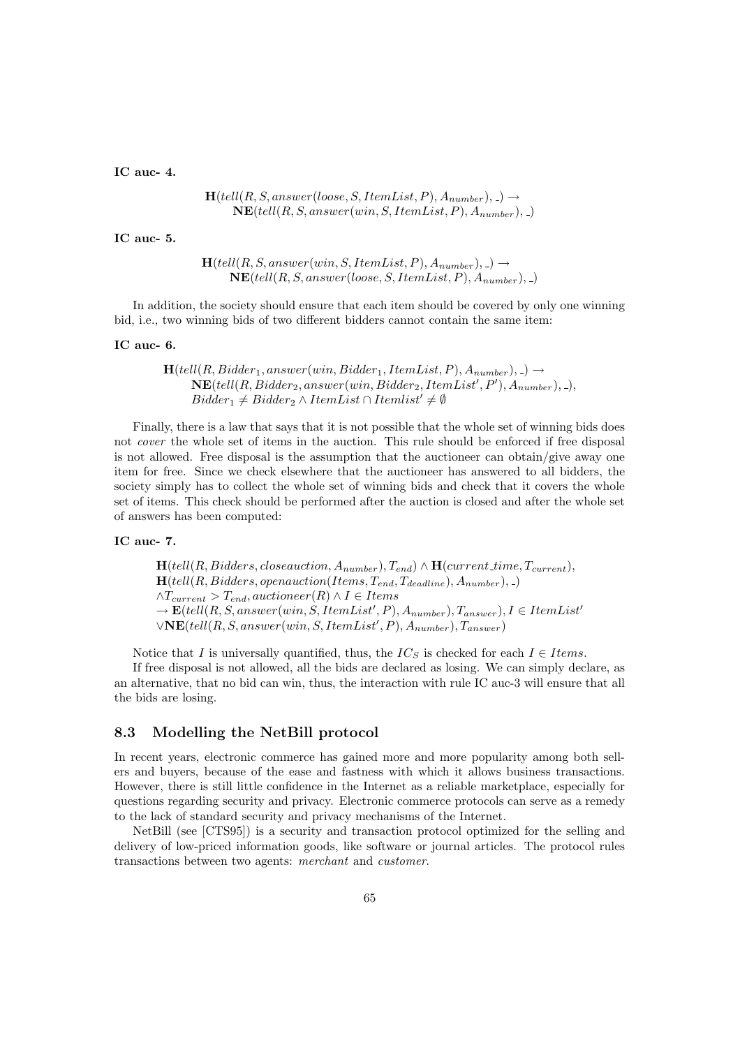**IC auc- 4.**

$$\mathbf{H}(tell(R, S, answer(loose, S, ItemList, P), A_{number}), \_) \rightarrow$$
$$\mathbf{NE}(tell(R, S, answer(win, S, ItemList, P), A_{number}), \_)$$

**IC auc- 5.**

$$\mathbf{H}(tell(R, S, answer(win, S, ItemList, P), A_{number}), \_) \rightarrow$$
$$\mathbf{NE}(tell(R, S, answer(loose, S, ItemList, P), A_{number}), \_)$$

In addition, the society should ensure that each item should be covered by only one winning bid, i.e., two winning bids of two different bidders cannot contain the same item:

**IC auc- 6.**

$$\mathbf{H}(tell(R, Bidder_1, answer(win, Bidder_1, ItemList, P), A_{number}), \_) \rightarrow$$
$$\mathbf{NE}(tell(R, Bidder_2, answer(win, Bidder_2, ItemList', P'), A_{number}), \_),$$
$$Bidder_1 \neq Bidder_2 \wedge ItemList \cap Itemlist' \neq \emptyset$$

Finally, there is a law that says that it is not possible that the whole set of winning bids does not *cover* the whole set of items in the auction. This rule should be enforced if free disposal is not allowed. Free disposal is the assumption that the auctioneer can obtain/give away one item for free. Since we check elsewhere that the auctioneer has answered to all bidders, the society simply has to collect the whole set of winning bids and check that it covers the whole set of items. This check should be performed after the auction is closed and after the whole set of answers has been computed:

**IC auc- 7.**

$$\mathbf{H}(tell(R, Bidders, closeauction, A_{number}), T_{end}) \wedge \mathbf{H}(current\_time, T_{current}),$$
$$\mathbf{H}(tell(R, Bidders, openauction(Items, T_{end}, T_{deadline}), A_{number}), \_)$$
$$\wedge T_{current} > T_{end}, auctioneer(R) \wedge I \in Items$$
$$\rightarrow \mathbf{E}(tell(R, S, answer(win, S, ItemList', P), A_{number}), T_{answer}), I \in ItemList'$$
$$\vee \mathbf{NE}(tell(R, S, answer(win, S, ItemList', P), A_{number}), T_{answer})$$

Notice that $I$ is universally quantified, thus, the $IC_S$ is checked for each $I \in Items$.

If free disposal is not allowed, all the bids are declared as losing. We can simply declare, as an alternative, that no bid can win, thus, the interaction with rule IC auc-3 will ensure that all the bids are losing.

## 8.3 Modelling the NetBill protocol

In recent years, electronic commerce has gained more and more popularity among both sellers and buyers, because of the ease and fastness with which it allows business transactions. However, there is still little confidence in the Internet as a reliable marketplace, especially for questions regarding security and privacy. Electronic commerce protocols can serve as a remedy to the lack of standard security and privacy mechanisms of the Internet.

NetBill (see [CTS95]) is a security and transaction protocol optimized for the selling and delivery of low-priced information goods, like software or journal articles. The protocol rules transactions between two agents: *merchant* and *customer*.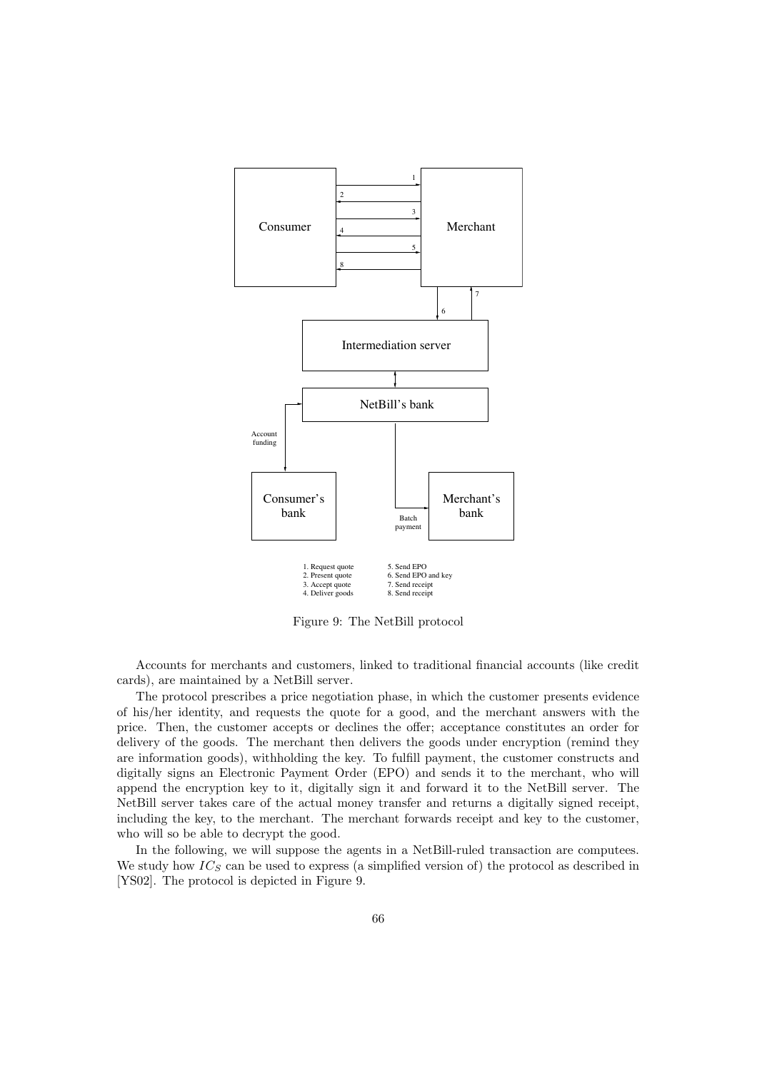1. Request quote
2. Present quote
3. Accept quote
4. Deliver goods
5. Send EPO
6. Send EPO and key
7. Send receipt
8. Send receipt

Figure 9: The NetBill protocol

Accounts for merchants and customers, linked to traditional financial accounts (like credit cards), are maintained by a NetBill server.

The protocol prescribes a price negotiation phase, in which the customer presents evidence of his/her identity, and requests the quote for a good, and the merchant answers with the price. Then, the customer accepts or declines the offer; acceptance constitutes an order for delivery of the goods. The merchant then delivers the goods under encryption (remind they are information goods), withholding the key. To fulfill payment, the customer constructs and digitally signs an Electronic Payment Order (EPO) and sends it to the merchant, who will append the encryption key to it, digitally sign it and forward it to the NetBill server. The NetBill server takes care of the actual money transfer and returns a digitally signed receipt, including the key, to the merchant. The merchant forwards receipt and key to the customer, who will so be able to decrypt the good.

In the following, we will suppose the agents in a NetBill-ruled transaction are computees. We study how $IC_S$ can be used to express (a simplified version of) the protocol as described in [YS02]. The protocol is depicted in Figure 9.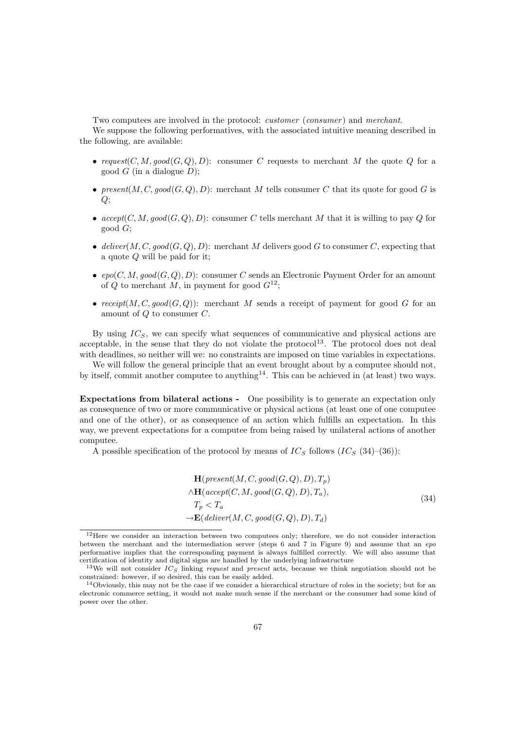Two computees are involved in the protocol: *customer* (*consumer*) and *merchant*.

We suppose the following performatives, with the associated intuitive meaning described in the following, are available:

- $request(C, M, good(G, Q), D)$: consumer $C$ requests to merchant $M$ the quote $Q$ for a good $G$ (in a dialogue $D$);
- $present(M, C, good(G, Q), D)$: merchant $M$ tells consumer $C$ that its quote for good $G$ is $Q$;
- $accept(C, M, good(G, Q), D)$: consumer $C$ tells merchant $M$ that it is willing to pay $Q$ for good $G$;
- $deliver(M, C, good(G, Q), D)$: merchant $M$ delivers good $G$ to consumer $C$, expecting that a quote $Q$ will be paid for it;
- $epo(C, M, good(G, Q), D)$: consumer $C$ sends an Electronic Payment Order for an amount of $Q$ to merchant $M$, in payment for good $G$[12];
- $receipt(M, C, good(G, Q))$: merchant $M$ sends a receipt of payment for good $G$ for an amount of $Q$ to consumer $C$.

By using $IC_S$, we can specify what sequences of communicative and physical actions are acceptable, in the sense that they do not violate the protocol[13]. The protocol does not deal with deadlines, so neither will we: no constraints are imposed on time variables in expectations.

We will follow the general principle that an event brought about by a computee should not, by itself, commit another computee to anything[14]. This can be achieved in (at least) two ways.

**Expectations from bilateral actions -** One possibility is to generate an expectation only as consequence of two or more communicative or physical actions (at least one of one computee and one of the other), or as consequence of an action which fulfills an expectation. In this way, we prevent expectations for a computee from being raised by unilateral actions of another computee.

A possible specification of the protocol by means of $IC_S$ follows ($IC_S$ (34)–(36)):

$$
\begin{aligned}
&\mathbf{H}(present(M, C, good(G, Q), D), T_p) \\
&\wedge \mathbf{H}(accept(C, M, good(G, Q), D), T_a), \\
&T_p < T_a \\
&\rightarrow \mathbf{E}(deliver(M, C, good(G, Q), D), T_d)
\end{aligned}
\tag{34}
$$

[12] Here we consider an interaction between two computees only; therefore, we do not consider interaction between the merchant and the intermediation server (steps 6 and 7 in Figure 9) and assume that an *epo* performative implies that the corresponding payment is always fulfilled correctly. We will also assume that certification of identity and digital signs are handled by the underlying infrastructure

[13] We will not consider $IC_S$ linking *request* and *present* acts, because we think negotiation should not be constrained: however, if so desired, this can be easily added.

[14] Obviously, this may not be the case if we consider a hierarchical structure of roles in the society; but for an electronic commerce setting, it would not make much sense if the merchant or the consumer had some kind of power over the other.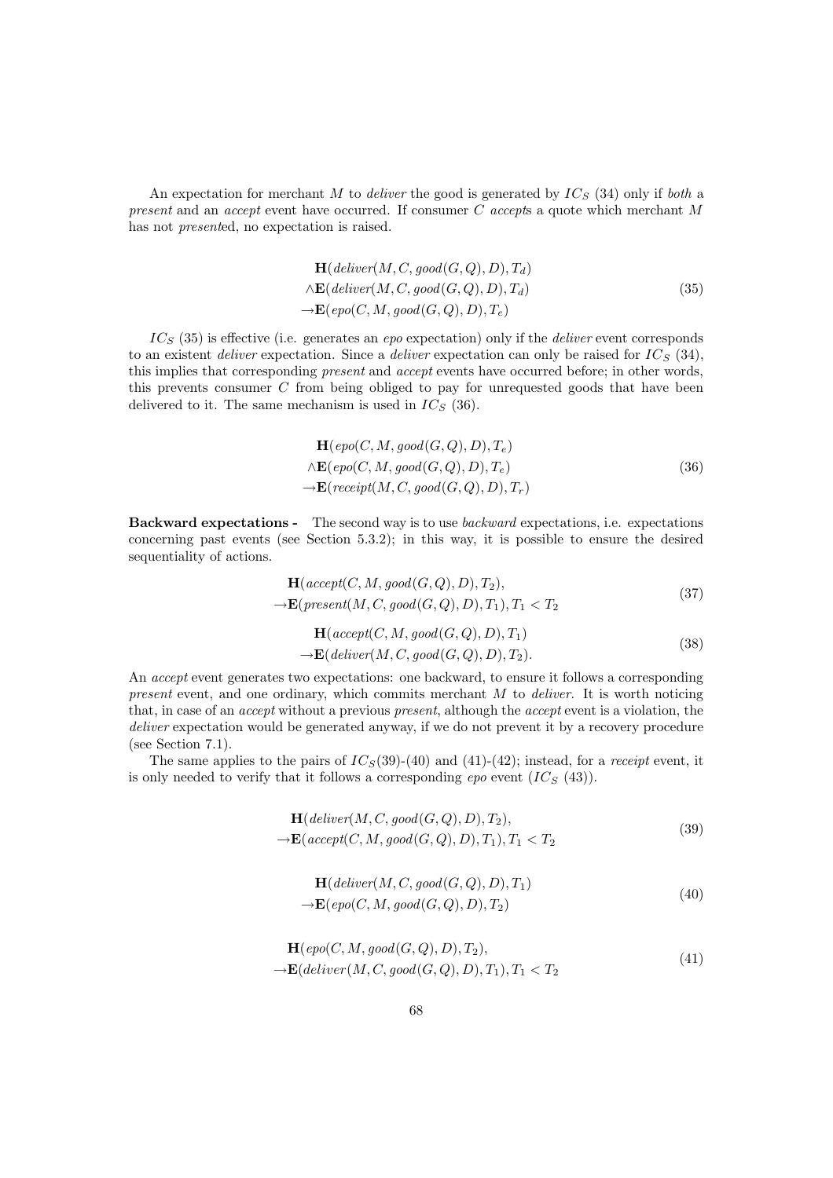An expectation for merchant $M$ to *deliver* the good is generated by $IC_S$ (34) only if *both* a *present* and an *accept* event have occurred. If consumer $C$ *accept*s a quote which merchant $M$ has not *present*ed, no expectation is raised.

$$
\begin{aligned}
&\mathbf{H}(deliver(M, C, good(G, Q), D), T_d) \\
\wedge &\mathbf{E}(deliver(M, C, good(G, Q), D), T_d) \\
\rightarrow &\mathbf{E}(epo(C, M, good(G, Q), D), T_e)
\end{aligned} \tag{35}
$$

$IC_S$ (35) is effective (i.e. generates an *epo* expectation) only if the *deliver* event corresponds to an existent *deliver* expectation. Since a *deliver* expectation can only be raised for $IC_S$ (34), this implies that corresponding *present* and *accept* events have occurred before; in other words, this prevents consumer $C$ from being obliged to pay for unrequested goods that have been delivered to it. The same mechanism is used in $IC_S$ (36).

$$
\begin{aligned}
&\mathbf{H}(epo(C, M, good(G, Q), D), T_e) \\
\wedge &\mathbf{E}(epo(C, M, good(G, Q), D), T_e) \\
\rightarrow &\mathbf{E}(receipt(M, C, good(G, Q), D), T_r)
\end{aligned} \tag{36}
$$

**Backward expectations -** The second way is to use *backward* expectations, i.e. expectations concerning past events (see Section 5.3.2); in this way, it is possible to ensure the desired sequentiality of actions.

$$
\begin{aligned}
&\mathbf{H}(accept(C, M, good(G, Q), D), T_2), \\
\rightarrow &\mathbf{E}(present(M, C, good(G, Q), D), T_1), T_1 < T_2
\end{aligned} \tag{37}
$$

$$
\begin{aligned}
&\mathbf{H}(accept(C, M, good(G, Q), D), T_1) \\
\rightarrow &\mathbf{E}(deliver(M, C, good(G, Q), D), T_2).
\end{aligned} \tag{38}
$$

An *accept* event generates two expectations: one backward, to ensure it follows a corresponding *present* event, and one ordinary, which commits merchant $M$ to *deliver*. It is worth noticing that, in case of an *accept* without a previous *present*, although the *accept* event is a violation, the *deliver* expectation would be generated anyway, if we do not prevent it by a recovery procedure (see Section 7.1).

The same applies to the pairs of $IC_S$(39)-(40) and (41)-(42); instead, for a *receipt* event, it is only needed to verify that it follows a corresponding *epo* event ($IC_S$ (43)).

$$
\begin{aligned}
&\mathbf{H}(deliver(M, C, good(G, Q), D), T_2), \\
\rightarrow &\mathbf{E}(accept(C, M, good(G, Q), D), T_1), T_1 < T_2
\end{aligned} \tag{39}
$$

$$
\begin{aligned}
&\mathbf{H}(deliver(M, C, good(G, Q), D), T_1) \\
\rightarrow &\mathbf{E}(epo(C, M, good(G, Q), D), T_2)
\end{aligned} \tag{40}
$$

$$
\begin{aligned}
&\mathbf{H}(epo(C, M, good(G, Q), D), T_2), \\
\rightarrow &\mathbf{E}(deliver(M, C, good(G, Q), D), T_1), T_1 < T_2
\end{aligned} \tag{41}
$$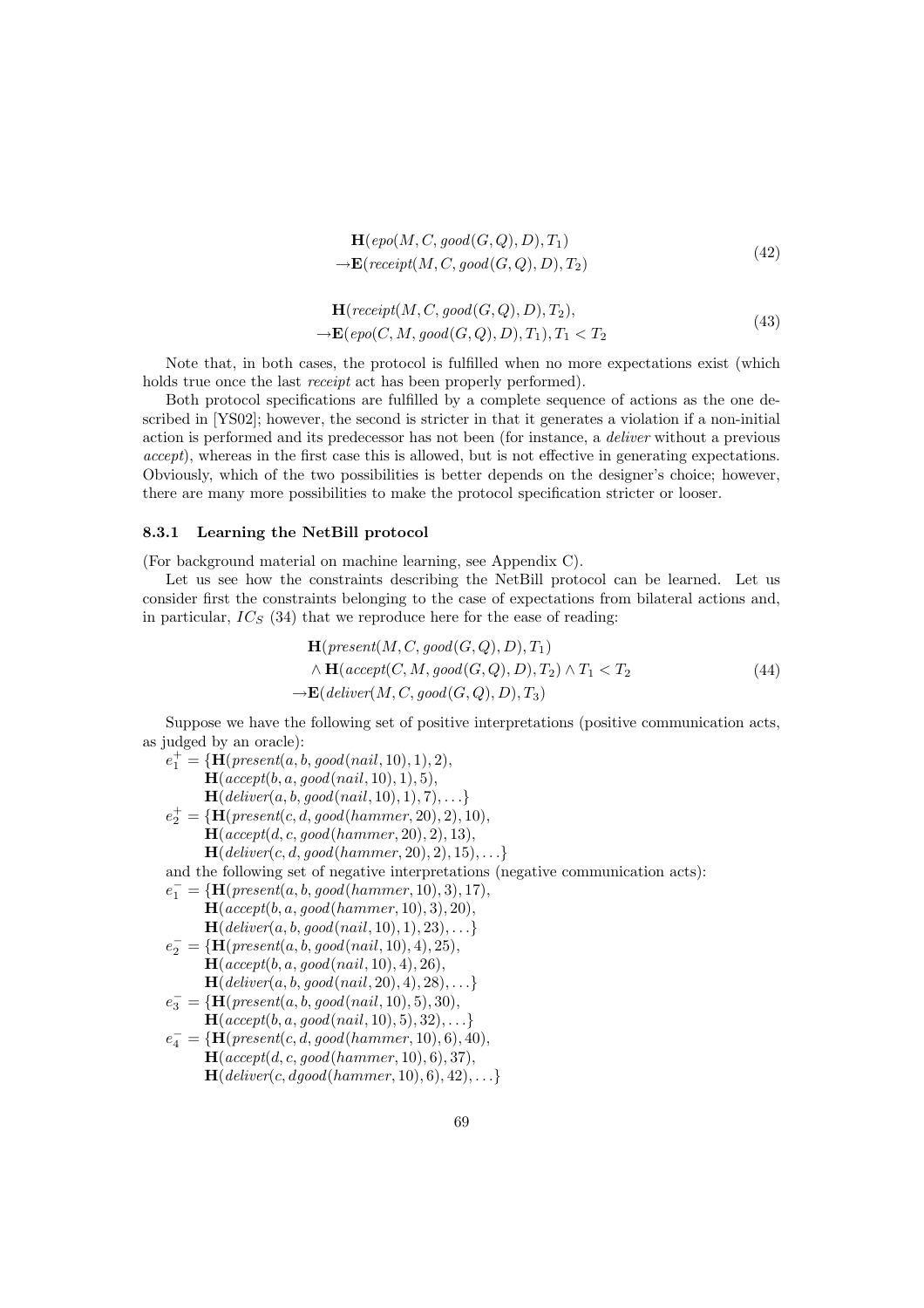$$
\begin{aligned}
&\mathbf{H}(\mathit{epo}(M, C, \mathit{good}(G, Q), D), T_1) \\
&\rightarrow \mathbf{E}(\mathit{receipt}(M, C, \mathit{good}(G, Q), D), T_2)
\end{aligned}
\tag{42}
$$

$$
\begin{aligned}
&\mathbf{H}(\mathit{receipt}(M, C, \mathit{good}(G, Q), D), T_2), \\
&\rightarrow \mathbf{E}(\mathit{epo}(C, M, \mathit{good}(G, Q), D), T_1), T_1 < T_2
\end{aligned}
\tag{43}
$$

Note that, in both cases, the protocol is fulfilled when no more expectations exist (which holds true once the last *receipt* act has been properly performed).

Both protocol specifications are fulfilled by a complete sequence of actions as the one described in [YS02]; however, the second is stricter in that it generates a violation if a non-initial action is performed and its predecessor has not been (for instance, a *deliver* without a previous *accept*), whereas in the first case this is allowed, but is not effective in generating expectations. Obviously, which of the two possibilities is better depends on the designer's choice; however, there are many more possibilities to make the protocol specification stricter or looser.

### 8.3.1 Learning the NetBill protocol

(For background material on machine learning, see Appendix C).

Let us see how the constraints describing the NetBill protocol can be learned. Let us consider first the constraints belonging to the case of expectations from bilateral actions and, in particular, $IC_S$ (34) that we reproduce here for the ease of reading:

$$
\begin{aligned}
&\mathbf{H}(\mathit{present}(M, C, \mathit{good}(G, Q), D), T_1) \\
&\wedge \mathbf{H}(\mathit{accept}(C, M, \mathit{good}(G, Q), D), T_2) \wedge T_1 < T_2 \\
&\rightarrow \mathbf{E}(\mathit{deliver}(M, C, \mathit{good}(G, Q), D), T_3)
\end{aligned}
\tag{44}
$$

Suppose we have the following set of positive interpretations (positive communication acts, as judged by an oracle):

$e_1^+ = \{\mathbf{H}(\mathit{present}(a, b, \mathit{good}(\mathit{nail}, 10), 1), 2),$
$\quad \mathbf{H}(\mathit{accept}(b, a, \mathit{good}(\mathit{nail}, 10), 1), 5),$
$\quad \mathbf{H}(\mathit{deliver}(a, b, \mathit{good}(\mathit{nail}, 10), 1), 7), \ldots\}$

$e_2^+ = \{\mathbf{H}(\mathit{present}(c, d, \mathit{good}(\mathit{hammer}, 20), 2), 10),$
$\quad \mathbf{H}(\mathit{accept}(d, c, \mathit{good}(\mathit{hammer}, 20), 2), 13),$
$\quad \mathbf{H}(\mathit{deliver}(c, d, \mathit{good}(\mathit{hammer}, 20), 2), 15), \ldots\}$

and the following set of negative interpretations (negative communication acts):

$e_1^- = \{\mathbf{H}(\mathit{present}(a, b, \mathit{good}(\mathit{hammer}, 10), 3), 17),$
$\quad \mathbf{H}(\mathit{accept}(b, a, \mathit{good}(\mathit{hammer}, 10), 3), 20),$
$\quad \mathbf{H}(\mathit{deliver}(a, b, \mathit{good}(\mathit{nail}, 10), 1), 23), \ldots\}$

$e_2^- = \{\mathbf{H}(\mathit{present}(a, b, \mathit{good}(\mathit{nail}, 10), 4), 25),$
$\quad \mathbf{H}(\mathit{accept}(b, a, \mathit{good}(\mathit{nail}, 10), 4), 26),$
$\quad \mathbf{H}(\mathit{deliver}(a, b, \mathit{good}(\mathit{nail}, 20), 4), 28), \ldots\}$

$e_3^- = \{\mathbf{H}(\mathit{present}(a, b, \mathit{good}(\mathit{nail}, 10), 5), 30),$
$\quad \mathbf{H}(\mathit{accept}(b, a, \mathit{good}(\mathit{nail}, 10), 5), 32), \ldots\}$

$e_4^- = \{\mathbf{H}(\mathit{present}(c, d, \mathit{good}(\mathit{hammer}, 10), 6), 40),$
$\quad \mathbf{H}(\mathit{accept}(d, c, \mathit{good}(\mathit{hammer}, 10), 6), 37),$
$\quad \mathbf{H}(\mathit{deliver}(c, \mathit{dgood}(\mathit{hammer}, 10), 6), 42), \ldots\}$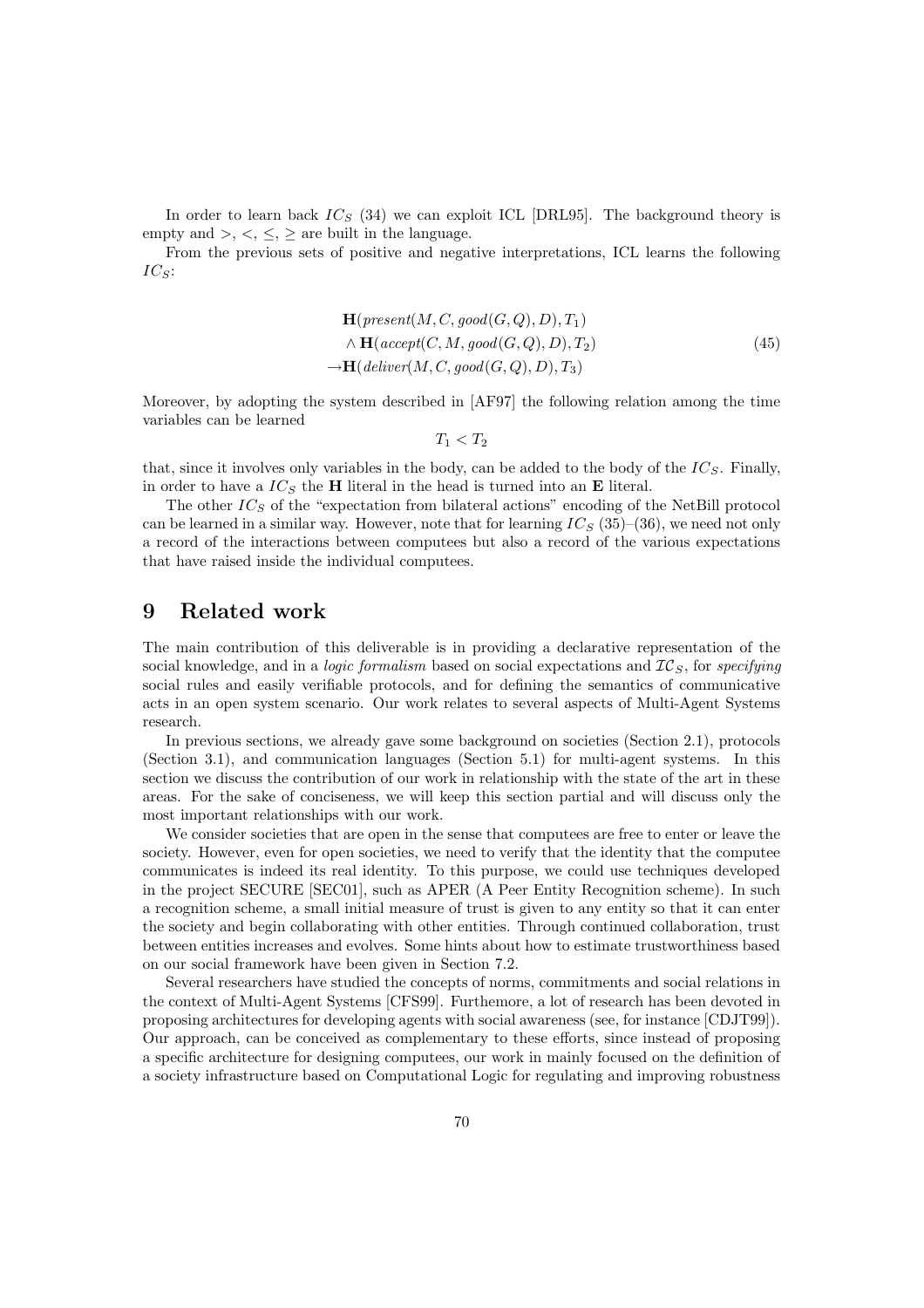In order to learn back $IC_S$ (34) we can exploit ICL [DRL95]. The background theory is empty and $>, <, \leq, \geq$ are built in the language.

From the previous sets of positive and negative interpretations, ICL learns the following $IC_S$:

$$
\begin{aligned}
&\mathbf{H}(\mathit{present}(M, C, \mathit{good}(G, Q), D), T_1) \\
&\quad \wedge \mathbf{H}(\mathit{accept}(C, M, \mathit{good}(G, Q), D), T_2) \\
&\rightarrow \mathbf{H}(\mathit{deliver}(M, C, \mathit{good}(G, Q), D), T_3)
\end{aligned}
\tag{45}
$$

Moreover, by adopting the system described in [AF97] the following relation among the time variables can be learned

$$T_1 < T_2$$

that, since it involves only variables in the body, can be added to the body of the $IC_S$. Finally, in order to have a $IC_S$ the **H** literal in the head is turned into an **E** literal.

The other $IC_S$ of the "expectation from bilateral actions" encoding of the NetBill protocol can be learned in a similar way. However, note that for learning $IC_S$ (35)–(36), we need not only a record of the interactions between computees but also a record of the various expectations that have raised inside the individual computees.

# 9 Related work

The main contribution of this deliverable is in providing a declarative representation of the social knowledge, and in a *logic formalism* based on social expectations and $\mathcal{IC}_S$, for *specifying* social rules and easily verifiable protocols, and for defining the semantics of communicative acts in an open system scenario. Our work relates to several aspects of Multi-Agent Systems research.

In previous sections, we already gave some background on societies (Section 2.1), protocols (Section 3.1), and communication languages (Section 5.1) for multi-agent systems. In this section we discuss the contribution of our work in relationship with the state of the art in these areas. For the sake of conciseness, we will keep this section partial and will discuss only the most important relationships with our work.

We consider societies that are open in the sense that computees are free to enter or leave the society. However, even for open societies, we need to verify that the identity that the computee communicates is indeed its real identity. To this purpose, we could use techniques developed in the project SECURE [SEC01], such as APER (A Peer Entity Recognition scheme). In such a recognition scheme, a small initial measure of trust is given to any entity so that it can enter the society and begin collaborating with other entities. Through continued collaboration, trust between entities increases and evolves. Some hints about how to estimate trustworthiness based on our social framework have been given in Section 7.2.

Several researchers have studied the concepts of norms, commitments and social relations in the context of Multi-Agent Systems [CFS99]. Futhemore, a lot of research has been devoted in proposing architectures for developing agents with social awareness (see, for instance [CDJT99]). Our approach, can be conceived as complementary to these efforts, since instead of proposing a specific architecture for designing computees, our work in mainly focused on the definition of a society infrastructure based on Computational Logic for regulating and improving robustness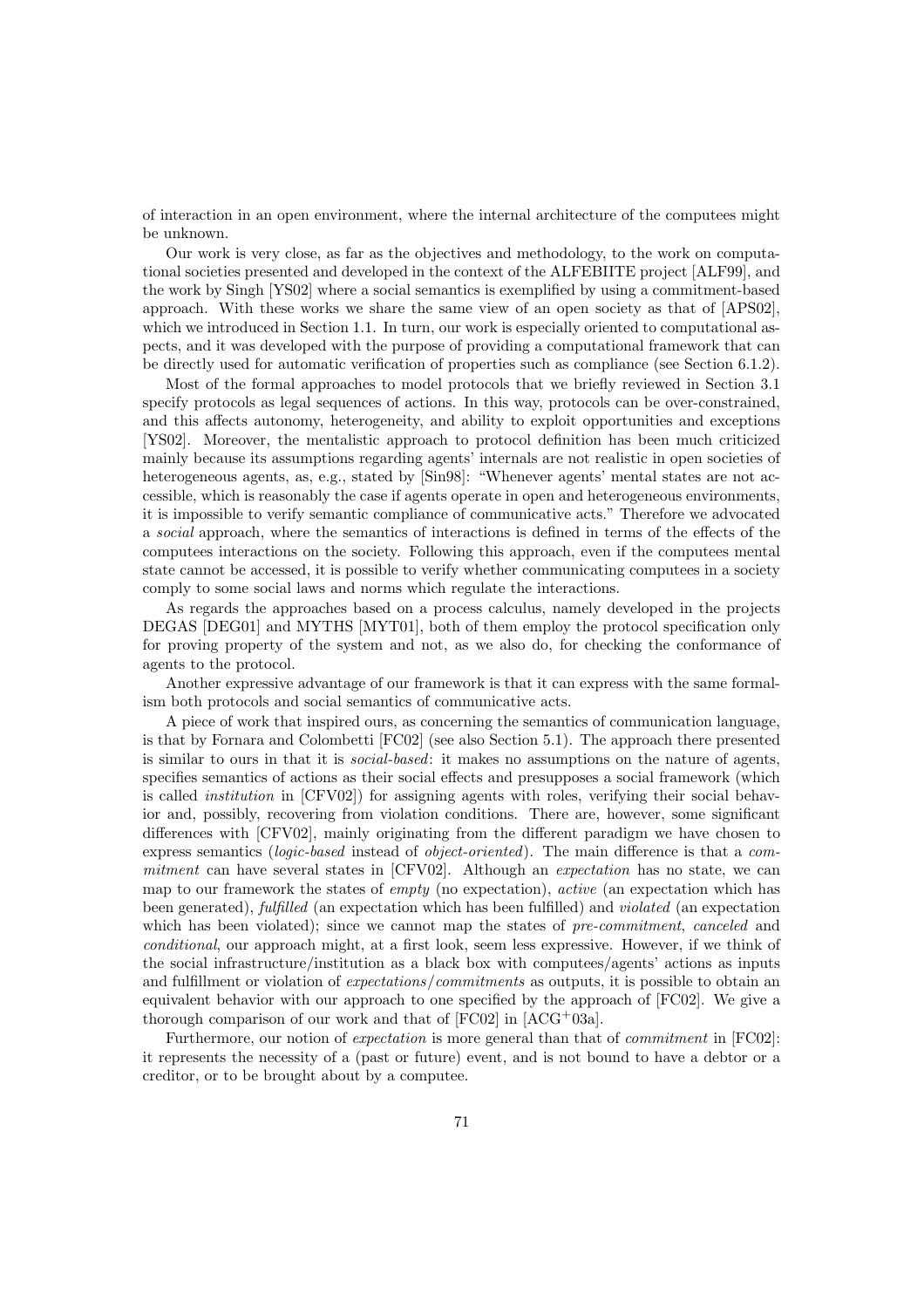of interaction in an open environment, where the internal architecture of the computees might be unknown.

Our work is very close, as far as the objectives and methodology, to the work on computational societies presented and developed in the context of the ALFEBIITE project [ALF99], and the work by Singh [YS02] where a social semantics is exemplified by using a commitment-based approach. With these works we share the same view of an open society as that of [APS02], which we introduced in Section 1.1. In turn, our work is especially oriented to computational aspects, and it was developed with the purpose of providing a computational framework that can be directly used for automatic verification of properties such as compliance (see Section 6.1.2).

Most of the formal approaches to model protocols that we briefly reviewed in Section 3.1 specify protocols as legal sequences of actions. In this way, protocols can be over-constrained, and this affects autonomy, heterogeneity, and ability to exploit opportunities and exceptions [YS02]. Moreover, the mentalistic approach to protocol definition has been much criticized mainly because its assumptions regarding agents' internals are not realistic in open societies of heterogeneous agents, as, e.g., stated by [Sin98]: "Whenever agents' mental states are not accessible, which is reasonably the case if agents operate in open and heterogeneous environments, it is impossible to verify semantic compliance of communicative acts." Therefore we advocated a *social* approach, where the semantics of interactions is defined in terms of the effects of the computees interactions on the society. Following this approach, even if the computees mental state cannot be accessed, it is possible to verify whether communicating computees in a society comply to some social laws and norms which regulate the interactions.

As regards the approaches based on a process calculus, namely developed in the projects DEGAS [DEG01] and MYTHS [MYT01], both of them employ the protocol specification only for proving property of the system and not, as we also do, for checking the conformance of agents to the protocol.

Another expressive advantage of our framework is that it can express with the same formalism both protocols and social semantics of communicative acts.

A piece of work that inspired ours, as concerning the semantics of communication language, is that by Fornara and Colombetti [FC02] (see also Section 5.1). The approach there presented is similar to ours in that it is *social-based*: it makes no assumptions on the nature of agents, specifies semantics of actions as their social effects and presupposes a social framework (which is called *institution* in [CFV02]) for assigning agents with roles, verifying their social behavior and, possibly, recovering from violation conditions. There are, however, some significant differences with [CFV02], mainly originating from the different paradigm we have chosen to express semantics (*logic-based* instead of *object-oriented*). The main difference is that a *commitment* can have several states in [CFV02]. Although an *expectation* has no state, we can map to our framework the states of *empty* (no expectation), *active* (an expectation which has been generated), *fulfilled* (an expectation which has been fulfilled) and *violated* (an expectation which has been violated); since we cannot map the states of *pre-commitment*, *canceled* and *conditional*, our approach might, at a first look, seem less expressive. However, if we think of the social infrastructure/institution as a black box with computees/agents' actions as inputs and fulfillment or violation of *expectations*/*commitments* as outputs, it is possible to obtain an equivalent behavior with our approach to one specified by the approach of [FC02]. We give a thorough comparison of our work and that of [FC02] in [ACG+03a].

Furthermore, our notion of *expectation* is more general than that of *commitment* in [FC02]: it represents the necessity of a (past or future) event, and is not bound to have a debtor or a creditor, or to be brought about by a computee.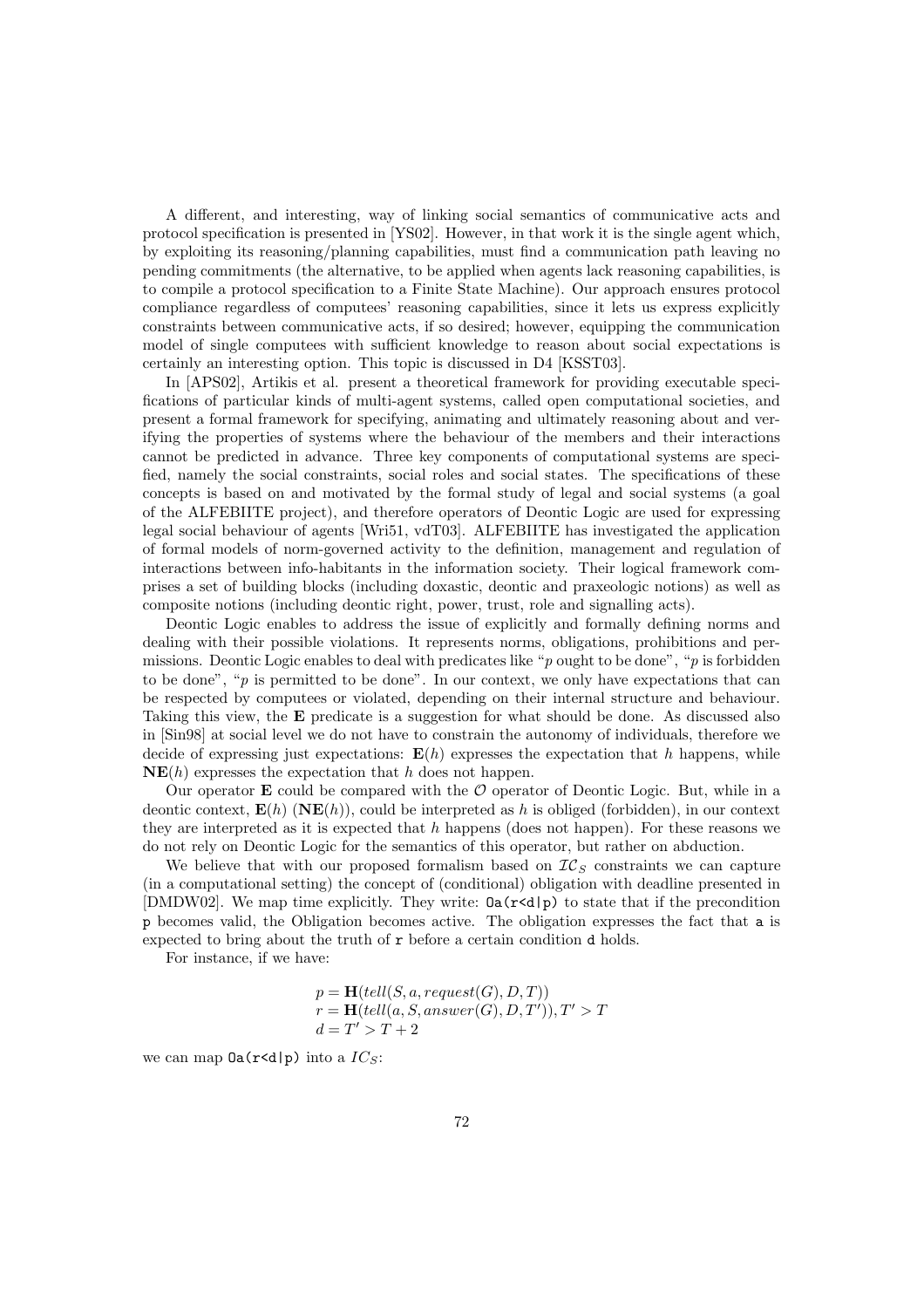A different, and interesting, way of linking social semantics of communicative acts and protocol specification is presented in [YS02]. However, in that work it is the single agent which, by exploiting its reasoning/planning capabilities, must find a communication path leaving no pending commitments (the alternative, to be applied when agents lack reasoning capabilities, is to compile a protocol specification to a Finite State Machine). Our approach ensures protocol compliance regardless of computees' reasoning capabilities, since it lets us express explicitly constraints between communicative acts, if so desired; however, equipping the communication model of single computees with sufficient knowledge to reason about social expectations is certainly an interesting option. This topic is discussed in D4 [KSST03].

In [APS02], Artikis et al. present a theoretical framework for providing executable specifications of particular kinds of multi-agent systems, called open computational societies, and present a formal framework for specifying, animating and ultimately reasoning about and verifying the properties of systems where the behaviour of the members and their interactions cannot be predicted in advance. Three key components of computational systems are specified, namely the social constraints, social roles and social states. The specifications of these concepts is based on and motivated by the formal study of legal and social systems (a goal of the ALFEBIITE project), and therefore operators of Deontic Logic are used for expressing legal social behaviour of agents [Wri51, vdT03]. ALFEBIITE has investigated the application of formal models of norm-governed activity to the definition, management and regulation of interactions between info-habitants in the information society. Their logical framework comprises a set of building blocks (including doxastic, deontic and praxeologic notions) as well as composite notions (including deontic right, power, trust, role and signalling acts).

Deontic Logic enables to address the issue of explicitly and formally defining norms and dealing with their possible violations. It represents norms, obligations, prohibitions and permissions. Deontic Logic enables to deal with predicates like "$p$ ought to be done", "$p$ is forbidden to be done", "$p$ is permitted to be done". In our context, we only have expectations that can be respected by computees or violated, depending on their internal structure and behaviour. Taking this view, the $\mathbf{E}$ predicate is a suggestion for what should be done. As discussed also in [Sin98] at social level we do not have to constrain the autonomy of individuals, therefore we decide of expressing just expectations: $\mathbf{E}(h)$ expresses the expectation that $h$ happens, while $\mathbf{NE}(h)$ expresses the expectation that $h$ does not happen.

Our operator $\mathbf{E}$ could be compared with the $\mathcal{O}$ operator of Deontic Logic. But, while in a deontic context, $\mathbf{E}(h)$ ($\mathbf{NE}(h)$), could be interpreted as $h$ is obliged (forbidden), in our context they are interpreted as it is expected that $h$ happens (does not happen). For these reasons we do not rely on Deontic Logic for the semantics of this operator, but rather on abduction.

We believe that with our proposed formalism based on $\mathcal{IC}_S$ constraints we can capture (in a computational setting) the concept of (conditional) obligation with deadline presented in [DMDW02]. We map time explicitly. They write: `Oa(r<d|p)` to state that if the precondition `p` becomes valid, the Obligation becomes active. The obligation expresses the fact that `a` is expected to bring about the truth of `r` before a certain condition `d` holds.

For instance, if we have:

$$
\begin{aligned}
p &= \mathbf{H}(tell(S, a, request(G), D, T)) \\
r &= \mathbf{H}(tell(a, S, answer(G), D, T')), T' > T \\
d &= T' > T + 2
\end{aligned}
$$

we can map `Oa(r<d|p)` into a $IC_S$: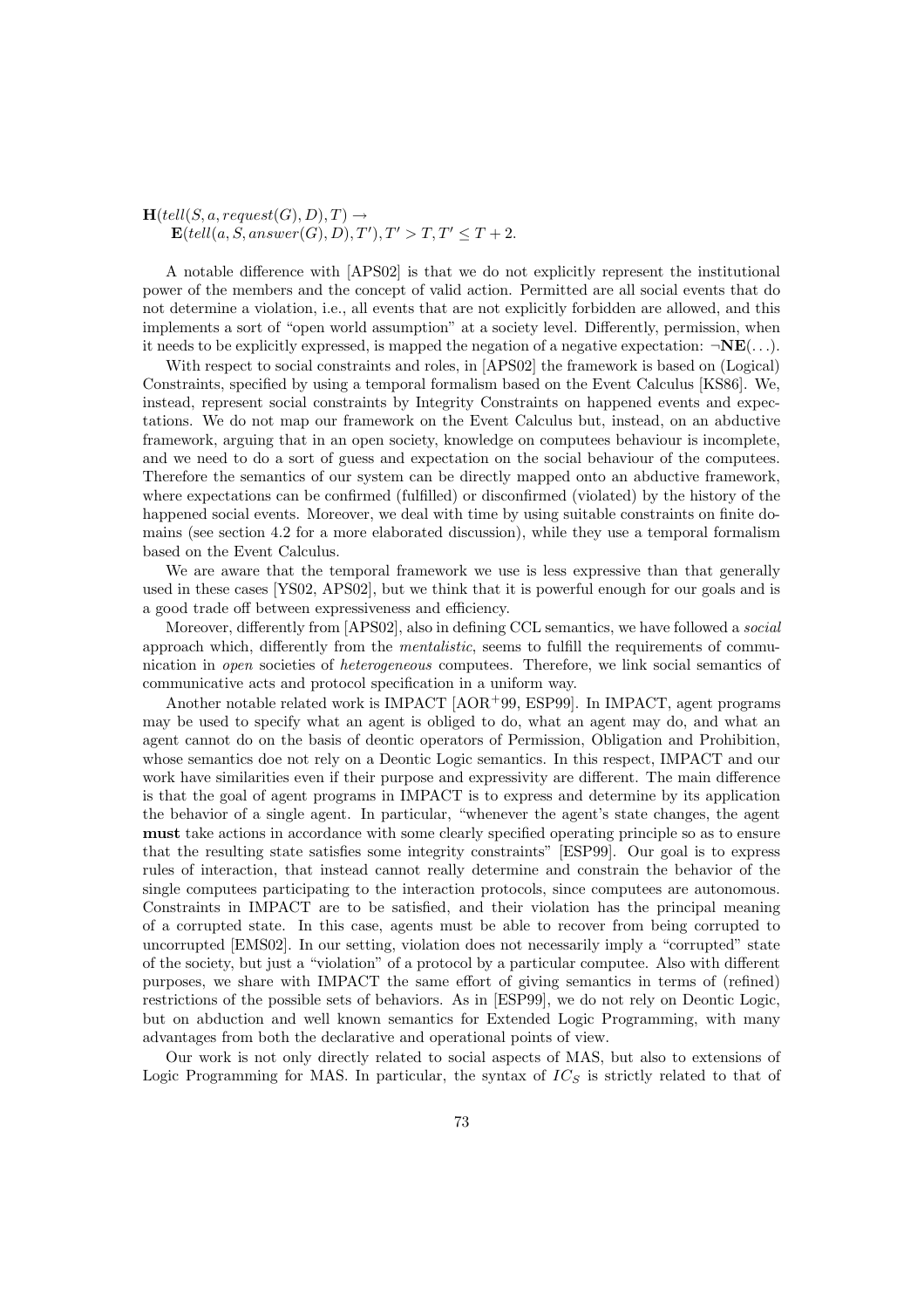$$\mathbf{H}(tell(S, a, request(G), D), T) \rightarrow$$
$$\mathbf{E}(tell(a, S, answer(G), D), T'), T' > T, T' \leq T + 2.$$

A notable difference with [APS02] is that we do not explicitly represent the institutional power of the members and the concept of valid action. Permitted are all social events that do not determine a violation, i.e., all events that are not explicitly forbidden are allowed, and this implements a sort of "open world assumption" at a society level. Differently, permission, when it needs to be explicitly expressed, is mapped the negation of a negative expectation: $\neg\mathbf{NE}(\ldots)$.

With respect to social constraints and roles, in [APS02] the framework is based on (Logical) Constraints, specified by using a temporal formalism based on the Event Calculus [KS86]. We, instead, represent social constraints by Integrity Constraints on happened events and expectations. We do not map our framework on the Event Calculus but, instead, on an abductive framework, arguing that in an open society, knowledge on computees behaviour is incomplete, and we need to do a sort of guess and expectation on the social behaviour of the computees. Therefore the semantics of our system can be directly mapped onto an abductive framework, where expectations can be confirmed (fulfilled) or disconfirmed (violated) by the history of the happened social events. Moreover, we deal with time by using suitable constraints on finite domains (see section 4.2 for a more elaborated discussion), while they use a temporal formalism based on the Event Calculus.

We are aware that the temporal framework we use is less expressive than that generally used in these cases [YS02, APS02], but we think that it is powerful enough for our goals and is a good trade off between expressiveness and efficiency.

Moreover, differently from [APS02], also in defining CCL semantics, we have followed a *social* approach which, differently from the *mentalistic*, seems to fulfill the requirements of communication in *open* societies of *heterogeneous* computees. Therefore, we link social semantics of communicative acts and protocol specification in a uniform way.

Another notable related work is IMPACT [AOR+99, ESP99]. In IMPACT, agent programs may be used to specify what an agent is obliged to do, what an agent may do, and what an agent cannot do on the basis of deontic operators of Permission, Obligation and Prohibition, whose semantics doe not rely on a Deontic Logic semantics. In this respect, IMPACT and our work have similarities even if their purpose and expressivity are different. The main difference is that the goal of agent programs in IMPACT is to express and determine by its application the behavior of a single agent. In particular, "whenever the agent's state changes, the agent **must** take actions in accordance with some clearly specified operating principle so as to ensure that the resulting state satisfies some integrity constraints" [ESP99]. Our goal is to express rules of interaction, that instead cannot really determine and constrain the behavior of the single computees participating to the interaction protocols, since computees are autonomous. Constraints in IMPACT are to be satisfied, and their violation has the principal meaning of a corrupted state. In this case, agents must be able to recover from being corrupted to uncorrupted [EMS02]. In our setting, violation does not necessarily imply a "corrupted" state of the society, but just a "violation" of a protocol by a particular computee. Also with different purposes, we share with IMPACT the same effort of giving semantics in terms of (refined) restrictions of the possible sets of behaviors. As in [ESP99], we do not rely on Deontic Logic, but on abduction and well known semantics for Extended Logic Programming, with many advantages from both the declarative and operational points of view.

Our work is not only directly related to social aspects of MAS, but also to extensions of Logic Programming for MAS. In particular, the syntax of $IC_S$ is strictly related to that of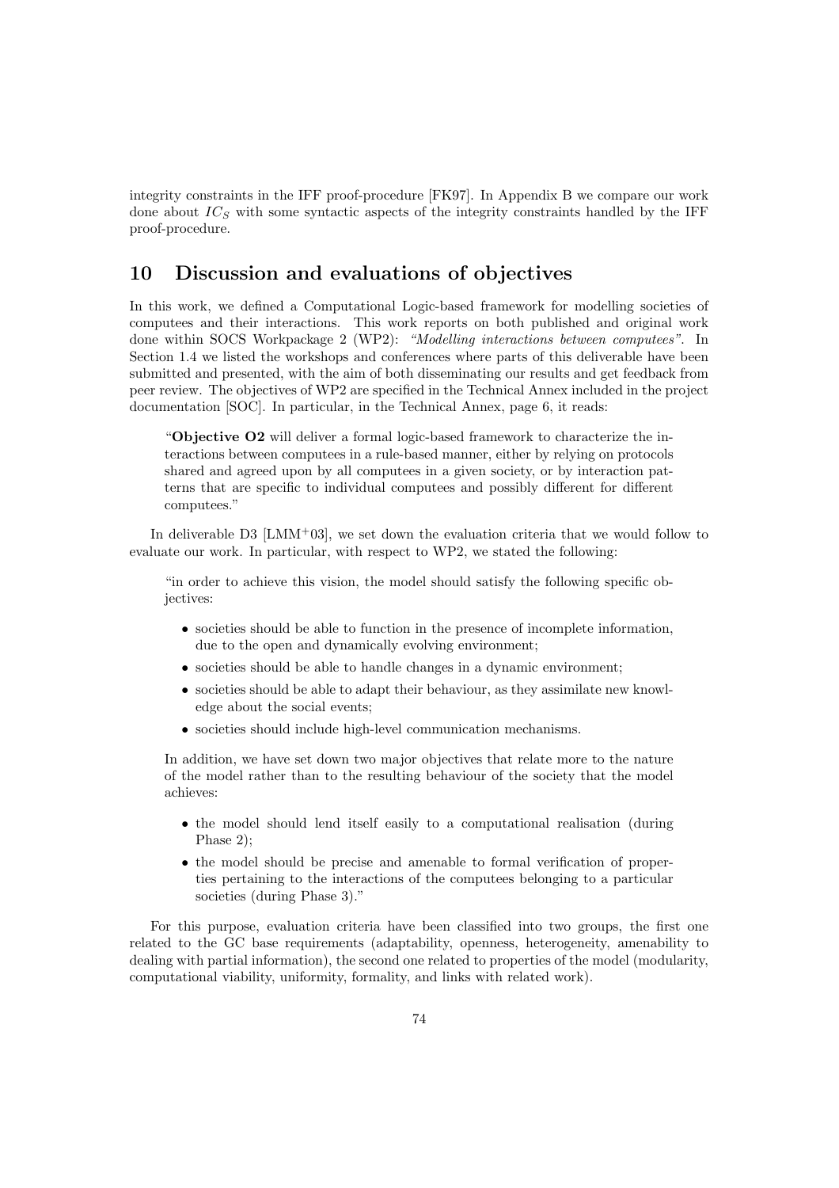integrity constraints in the IFF proof-procedure [FK97]. In Appendix B we compare our work done about $IC_S$ with some syntactic aspects of the integrity constraints handled by the IFF proof-procedure.

## 10 Discussion and evaluations of objectives

In this work, we defined a Computational Logic-based framework for modelling societies of computees and their interactions. This work reports on both published and original work done within SOCS Workpackage 2 (WP2): *"Modelling interactions between computees"*. In Section 1.4 we listed the workshops and conferences where parts of this deliverable have been submitted and presented, with the aim of both disseminating our results and get feedback from peer review. The objectives of WP2 are specified in the Technical Annex included in the project documentation [SOC]. In particular, in the Technical Annex, page 6, it reads:

> "**Objective O2** will deliver a formal logic-based framework to characterize the interactions between computees in a rule-based manner, either by relying on protocols shared and agreed upon by all computees in a given society, or by interaction patterns that are specific to individual computees and possibly different for different computees."

In deliverable D3 [LMM+03], we set down the evaluation criteria that we would follow to evaluate our work. In particular, with respect to WP2, we stated the following:

> "in order to achieve this vision, the model should satisfy the following specific objectives:
>
> - societies should be able to function in the presence of incomplete information, due to the open and dynamically evolving environment;
> - societies should be able to handle changes in a dynamic environment;
> - societies should be able to adapt their behaviour, as they assimilate new knowledge about the social events;
> - societies should include high-level communication mechanisms.
>
> In addition, we have set down two major objectives that relate more to the nature of the model rather than to the resulting behaviour of the society that the model achieves:
>
> - the model should lend itself easily to a computational realisation (during Phase 2);
> - the model should be precise and amenable to formal verification of properties pertaining to the interactions of the computees belonging to a particular societies (during Phase 3)."

For this purpose, evaluation criteria have been classified into two groups, the first one related to the GC base requirements (adaptability, openness, heterogeneity, amenability to dealing with partial information), the second one related to properties of the model (modularity, computational viability, uniformity, formality, and links with related work).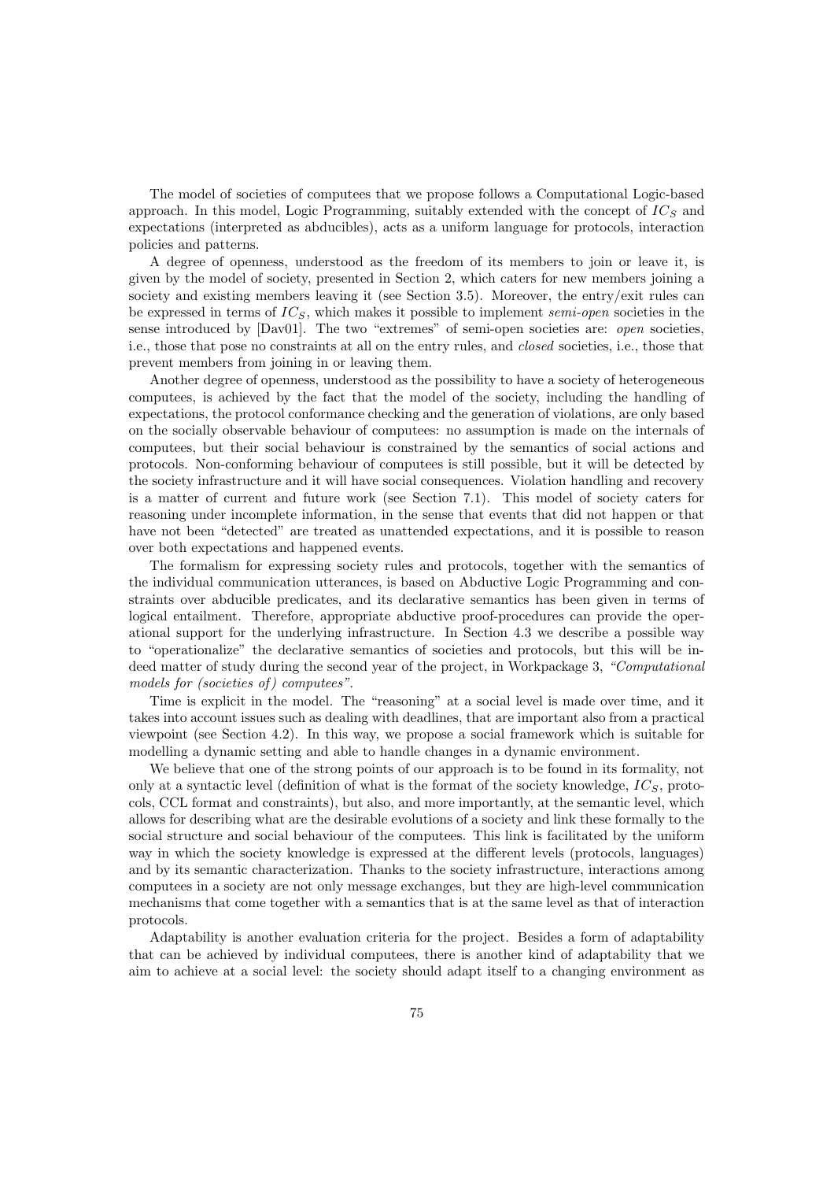The model of societies of computees that we propose follows a Computational Logic-based approach. In this model, Logic Programming, suitably extended with the concept of $IC_S$ and expectations (interpreted as abducibles), acts as a uniform language for protocols, interaction policies and patterns.

A degree of openness, understood as the freedom of its members to join or leave it, is given by the model of society, presented in Section 2, which caters for new members joining a society and existing members leaving it (see Section 3.5). Moreover, the entry/exit rules can be expressed in terms of $IC_S$, which makes it possible to implement *semi-open* societies in the sense introduced by [Dav01]. The two "extremes" of semi-open societies are: *open* societies, i.e., those that pose no constraints at all on the entry rules, and *closed* societies, i.e., those that prevent members from joining in or leaving them.

Another degree of openness, understood as the possibility to have a society of heterogeneous computees, is achieved by the fact that the model of the society, including the handling of expectations, the protocol conformance checking and the generation of violations, are only based on the socially observable behaviour of computees: no assumption is made on the internals of computees, but their social behaviour is constrained by the semantics of social actions and protocols. Non-conforming behaviour of computees is still possible, but it will be detected by the society infrastructure and it will have social consequences. Violation handling and recovery is a matter of current and future work (see Section 7.1). This model of society caters for reasoning under incomplete information, in the sense that events that did not happen or that have not been "detected" are treated as unattended expectations, and it is possible to reason over both expectations and happened events.

The formalism for expressing society rules and protocols, together with the semantics of the individual communication utterances, is based on Abductive Logic Programming and constraints over abducible predicates, and its declarative semantics has been given in terms of logical entailment. Therefore, appropriate abductive proof-procedures can provide the operational support for the underlying infrastructure. In Section 4.3 we describe a possible way to "operationalize" the declarative semantics of societies and protocols, but this will be indeed matter of study during the second year of the project, in Workpackage 3, *"Computational models for (societies of) computees"*.

Time is explicit in the model. The "reasoning" at a social level is made over time, and it takes into account issues such as dealing with deadlines, that are important also from a practical viewpoint (see Section 4.2). In this way, we propose a social framework which is suitable for modelling a dynamic setting and able to handle changes in a dynamic environment.

We believe that one of the strong points of our approach is to be found in its formality, not only at a syntactic level (definition of what is the format of the society knowledge, $IC_S$, protocols, CCL format and constraints), but also, and more importantly, at the semantic level, which allows for describing what are the desirable evolutions of a society and link these formally to the social structure and social behaviour of the computees. This link is facilitated by the uniform way in which the society knowledge is expressed at the different levels (protocols, languages) and by its semantic characterization. Thanks to the society infrastructure, interactions among computees in a society are not only message exchanges, but they are high-level communication mechanisms that come together with a semantics that is at the same level as that of interaction protocols.

Adaptability is another evaluation criteria for the project. Besides a form of adaptability that can be achieved by individual computees, there is another kind of adaptability that we aim to achieve at a social level: the society should adapt itself to a changing environment as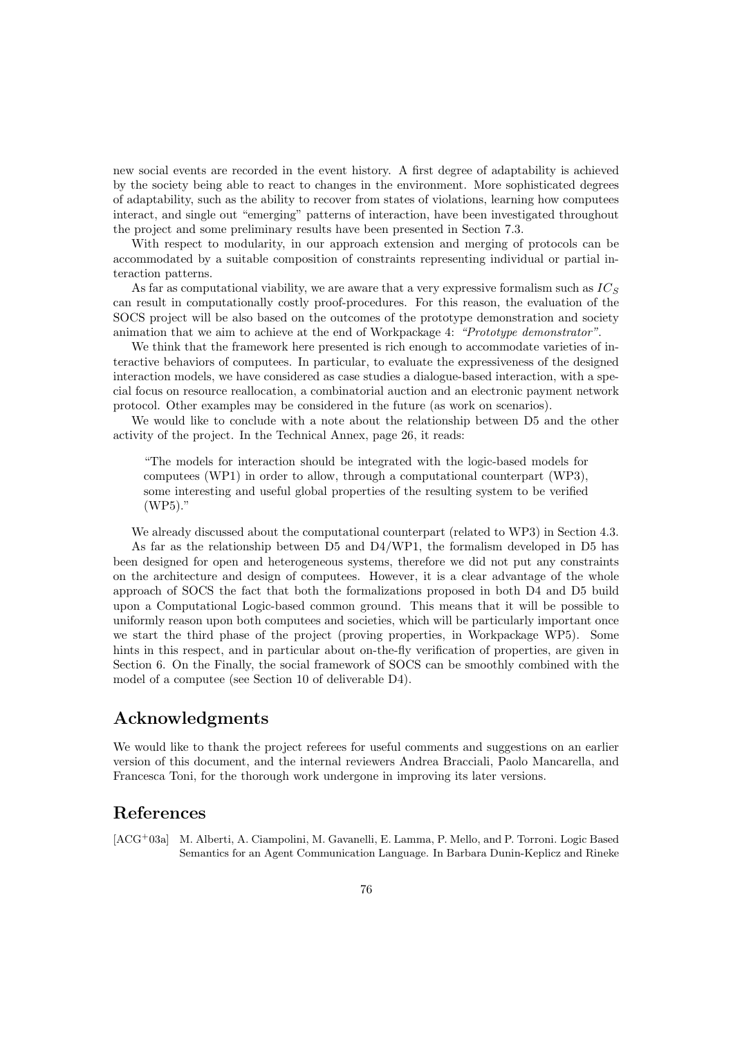new social events are recorded in the event history. A first degree of adaptability is achieved by the society being able to react to changes in the environment. More sophisticated degrees of adaptability, such as the ability to recover from states of violations, learning how computees interact, and single out "emerging" patterns of interaction, have been investigated throughout the project and some preliminary results have been presented in Section 7.3.

With respect to modularity, in our approach extension and merging of protocols can be accommodated by a suitable composition of constraints representing individual or partial interaction patterns.

As far as computational viability, we are aware that a very expressive formalism such as $IC_S$ can result in computationally costly proof-procedures. For this reason, the evaluation of the SOCS project will be also based on the outcomes of the prototype demonstration and society animation that we aim to achieve at the end of Workpackage 4: *"Prototype demonstrator"*.

We think that the framework here presented is rich enough to accommodate varieties of interactive behaviors of computees. In particular, to evaluate the expressiveness of the designed interaction models, we have considered as case studies a dialogue-based interaction, with a special focus on resource reallocation, a combinatorial auction and an electronic payment network protocol. Other examples may be considered in the future (as work on scenarios).

We would like to conclude with a note about the relationship between D5 and the other activity of the project. In the Technical Annex, page 26, it reads:

> "The models for interaction should be integrated with the logic-based models for computees (WP1) in order to allow, through a computational counterpart (WP3), some interesting and useful global properties of the resulting system to be verified (WP5)."

We already discussed about the computational counterpart (related to WP3) in Section 4.3.

As far as the relationship between D5 and D4/WP1, the formalism developed in D5 has been designed for open and heterogeneous systems, therefore we did not put any constraints on the architecture and design of computees. However, it is a clear advantage of the whole approach of SOCS the fact that both the formalizations proposed in both D4 and D5 build upon a Computational Logic-based common ground. This means that it will be possible to uniformly reason upon both computees and societies, which will be particularly important once we start the third phase of the project (proving properties, in Workpackage WP5). Some hints in this respect, and in particular about on-the-fly verification of properties, are given in Section 6. On the Finally, the social framework of SOCS can be smoothly combined with the model of a computee (see Section 10 of deliverable D4).

## Acknowledgments

We would like to thank the project referees for useful comments and suggestions on an earlier version of this document, and the internal reviewers Andrea Bracciali, Paolo Mancarella, and Francesca Toni, for the thorough work undergone in improving its later versions.

## References

[ACG+03a] M. Alberti, A. Ciampolini, M. Gavanelli, E. Lamma, P. Mello, and P. Torroni. Logic Based Semantics for an Agent Communication Language. In Barbara Dunin-Keplicz and Rineke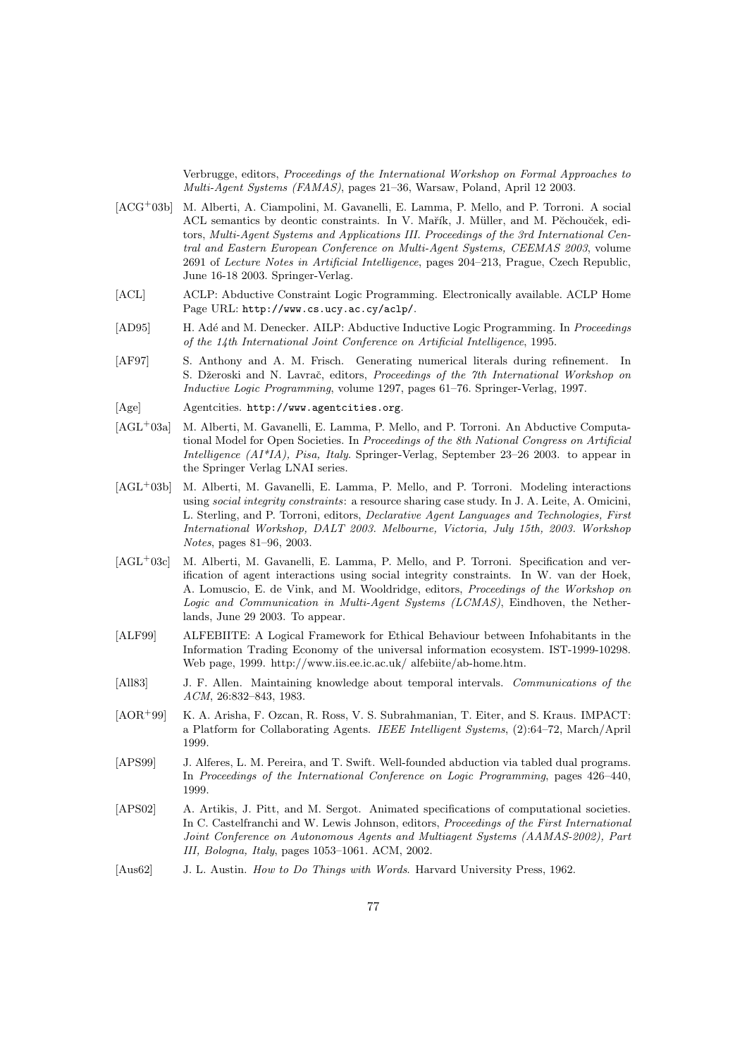Verbrugge, editors, *Proceedings of the International Workshop on Formal Approaches to Multi-Agent Systems (FAMAS)*, pages 21–36, Warsaw, Poland, April 12 2003.

[ACG+03b] M. Alberti, A. Ciampolini, M. Gavanelli, E. Lamma, P. Mello, and P. Torroni. A social ACL semantics by deontic constraints. In V. Mařík, J. Müller, and M. Pěchouček, editors, *Multi-Agent Systems and Applications III. Proceedings of the 3rd International Central and Eastern European Conference on Multi-Agent Systems, CEEMAS 2003*, volume 2691 of *Lecture Notes in Artificial Intelligence*, pages 204–213, Prague, Czech Republic, June 16-18 2003. Springer-Verlag.

[ACL] ACLP: Abductive Constraint Logic Programming. Electronically available. ACLP Home Page URL: `http://www.cs.ucy.ac.cy/aclp/`.

[AD95] H. Adé and M. Denecker. AILP: Abductive Inductive Logic Programming. In *Proceedings of the 14th International Joint Conference on Artificial Intelligence*, 1995.

[AF97] S. Anthony and A. M. Frisch. Generating numerical literals during refinement. In S. Džeroski and N. Lavrač, editors, *Proceedings of the 7th International Workshop on Inductive Logic Programming*, volume 1297, pages 61–76. Springer-Verlag, 1997.

[Age] Agentcities. `http://www.agentcities.org`.

[AGL+03a] M. Alberti, M. Gavanelli, E. Lamma, P. Mello, and P. Torroni. An Abductive Computational Model for Open Societies. In *Proceedings of the 8th National Congress on Artificial Intelligence (AI*IA), Pisa, Italy*. Springer-Verlag, September 23–26 2003. to appear in the Springer Verlag LNAI series.

[AGL+03b] M. Alberti, M. Gavanelli, E. Lamma, P. Mello, and P. Torroni. Modeling interactions using *social integrity constraints*: a resource sharing case study. In J. A. Leite, A. Omicini, L. Sterling, and P. Torroni, editors, *Declarative Agent Languages and Technologies, First International Workshop, DALT 2003. Melbourne, Victoria, July 15th, 2003. Workshop Notes*, pages 81–96, 2003.

[AGL+03c] M. Alberti, M. Gavanelli, E. Lamma, P. Mello, and P. Torroni. Specification and verification of agent interactions using social integrity constraints. In W. van der Hoek, A. Lomuscio, E. de Vink, and M. Wooldridge, editors, *Proceedings of the Workshop on Logic and Communication in Multi-Agent Systems (LCMAS)*, Eindhoven, the Netherlands, June 29 2003. To appear.

[ALF99] ALFEBIITE: A Logical Framework for Ethical Behaviour between Infohabitants in the Information Trading Economy of the universal information ecosystem. IST-1999-10298. Web page, 1999. http://www.iis.ee.ic.ac.uk/ alfebiite/ab-home.htm.

[All83] J. F. Allen. Maintaining knowledge about temporal intervals. *Communications of the ACM*, 26:832–843, 1983.

[AOR+99] K. A. Arisha, F. Ozcan, R. Ross, V. S. Subrahmanian, T. Eiter, and S. Kraus. IMPACT: a Platform for Collaborating Agents. *IEEE Intelligent Systems*, (2):64–72, March/April 1999.

[APS99] J. Alferes, L. M. Pereira, and T. Swift. Well-founded abduction via tabled dual programs. In *Proceedings of the International Conference on Logic Programming*, pages 426–440, 1999.

[APS02] A. Artikis, J. Pitt, and M. Sergot. Animated specifications of computational societies. In C. Castelfranchi and W. Lewis Johnson, editors, *Proceedings of the First International Joint Conference on Autonomous Agents and Multiagent Systems (AAMAS-2002), Part III, Bologna, Italy*, pages 1053–1061. ACM, 2002.

[Aus62] J. L. Austin. *How to Do Things with Words*. Harvard University Press, 1962.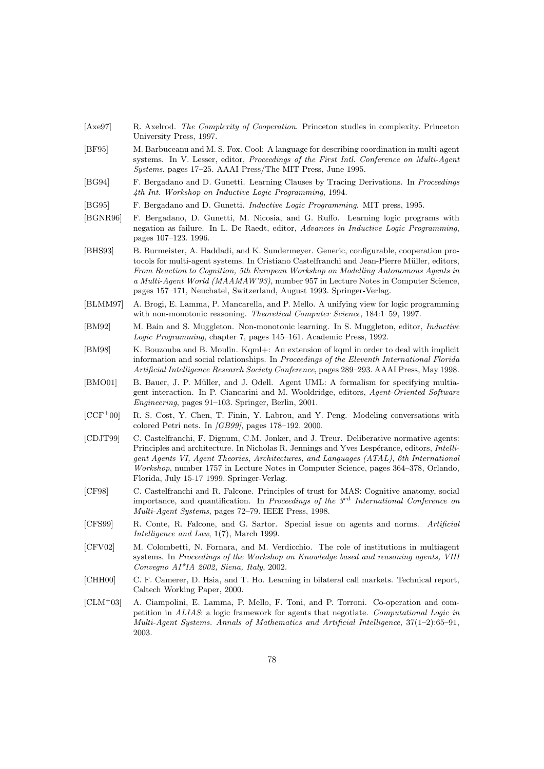[Axe97] R. Axelrod. *The Complexity of Cooperation*. Princeton studies in complexity. Princeton University Press, 1997.

[BF95] M. Barbuceanu and M. S. Fox. Cool: A language for describing coordination in multi-agent systems. In V. Lesser, editor, *Proceedings of the First Intl. Conference on Multi-Agent Systems*, pages 17–25. AAAI Press/The MIT Press, June 1995.

[BG94] F. Bergadano and D. Gunetti. Learning Clauses by Tracing Derivations. In *Proceedings 4th Int. Workshop on Inductive Logic Programming*, 1994.

[BG95] F. Bergadano and D. Gunetti. *Inductive Logic Programming*. MIT press, 1995.

[BGNR96] F. Bergadano, D. Gunetti, M. Nicosia, and G. Ruffo. Learning logic programs with negation as failure. In L. De Raedt, editor, *Advances in Inductive Logic Programming*, pages 107–123. 1996.

[BHS93] B. Burmeister, A. Haddadi, and K. Sundermeyer. Generic, configurable, cooperation protocols for multi-agent systems. In Cristiano Castelfranchi and Jean-Pierre Müller, editors, *From Reaction to Cognition, 5th European Workshop on Modelling Autonomous Agents in a Multi-Agent World (MAAMAW'93)*, number 957 in Lecture Notes in Computer Science, pages 157–171, Neuchatel, Switzerland, August 1993. Springer-Verlag.

[BLMM97] A. Brogi, E. Lamma, P. Mancarella, and P. Mello. A unifying view for logic programming with non-monotonic reasoning. *Theoretical Computer Science*, 184:1–59, 1997.

[BM92] M. Bain and S. Muggleton. Non-monotonic learning. In S. Muggleton, editor, *Inductive Logic Programming*, chapter 7, pages 145–161. Academic Press, 1992.

[BM98] K. Bouzouba and B. Moulin. Kqml+: An extension of kqml in order to deal with implicit information and social relationships. In *Proceedings of the Eleventh International Florida Artificial Intelligence Research Society Conference*, pages 289–293. AAAI Press, May 1998.

[BMO01] B. Bauer, J. P. Müller, and J. Odell. Agent UML: A formalism for specifying multiagent interaction. In P. Ciancarini and M. Wooldridge, editors, *Agent-Oriented Software Engineering*, pages 91–103. Springer, Berlin, 2001.

[CCF+00] R. S. Cost, Y. Chen, T. Finin, Y. Labrou, and Y. Peng. Modeling conversations with colored Petri nets. In *[GB99]*, pages 178–192. 2000.

[CDJT99] C. Castelfranchi, F. Dignum, C.M. Jonker, and J. Treur. Deliberative normative agents: Principles and architecture. In Nicholas R. Jennings and Yves Lespérance, editors, *Intelligent Agents VI, Agent Theories, Architectures, and Languages (ATAL), 6th International Workshop*, number 1757 in Lecture Notes in Computer Science, pages 364–378, Orlando, Florida, July 15-17 1999. Springer-Verlag.

[CF98] C. Castelfranchi and R. Falcone. Principles of trust for MAS: Cognitive anatomy, social importance, and quantification. In *Proceedings of the 3rd International Conference on Multi-Agent Systems*, pages 72–79. IEEE Press, 1998.

[CFS99] R. Conte, R. Falcone, and G. Sartor. Special issue on agents and norms. *Artificial Intelligence and Law*, 1(7), March 1999.

[CFV02] M. Colombetti, N. Fornara, and M. Verdicchio. The role of institutions in multiagent systems. In *Proceedings of the Workshop on Knowledge based and reasoning agents, VIII Convegno AI\*IA 2002, Siena, Italy*, 2002.

[CHH00] C. F. Camerer, D. Hsia, and T. Ho. Learning in bilateral call markets. Technical report, Caltech Working Paper, 2000.

[CLM+03] A. Ciampolini, E. Lamma, P. Mello, F. Toni, and P. Torroni. Co-operation and competition in *ALIAS*: a logic framework for agents that negotiate. *Computational Logic in Multi-Agent Systems. Annals of Mathematics and Artificial Intelligence*, 37(1–2):65–91, 2003.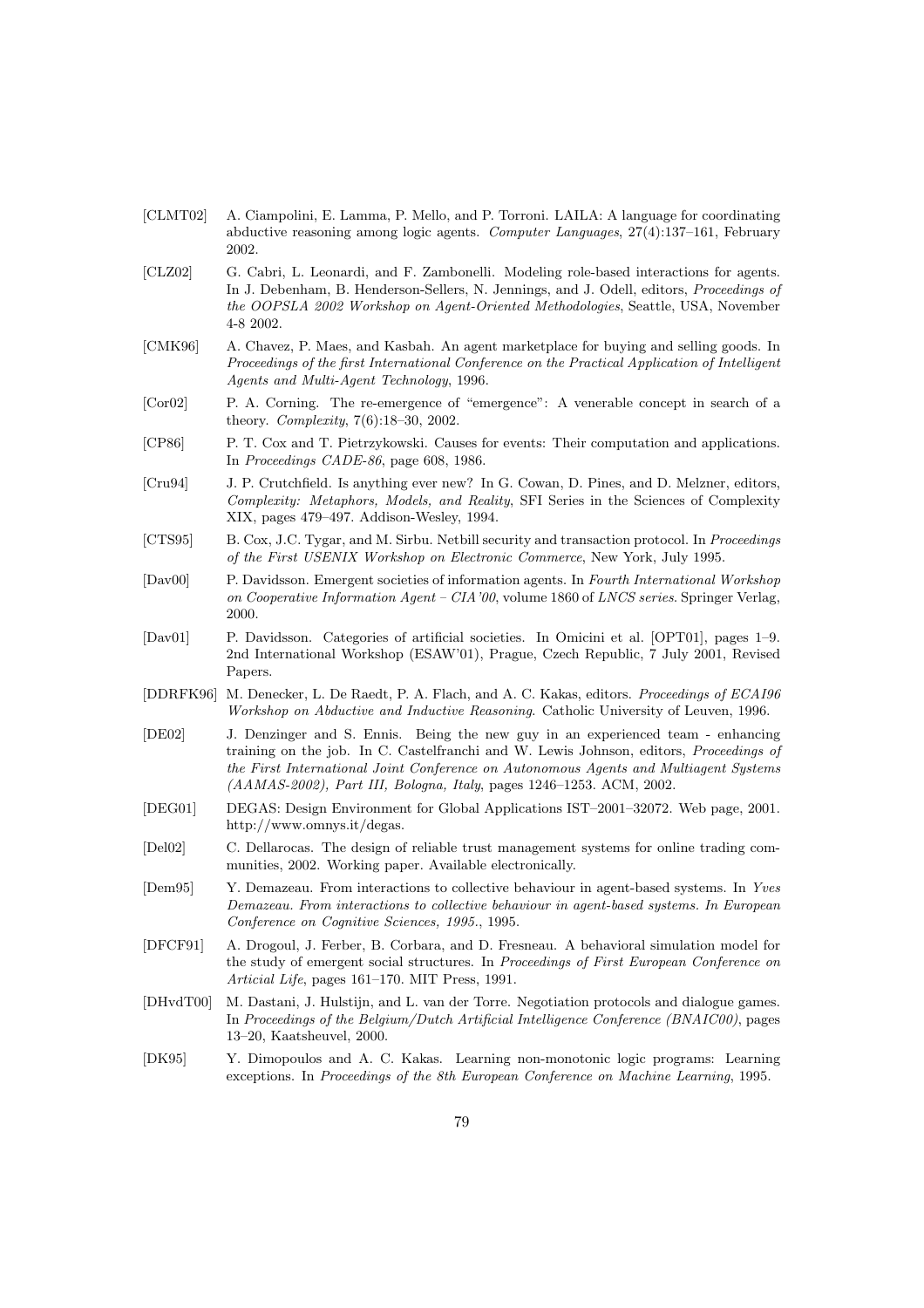[CLMT02] A. Ciampolini, E. Lamma, P. Mello, and P. Torroni. LAILA: A language for coordinating abductive reasoning among logic agents. *Computer Languages*, 27(4):137–161, February 2002.

[CLZ02] G. Cabri, L. Leonardi, and F. Zambonelli. Modeling role-based interactions for agents. In J. Debenham, B. Henderson-Sellers, N. Jennings, and J. Odell, editors, *Proceedings of the OOPSLA 2002 Workshop on Agent-Oriented Methodologies*, Seattle, USA, November 4-8 2002.

[CMK96] A. Chavez, P. Maes, and Kasbah. An agent marketplace for buying and selling goods. In *Proceedings of the first International Conference on the Practical Application of Intelligent Agents and Multi-Agent Technology*, 1996.

[Cor02] P. A. Corning. The re-emergence of "emergence": A venerable concept in search of a theory. *Complexity*, 7(6):18–30, 2002.

[CP86] P. T. Cox and T. Pietrzykowski. Causes for events: Their computation and applications. In *Proceedings CADE-86*, page 608, 1986.

[Cru94] J. P. Crutchfield. Is anything ever new? In G. Cowan, D. Pines, and D. Melzner, editors, *Complexity: Metaphors, Models, and Reality*, SFI Series in the Sciences of Complexity XIX, pages 479–497. Addison-Wesley, 1994.

[CTS95] B. Cox, J.C. Tygar, and M. Sirbu. Netbill security and transaction protocol. In *Proceedings of the First USENIX Workshop on Electronic Commerce*, New York, July 1995.

[Dav00] P. Davidsson. Emergent societies of information agents. In *Fourth International Workshop on Cooperative Information Agent – CIA'00*, volume 1860 of *LNCS series*. Springer Verlag, 2000.

[Dav01] P. Davidsson. Categories of artificial societies. In Omicini et al. [OPT01], pages 1–9. 2nd International Workshop (ESAW'01), Prague, Czech Republic, 7 July 2001, Revised Papers.

[DDRFK96] M. Denecker, L. De Raedt, P. A. Flach, and A. C. Kakas, editors. *Proceedings of ECAI96 Workshop on Abductive and Inductive Reasoning*. Catholic University of Leuven, 1996.

[DE02] J. Denzinger and S. Ennis. Being the new guy in an experienced team - enhancing training on the job. In C. Castelfranchi and W. Lewis Johnson, editors, *Proceedings of the First International Joint Conference on Autonomous Agents and Multiagent Systems (AAMAS-2002), Part III, Bologna, Italy*, pages 1246–1253. ACM, 2002.

[DEG01] DEGAS: Design Environment for Global Applications IST–2001–32072. Web page, 2001. http://www.omnys.it/degas.

[Del02] C. Dellarocas. The design of reliable trust management systems for online trading communities, 2002. Working paper. Available electronically.

[Dem95] Y. Demazeau. From interactions to collective behaviour in agent-based systems. In *Yves Demazeau. From interactions to collective behaviour in agent-based systems. In European Conference on Cognitive Sciences, 1995.*, 1995.

[DFCF91] A. Drogoul, J. Ferber, B. Corbara, and D. Fresneau. A behavioral simulation model for the study of emergent social structures. In *Proceedings of First European Conference on Articial Life*, pages 161–170. MIT Press, 1991.

[DHvdT00] M. Dastani, J. Hulstijn, and L. van der Torre. Negotiation protocols and dialogue games. In *Proceedings of the Belgium/Dutch Artificial Intelligence Conference (BNAIC00)*, pages 13–20, Kaatsheuvel, 2000.

[DK95] Y. Dimopoulos and A. C. Kakas. Learning non-monotonic logic programs: Learning exceptions. In *Proceedings of the 8th European Conference on Machine Learning*, 1995.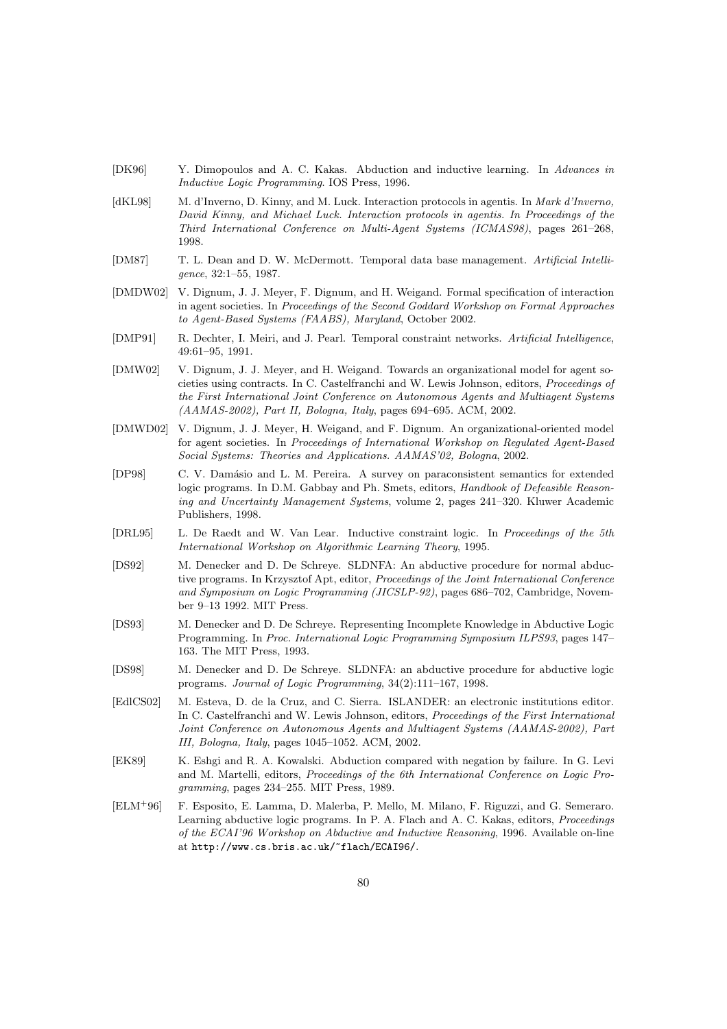[DK96] Y. Dimopoulos and A. C. Kakas. Abduction and inductive learning. In *Advances in Inductive Logic Programming*. IOS Press, 1996.

[dKL98] M. d'Inverno, D. Kinny, and M. Luck. Interaction protocols in agentis. In *Mark d'Inverno, David Kinny, and Michael Luck. Interaction protocols in agentis. In Proceedings of the Third International Conference on Multi-Agent Systems (ICMAS98)*, pages 261–268, 1998.

[DM87] T. L. Dean and D. W. McDermott. Temporal data base management. *Artificial Intelligence*, 32:1–55, 1987.

[DMDW02] V. Dignum, J. J. Meyer, F. Dignum, and H. Weigand. Formal specification of interaction in agent societies. In *Proceedings of the Second Goddard Workshop on Formal Approaches to Agent-Based Systems (FAABS), Maryland*, October 2002.

[DMP91] R. Dechter, I. Meiri, and J. Pearl. Temporal constraint networks. *Artificial Intelligence*, 49:61–95, 1991.

[DMW02] V. Dignum, J. J. Meyer, and H. Weigand. Towards an organizational model for agent societies using contracts. In C. Castelfranchi and W. Lewis Johnson, editors, *Proceedings of the First International Joint Conference on Autonomous Agents and Multiagent Systems (AAMAS-2002), Part II, Bologna, Italy*, pages 694–695. ACM, 2002.

[DMWD02] V. Dignum, J. J. Meyer, H. Weigand, and F. Dignum. An organizational-oriented model for agent societies. In *Proceedings of International Workshop on Regulated Agent-Based Social Systems: Theories and Applications. AAMAS'02, Bologna*, 2002.

[DP98] C. V. Damásio and L. M. Pereira. A survey on paraconsistent semantics for extended logic programs. In D.M. Gabbay and Ph. Smets, editors, *Handbook of Defeasible Reasoning and Uncertainty Management Systems*, volume 2, pages 241–320. Kluwer Academic Publishers, 1998.

[DRL95] L. De Raedt and W. Van Lear. Inductive constraint logic. In *Proceedings of the 5th International Workshop on Algorithmic Learning Theory*, 1995.

[DS92] M. Denecker and D. De Schreye. SLDNFA: An abductive procedure for normal abductive programs. In Krzysztof Apt, editor, *Proceedings of the Joint International Conference and Symposium on Logic Programming (JICSLP-92)*, pages 686–702, Cambridge, November 9–13 1992. MIT Press.

[DS93] M. Denecker and D. De Schreye. Representing Incomplete Knowledge in Abductive Logic Programming. In *Proc. International Logic Programming Symposium ILPS93*, pages 147–163. The MIT Press, 1993.

[DS98] M. Denecker and D. De Schreye. SLDNFA: an abductive procedure for abductive logic programs. *Journal of Logic Programming*, 34(2):111–167, 1998.

[EdlCS02] M. Esteva, D. de la Cruz, and C. Sierra. ISLANDER: an electronic institutions editor. In C. Castelfranchi and W. Lewis Johnson, editors, *Proceedings of the First International Joint Conference on Autonomous Agents and Multiagent Systems (AAMAS-2002), Part III, Bologna, Italy*, pages 1045–1052. ACM, 2002.

[EK89] K. Eshgi and R. A. Kowalski. Abduction compared with negation by failure. In G. Levi and M. Martelli, editors, *Proceedings of the 6th International Conference on Logic Programming*, pages 234–255. MIT Press, 1989.

[ELM+96] F. Esposito, E. Lamma, D. Malerba, P. Mello, M. Milano, F. Riguzzi, and G. Semeraro. Learning abductive logic programs. In P. A. Flach and A. C. Kakas, editors, *Proceedings of the ECAI'96 Workshop on Abductive and Inductive Reasoning*, 1996. Available on-line at `http://www.cs.bris.ac.uk/~flach/ECAI96/`.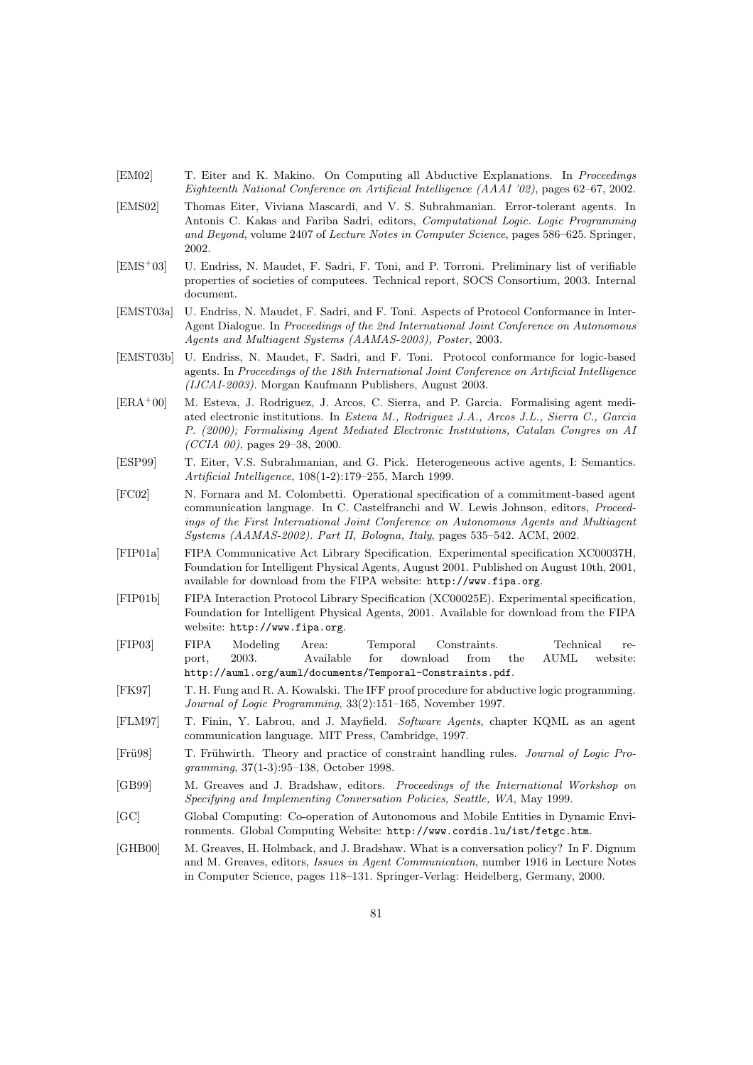[EM02] T. Eiter and K. Makino. On Computing all Abductive Explanations. In *Proceedings Eighteenth National Conference on Artificial Intelligence (AAAI '02)*, pages 62–67, 2002.

[EMS02] Thomas Eiter, Viviana Mascardi, and V. S. Subrahmanian. Error-tolerant agents. In Antonis C. Kakas and Fariba Sadri, editors, *Computational Logic. Logic Programming and Beyond*, volume 2407 of *Lecture Notes in Computer Science*, pages 586–625. Springer, 2002.

[EMS+03] U. Endriss, N. Maudet, F. Sadri, F. Toni, and P. Torroni. Preliminary list of verifiable properties of societies of computees. Technical report, SOCS Consortium, 2003. Internal document.

[EMST03a] U. Endriss, N. Maudet, F. Sadri, and F. Toni. Aspects of Protocol Conformance in Inter-Agent Dialogue. In *Proceedings of the 2nd International Joint Conference on Autonomous Agents and Multiagent Systems (AAMAS-2003), Poster*, 2003.

[EMST03b] U. Endriss, N. Maudet, F. Sadri, and F. Toni. Protocol conformance for logic-based agents. In *Proceedings of the 18th International Joint Conference on Artificial Intelligence (IJCAI-2003)*. Morgan Kaufmann Publishers, August 2003.

[ERA+00] M. Esteva, J. Rodriguez, J. Arcos, C. Sierra, and P. Garcia. Formalising agent mediated electronic institutions. In *Esteva M., Rodriguez J.A., Arcos J.L., Sierra C., Garcia P. (2000); Formalising Agent Mediated Electronic Institutions, Catalan Congres on AI (CCIA 00)*, pages 29–38, 2000.

[ESP99] T. Eiter, V.S. Subrahmanian, and G. Pick. Heterogeneous active agents, I: Semantics. *Artificial Intelligence*, 108(1-2):179–255, March 1999.

[FC02] N. Fornara and M. Colombetti. Operational specification of a commitment-based agent communication language. In C. Castelfranchi and W. Lewis Johnson, editors, *Proceedings of the First International Joint Conference on Autonomous Agents and Multiagent Systems (AAMAS-2002). Part II, Bologna, Italy*, pages 535–542. ACM, 2002.

[FIP01a] FIPA Communicative Act Library Specification. Experimental specification XC00037H, Foundation for Intelligent Physical Agents, August 2001. Published on August 10th, 2001, available for download from the FIPA website: `http://www.fipa.org`.

[FIP01b] FIPA Interaction Protocol Library Specification (XC00025E). Experimental specification, Foundation for Intelligent Physical Agents, 2001. Available for download from the FIPA website: `http://www.fipa.org`.

[FIP03] FIPA Modeling Area: Temporal Constraints. Technical report, 2003. Available for download from the AUML website: `http://auml.org/auml/documents/Temporal-Constraints.pdf`.

[FK97] T. H. Fung and R. A. Kowalski. The IFF proof procedure for abductive logic programming. *Journal of Logic Programming*, 33(2):151–165, November 1997.

[FLM97] T. Finin, Y. Labrou, and J. Mayfield. *Software Agents*, chapter KQML as an agent communication language. MIT Press, Cambridge, 1997.

[Frü98] T. Frühwirth. Theory and practice of constraint handling rules. *Journal of Logic Programming*, 37(1-3):95–138, October 1998.

[GB99] M. Greaves and J. Bradshaw, editors. *Proceedings of the International Workshop on Specifying and Implementing Conversation Policies, Seattle, WA*, May 1999.

[GC] Global Computing: Co-operation of Autonomous and Mobile Entities in Dynamic Environments. Global Computing Website: `http://www.cordis.lu/ist/fetgc.htm`.

[GHB00] M. Greaves, H. Holmback, and J. Bradshaw. What is a conversation policy? In F. Dignum and M. Greaves, editors, *Issues in Agent Communication*, number 1916 in Lecture Notes in Computer Science, pages 118–131. Springer-Verlag: Heidelberg, Germany, 2000.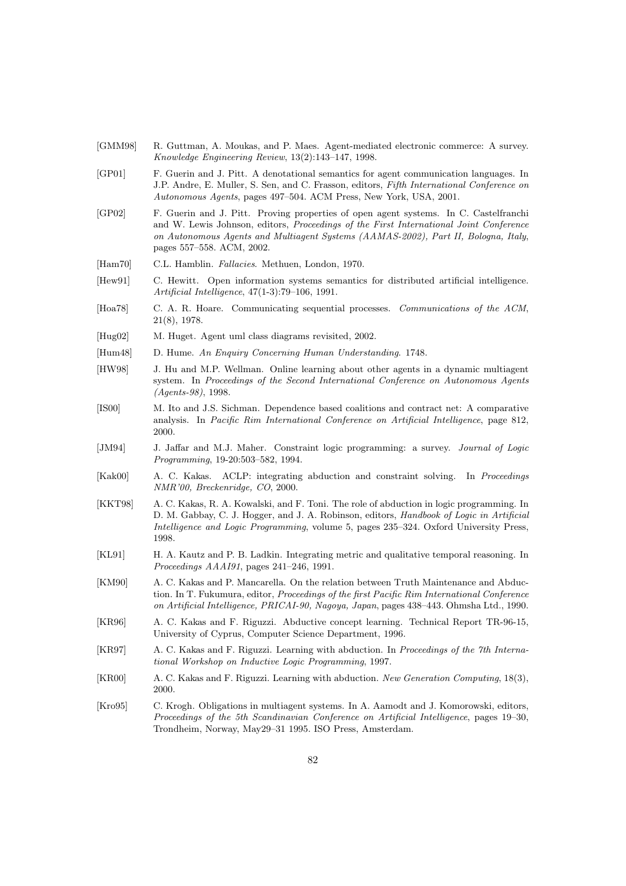[GMM98] R. Guttman, A. Moukas, and P. Maes. Agent-mediated electronic commerce: A survey. *Knowledge Engineering Review*, 13(2):143–147, 1998.

[GP01] F. Guerin and J. Pitt. A denotational semantics for agent communication languages. In J.P. Andre, E. Muller, S. Sen, and C. Frasson, editors, *Fifth International Conference on Autonomous Agents*, pages 497–504. ACM Press, New York, USA, 2001.

[GP02] F. Guerin and J. Pitt. Proving properties of open agent systems. In C. Castelfranchi and W. Lewis Johnson, editors, *Proceedings of the First International Joint Conference on Autonomous Agents and Multiagent Systems (AAMAS-2002), Part II, Bologna, Italy*, pages 557–558. ACM, 2002.

[Ham70] C.L. Hamblin. *Fallacies*. Methuen, London, 1970.

[Hew91] C. Hewitt. Open information systems semantics for distributed artificial intelligence. *Artificial Intelligence*, 47(1-3):79–106, 1991.

[Hoa78] C. A. R. Hoare. Communicating sequential processes. *Communications of the ACM*, 21(8), 1978.

[Hug02] M. Huget. Agent uml class diagrams revisited, 2002.

[Hum48] D. Hume. *An Enquiry Concerning Human Understanding*. 1748.

[HW98] J. Hu and M.P. Wellman. Online learning about other agents in a dynamic multiagent system. In *Proceedings of the Second International Conference on Autonomous Agents (Agents-98)*, 1998.

[IS00] M. Ito and J.S. Sichman. Dependence based coalitions and contract net: A comparative analysis. In *Pacific Rim International Conference on Artificial Intelligence*, page 812, 2000.

[JM94] J. Jaffar and M.J. Maher. Constraint logic programming: a survey. *Journal of Logic Programming*, 19-20:503–582, 1994.

[Kak00] A. C. Kakas. ACLP: integrating abduction and constraint solving. In *Proceedings NMR'00, Breckenridge, CO*, 2000.

[KKT98] A. C. Kakas, R. A. Kowalski, and F. Toni. The role of abduction in logic programming. In D. M. Gabbay, C. J. Hogger, and J. A. Robinson, editors, *Handbook of Logic in Artificial Intelligence and Logic Programming*, volume 5, pages 235–324. Oxford University Press, 1998.

[KL91] H. A. Kautz and P. B. Ladkin. Integrating metric and qualitative temporal reasoning. In *Proceedings AAAI91*, pages 241–246, 1991.

[KM90] A. C. Kakas and P. Mancarella. On the relation between Truth Maintenance and Abduction. In T. Fukumura, editor, *Proceedings of the first Pacific Rim International Conference on Artificial Intelligence, PRICAI-90, Nagoya, Japan*, pages 438–443. Ohmsha Ltd., 1990.

[KR96] A. C. Kakas and F. Riguzzi. Abductive concept learning. Technical Report TR-96-15, University of Cyprus, Computer Science Department, 1996.

[KR97] A. C. Kakas and F. Riguzzi. Learning with abduction. In *Proceedings of the 7th International Workshop on Inductive Logic Programming*, 1997.

[KR00] A. C. Kakas and F. Riguzzi. Learning with abduction. *New Generation Computing*, 18(3), 2000.

[Kro95] C. Krogh. Obligations in multiagent systems. In A. Aamodt and J. Komorowski, editors, *Proceedings of the 5th Scandinavian Conference on Artificial Intelligence*, pages 19–30, Trondheim, Norway, May29–31 1995. ISO Press, Amsterdam.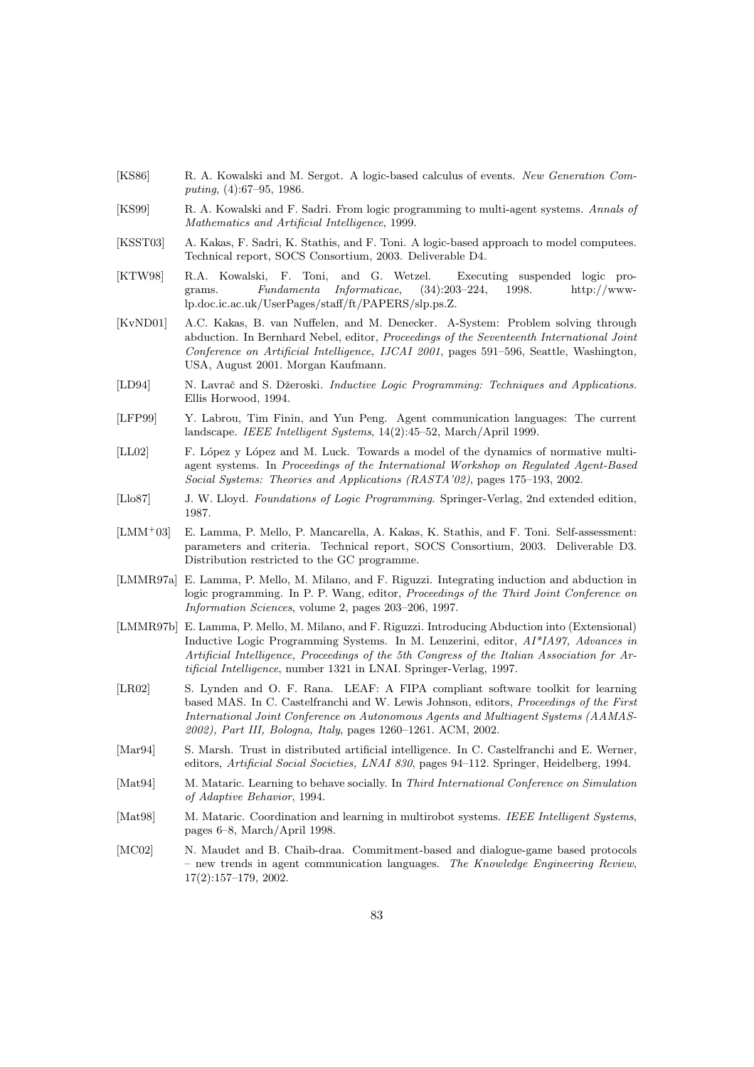[KS86] R. A. Kowalski and M. Sergot. A logic-based calculus of events. *New Generation Computing*, (4):67–95, 1986.

[KS99] R. A. Kowalski and F. Sadri. From logic programming to multi-agent systems. *Annals of Mathematics and Artificial Intelligence*, 1999.

[KSST03] A. Kakas, F. Sadri, K. Stathis, and F. Toni. A logic-based approach to model computees. Technical report, SOCS Consortium, 2003. Deliverable D4.

[KTW98] R.A. Kowalski, F. Toni, and G. Wetzel. Executing suspended logic programs. *Fundamenta Informaticae*, (34):203–224, 1998. http://www-lp.doc.ic.ac.uk/UserPages/staff/ft/PAPERS/slp.ps.Z.

[KvND01] A.C. Kakas, B. van Nuffelen, and M. Denecker. A-System: Problem solving through abduction. In Bernhard Nebel, editor, *Proceedings of the Seventeenth International Joint Conference on Artificial Intelligence, IJCAI 2001*, pages 591–596, Seattle, Washington, USA, August 2001. Morgan Kaufmann.

[LD94] N. Lavrač and S. Džeroski. *Inductive Logic Programming: Techniques and Applications*. Ellis Horwood, 1994.

[LFP99] Y. Labrou, Tim Finin, and Yun Peng. Agent communication languages: The current landscape. *IEEE Intelligent Systems*, 14(2):45–52, March/April 1999.

[LL02] F. López y López and M. Luck. Towards a model of the dynamics of normative multi-agent systems. In *Proceedings of the International Workshop on Regulated Agent-Based Social Systems: Theories and Applications (RASTA'02)*, pages 175–193, 2002.

[Llo87] J. W. Lloyd. *Foundations of Logic Programming*. Springer-Verlag, 2nd extended edition, 1987.

[LMM+03] E. Lamma, P. Mello, P. Mancarella, A. Kakas, K. Stathis, and F. Toni. Self-assessment: parameters and criteria. Technical report, SOCS Consortium, 2003. Deliverable D3. Distribution restricted to the GC programme.

[LMMR97a] E. Lamma, P. Mello, M. Milano, and F. Riguzzi. Integrating induction and abduction in logic programming. In P. P. Wang, editor, *Proceedings of the Third Joint Conference on Information Sciences*, volume 2, pages 203–206, 1997.

[LMMR97b] E. Lamma, P. Mello, M. Milano, and F. Riguzzi. Introducing Abduction into (Extensional) Inductive Logic Programming Systems. In M. Lenzerini, editor, *AI*IA97, Advances in Artificial Intelligence, Proceedings of the 5th Congress of the Italian Association for Artificial Intelligence*, number 1321 in LNAI. Springer-Verlag, 1997.

[LR02] S. Lynden and O. F. Rana. LEAF: A FIPA compliant software toolkit for learning based MAS. In C. Castelfranchi and W. Lewis Johnson, editors, *Proceedings of the First International Joint Conference on Autonomous Agents and Multiagent Systems (AAMAS-2002), Part III, Bologna, Italy*, pages 1260–1261. ACM, 2002.

[Mar94] S. Marsh. Trust in distributed artificial intelligence. In C. Castelfranchi and E. Werner, editors, *Artificial Social Societies, LNAI 830*, pages 94–112. Springer, Heidelberg, 1994.

[Mat94] M. Mataric. Learning to behave socially. In *Third International Conference on Simulation of Adaptive Behavior*, 1994.

[Mat98] M. Mataric. Coordination and learning in multirobot systems. *IEEE Intelligent Systems*, pages 6–8, March/April 1998.

[MC02] N. Maudet and B. Chaib-draa. Commitment-based and dialogue-game based protocols – new trends in agent communication languages. *The Knowledge Engineering Review*, 17(2):157–179, 2002.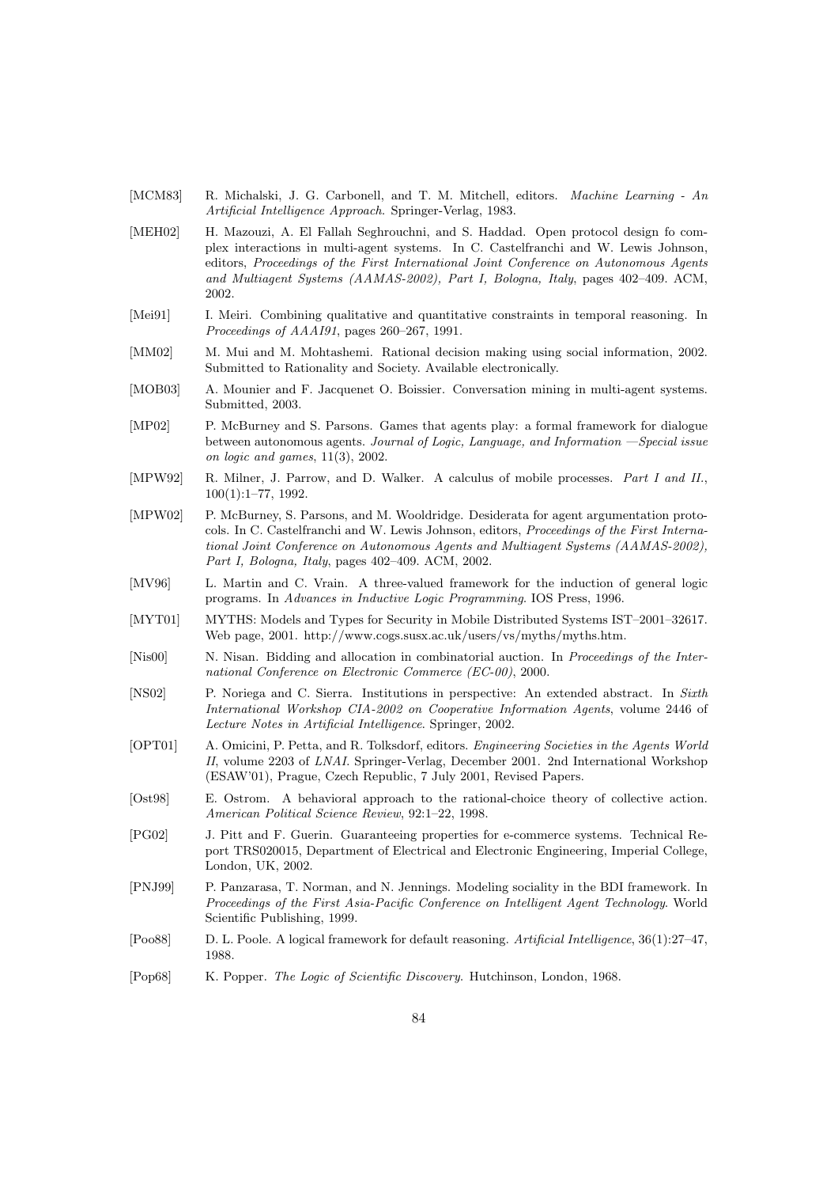[MCM83] R. Michalski, J. G. Carbonell, and T. M. Mitchell, editors. *Machine Learning - An Artificial Intelligence Approach*. Springer-Verlag, 1983.

[MEH02] H. Mazouzi, A. El Fallah Seghrouchni, and S. Haddad. Open protocol design fo complex interactions in multi-agent systems. In C. Castelfranchi and W. Lewis Johnson, editors, *Proceedings of the First International Joint Conference on Autonomous Agents and Multiagent Systems (AAMAS-2002), Part I, Bologna, Italy*, pages 402–409. ACM, 2002.

[Mei91] I. Meiri. Combining qualitative and quantitative constraints in temporal reasoning. In *Proceedings of AAAI91*, pages 260–267, 1991.

[MM02] M. Mui and M. Mohtashemi. Rational decision making using social information, 2002. Submitted to Rationality and Society. Available electronically.

[MOB03] A. Mounier and F. Jacquenet O. Boissier. Conversation mining in multi-agent systems. Submitted, 2003.

[MP02] P. McBurney and S. Parsons. Games that agents play: a formal framework for dialogue between autonomous agents. *Journal of Logic, Language, and Information —Special issue on logic and games*, 11(3), 2002.

[MPW92] R. Milner, J. Parrow, and D. Walker. A calculus of mobile processes. *Part I and II.*, 100(1):1–77, 1992.

[MPW02] P. McBurney, S. Parsons, and M. Wooldridge. Desiderata for agent argumentation protocols. In C. Castelfranchi and W. Lewis Johnson, editors, *Proceedings of the First International Joint Conference on Autonomous Agents and Multiagent Systems (AAMAS-2002), Part I, Bologna, Italy*, pages 402–409. ACM, 2002.

[MV96] L. Martin and C. Vrain. A three-valued framework for the induction of general logic programs. In *Advances in Inductive Logic Programming*. IOS Press, 1996.

[MYT01] MYTHS: Models and Types for Security in Mobile Distributed Systems IST–2001–32617. Web page, 2001. http://www.cogs.susx.ac.uk/users/vs/myths/myths.htm.

[Nis00] N. Nisan. Bidding and allocation in combinatorial auction. In *Proceedings of the International Conference on Electronic Commerce (EC-00)*, 2000.

[NS02] P. Noriega and C. Sierra. Institutions in perspective: An extended abstract. In *Sixth International Workshop CIA-2002 on Cooperative Information Agents*, volume 2446 of *Lecture Notes in Artificial Intelligence*. Springer, 2002.

[OPT01] A. Omicini, P. Petta, and R. Tolksdorf, editors. *Engineering Societies in the Agents World II*, volume 2203 of *LNAI*. Springer-Verlag, December 2001. 2nd International Workshop (ESAW'01), Prague, Czech Republic, 7 July 2001, Revised Papers.

[Ost98] E. Ostrom. A behavioral approach to the rational-choice theory of collective action. *American Political Science Review*, 92:1–22, 1998.

[PG02] J. Pitt and F. Guerin. Guaranteeing properties for e-commerce systems. Technical Report TRS020015, Department of Electrical and Electronic Engineering, Imperial College, London, UK, 2002.

[PNJ99] P. Panzarasa, T. Norman, and N. Jennings. Modeling sociality in the BDI framework. In *Proceedings of the First Asia-Pacific Conference on Intelligent Agent Technology*. World Scientific Publishing, 1999.

[Poo88] D. L. Poole. A logical framework for default reasoning. *Artificial Intelligence*, 36(1):27–47, 1988.

[Pop68] K. Popper. *The Logic of Scientific Discovery*. Hutchinson, London, 1968.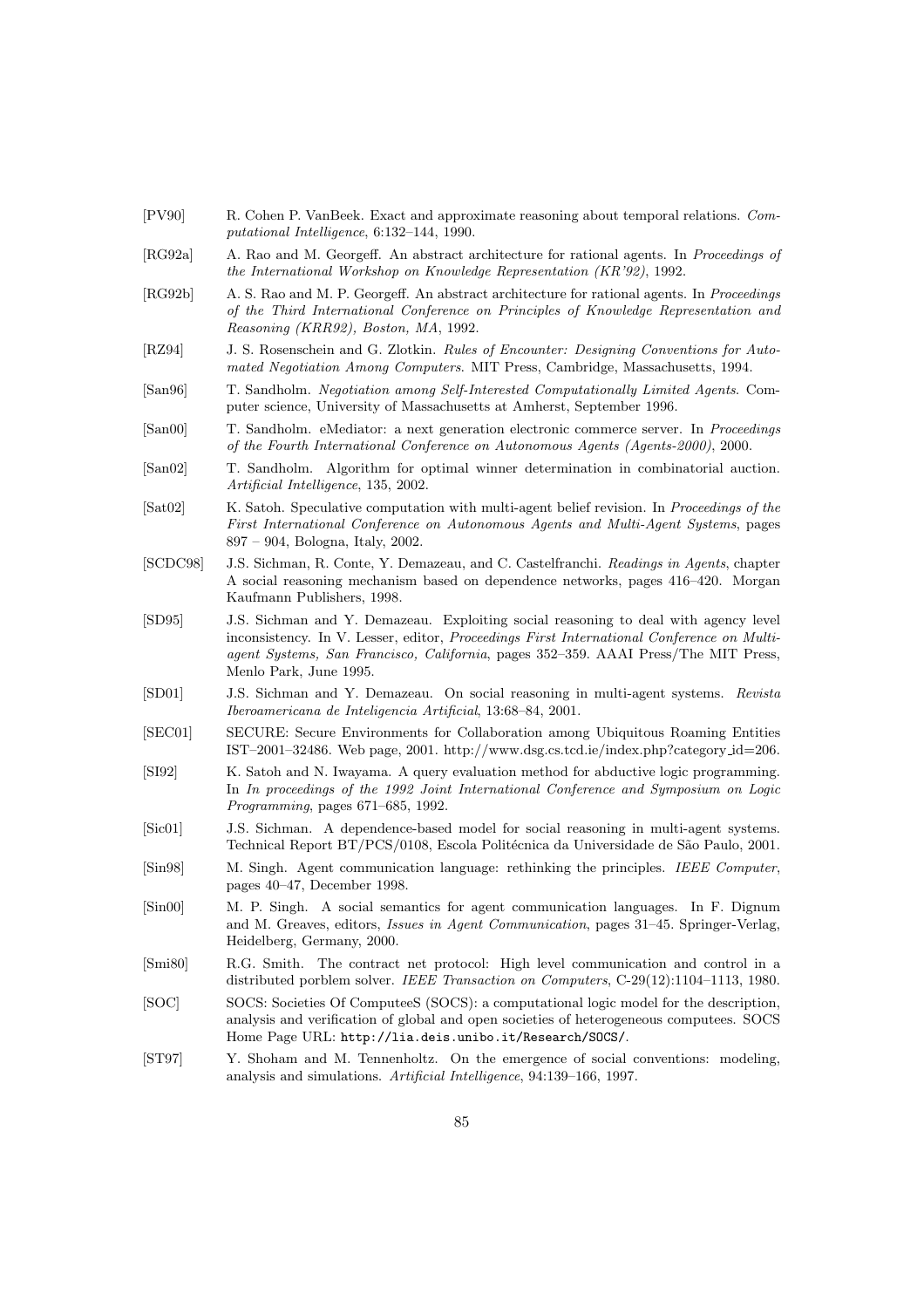[PV90] R. Cohen P. VanBeek. Exact and approximate reasoning about temporal relations. *Computational Intelligence*, 6:132–144, 1990.

[RG92a] A. Rao and M. Georgeff. An abstract architecture for rational agents. In *Proceedings of the International Workshop on Knowledge Representation (KR'92)*, 1992.

[RG92b] A. S. Rao and M. P. Georgeff. An abstract architecture for rational agents. In *Proceedings of the Third International Conference on Principles of Knowledge Representation and Reasoning (KRR92), Boston, MA*, 1992.

[RZ94] J. S. Rosenschein and G. Zlotkin. *Rules of Encounter: Designing Conventions for Automated Negotiation Among Computers*. MIT Press, Cambridge, Massachusetts, 1994.

[San96] T. Sandholm. *Negotiation among Self-Interested Computationally Limited Agents*. Computer science, University of Massachusetts at Amherst, September 1996.

[San00] T. Sandholm. eMediator: a next generation electronic commerce server. In *Proceedings of the Fourth International Conference on Autonomous Agents (Agents-2000)*, 2000.

[San02] T. Sandholm. Algorithm for optimal winner determination in combinatorial auction. *Artificial Intelligence*, 135, 2002.

[Sat02] K. Satoh. Speculative computation with multi-agent belief revision. In *Proceedings of the First International Conference on Autonomous Agents and Multi-Agent Systems*, pages 897 – 904, Bologna, Italy, 2002.

[SCDC98] J.S. Sichman, R. Conte, Y. Demazeau, and C. Castelfranchi. *Readings in Agents*, chapter A social reasoning mechanism based on dependence networks, pages 416–420. Morgan Kaufmann Publishers, 1998.

[SD95] J.S. Sichman and Y. Demazeau. Exploiting social reasoning to deal with agency level inconsistency. In V. Lesser, editor, *Proceedings First International Conference on Multiagent Systems, San Francisco, California*, pages 352–359. AAAI Press/The MIT Press, Menlo Park, June 1995.

[SD01] J.S. Sichman and Y. Demazeau. On social reasoning in multi-agent systems. *Revista Iberoamericana de Inteligencia Artificial*, 13:68–84, 2001.

[SEC01] SECURE: Secure Environments for Collaboration among Ubiquitous Roaming Entities IST–2001–32486. Web page, 2001. http://www.dsg.cs.tcd.ie/index.php?category_id=206.

[SI92] K. Satoh and N. Iwayama. A query evaluation method for abductive logic programming. In *In proceedings of the 1992 Joint International Conference and Symposium on Logic Programming*, pages 671–685, 1992.

[Sic01] J.S. Sichman. A dependence-based model for social reasoning in multi-agent systems. Technical Report BT/PCS/0108, Escola Politécnica da Universidade de São Paulo, 2001.

[Sin98] M. Singh. Agent communication language: rethinking the principles. *IEEE Computer*, pages 40–47, December 1998.

[Sin00] M. P. Singh. A social semantics for agent communication languages. In F. Dignum and M. Greaves, editors, *Issues in Agent Communication*, pages 31–45. Springer-Verlag, Heidelberg, Germany, 2000.

[Smi80] R.G. Smith. The contract net protocol: High level communication and control in a distributed porblem solver. *IEEE Transaction on Computers*, C-29(12):1104–1113, 1980.

[SOC] SOCS: Societies Of ComputeeS (SOCS): a computational logic model for the description, analysis and verification of global and open societies of heterogeneous computees. SOCS Home Page URL: `http://lia.deis.unibo.it/Research/SOCS/`.

[ST97] Y. Shoham and M. Tennenholtz. On the emergence of social conventions: modeling, analysis and simulations. *Artificial Intelligence*, 94:139–166, 1997.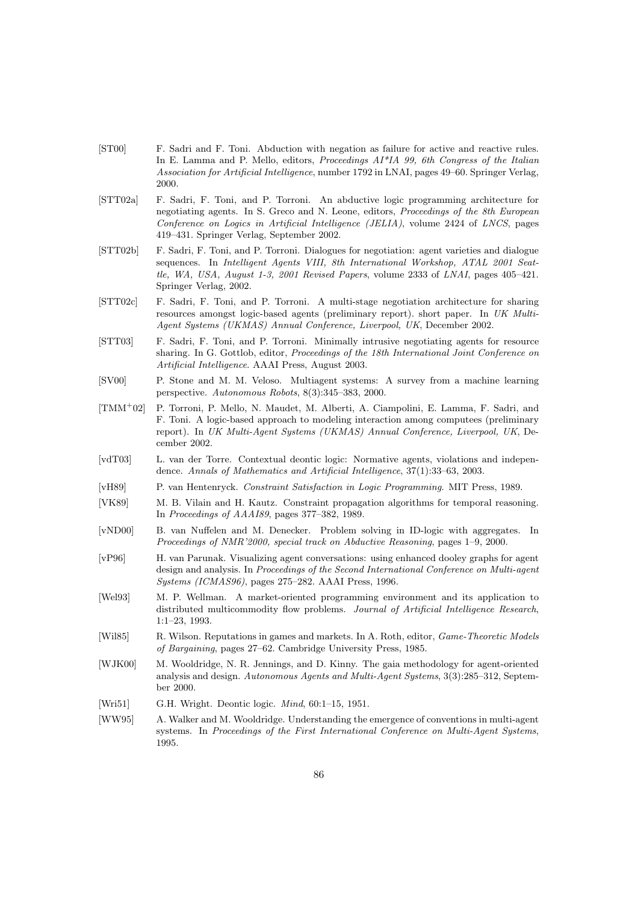[ST00] F. Sadri and F. Toni. Abduction with negation as failure for active and reactive rules. In E. Lamma and P. Mello, editors, *Proceedings AI*IA 99, 6th Congress of the Italian Association for Artificial Intelligence*, number 1792 in LNAI, pages 49–60. Springer Verlag, 2000.

[STT02a] F. Sadri, F. Toni, and P. Torroni. An abductive logic programming architecture for negotiating agents. In S. Greco and N. Leone, editors, *Proceedings of the 8th European Conference on Logics in Artificial Intelligence (JELIA)*, volume 2424 of *LNCS*, pages 419–431. Springer Verlag, September 2002.

[STT02b] F. Sadri, F. Toni, and P. Torroni. Dialogues for negotiation: agent varieties and dialogue sequences. In *Intelligent Agents VIII, 8th International Workshop, ATAL 2001 Seattle, WA, USA, August 1-3, 2001 Revised Papers*, volume 2333 of *LNAI*, pages 405–421. Springer Verlag, 2002.

[STT02c] F. Sadri, F. Toni, and P. Torroni. A multi-stage negotiation architecture for sharing resources amongst logic-based agents (preliminary report). short paper. In *UK Multi-Agent Systems (UKMAS) Annual Conference, Liverpool, UK*, December 2002.

[STT03] F. Sadri, F. Toni, and P. Torroni. Minimally intrusive negotiating agents for resource sharing. In G. Gottlob, editor, *Proceedings of the 18th International Joint Conference on Artificial Intelligence*. AAAI Press, August 2003.

[SV00] P. Stone and M. M. Veloso. Multiagent systems: A survey from a machine learning perspective. *Autonomous Robots*, 8(3):345–383, 2000.

[TMM+02] P. Torroni, P. Mello, N. Maudet, M. Alberti, A. Ciampolini, E. Lamma, F. Sadri, and F. Toni. A logic-based approach to modeling interaction among computees (preliminary report). In *UK Multi-Agent Systems (UKMAS) Annual Conference, Liverpool, UK*, December 2002.

[vdT03] L. van der Torre. Contextual deontic logic: Normative agents, violations and independence. *Annals of Mathematics and Artificial Intelligence*, 37(1):33–63, 2003.

[vH89] P. van Hentenryck. *Constraint Satisfaction in Logic Programming*. MIT Press, 1989.

[VK89] M. B. Vilain and H. Kautz. Constraint propagation algorithms for temporal reasoning. In *Proceedings of AAAI89*, pages 377–382, 1989.

[vND00] B. van Nuffelen and M. Denecker. Problem solving in ID-logic with aggregates. In *Proceedings of NMR'2000, special track on Abductive Reasoning*, pages 1–9, 2000.

[vP96] H. van Parunak. Visualizing agent conversations: using enhanced dooley graphs for agent design and analysis. In *Proceedings of the Second International Conference on Multi-agent Systems (ICMAS96)*, pages 275–282. AAAI Press, 1996.

[Wel93] M. P. Wellman. A market-oriented programming environment and its application to distributed multicommodity flow problems. *Journal of Artificial Intelligence Research*, 1:1–23, 1993.

[Wil85] R. Wilson. Reputations in games and markets. In A. Roth, editor, *Game-Theoretic Models of Bargaining*, pages 27–62. Cambridge University Press, 1985.

[WJK00] M. Wooldridge, N. R. Jennings, and D. Kinny. The gaia methodology for agent-oriented analysis and design. *Autonomous Agents and Multi-Agent Systems*, 3(3):285–312, September 2000.

[Wri51] G.H. Wright. Deontic logic. *Mind*, 60:1–15, 1951.

[WW95] A. Walker and M. Wooldridge. Understanding the emergence of conventions in multi-agent systems. In *Proceedings of the First International Conference on Multi-Agent Systems*, 1995.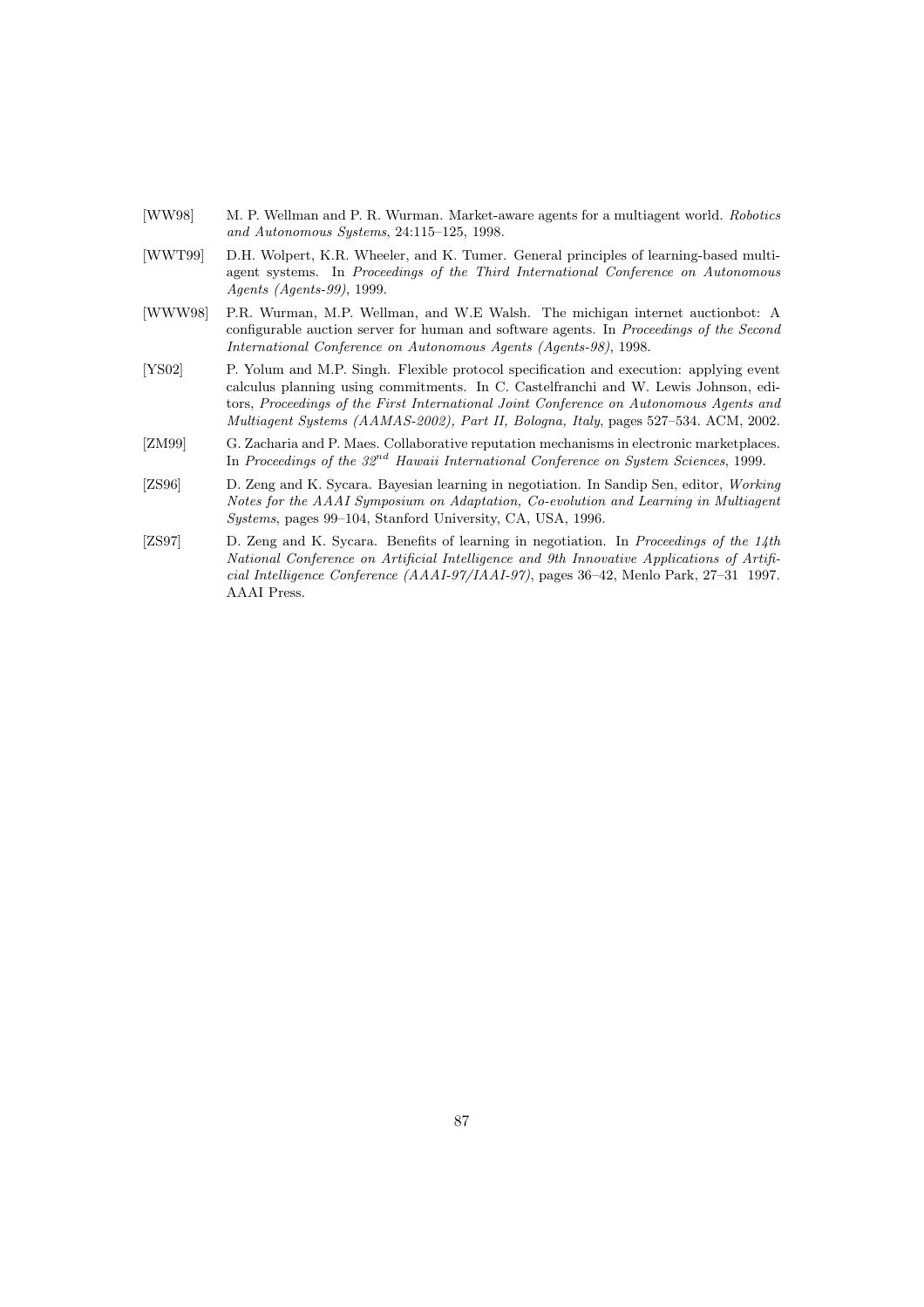[WW98] M. P. Wellman and P. R. Wurman. Market-aware agents for a multiagent world. *Robotics and Autonomous Systems*, 24:115–125, 1998.

[WWT99] D.H. Wolpert, K.R. Wheeler, and K. Tumer. General principles of learning-based multi-agent systems. In *Proceedings of the Third International Conference on Autonomous Agents (Agents-99)*, 1999.

[WWW98] P.R. Wurman, M.P. Wellman, and W.E Walsh. The michigan internet auctionbot: A configurable auction server for human and software agents. In *Proceedings of the Second International Conference on Autonomous Agents (Agents-98)*, 1998.

[YS02] P. Yolum and M.P. Singh. Flexible protocol specification and execution: applying event calculus planning using commitments. In C. Castelfranchi and W. Lewis Johnson, editors, *Proceedings of the First International Joint Conference on Autonomous Agents and Multiagent Systems (AAMAS-2002), Part II, Bologna, Italy*, pages 527–534. ACM, 2002.

[ZM99] G. Zacharia and P. Maes. Collaborative reputation mechanisms in electronic marketplaces. In *Proceedings of the 32nd Hawaii International Conference on System Sciences*, 1999.

[ZS96] D. Zeng and K. Sycara. Bayesian learning in negotiation. In Sandip Sen, editor, *Working Notes for the AAAI Symposium on Adaptation, Co-evolution and Learning in Multiagent Systems*, pages 99–104, Stanford University, CA, USA, 1996.

[ZS97] D. Zeng and K. Sycara. Benefits of learning in negotiation. In *Proceedings of the 14th National Conference on Artificial Intelligence and 9th Innovative Applications of Artificial Intelligence Conference (AAAI-97/IAAI-97)*, pages 36–42, Menlo Park, 27–31 1997. AAAI Press.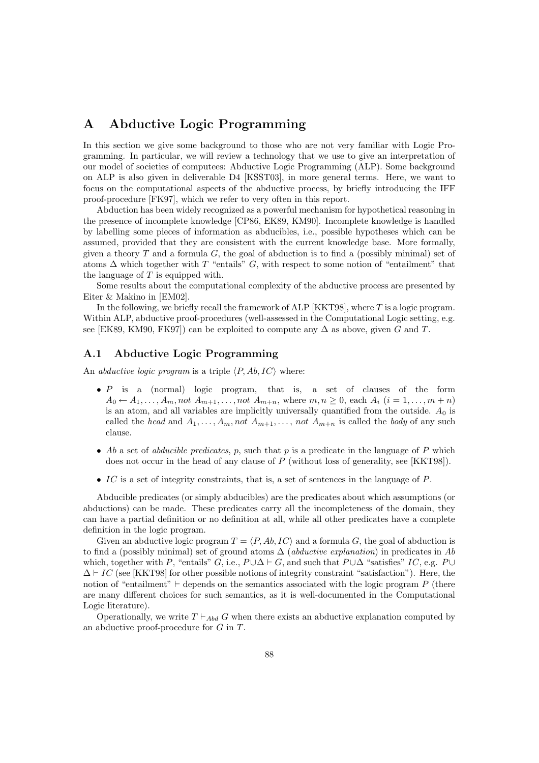# A Abductive Logic Programming

In this section we give some background to those who are not very familiar with Logic Programming. In particular, we will review a technology that we use to give an interpretation of our model of societies of computees: Abductive Logic Programming (ALP). Some background on ALP is also given in deliverable D4 [KSST03], in more general terms. Here, we want to focus on the computational aspects of the abductive process, by briefly introducing the IFF proof-procedure [FK97], which we refer to very often in this report.

Abduction has been widely recognized as a powerful mechanism for hypothetical reasoning in the presence of incomplete knowledge [CP86, EK89, KM90]. Incomplete knowledge is handled by labelling some pieces of information as abducibles, i.e., possible hypotheses which can be assumed, provided that they are consistent with the current knowledge base. More formally, given a theory $T$ and a formula $G$, the goal of abduction is to find a (possibly minimal) set of atoms $\Delta$ which together with $T$ "entails" $G$, with respect to some notion of "entailment" that the language of $T$ is equipped with.

Some results about the computational complexity of the abductive process are presented by Eiter & Makino in [EM02].

In the following, we briefly recall the framework of ALP [KKT98], where $T$ is a logic program. Within ALP, abductive proof-procedures (well-assessed in the Computational Logic setting, e.g. see [EK89, KM90, FK97]) can be exploited to compute any $\Delta$ as above, given $G$ and $T$.

## A.1 Abductive Logic Programming

An *abductive logic program* is a triple $\langle P, Ab, IC \rangle$ where:

- $P$ is a (normal) logic program, that is, a set of clauses of the form $A_0 \leftarrow A_1, \ldots, A_m, not\ A_{m+1}, \ldots, not\ A_{m+n}$, where $m, n \geq 0$, each $A_i$ $(i = 1, \ldots, m+n)$ is an atom, and all variables are implicitly universally quantified from the outside. $A_0$ is called the *head* and $A_1, \ldots, A_m, not\ A_{m+1}, \ldots, not\ A_{m+n}$ is called the *body* of any such clause.
- $Ab$ a set of *abducible predicates*, $p$, such that $p$ is a predicate in the language of $P$ which does not occur in the head of any clause of $P$ (without loss of generality, see [KKT98]).
- $IC$ is a set of integrity constraints, that is, a set of sentences in the language of $P$.

Abducible predicates (or simply abducibles) are the predicates about which assumptions (or abductions) can be made. These predicates carry all the incompleteness of the domain, they can have a partial definition or no definition at all, while all other predicates have a complete definition in the logic program.

Given an abductive logic program $T = \langle P, Ab, IC \rangle$ and a formula $G$, the goal of abduction is to find a (possibly minimal) set of ground atoms $\Delta$ (*abductive explanation*) in predicates in $Ab$ which, together with $P$, "entails" $G$, i.e., $P \cup \Delta \vdash G$, and such that $P \cup \Delta$ "satisfies" $IC$, e.g. $P \cup \Delta \vdash IC$ (see [KKT98] for other possible notions of integrity constraint "satisfaction"). Here, the notion of "entailment" $\vdash$ depends on the semantics associated with the logic program $P$ (there are many different choices for such semantics, as it is well-documented in the Computational Logic literature).

Operationally, we write $T \vdash_{Abd} G$ when there exists an abductive explanation computed by an abductive proof-procedure for $G$ in $T$.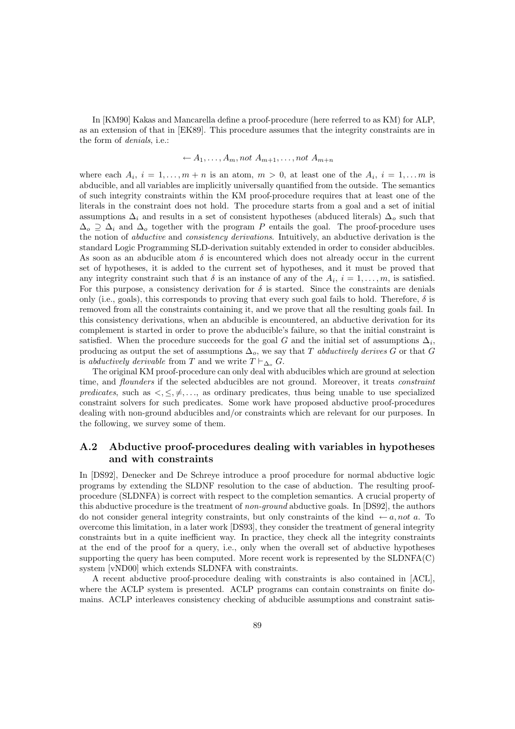In [KM90] Kakas and Mancarella define a proof-procedure (here referred to as KM) for ALP, as an extension of that in [EK89]. This procedure assumes that the integrity constraints are in the form of *denials*, i.e.:

$$\leftarrow A_1, \ldots, A_m, not\ A_{m+1}, \ldots, not\ A_{m+n}$$

where each $A_i$, $i = 1, \ldots, m+n$ is an atom, $m > 0$, at least one of the $A_i$, $i = 1, \ldots m$ is abducible, and all variables are implicitly universally quantified from the outside. The semantics of such integrity constraints within the KM proof-procedure requires that at least one of the literals in the constraint does not hold. The procedure starts from a goal and a set of initial assumptions $\Delta_i$ and results in a set of consistent hypotheses (abduced literals) $\Delta_o$ such that $\Delta_o \supseteq \Delta_i$ and $\Delta_o$ together with the program $P$ entails the goal. The proof-procedure uses the notion of *abductive* and *consistency derivations*. Intuitively, an abductive derivation is the standard Logic Programming SLD-derivation suitably extended in order to consider abducibles. As soon as an abducible atom $\delta$ is encountered which does not already occur in the current set of hypotheses, it is added to the current set of hypotheses, and it must be proved that any integrity constraint such that $\delta$ is an instance of any of the $A_i$, $i = 1, \ldots, m$, is satisfied. For this purpose, a consistency derivation for $\delta$ is started. Since the constraints are denials only (i.e., goals), this corresponds to proving that every such goal fails to hold. Therefore, $\delta$ is removed from all the constraints containing it, and we prove that all the resulting goals fail. In this consistency derivations, when an abducible is encountered, an abductive derivation for its complement is started in order to prove the abducible's failure, so that the initial constraint is satisfied. When the procedure succeeds for the goal $G$ and the initial set of assumptions $\Delta_i$, producing as output the set of assumptions $\Delta_o$, we say that $T$ *abductively derives* $G$ or that $G$ is *abductively derivable* from $T$ and we write $T \vdash_{\Delta_o} G$.

The original KM proof-procedure can only deal with abducibles which are ground at selection time, and *flounders* if the selected abducibles are not ground. Moreover, it treats *constraint predicates*, such as $<, \leq, \neq, \ldots$, as ordinary predicates, thus being unable to use specialized constraint solvers for such predicates. Some work have proposed abductive proof-procedures dealing with non-ground abducibles and/or constraints which are relevant for our purposes. In the following, we survey some of them.

## A.2 Abductive proof-procedures dealing with variables in hypotheses and with constraints

In [DS92], Denecker and De Schreye introduce a proof procedure for normal abductive logic programs by extending the SLDNF resolution to the case of abduction. The resulting proof-procedure (SLDNFA) is correct with respect to the completion semantics. A crucial property of this abductive procedure is the treatment of *non-ground* abductive goals. In [DS92], the authors do not consider general integrity constraints, but only constraints of the kind $\leftarrow a, not\ a$. To overcome this limitation, in a later work [DS93], they consider the treatment of general integrity constraints but in a quite inefficient way. In practice, they check all the integrity constraints at the end of the proof for a query, i.e., only when the overall set of abductive hypotheses supporting the query has been computed. More recent work is represented by the SLDNFA(C) system [vND00] which extends SLDNFA with constraints.

A recent abductive proof-procedure dealing with constraints is also contained in [ACL], where the ACLP system is presented. ACLP programs can contain constraints on finite domains. ACLP interleaves consistency checking of abducible assumptions and constraint satis-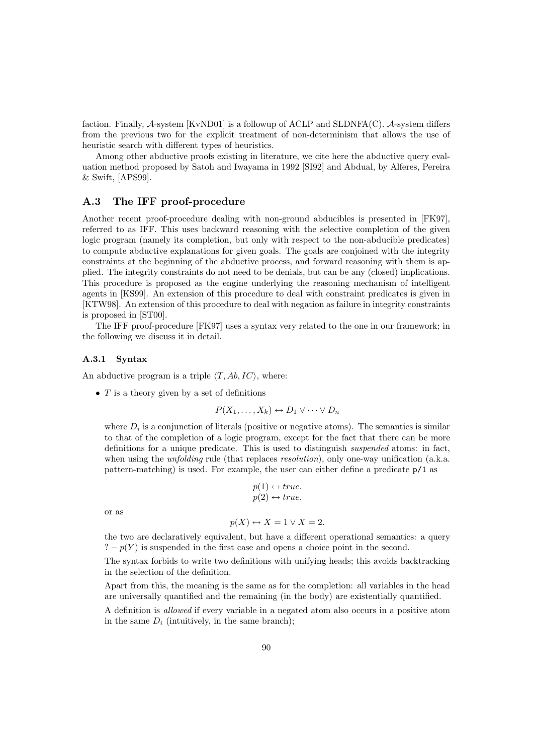faction. Finally, $\mathcal{A}$-system [KvND01] is a followup of ACLP and SLDNFA(C). $\mathcal{A}$-system differs from the previous two for the explicit treatment of non-determinism that allows the use of heuristic search with different types of heuristics.

Among other abductive proofs existing in literature, we cite here the abductive query evaluation method proposed by Satoh and Iwayama in 1992 [SI92] and Abdual, by Alferes, Pereira & Swift, [APS99].

## A.3 The IFF proof-procedure

Another recent proof-procedure dealing with non-ground abducibles is presented in [FK97], referred to as IFF. This uses backward reasoning with the selective completion of the given logic program (namely its completion, but only with respect to the non-abducible predicates) to compute abductive explanations for given goals. The goals are conjoined with the integrity constraints at the beginning of the abductive process, and forward reasoning with them is applied. The integrity constraints do not need to be denials, but can be any (closed) implications. This procedure is proposed as the engine underlying the reasoning mechanism of intelligent agents in [KS99]. An extension of this procedure to deal with constraint predicates is given in [KTW98]. An extension of this procedure to deal with negation as failure in integrity constraints is proposed in [ST00].

The IFF proof-procedure [FK97] uses a syntax very related to the one in our framework; in the following we discuss it in detail.

### A.3.1 Syntax

An abductive program is a triple $\langle T, Ab, IC \rangle$, where:

- $T$ is a theory given by a set of definitions

  $$P(X_1, \ldots, X_k) \leftrightarrow D_1 \vee \cdots \vee D_n$$

  where $D_i$ is a conjunction of literals (positive or negative atoms). The semantics is similar to that of the completion of a logic program, except for the fact that there can be more definitions for a unique predicate. This is used to distinguish *suspended* atoms: in fact, when using the *unfolding* rule (that replaces *resolution*), only one-way unification (a.k.a. pattern-matching) is used. For example, the user can either define a predicate `p/1` as

  $$p(1) \leftrightarrow true.$$
  $$p(2) \leftrightarrow true.$$

  or as

  $$p(X) \leftrightarrow X = 1 \vee X = 2.$$

  the two are declaratively equivalent, but have a different operational semantics: a query $? - p(Y)$ is suspended in the first case and opens a choice point in the second.

  The syntax forbids to write two definitions with unifying heads; this avoids backtracking in the selection of the definition.

  Apart from this, the meaning is the same as for the completion: all variables in the head are universally quantified and the remaining (in the body) are existentially quantified.

  A definition is *allowed* if every variable in a negated atom also occurs in a positive atom in the same $D_i$ (intuitively, in the same branch);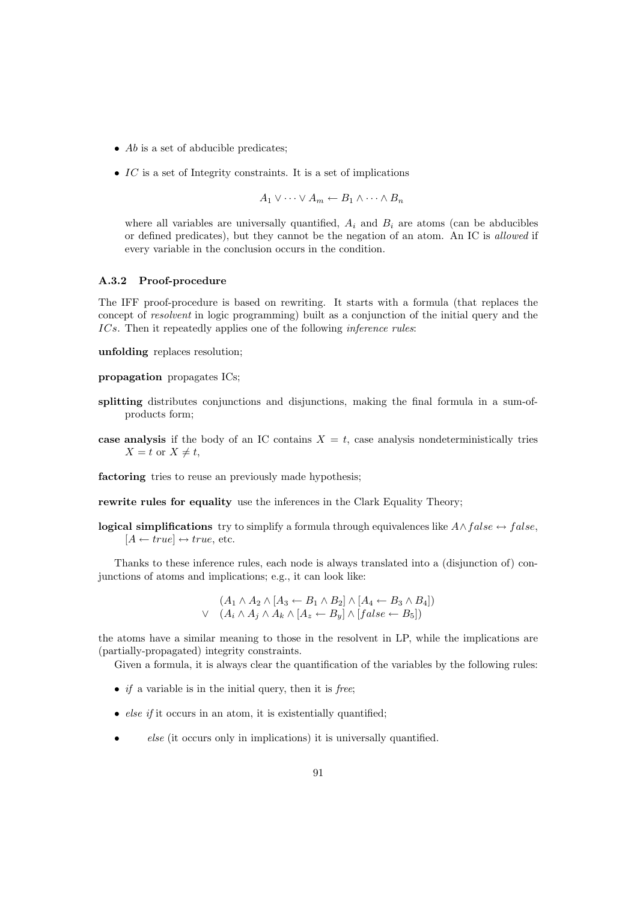- $Ab$ is a set of abducible predicates;
- $IC$ is a set of Integrity constraints. It is a set of implications

  $$A_1 \vee \cdots \vee A_m \leftarrow B_1 \wedge \cdots \wedge B_n$$

  where all variables are universally quantified, $A_i$ and $B_i$ are atoms (can be abducibles or defined predicates), but they cannot be the negation of an atom. An IC is *allowed* if every variable in the conclusion occurs in the condition.

### A.3.2 Proof-procedure

The IFF proof-procedure is based on rewriting. It starts with a formula (that replaces the concept of *resolvent* in logic programming) built as a conjunction of the initial query and the $ICs$. Then it repeatedly applies one of the following *inference rules*:

**unfolding** replaces resolution;

**propagation** propagates ICs;

**splitting** distributes conjunctions and disjunctions, making the final formula in a sum-of-products form;

**case analysis** if the body of an IC contains $X = t$, case analysis nondeterministically tries $X = t$ or $X \neq t$,

**factoring** tries to reuse an previously made hypothesis;

**rewrite rules for equality** use the inferences in the Clark Equality Theory;

**logical simplifications** try to simplify a formula through equivalences like $A \wedge false \leftrightarrow false$, $[A \leftarrow true] \leftrightarrow true$, etc.

Thanks to these inference rules, each node is always translated into a (disjunction of) conjunctions of atoms and implications; e.g., it can look like:

$$\begin{array}{ll} & (A_1 \wedge A_2 \wedge [A_3 \leftarrow B_1 \wedge B_2] \wedge [A_4 \leftarrow B_3 \wedge B_4]) \\ \vee & (A_i \wedge A_j \wedge A_k \wedge [A_z \leftarrow B_y] \wedge [false \leftarrow B_5]) \end{array}$$

the atoms have a similar meaning to those in the resolvent in LP, while the implications are (partially-propagated) integrity constraints.

Given a formula, it is always clear the quantification of the variables by the following rules:

- *if* a variable is in the initial query, then it is *free*;
- *else if* it occurs in an atom, it is existentially quantified;
- *else* (it occurs only in implications) it is universally quantified.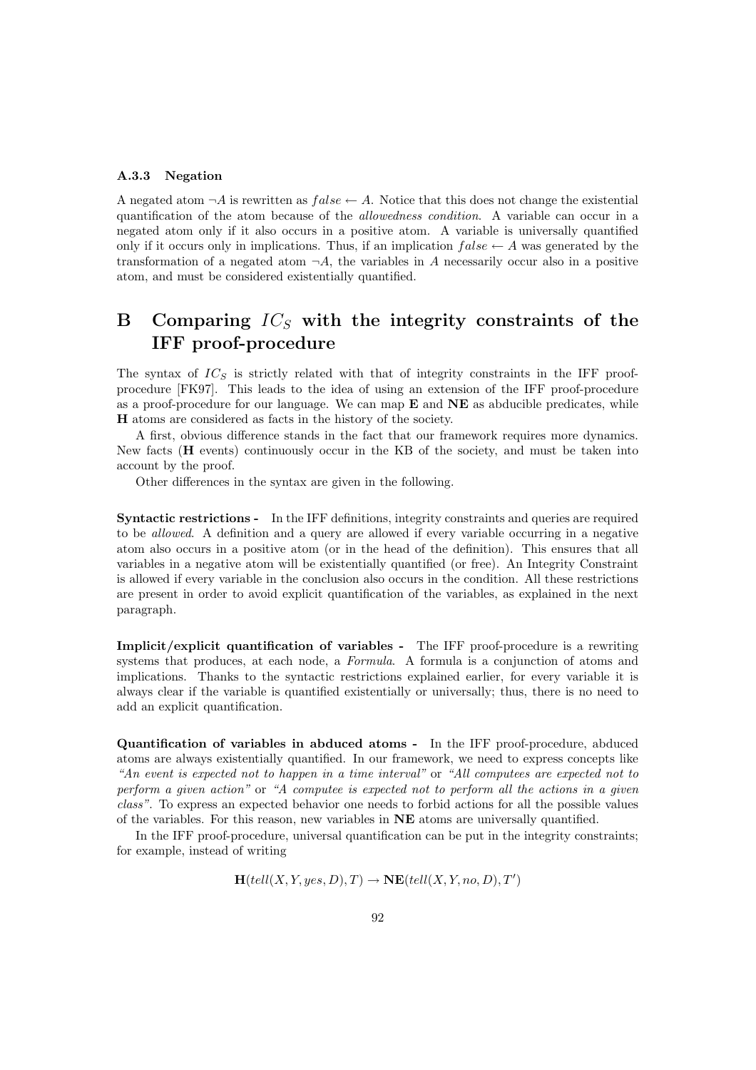### A.3.3 Negation

A negated atom $\neg A$ is rewritten as $false \leftarrow A$. Notice that this does not change the existential quantification of the atom because of the *allowedness condition*. A variable can occur in a negated atom only if it also occurs in a positive atom. A variable is universally quantified only if it occurs only in implications. Thus, if an implication $false \leftarrow A$ was generated by the transformation of a negated atom $\neg A$, the variables in $A$ necessarily occur also in a positive atom, and must be considered existentially quantified.

# B Comparing $IC_S$ with the integrity constraints of the IFF proof-procedure

The syntax of $IC_S$ is strictly related with that of integrity constraints in the IFF proof-procedure [FK97]. This leads to the idea of using an extension of the IFF proof-procedure as a proof-procedure for our language. We can map **E** and **NE** as abducible predicates, while **H** atoms are considered as facts in the history of the society.

A first, obvious difference stands in the fact that our framework requires more dynamics. New facts (**H** events) continuously occur in the KB of the society, and must be taken into account by the proof.

Other differences in the syntax are given in the following.

**Syntactic restrictions -** In the IFF definitions, integrity constraints and queries are required to be *allowed*. A definition and a query are allowed if every variable occurring in a negative atom also occurs in a positive atom (or in the head of the definition). This ensures that all variables in a negative atom will be existentially quantified (or free). An Integrity Constraint is allowed if every variable in the conclusion also occurs in the condition. All these restrictions are present in order to avoid explicit quantification of the variables, as explained in the next paragraph.

**Implicit/explicit quantification of variables -** The IFF proof-procedure is a rewriting systems that produces, at each node, a *Formula*. A formula is a conjunction of atoms and implications. Thanks to the syntactic restrictions explained earlier, for every variable it is always clear if the variable is quantified existentially or universally; thus, there is no need to add an explicit quantification.

**Quantification of variables in abduced atoms -** In the IFF proof-procedure, abduced atoms are always existentially quantified. In our framework, we need to express concepts like *"An event is expected not to happen in a time interval"* or *"All computees are expected not to perform a given action"* or *"A computee is expected not to perform all the actions in a given class"*. To express an expected behavior one needs to forbid actions for all the possible values of the variables. For this reason, new variables in **NE** atoms are universally quantified.

In the IFF proof-procedure, universal quantification can be put in the integrity constraints; for example, instead of writing

$$\mathbf{H}(tell(X, Y, yes, D), T) \rightarrow \mathbf{NE}(tell(X, Y, no, D), T')$$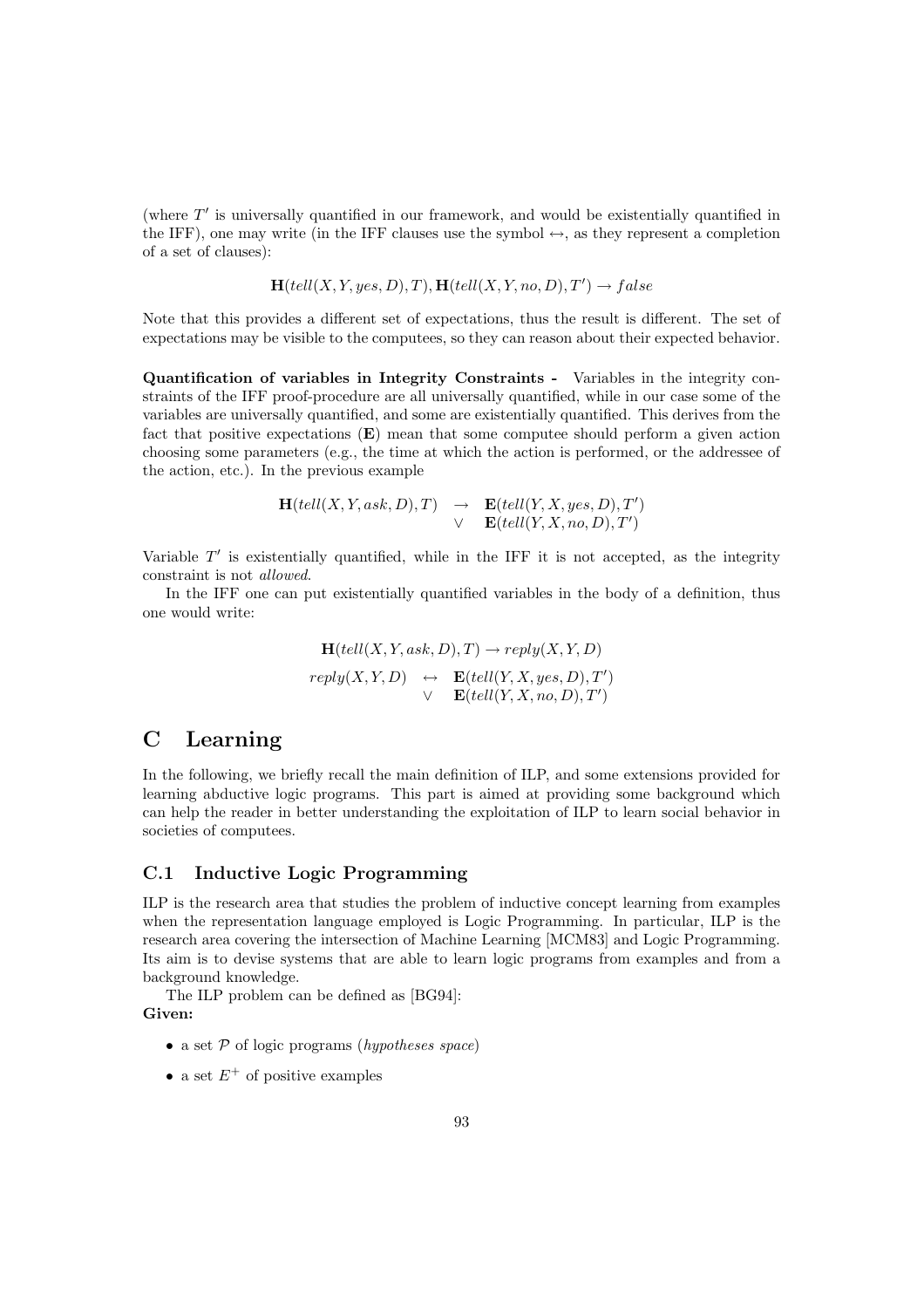(where $T'$ is universally quantified in our framework, and would be existentially quantified in the IFF), one may write (in the IFF clauses use the symbol $\leftrightarrow$, as they represent a completion of a set of clauses):

$$\mathbf{H}(tell(X,Y,yes,D),T), \mathbf{H}(tell(X,Y,no,D),T') \rightarrow false$$

Note that this provides a different set of expectations, thus the result is different. The set of expectations may be visible to the computees, so they can reason about their expected behavior.

**Quantification of variables in Integrity Constraints -** Variables in the integrity constraints of the IFF proof-procedure are all universally quantified, while in our case some of the variables are universally quantified, and some are existentially quantified. This derives from the fact that positive expectations (**E**) mean that some computee should perform a given action choosing some parameters (e.g., the time at which the action is performed, or the addressee of the action, etc.). In the previous example

$$\begin{array}{rcl} \mathbf{H}(tell(X,Y,ask,D),T) & \rightarrow & \mathbf{E}(tell(Y,X,yes,D),T') \\ & \vee & \mathbf{E}(tell(Y,X,no,D),T') \end{array}$$

Variable $T'$ is existentially quantified, while in the IFF it is not accepted, as the integrity constraint is not *allowed*.

In the IFF one can put existentially quantified variables in the body of a definition, thus one would write:

$$\mathbf{H}(tell(X,Y,ask,D),T) \rightarrow reply(X,Y,D)$$

$$\begin{array}{rcl} reply(X,Y,D) & \leftrightarrow & \mathbf{E}(tell(Y,X,yes,D),T') \\ & \vee & \mathbf{E}(tell(Y,X,no,D),T') \end{array}$$

# C Learning

In the following, we briefly recall the main definition of ILP, and some extensions provided for learning abductive logic programs. This part is aimed at providing some background which can help the reader in better understanding the exploitation of ILP to learn social behavior in societies of computees.

## C.1 Inductive Logic Programming

ILP is the research area that studies the problem of inductive concept learning from examples when the representation language employed is Logic Programming. In particular, ILP is the research area covering the intersection of Machine Learning [MCM83] and Logic Programming. Its aim is to devise systems that are able to learn logic programs from examples and from a background knowledge.

The ILP problem can be defined as [BG94]:

**Given:**

- a set $\mathcal{P}$ of logic programs (*hypotheses space*)
- a set $E^+$ of positive examples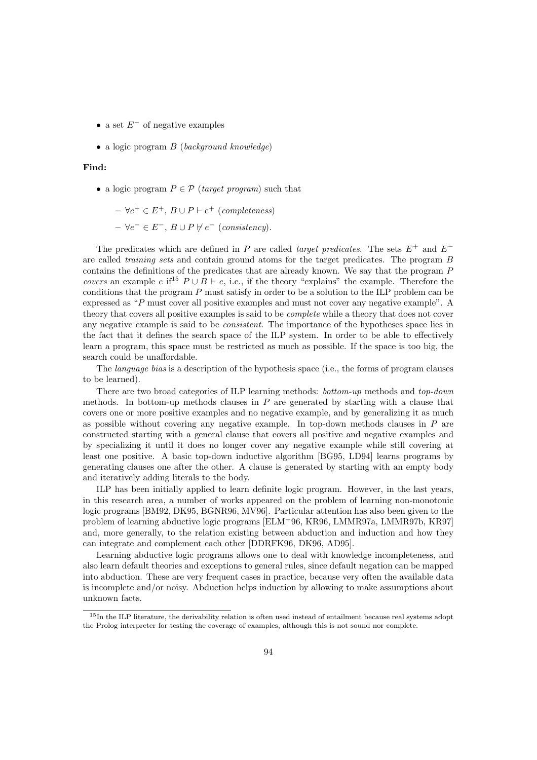- a set $E^-$ of negative examples
- a logic program $B$ (*background knowledge*)

**Find:**

- a logic program $P \in \mathcal{P}$ (*target program*) such that
  - $\forall e^+ \in E^+$, $B \cup P \vdash e^+$ (*completeness*)
  - $\forall e^- \in E^-$, $B \cup P \not\vdash e^-$ (*consistency*).

The predicates which are defined in $P$ are called *target predicates*. The sets $E^+$ and $E^-$ are called *training sets* and contain ground atoms for the target predicates. The program $B$ contains the definitions of the predicates that are already known. We say that the program $P$ *covers* an example $e$ if[15] $P \cup B \vdash e$, i.e., if the theory "explains" the example. Therefore the conditions that the program $P$ must satisfy in order to be a solution to the ILP problem can be expressed as "$P$ must cover all positive examples and must not cover any negative example". A theory that covers all positive examples is said to be *complete* while a theory that does not cover any negative example is said to be *consistent*. The importance of the hypotheses space lies in the fact that it defines the search space of the ILP system. In order to be able to effectively learn a program, this space must be restricted as much as possible. If the space is too big, the search could be unaffordable.

The *language bias* is a description of the hypothesis space (i.e., the forms of program clauses to be learned).

There are two broad categories of ILP learning methods: *bottom-up* methods and *top-down* methods. In bottom-up methods clauses in $P$ are generated by starting with a clause that covers one or more positive examples and no negative example, and by generalizing it as much as possible without covering any negative example. In top-down methods clauses in $P$ are constructed starting with a general clause that covers all positive and negative examples and by specializing it until it does no longer cover any negative example while still covering at least one positive. A basic top-down inductive algorithm [BG95, LD94] learns programs by generating clauses one after the other. A clause is generated by starting with an empty body and iteratively adding literals to the body.

ILP has been initially applied to learn definite logic program. However, in the last years, in this research area, a number of works appeared on the problem of learning non-monotonic logic programs [BM92, DK95, BGNR96, MV96]. Particular attention has also been given to the problem of learning abductive logic programs [ELM+96, KR96, LMMR97a, LMMR97b, KR97] and, more generally, to the relation existing between abduction and induction and how they can integrate and complement each other [DDRFK96, DK96, AD95].

Learning abductive logic programs allows one to deal with knowledge incompleteness, and also learn default theories and exceptions to general rules, since default negation can be mapped into abduction. These are very frequent cases in practice, because very often the available data is incomplete and/or noisy. Abduction helps induction by allowing to make assumptions about unknown facts.

[15] In the ILP literature, the derivability relation is often used instead of entailment because real systems adopt the Prolog interpreter for testing the coverage of examples, although this is not sound nor complete.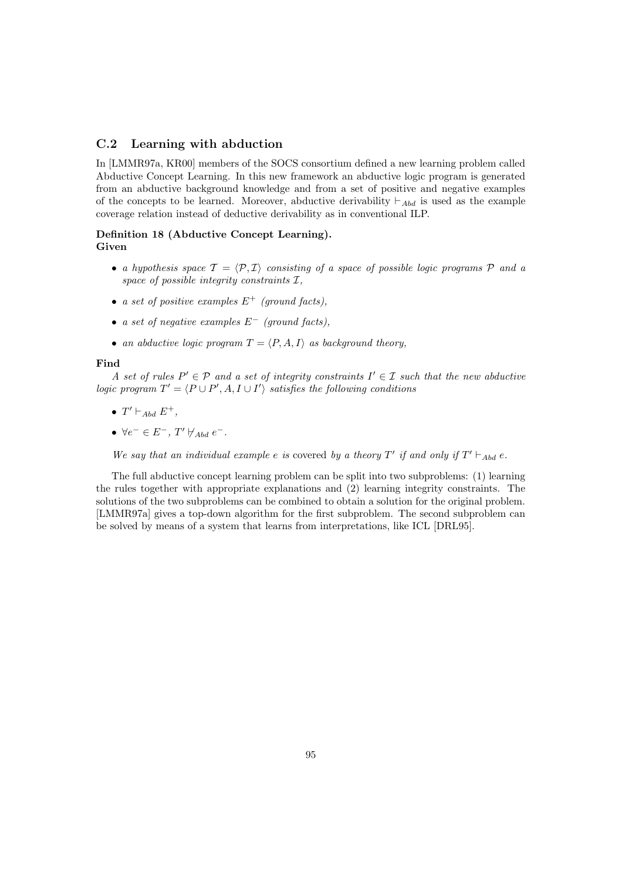## C.2 Learning with abduction

In [LMMR97a, KR00] members of the SOCS consortium defined a new learning problem called Abductive Concept Learning. In this new framework an abductive logic program is generated from an abductive background knowledge and from a set of positive and negative examples of the concepts to be learned. Moreover, abductive derivability $\vdash_{Abd}$ is used as the example coverage relation instead of deductive derivability as in conventional ILP.

**Definition 18 (Abductive Concept Learning).**
**Given**

- *a hypothesis space $\mathcal{T} = \langle \mathcal{P}, \mathcal{I} \rangle$ consisting of a space of possible logic programs $\mathcal{P}$ and a space of possible integrity constraints $\mathcal{I}$,*
- *a set of positive examples $E^+$ (ground facts),*
- *a set of negative examples $E^-$ (ground facts),*
- *an abductive logic program $T = \langle P, A, I \rangle$ as background theory,*

**Find**

*A set of rules $P' \in \mathcal{P}$ and a set of integrity constraints $I' \in \mathcal{I}$ such that the new abductive logic program $T' = \langle P \cup P', A, I \cup I' \rangle$ satisfies the following conditions*

- $T' \vdash_{Abd} E^+$,
- $\forall e^- \in E^-$, $T' \not\vdash_{Abd} e^-$.

*We say that an individual example $e$ is* covered *by a theory $T'$ if and only if $T' \vdash_{Abd} e$.*

The full abductive concept learning problem can be split into two subproblems: (1) learning the rules together with appropriate explanations and (2) learning integrity constraints. The solutions of the two subproblems can be combined to obtain a solution for the original problem. [LMMR97a] gives a top-down algorithm for the first subproblem. The second subproblem can be solved by means of a system that learns from interpretations, like ICL [DRL95].